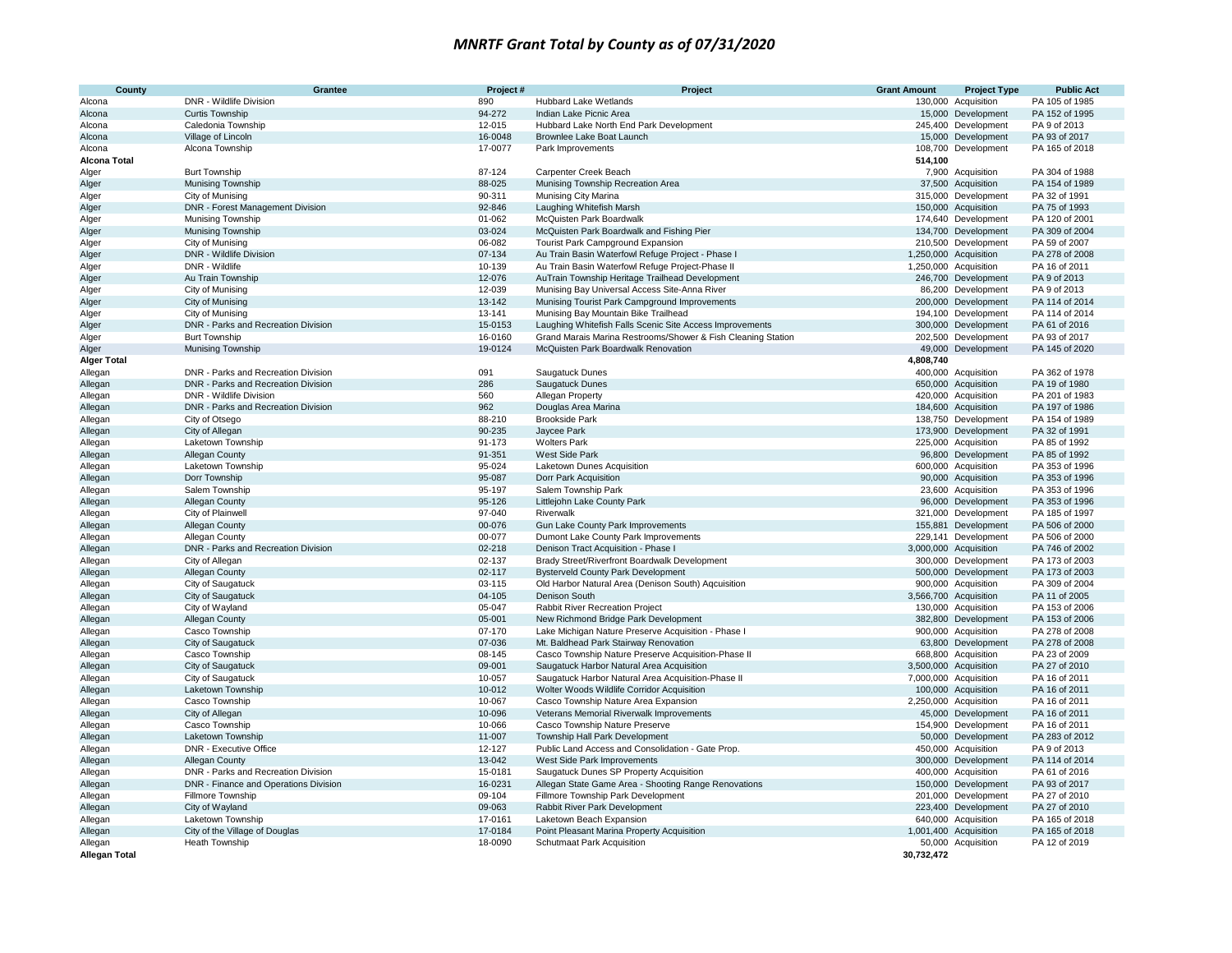# *MNRTF Grant Total by County as of 07/31/2020*

| County | Grantee | Project # | Project | Grant Amount | Project Type | Public Act |
|---|---|---|---|---|---|---|
| Alcona | DNR - Wildlife Division | 890 | Hubbard Lake Wetlands | 130,000 | Acquisition | PA 105 of 1985 |
| Alcona | Curtis Township | 94-272 | Indian Lake Picnic Area | 15,000 | Development | PA 152 of 1995 |
| Alcona | Caledonia Township | 12-015 | Hubbard Lake North End Park Development | 245,400 | Development | PA 9 of 2013 |
| Alcona | Village of Lincoln | 16-0048 | Brownlee Lake Boat Launch | 15,000 | Development | PA 93 of 2017 |
| Alcona | Alcona Township | 17-0077 | Park Improvements | 108,700 | Development | PA 165 of 2018 |
| **Alcona Total** | | | | **514,100** | | |
| Alger | Burt Township | 87-124 | Carpenter Creek Beach | 7,900 | Acquisition | PA 304 of 1988 |
| Alger | Munising Township | 88-025 | Munising Township Recreation Area | 37,500 | Acquisition | PA 154 of 1989 |
| Alger | City of Munising | 90-311 | Munising City Marina | 315,000 | Development | PA 32 of 1991 |
| Alger | DNR - Forest Management Division | 92-846 | Laughing Whitefish Marsh | 150,000 | Acquisition | PA 75 of 1993 |
| Alger | Munising Township | 01-062 | McQuisten Park Boardwalk | 174,640 | Development | PA 120 of 2001 |
| Alger | Munising Township | 03-024 | McQuisten Park Boardwalk and Fishing Pier | 134,700 | Development | PA 309 of 2004 |
| Alger | City of Munising | 06-082 | Tourist Park Campground Expansion | 210,500 | Development | PA 59 of 2007 |
| Alger | DNR - Wildlife Division | 07-134 | Au Train Basin Waterfowl Refuge Project - Phase I | 1,250,000 | Acquisition | PA 278 of 2008 |
| Alger | DNR - Wildlife | 10-139 | Au Train Basin Waterfowl Refuge Project-Phase II | 1,250,000 | Acquisition | PA 16 of 2011 |
| Alger | Au Train Township | 12-076 | AuTrain Township Heritage Trailhead Development | 246,700 | Development | PA 9 of 2013 |
| Alger | City of Munising | 12-039 | Munising Bay Universal Access Site-Anna River | 86,200 | Development | PA 9 of 2013 |
| Alger | City of Munising | 13-142 | Munising Tourist Park Campground Improvements | 200,000 | Development | PA 114 of 2014 |
| Alger | City of Munising | 13-141 | Munising Bay Mountain Bike Trailhead | 194,100 | Development | PA 114 of 2014 |
| Alger | DNR - Parks and Recreation Division | 15-0153 | Laughing Whitefish Falls Scenic Site Access Improvements | 300,000 | Development | PA 61 of 2016 |
| Alger | Burt Township | 16-0160 | Grand Marais Marina Restrooms/Shower & Fish Cleaning Station | 202,500 | Development | PA 93 of 2017 |
| Alger | Munising Township | 19-0124 | McQuisten Park Boardwalk Renovation | 49,000 | Development | PA 145 of 2020 |
| **Alger Total** | | | | **4,808,740** | | |
| Allegan | DNR - Parks and Recreation Division | 091 | Saugatuck Dunes | 400,000 | Acquisition | PA 362 of 1978 |
| Allegan | DNR - Parks and Recreation Division | 286 | Saugatuck Dunes | 650,000 | Acquisition | PA 19 of 1980 |
| Allegan | DNR - Wildlife Division | 560 | Allegan Property | 420,000 | Acquisition | PA 201 of 1983 |
| Allegan | DNR - Parks and Recreation Division | 962 | Douglas Area Marina | 184,600 | Acquisition | PA 197 of 1986 |
| Allegan | City of Otsego | 88-210 | Brookside Park | 138,750 | Development | PA 154 of 1989 |
| Allegan | City of Allegan | 90-235 | Jaycee Park | 173,900 | Development | PA 32 of 1991 |
| Allegan | Laketown Township | 91-173 | Wolters Park | 225,000 | Acquisition | PA 85 of 1992 |
| Allegan | Allegan County | 91-351 | West Side Park | 96,800 | Development | PA 85 of 1992 |
| Allegan | Laketown Township | 95-024 | Laketown Dunes Acquisition | 600,000 | Acquisition | PA 353 of 1996 |
| Allegan | Dorr Township | 95-087 | Dorr Park Acquisition | 90,000 | Acquisition | PA 353 of 1996 |
| Allegan | Salem Township | 95-197 | Salem Township Park | 23,600 | Acquisition | PA 353 of 1996 |
| Allegan | Allegan County | 95-126 | Littlejohn Lake County Park | 96,000 | Development | PA 353 of 1996 |
| Allegan | City of Plainwell | 97-040 | Riverwalk | 321,000 | Development | PA 185 of 1997 |
| Allegan | Allegan County | 00-076 | Gun Lake County Park Improvements | 155,881 | Development | PA 506 of 2000 |
| Allegan | Allegan County | 00-077 | Dumont Lake County Park Improvements | 229,141 | Development | PA 506 of 2000 |
| Allegan | DNR - Parks and Recreation Division | 02-218 | Denison Tract Acquisition - Phase I | 3,000,000 | Acquisition | PA 746 of 2002 |
| Allegan | City of Allegan | 02-137 | Brady Street/Riverfront Boardwalk Development | 300,000 | Development | PA 173 of 2003 |
| Allegan | Allegan County | 02-117 | Bysterveld County Park Development | 500,000 | Development | PA 173 of 2003 |
| Allegan | City of Saugatuck | 03-115 | Old Harbor Natural Area (Denison South) Aqcuisition | 900,000 | Acquisition | PA 309 of 2004 |
| Allegan | City of Saugatuck | 04-105 | Denison South | 3,566,700 | Acquisition | PA 11 of 2005 |
| Allegan | City of Wayland | 05-047 | Rabbit River Recreation Project | 130,000 | Acquisition | PA 153 of 2006 |
| Allegan | Allegan County | 05-001 | New Richmond Bridge Park Development | 382,800 | Development | PA 153 of 2006 |
| Allegan | Casco Township | 07-170 | Lake Michigan Nature Preserve Acquisition - Phase I | 900,000 | Acquisition | PA 278 of 2008 |
| Allegan | City of Saugatuck | 07-036 | Mt. Baldhead Park Stairway Renovation | 63,800 | Development | PA 278 of 2008 |
| Allegan | Casco Township | 08-145 | Casco Township Nature Preserve Acquisition-Phase II | 668,800 | Acquisition | PA 23 of 2009 |
| Allegan | City of Saugatuck | 09-001 | Saugatuck Harbor Natural Area Acquisition | 3,500,000 | Acquisition | PA 27 of 2010 |
| Allegan | City of Saugatuck | 10-057 | Saugatuck Harbor Natural Area Acquisition-Phase II | 7,000,000 | Acquisition | PA 16 of 2011 |
| Allegan | Laketown Township | 10-012 | Wolter Woods Wildlife Corridor Acquisition | 100,000 | Acquisition | PA 16 of 2011 |
| Allegan | Casco Township | 10-067 | Casco Township Nature Area Expansion | 2,250,000 | Acquisition | PA 16 of 2011 |
| Allegan | City of Allegan | 10-096 | Veterans Memorial Riverwalk Improvements | 45,000 | Development | PA 16 of 2011 |
| Allegan | Casco Township | 10-066 | Casco Township Nature Preserve | 154,900 | Development | PA 16 of 2011 |
| Allegan | Laketown Township | 11-007 | Township Hall Park Development | 50,000 | Development | PA 283 of 2012 |
| Allegan | DNR - Executive Office | 12-127 | Public Land Access and Consolidation - Gate Prop. | 450,000 | Acquisition | PA 9 of 2013 |
| Allegan | Allegan County | 13-042 | West Side Park Improvements | 300,000 | Development | PA 114 of 2014 |
| Allegan | DNR - Parks and Recreation Division | 15-0181 | Saugatuck Dunes SP Property Acquisition | 400,000 | Acquisition | PA 61 of 2016 |
| Allegan | DNR - Finance and Operations Division | 16-0231 | Allegan State Game Area - Shooting Range Renovations | 150,000 | Development | PA 93 of 2017 |
| Allegan | Fillmore Township | 09-104 | Fillmore Township Park Development | 201,000 | Development | PA 27 of 2010 |
| Allegan | City of Wayland | 09-063 | Rabbit River Park Development | 223,400 | Development | PA 27 of 2010 |
| Allegan | Laketown Township | 17-0161 | Laketown Beach Expansion | 640,000 | Acquisition | PA 165 of 2018 |
| Allegan | City of the Village of Douglas | 17-0184 | Point Pleasant Marina Property Acquisition | 1,001,400 | Acquisition | PA 165 of 2018 |
| Allegan | Heath Township | 18-0090 | Schutmaat Park Acquisition | 50,000 | Acquisition | PA 12 of 2019 |
| **Allegan Total** | | | | **30,732,472** | | |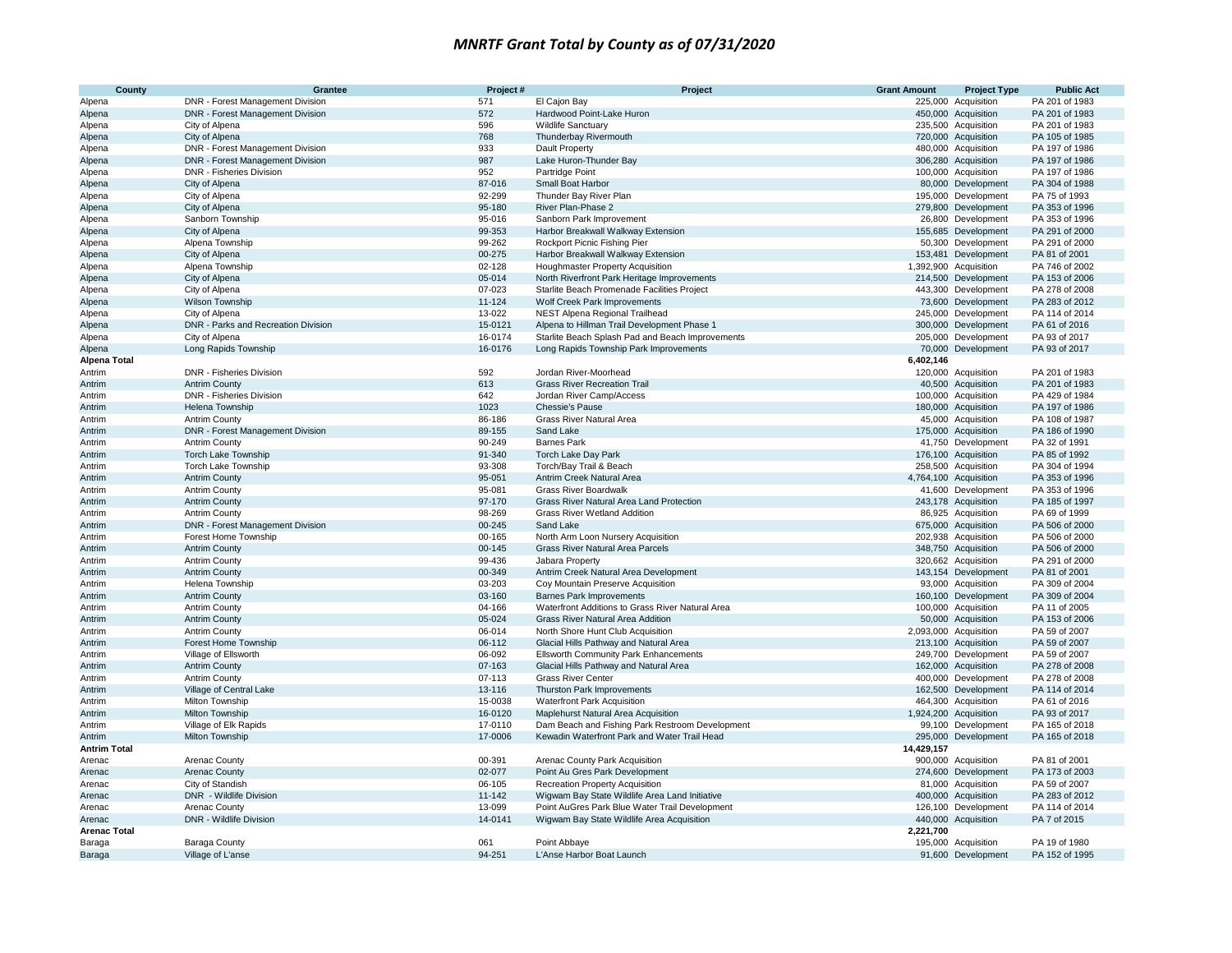# MNRTF Grant Total by County as of 07/31/2020

| County | Grantee | Project # | Project | Grant Amount | Project Type | Public Act |
|---|---|---|---|---|---|---|
| Alpena | DNR - Forest Management Division | 571 | El Cajon Bay | 225,000 | Acquisition | PA 201 of 1983 |
| Alpena | DNR - Forest Management Division | 572 | Hardwood Point-Lake Huron | 450,000 | Acquisition | PA 201 of 1983 |
| Alpena | City of Alpena | 596 | Wildlife Sanctuary | 235,500 | Acquisition | PA 201 of 1983 |
| Alpena | City of Alpena | 768 | Thunderbay Rivermouth | 720,000 | Acquisition | PA 105 of 1985 |
| Alpena | DNR - Forest Management Division | 933 | Dault Property | 480,000 | Acquisition | PA 197 of 1986 |
| Alpena | DNR - Forest Management Division | 987 | Lake Huron-Thunder Bay | 306,280 | Acquisition | PA 197 of 1986 |
| Alpena | DNR - Fisheries Division | 952 | Partridge Point | 100,000 | Acquisition | PA 197 of 1986 |
| Alpena | City of Alpena | 87-016 | Small Boat Harbor | 80,000 | Development | PA 304 of 1988 |
| Alpena | City of Alpena | 92-299 | Thunder Bay River Plan | 195,000 | Development | PA 75 of 1993 |
| Alpena | City of Alpena | 95-180 | River Plan-Phase 2 | 279,800 | Development | PA 353 of 1996 |
| Alpena | Sanborn Township | 95-016 | Sanborn Park Improvement | 26,800 | Development | PA 353 of 1996 |
| Alpena | City of Alpena | 99-353 | Harbor Breakwall Walkway Extension | 155,685 | Development | PA 291 of 2000 |
| Alpena | Alpena Township | 99-262 | Rockport Picnic Fishing Pier | 50,300 | Development | PA 291 of 2000 |
| Alpena | City of Alpena | 00-275 | Harbor Breakwall Walkway Extension | 153,481 | Development | PA 81 of 2001 |
| Alpena | Alpena Township | 02-128 | Houghmaster Property Acquisition | 1,392,900 | Acquisition | PA 746 of 2002 |
| Alpena | City of Alpena | 05-014 | North Riverfront Park Heritage Improvements | 214,500 | Development | PA 153 of 2006 |
| Alpena | City of Alpena | 07-023 | Starlite Beach Promenade Facilities Project | 443,300 | Development | PA 278 of 2008 |
| Alpena | Wilson Township | 11-124 | Wolf Creek Park Improvements | 73,600 | Development | PA 283 of 2012 |
| Alpena | City of Alpena | 13-022 | NEST Alpena Regional Trailhead | 245,000 | Development | PA 114 of 2014 |
| Alpena | DNR - Parks and Recreation Division | 15-0121 | Alpena to Hillman Trail Development Phase 1 | 300,000 | Development | PA 61 of 2016 |
| Alpena | City of Alpena | 16-0174 | Starlite Beach Splash Pad and Beach Improvements | 205,000 | Development | PA 93 of 2017 |
| Alpena | Long Rapids Township | 16-0176 | Long Rapids Township Park Improvements | 70,000 | Development | PA 93 of 2017 |
| **Alpena Total** | | | | **6,402,146** | | |
| Antrim | DNR - Fisheries Division | 592 | Jordan River-Moorhead | 120,000 | Acquisition | PA 201 of 1983 |
| Antrim | Antrim County | 613 | Grass River Recreation Trail | 40,500 | Acquisition | PA 201 of 1983 |
| Antrim | DNR - Fisheries Division | 642 | Jordan River Camp/Access | 100,000 | Acquisition | PA 429 of 1984 |
| Antrim | Helena Township | 1023 | Chessie's Pause | 180,000 | Acquisition | PA 197 of 1986 |
| Antrim | Antrim County | 86-186 | Grass River Natural Area | 45,000 | Acquisition | PA 108 of 1987 |
| Antrim | DNR - Forest Management Division | 89-155 | Sand Lake | 175,000 | Acquisition | PA 186 of 1990 |
| Antrim | Antrim County | 90-249 | Barnes Park | 41,750 | Development | PA 32 of 1991 |
| Antrim | Torch Lake Township | 91-340 | Torch Lake Day Park | 176,100 | Acquisition | PA 85 of 1992 |
| Antrim | Torch Lake Township | 93-308 | Torch/Bay Trail & Beach | 258,500 | Acquisition | PA 304 of 1994 |
| Antrim | Antrim County | 95-051 | Antrim Creek Natural Area | 4,764,100 | Acquisition | PA 353 of 1996 |
| Antrim | Antrim County | 95-081 | Grass River Boardwalk | 41,600 | Development | PA 353 of 1996 |
| Antrim | Antrim County | 97-170 | Grass River Natural Area Land Protection | 243,178 | Acquisition | PA 185 of 1997 |
| Antrim | Antrim County | 98-269 | Grass River Wetland Addition | 86,925 | Acquisition | PA 69 of 1999 |
| Antrim | DNR - Forest Management Division | 00-245 | Sand Lake | 675,000 | Acquisition | PA 506 of 2000 |
| Antrim | Forest Home Township | 00-165 | North Arm Loon Nursery Acquisition | 202,938 | Acquisition | PA 506 of 2000 |
| Antrim | Antrim County | 00-145 | Grass River Natural Area Parcels | 348,750 | Acquisition | PA 506 of 2000 |
| Antrim | Antrim County | 99-436 | Jabara Property | 320,662 | Acquisition | PA 291 of 2000 |
| Antrim | Antrim County | 00-349 | Antrim Creek Natural Area Development | 143,154 | Development | PA 81 of 2001 |
| Antrim | Helena Township | 03-203 | Coy Mountain Preserve Acquisition | 93,000 | Acquisition | PA 309 of 2004 |
| Antrim | Antrim County | 03-160 | Barnes Park Improvements | 160,100 | Development | PA 309 of 2004 |
| Antrim | Antrim County | 04-166 | Waterfront Additions to Grass River Natural Area | 100,000 | Acquisition | PA 11 of 2005 |
| Antrim | Antrim County | 05-024 | Grass River Natural Area Addition | 50,000 | Acquisition | PA 153 of 2006 |
| Antrim | Antrim County | 06-014 | North Shore Hunt Club Acquisition | 2,093,000 | Acquisition | PA 59 of 2007 |
| Antrim | Forest Home Township | 06-112 | Glacial Hills Pathway and Natural Area | 213,100 | Acquisition | PA 59 of 2007 |
| Antrim | Village of Ellsworth | 06-092 | Ellsworth Community Park Enhancements | 249,700 | Development | PA 59 of 2007 |
| Antrim | Antrim County | 07-163 | Glacial Hills Pathway and Natural Area | 162,000 | Acquisition | PA 278 of 2008 |
| Antrim | Antrim County | 07-113 | Grass River Center | 400,000 | Development | PA 278 of 2008 |
| Antrim | Village of Central Lake | 13-116 | Thurston Park Improvements | 162,500 | Development | PA 114 of 2014 |
| Antrim | Milton Township | 15-0038 | Waterfront Park Acquisition | 464,300 | Acquisition | PA 61 of 2016 |
| Antrim | Milton Township | 16-0120 | Maplehurst Natural Area Acquisition | 1,924,200 | Acquisition | PA 93 of 2017 |
| Antrim | Village of Elk Rapids | 17-0110 | Dam Beach and Fishing Park Restroom Development | 99,100 | Development | PA 165 of 2018 |
| Antrim | Milton Township | 17-0006 | Kewadin Waterfront Park and Water Trail Head | 295,000 | Development | PA 165 of 2018 |
| **Antrim Total** | | | | **14,429,157** | | |
| Arenac | Arenac County | 00-391 | Arenac County Park Acquisition | 900,000 | Acquisition | PA 81 of 2001 |
| Arenac | Arenac County | 02-077 | Point Au Gres Park Development | 274,600 | Development | PA 173 of 2003 |
| Arenac | City of Standish | 06-105 | Recreation Property Acquisition | 81,000 | Acquisition | PA 59 of 2007 |
| Arenac | DNR - Wildlife Division | 11-142 | Wigwam Bay State Wildlife Area Land Initiative | 400,000 | Acquisition | PA 283 of 2012 |
| Arenac | Arenac County | 13-099 | Point AuGres Park Blue Water Trail Development | 126,100 | Development | PA 114 of 2014 |
| Arenac | DNR - Wildlife Division | 14-0141 | Wigwam Bay State Wildlife Area Acquisition | 440,000 | Acquisition | PA 7 of 2015 |
| **Arenac Total** | | | | **2,221,700** | | |
| Baraga | Baraga County | 061 | Point Abbaye | 195,000 | Acquisition | PA 19 of 1980 |
| Baraga | Village of L'anse | 94-251 | L'Anse Harbor Boat Launch | 91,600 | Development | PA 152 of 1995 |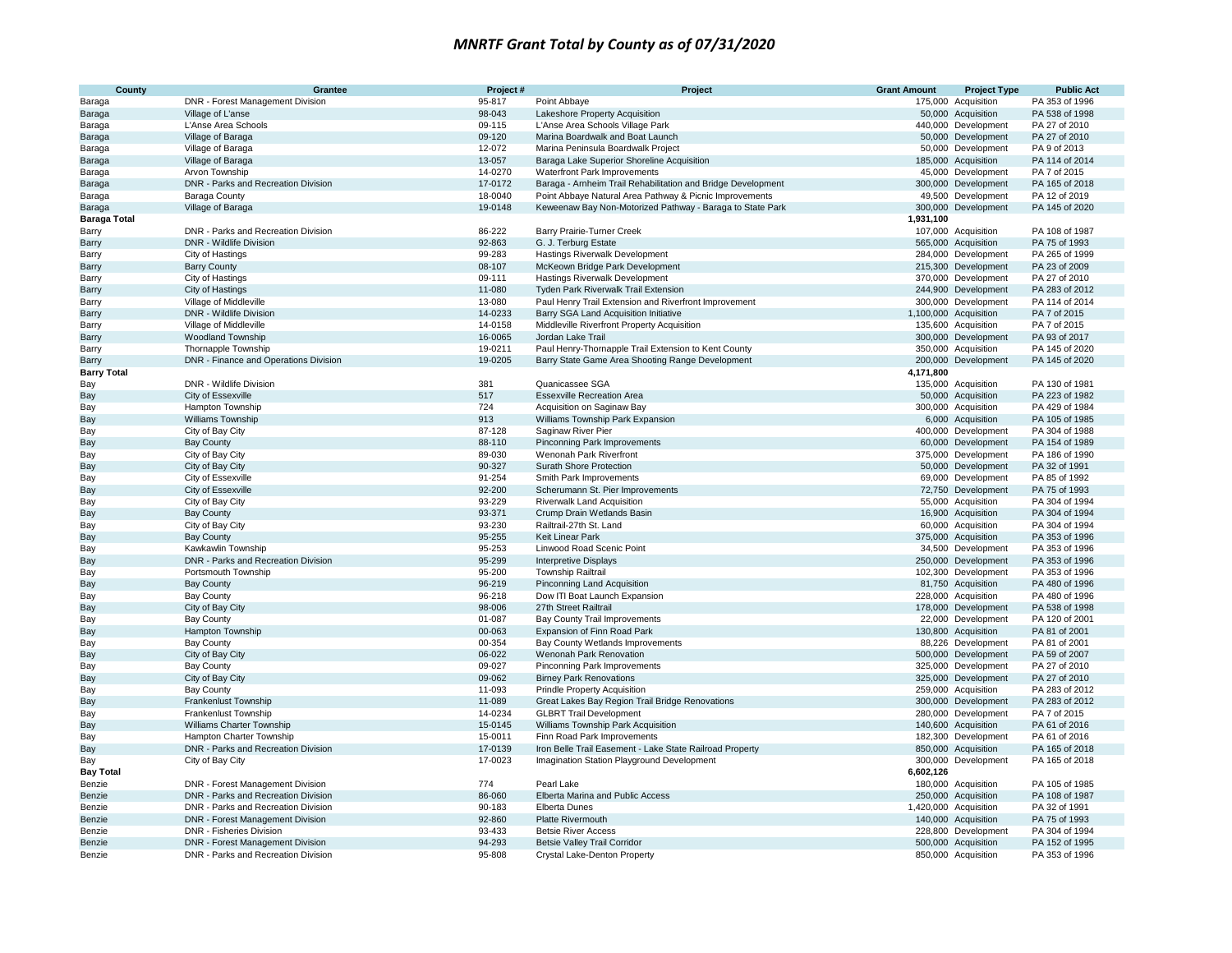# MNRTF Grant Total by County as of 07/31/2020

| County | Grantee | Project # | Project | Grant Amount | Project Type | Public Act |
|---|---|---|---|---|---|---|
| Baraga | DNR - Forest Management Division | 95-817 | Point Abbaye | 175,000 | Acquisition | PA 353 of 1996 |
| Baraga | Village of L'anse | 98-043 | Lakeshore Property Acquisition | 50,000 | Acquisition | PA 538 of 1998 |
| Baraga | L'Anse Area Schools | 09-115 | L'Anse Area Schools Village Park | 440,000 | Development | PA 27 of 2010 |
| Baraga | Village of Baraga | 09-120 | Marina Boardwalk and Boat Launch | 50,000 | Development | PA 27 of 2010 |
| Baraga | Village of Baraga | 12-072 | Marina Peninsula Boardwalk Project | 50,000 | Development | PA 9 of 2013 |
| Baraga | Village of Baraga | 13-057 | Baraga Lake Superior Shoreline Acquisition | 185,000 | Acquisition | PA 114 of 2014 |
| Baraga | Arvon Township | 14-0270 | Waterfront Park Improvements | 45,000 | Development | PA 7 of 2015 |
| Baraga | DNR - Parks and Recreation Division | 17-0172 | Baraga - Arnheim Trail Rehabilitation and Bridge Development | 300,000 | Development | PA 165 of 2018 |
| Baraga | Baraga County | 18-0040 | Point Abbaye Natural Area Pathway & Picnic Improvements | 49,500 | Development | PA 12 of 2019 |
| Baraga | Village of Baraga | 19-0148 | Keweenaw Bay Non-Motorized Pathway - Baraga to State Park | 300,000 | Development | PA 145 of 2020 |
| **Baraga Total** | | | | 1,931,100 | | |
| Barry | DNR - Parks and Recreation Division | 86-222 | Barry Prairie-Turner Creek | 107,000 | Acquisition | PA 108 of 1987 |
| Barry | DNR - Wildlife Division | 92-863 | G. J. Terburg Estate | 565,000 | Acquisition | PA 75 of 1993 |
| Barry | City of Hastings | 99-283 | Hastings Riverwalk Development | 284,000 | Development | PA 265 of 1999 |
| Barry | Barry County | 08-107 | McKeown Bridge Park Development | 215,300 | Development | PA 23 of 2009 |
| Barry | City of Hastings | 09-111 | Hastings Riverwalk Development | 370,000 | Development | PA 27 of 2010 |
| Barry | City of Hastings | 11-080 | Tyden Park Riverwalk Trail Extension | 244,900 | Development | PA 283 of 2012 |
| Barry | Village of Middleville | 13-080 | Paul Henry Trail Extension and Riverfront Improvement | 300,000 | Development | PA 114 of 2014 |
| Barry | DNR - Wildlife Division | 14-0233 | Barry SGA Land Acquisition Initiative | 1,100,000 | Acquisition | PA 7 of 2015 |
| Barry | Village of Middleville | 14-0158 | Middleville Riverfront Property Acquisition | 135,600 | Acquisition | PA 7 of 2015 |
| Barry | Woodland Township | 16-0065 | Jordan Lake Trail | 300,000 | Development | PA 93 of 2017 |
| Barry | Thornapple Township | 19-0211 | Paul Henry-Thornapple Trail Extension to Kent County | 350,000 | Acquisition | PA 145 of 2020 |
| Barry | DNR - Finance and Operations Division | 19-0205 | Barry State Game Area Shooting Range Development | 200,000 | Development | PA 145 of 2020 |
| **Barry Total** | | | | 4,171,800 | | |
| Bay | DNR - Wildlife Division | 381 | Quanicassee SGA | 135,000 | Acquisition | PA 130 of 1981 |
| Bay | City of Essexville | 517 | Essexville Recreation Area | 50,000 | Acquisition | PA 223 of 1982 |
| Bay | Hampton Township | 724 | Acquisition on Saginaw Bay | 300,000 | Acquisition | PA 429 of 1984 |
| Bay | Williams Township | 913 | Williams Township Park Expansion | 6,000 | Acquisition | PA 105 of 1985 |
| Bay | City of Bay City | 87-128 | Saginaw River Pier | 400,000 | Development | PA 304 of 1988 |
| Bay | Bay County | 88-110 | Pinconning Park Improvements | 60,000 | Development | PA 154 of 1989 |
| Bay | City of Bay City | 89-030 | Wenonah Park Riverfront | 375,000 | Development | PA 186 of 1990 |
| Bay | City of Bay City | 90-327 | Surath Shore Protection | 50,000 | Development | PA 32 of 1991 |
| Bay | City of Essexville | 91-254 | Smith Park Improvements | 69,000 | Development | PA 85 of 1992 |
| Bay | City of Essexville | 92-200 | Scherumann St. Pier Improvements | 72,750 | Development | PA 75 of 1993 |
| Bay | City of Bay City | 93-229 | Riverwalk Land Acquisition | 55,000 | Acquisition | PA 304 of 1994 |
| Bay | Bay County | 93-371 | Crump Drain Wetlands Basin | 16,900 | Acquisition | PA 304 of 1994 |
| Bay | City of Bay City | 93-230 | Railtrail-27th St. Land | 60,000 | Acquisition | PA 304 of 1994 |
| Bay | Bay County | 95-255 | Keit Linear Park | 375,000 | Acquisition | PA 353 of 1996 |
| Bay | Kawkawlin Township | 95-253 | Linwood Road Scenic Point | 34,500 | Development | PA 353 of 1996 |
| Bay | DNR - Parks and Recreation Division | 95-299 | Interpretive Displays | 250,000 | Development | PA 353 of 1996 |
| Bay | Portsmouth Township | 95-200 | Township Railtrail | 102,300 | Development | PA 353 of 1996 |
| Bay | Bay County | 96-219 | Pinconning Land Acquisition | 81,750 | Acquisition | PA 480 of 1996 |
| Bay | Bay County | 96-218 | Dow ITI Boat Launch Expansion | 228,000 | Acquisition | PA 480 of 1996 |
| Bay | City of Bay City | 98-006 | 27th Street Railtrail | 178,000 | Development | PA 538 of 1998 |
| Bay | Bay County | 01-087 | Bay County Trail Improvements | 22,000 | Development | PA 120 of 2001 |
| Bay | Hampton Township | 00-063 | Expansion of Finn Road Park | 130,800 | Acquisition | PA 81 of 2001 |
| Bay | Bay County | 00-354 | Bay County Wetlands Improvements | 88,226 | Development | PA 81 of 2001 |
| Bay | City of Bay City | 06-022 | Wenonah Park Renovation | 500,000 | Development | PA 59 of 2007 |
| Bay | Bay County | 09-027 | Pinconning Park Improvements | 325,000 | Development | PA 27 of 2010 |
| Bay | City of Bay City | 09-062 | Birney Park Renovations | 325,000 | Development | PA 27 of 2010 |
| Bay | Bay County | 11-093 | Prindle Property Acquisition | 259,000 | Acquisition | PA 283 of 2012 |
| Bay | Frankenlust Township | 11-089 | Great Lakes Bay Region Trail Bridge Renovations | 300,000 | Development | PA 283 of 2012 |
| Bay | Frankenlust Township | 14-0234 | GLBRT Trail Development | 280,000 | Development | PA 7 of 2015 |
| Bay | Williams Charter Township | 15-0145 | Williams Township Park Acquisition | 140,600 | Acquisition | PA 61 of 2016 |
| Bay | Hampton Charter Township | 15-0011 | Finn Road Park Improvements | 182,300 | Development | PA 61 of 2016 |
| Bay | DNR - Parks and Recreation Division | 17-0139 | Iron Belle Trail Easement - Lake State Railroad Property | 850,000 | Acquisition | PA 165 of 2018 |
| Bay | City of Bay City | 17-0023 | Imagination Station Playground Development | 300,000 | Development | PA 165 of 2018 |
| **Bay Total** | | | | 6,602,126 | | |
| Benzie | DNR - Forest Management Division | 774 | Pearl Lake | 180,000 | Acquisition | PA 105 of 1985 |
| Benzie | DNR - Parks and Recreation Division | 86-060 | Elberta Marina and Public Access | 250,000 | Acquisition | PA 108 of 1987 |
| Benzie | DNR - Parks and Recreation Division | 90-183 | Elberta Dunes | 1,420,000 | Acquisition | PA 32 of 1991 |
| Benzie | DNR - Forest Management Division | 92-860 | Platte Rivermouth | 140,000 | Acquisition | PA 75 of 1993 |
| Benzie | DNR - Fisheries Division | 93-433 | Betsie River Access | 228,800 | Development | PA 304 of 1994 |
| Benzie | DNR - Forest Management Division | 94-293 | Betsie Valley Trail Corridor | 500,000 | Acquisition | PA 152 of 1995 |
| Benzie | DNR - Parks and Recreation Division | 95-808 | Crystal Lake-Denton Property | 850,000 | Acquisition | PA 353 of 1996 |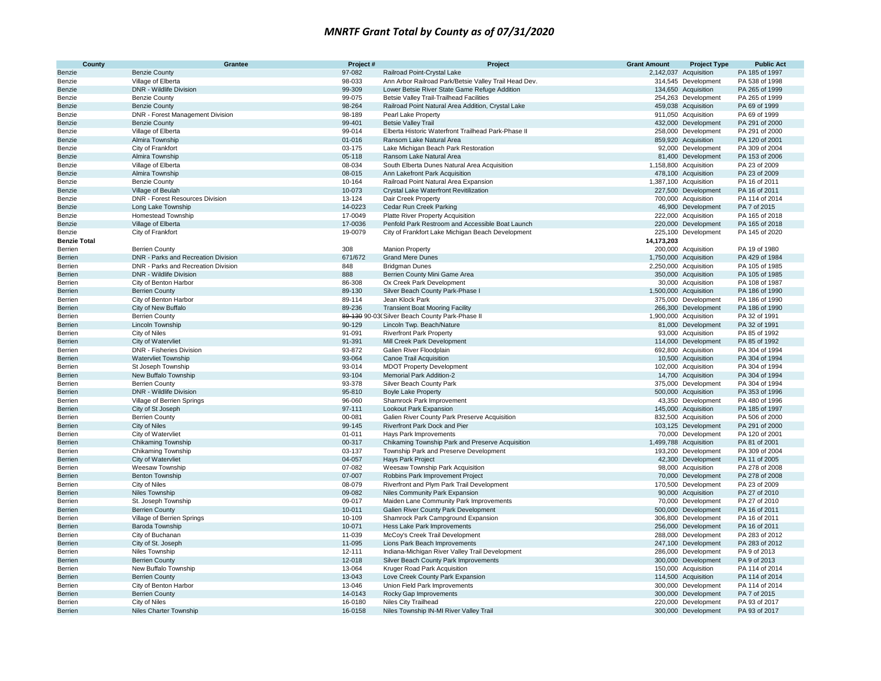# *MNRTF Grant Total by County as of 07/31/2020*

| County | Grantee | Project # | Project | Grant Amount | Project Type | Public Act |
|---|---|---|---|---|---|---|
| Benzie | Benzie County | 97-082 | Railroad Point-Crystal Lake | 2,142,037 | Acquisition | PA 185 of 1997 |
| Benzie | Village of Elberta | 98-033 | Ann Arbor Railroad Park/Betsie Valley Trail Head Dev. | 314,545 | Development | PA 538 of 1998 |
| Benzie | DNR - Wildlife Division | 99-309 | Lower Betsie River State Game Refuge Addition | 134,650 | Acquisition | PA 265 of 1999 |
| Benzie | Benzie County | 99-075 | Betsie Valley Trail-Trailhead Facilities | 254,263 | Development | PA 265 of 1999 |
| Benzie | Benzie County | 98-264 | Railroad Point Natural Area Addition, Crystal Lake | 459,038 | Acquisition | PA 69 of 1999 |
| Benzie | DNR - Forest Management Division | 98-189 | Pearl Lake Property | 911,050 | Acquisition | PA 69 of 1999 |
| Benzie | Benzie County | 99-401 | Betsie Valley Trail | 432,000 | Development | PA 291 of 2000 |
| Benzie | Village of Elberta | 99-014 | Elberta Historic Waterfront Trailhead Park-Phase II | 258,000 | Development | PA 291 of 2000 |
| Benzie | Almira Township | 01-016 | Ransom Lake Natural Area | 859,920 | Acquisition | PA 120 of 2001 |
| Benzie | City of Frankfort | 03-175 | Lake Michigan Beach Park Restoration | 92,000 | Development | PA 309 of 2004 |
| Benzie | Almira Township | 05-118 | Ransom Lake Natural Area | 81,400 | Development | PA 153 of 2006 |
| Benzie | Village of Elberta | 08-034 | South Elberta Dunes Natural Area Acquisition | 1,158,800 | Acquisition | PA 23 of 2009 |
| Benzie | Almira Township | 08-015 | Ann Lakefront Park Acquisition | 478,100 | Acquisition | PA 23 of 2009 |
| Benzie | Benzie County | 10-164 | Railroad Point Natural Area Expansion | 1,387,100 | Acquisition | PA 16 of 2011 |
| Benzie | Village of Beulah | 10-073 | Crystal Lake Waterfront Revitilization | 227,500 | Development | PA 16 of 2011 |
| Benzie | DNR - Forest Resources Division | 13-124 | Dair Creek Property | 700,000 | Acquisition | PA 114 of 2014 |
| Benzie | Long Lake Township | 14-0223 | Cedar Run Creek Parking | 46,900 | Development | PA 7 of 2015 |
| Benzie | Homestead Township | 17-0049 | Platte River Property Acquisition | 222,000 | Acquisition | PA 165 of 2018 |
| Benzie | Village of Elberta | 17-0036 | Penfold Park Restroom and Accessible Boat Launch | 220,000 | Development | PA 165 of 2018 |
| Benzie | City of Frankfort | 19-0079 | City of Frankfort Lake Michigan Beach Development | 225,100 | Development | PA 145 of 2020 |
| **Benzie Total** | | | | **14,173,203** | | |
| Berrien | Berrien County | 308 | Manion Property | 200,000 | Acquisition | PA 19 of 1980 |
| Berrien | DNR - Parks and Recreation Division | 671/672 | Grand Mere Dunes | 1,750,000 | Acquisition | PA 429 of 1984 |
| Berrien | DNR - Parks and Recreation Division | 848 | Bridgman Dunes | 2,250,000 | Acquisition | PA 105 of 1985 |
| Berrien | DNR - Wildlife Division | 888 | Berrien County Mini Game Area | 350,000 | Acquisition | PA 105 of 1985 |
| Berrien | City of Benton Harbor | 86-308 | Ox Creek Park Development | 30,000 | Acquisition | PA 108 of 1987 |
| Berrien | Berrien County | 89-130 | Silver Beach County Park-Phase I | 1,500,000 | Acquisition | PA 186 of 1990 |
| Berrien | City of Benton Harbor | 89-114 | Jean Klock Park | 375,000 | Development | PA 186 of 1990 |
| Berrien | City of New Buffalo | 89-236 | Transient Boat Mooring Facility | 266,300 | Development | PA 186 of 1990 |
| Berrien | Berrien County | ~~89-130~~ 90-030 | Silver Beach County Park-Phase II | 1,900,000 | Acquisition | PA 32 of 1991 |
| Berrien | Lincoln Township | 90-129 | Lincoln Twp. Beach/Nature | 81,000 | Development | PA 32 of 1991 |
| Berrien | City of Niles | 91-091 | Riverfront Park Property | 93,000 | Acquisition | PA 85 of 1992 |
| Berrien | City of Watervliet | 91-391 | Mill Creek Park Development | 114,000 | Development | PA 85 of 1992 |
| Berrien | DNR - Fisheries Division | 93-872 | Galien River Floodplain | 692,800 | Acquisition | PA 304 of 1994 |
| Berrien | Watervliet Township | 93-064 | Canoe Trail Acquisition | 10,500 | Acquisition | PA 304 of 1994 |
| Berrien | St Joseph Township | 93-014 | MDOT Property Development | 102,000 | Acquisition | PA 304 of 1994 |
| Berrien | New Buffalo Township | 93-104 | Memorial Park Addition-2 | 14,700 | Acquisition | PA 304 of 1994 |
| Berrien | Berrien County | 93-378 | Silver Beach County Park | 375,000 | Development | PA 304 of 1994 |
| Berrien | DNR - Wildlife Division | 95-810 | Boyle Lake Property | 500,000 | Acquisition | PA 353 of 1996 |
| Berrien | Village of Berrien Springs | 96-060 | Shamrock Park Improvement | 43,350 | Development | PA 480 of 1996 |
| Berrien | City of St Joseph | 97-111 | Lookout Park Expansion | 145,000 | Acquisition | PA 185 of 1997 |
| Berrien | Berrien County | 00-081 | Galien River County Park Preserve Acquisition | 832,500 | Acquisition | PA 506 of 2000 |
| Berrien | City of Niles | 99-145 | Riverfront Park Dock and Pier | 103,125 | Development | PA 291 of 2000 |
| Berrien | City of Watervliet | 01-011 | Hays Park Improvements | 70,000 | Development | PA 120 of 2001 |
| Berrien | Chikaming Township | 00-317 | Chikaming Township Park and Preserve Acquisition | 1,499,788 | Acquisition | PA 81 of 2001 |
| Berrien | Chikaming Township | 03-137 | Township Park and Preserve Development | 193,200 | Development | PA 309 of 2004 |
| Berrien | City of Watervliet | 04-057 | Hays Park Project | 42,300 | Development | PA 11 of 2005 |
| Berrien | Weesaw Township | 07-082 | Weesaw Township Park Acquisition | 98,000 | Acquisition | PA 278 of 2008 |
| Berrien | Benton Township | 07-007 | Robbins Park Improvement Project | 70,000 | Development | PA 278 of 2008 |
| Berrien | City of Niles | 08-079 | Riverfront and Plym Park Trail Development | 170,500 | Development | PA 23 of 2009 |
| Berrien | Niles Township | 09-082 | Niles Community Park Expansion | 90,000 | Acquisition | PA 27 of 2010 |
| Berrien | St. Joseph Township | 09-017 | Maiden Lane Community Park Improvements | 70,000 | Development | PA 27 of 2010 |
| Berrien | Berrien County | 10-011 | Galien River County Park Development | 500,000 | Development | PA 16 of 2011 |
| Berrien | Village of Berrien Springs | 10-109 | Shamrock Park Campground Expansion | 306,800 | Development | PA 16 of 2011 |
| Berrien | Baroda Township | 10-071 | Hess Lake Park Improvements | 256,000 | Development | PA 16 of 2011 |
| Berrien | City of Buchanan | 11-039 | McCoy's Creek Trail Development | 288,000 | Development | PA 283 of 2012 |
| Berrien | City of St. Joseph | 11-095 | Lions Park Beach Improvements | 247,100 | Development | PA 283 of 2012 |
| Berrien | Niles Township | 12-111 | Indiana-Michigan River Valley Trail Development | 286,000 | Development | PA 9 of 2013 |
| Berrien | Berrien County | 12-018 | Silver Beach County Park Improvements | 300,000 | Development | PA 9 of 2013 |
| Berrien | New Buffalo Township | 13-064 | Kruger Road Park Acquisition | 150,000 | Acquisition | PA 114 of 2014 |
| Berrien | Berrien County | 13-043 | Love Creek County Park Expansion | 114,500 | Acquisition | PA 114 of 2014 |
| Berrien | City of Benton Harbor | 13-046 | Union Field Park Improvements | 300,000 | Development | PA 114 of 2014 |
| Berrien | Berrien County | 14-0143 | Rocky Gap Improvements | 300,000 | Development | PA 7 of 2015 |
| Berrien | City of Niles | 16-0180 | Niles City Trailhead | 220,000 | Development | PA 93 of 2017 |
| Berrien | Niles Charter Township | 16-0158 | Niles Township IN-MI River Valley Trail | 300,000 | Development | PA 93 of 2017 |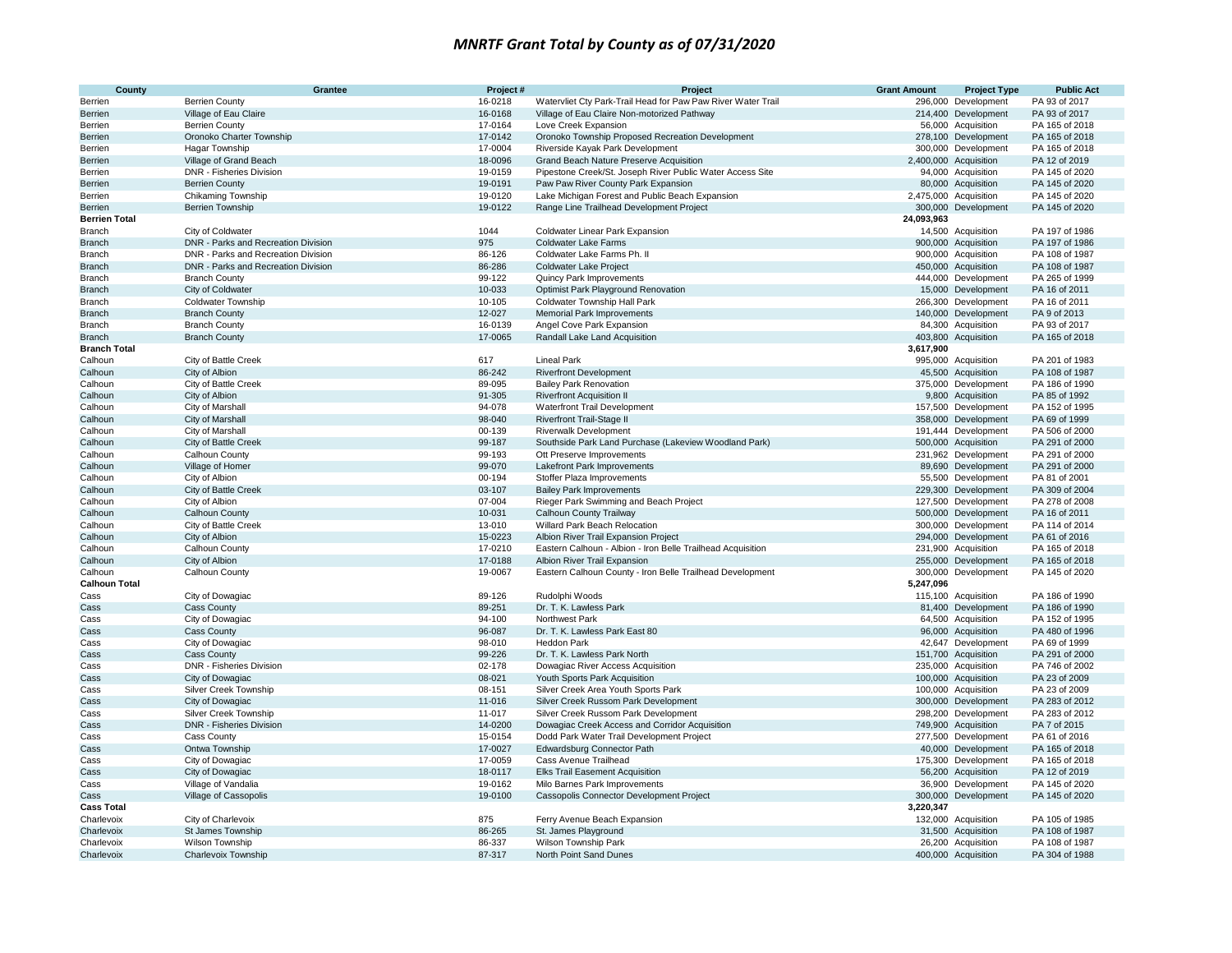# *MNRTF Grant Total by County as of 07/31/2020*

| County | Grantee | Project # | Project | Grant Amount | Project Type | Public Act |
|---|---|---|---|---|---|---|
| Berrien | Berrien County | 16-0218 | Watervliet Cty Park-Trail Head for Paw Paw River Water Trail | 296,000 | Development | PA 93 of 2017 |
| Berrien | Village of Eau Claire | 16-0168 | Village of Eau Claire Non-motorized Pathway | 214,400 | Development | PA 93 of 2017 |
| Berrien | Berrien County | 17-0164 | Love Creek Expansion | 56,000 | Acquisition | PA 165 of 2018 |
| Berrien | Oronoko Charter Township | 17-0142 | Oronoko Township Proposed Recreation Development | 278,100 | Development | PA 165 of 2018 |
| Berrien | Hagar Township | 17-0004 | Riverside Kayak Park Development | 300,000 | Development | PA 165 of 2018 |
| Berrien | Village of Grand Beach | 18-0096 | Grand Beach Nature Preserve Acquisition | 2,400,000 | Acquisition | PA 12 of 2019 |
| Berrien | DNR - Fisheries Division | 19-0159 | Pipestone Creek/St. Joseph River Public Water Access Site | 94,000 | Acquisition | PA 145 of 2020 |
| Berrien | Berrien County | 19-0191 | Paw Paw River County Park Expansion | 80,000 | Acquisition | PA 145 of 2020 |
| Berrien | Chikaming Township | 19-0120 | Lake Michigan Forest and Public Beach Expansion | 2,475,000 | Acquisition | PA 145 of 2020 |
| Berrien | Berrien Township | 19-0122 | Range Line Trailhead Development Project | 300,000 | Development | PA 145 of 2020 |
| **Berrien Total** | | | | **24,093,963** | | |
| Branch | City of Coldwater | 1044 | Coldwater Linear Park Expansion | 14,500 | Acquisition | PA 197 of 1986 |
| Branch | DNR - Parks and Recreation Division | 975 | Coldwater Lake Farms | 900,000 | Acquisition | PA 197 of 1986 |
| Branch | DNR - Parks and Recreation Division | 86-126 | Coldwater Lake Farms Ph. II | 900,000 | Acquisition | PA 108 of 1987 |
| Branch | DNR - Parks and Recreation Division | 86-286 | Coldwater Lake Project | 450,000 | Acquisition | PA 108 of 1987 |
| Branch | Branch County | 99-122 | Quincy Park Improvements | 444,000 | Development | PA 265 of 1999 |
| Branch | City of Coldwater | 10-033 | Optimist Park Playground Renovation | 15,000 | Development | PA 16 of 2011 |
| Branch | Coldwater Township | 10-105 | Coldwater Township Hall Park | 266,300 | Development | PA 16 of 2011 |
| Branch | Branch County | 12-027 | Memorial Park Improvements | 140,000 | Development | PA 9 of 2013 |
| Branch | Branch County | 16-0139 | Angel Cove Park Expansion | 84,300 | Acquisition | PA 93 of 2017 |
| Branch | Branch County | 17-0065 | Randall Lake Land Acquisition | 403,800 | Acquisition | PA 165 of 2018 |
| **Branch Total** | | | | **3,617,900** | | |
| Calhoun | City of Battle Creek | 617 | Lineal Park | 995,000 | Acquisition | PA 201 of 1983 |
| Calhoun | City of Albion | 86-242 | Riverfront Development | 45,500 | Acquisition | PA 108 of 1987 |
| Calhoun | City of Battle Creek | 89-095 | Bailey Park Renovation | 375,000 | Development | PA 186 of 1990 |
| Calhoun | City of Albion | 91-305 | Riverfront Acquisition II | 9,800 | Acquisition | PA 85 of 1992 |
| Calhoun | City of Marshall | 94-078 | Waterfront Trail Development | 157,500 | Development | PA 152 of 1995 |
| Calhoun | City of Marshall | 98-040 | Riverfront Trail-Stage II | 358,000 | Development | PA 69 of 1999 |
| Calhoun | City of Marshall | 00-139 | Riverwalk Development | 191,444 | Development | PA 506 of 2000 |
| Calhoun | City of Battle Creek | 99-187 | Southside Park Land Purchase (Lakeview Woodland Park) | 500,000 | Acquisition | PA 291 of 2000 |
| Calhoun | Calhoun County | 99-193 | Ott Preserve Improvements | 231,962 | Development | PA 291 of 2000 |
| Calhoun | Village of Homer | 99-070 | Lakefront Park Improvements | 89,690 | Development | PA 291 of 2000 |
| Calhoun | City of Albion | 00-194 | Stoffer Plaza Improvements | 55,500 | Development | PA 81 of 2001 |
| Calhoun | City of Battle Creek | 03-107 | Bailey Park Improvements | 229,300 | Development | PA 309 of 2004 |
| Calhoun | City of Albion | 07-004 | Rieger Park Swimming and Beach Project | 127,500 | Development | PA 278 of 2008 |
| Calhoun | Calhoun County | 10-031 | Calhoun County Trailway | 500,000 | Development | PA 16 of 2011 |
| Calhoun | City of Battle Creek | 13-010 | Willard Park Beach Relocation | 300,000 | Development | PA 114 of 2014 |
| Calhoun | City of Albion | 15-0223 | Albion River Trail Expansion Project | 294,000 | Development | PA 61 of 2016 |
| Calhoun | Calhoun County | 17-0210 | Eastern Calhoun - Albion - Iron Belle Trailhead Acquisition | 231,900 | Acquisition | PA 165 of 2018 |
| Calhoun | City of Albion | 17-0188 | Albion River Trail Expansion | 255,000 | Development | PA 165 of 2018 |
| Calhoun | Calhoun County | 19-0067 | Eastern Calhoun County - Iron Belle Trailhead Development | 300,000 | Development | PA 145 of 2020 |
| **Calhoun Total** | | | | **5,247,096** | | |
| Cass | City of Dowagiac | 89-126 | Rudolphi Woods | 115,100 | Acquisition | PA 186 of 1990 |
| Cass | Cass County | 89-251 | Dr. T. K. Lawless Park | 81,400 | Development | PA 186 of 1990 |
| Cass | City of Dowagiac | 94-100 | Northwest Park | 64,500 | Acquisition | PA 152 of 1995 |
| Cass | Cass County | 96-087 | Dr. T. K. Lawless Park East 80 | 96,000 | Acquisition | PA 480 of 1996 |
| Cass | City of Dowagiac | 98-010 | Heddon Park | 42,647 | Development | PA 69 of 1999 |
| Cass | Cass County | 99-226 | Dr. T. K. Lawless Park North | 151,700 | Acquisition | PA 291 of 2000 |
| Cass | DNR - Fisheries Division | 02-178 | Dowagiac River Access Acquisition | 235,000 | Acquisition | PA 746 of 2002 |
| Cass | City of Dowagiac | 08-021 | Youth Sports Park Acquisition | 100,000 | Acquisition | PA 23 of 2009 |
| Cass | Silver Creek Township | 08-151 | Silver Creek Area Youth Sports Park | 100,000 | Acquisition | PA 23 of 2009 |
| Cass | City of Dowagiac | 11-016 | Silver Creek Russom Park Development | 300,000 | Development | PA 283 of 2012 |
| Cass | Silver Creek Township | 11-017 | Silver Creek Russom Park Development | 298,200 | Development | PA 283 of 2012 |
| Cass | DNR - Fisheries Division | 14-0200 | Dowagiac Creek Access and Corridor Acquisition | 749,900 | Acquisition | PA 7 of 2015 |
| Cass | Cass County | 15-0154 | Dodd Park Water Trail Development Project | 277,500 | Development | PA 61 of 2016 |
| Cass | Ontwa Township | 17-0027 | Edwardsburg Connector Path | 40,000 | Development | PA 165 of 2018 |
| Cass | City of Dowagiac | 17-0059 | Cass Avenue Trailhead | 175,300 | Development | PA 165 of 2018 |
| Cass | City of Dowagiac | 18-0117 | Elks Trail Easement Acquisition | 56,200 | Acquisition | PA 12 of 2019 |
| Cass | Village of Vandalia | 19-0162 | Milo Barnes Park Improvements | 36,900 | Development | PA 145 of 2020 |
| Cass | Village of Cassopolis | 19-0100 | Cassopolis Connector Development Project | 300,000 | Development | PA 145 of 2020 |
| **Cass Total** | | | | **3,220,347** | | |
| Charlevoix | City of Charlevoix | 875 | Ferry Avenue Beach Expansion | 132,000 | Acquisition | PA 105 of 1985 |
| Charlevoix | St James Township | 86-265 | St. James Playground | 31,500 | Acquisition | PA 108 of 1987 |
| Charlevoix | Wilson Township | 86-337 | Wilson Township Park | 26,200 | Acquisition | PA 108 of 1987 |
| Charlevoix | Charlevoix Township | 87-317 | North Point Sand Dunes | 400,000 | Acquisition | PA 304 of 1988 |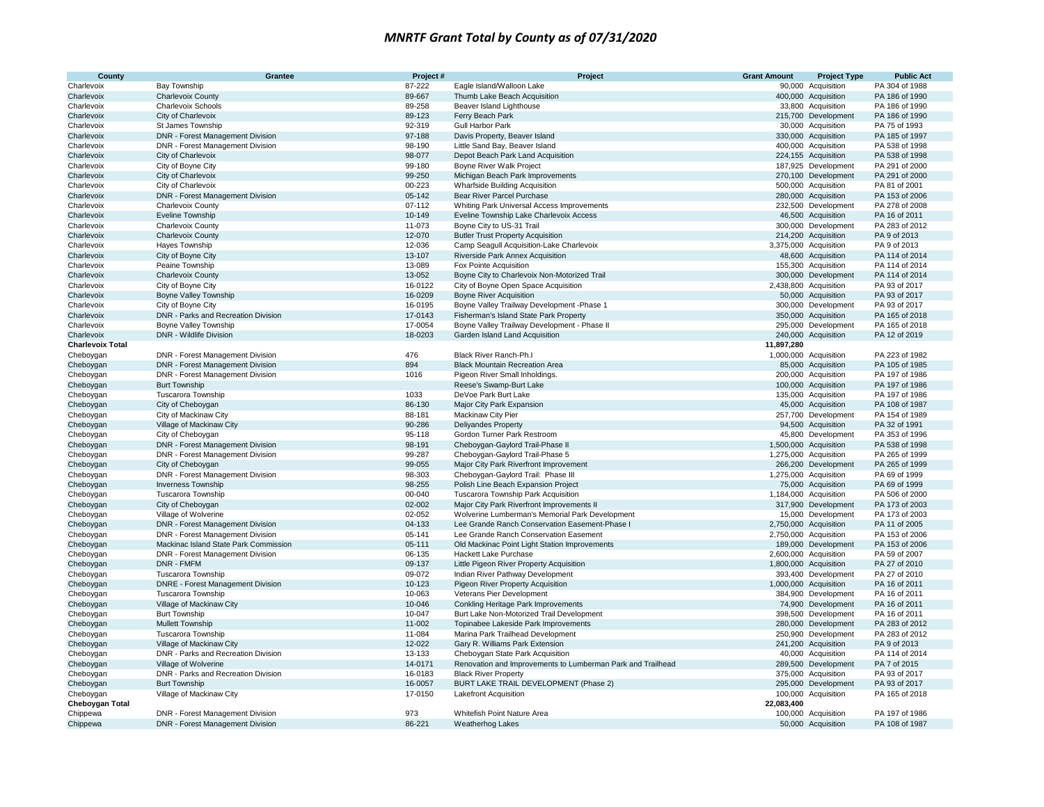# *MNRTF Grant Total by County as of 07/31/2020*

| County | Grantee | Project # | Project | Grant Amount | Project Type | Public Act |
|---|---|---|---|---|---|---|
| Charlevoix | Bay Township | 87-222 | Eagle Island/Walloon Lake | 90,000 | Acquisition | PA 304 of 1988 |
| Charlevoix | Charlevoix County | 89-667 | Thumb Lake Beach Acquisition | 400,000 | Acquisition | PA 186 of 1990 |
| Charlevoix | Charlevoix Schools | 89-258 | Beaver Island Lighthouse | 33,800 | Acquisition | PA 186 of 1990 |
| Charlevoix | City of Charlevoix | 89-123 | Ferry Beach Park | 215,700 | Development | PA 186 of 1990 |
| Charlevoix | St James Township | 92-319 | Gull Harbor Park | 30,000 | Acquisition | PA 75 of 1993 |
| Charlevoix | DNR - Forest Management Division | 97-188 | Davis Property, Beaver Island | 330,000 | Acquisition | PA 185 of 1997 |
| Charlevoix | DNR - Forest Management Division | 98-190 | Little Sand Bay, Beaver Island | 400,000 | Acquisition | PA 538 of 1998 |
| Charlevoix | City of Charlevoix | 98-077 | Depot Beach Park Land Acquisition | 224,155 | Acquisition | PA 538 of 1998 |
| Charlevoix | City of Boyne City | 99-180 | Boyne River Walk Project | 187,925 | Development | PA 291 of 2000 |
| Charlevoix | City of Charlevoix | 99-250 | Michigan Beach Park Improvements | 270,100 | Development | PA 291 of 2000 |
| Charlevoix | City of Charlevoix | 00-223 | Wharfside Building Acquisition | 500,000 | Acquisition | PA 81 of 2001 |
| Charlevoix | DNR - Forest Management Division | 05-142 | Bear River Parcel Purchase | 280,000 | Acquisition | PA 153 of 2006 |
| Charlevoix | Charlevoix County | 07-112 | Whiting Park Universal Access Improvements | 232,500 | Development | PA 278 of 2008 |
| Charlevoix | Eveline Township | 10-149 | Eveline Township Lake Charlevoix Access | 46,500 | Acquisition | PA 16 of 2011 |
| Charlevoix | Charlevoix County | 11-073 | Boyne City to US-31 Trail | 300,000 | Development | PA 283 of 2012 |
| Charlevoix | Charlevoix County | 12-070 | Butler Trust Property Acquisition | 214,200 | Acquisition | PA 9 of 2013 |
| Charlevoix | Hayes Township | 12-036 | Camp Seagull Acquisition-Lake Charlevoix | 3,375,000 | Acquisition | PA 9 of 2013 |
| Charlevoix | City of Boyne City | 13-107 | Riverside Park Annex Acquisition | 48,600 | Acquisition | PA 114 of 2014 |
| Charlevoix | Peaine Township | 13-089 | Fox Pointe Acquisition | 155,300 | Acquisition | PA 114 of 2014 |
| Charlevoix | Charlevoix County | 13-052 | Boyne City to Charlevoix Non-Motorized Trail | 300,000 | Development | PA 114 of 2014 |
| Charlevoix | City of Boyne City | 16-0122 | City of Boyne Open Space Acquisition | 2,438,800 | Acquisition | PA 93 of 2017 |
| Charlevoix | Boyne Valley Township | 16-0209 | Boyne River Acquisition | 50,000 | Acquisition | PA 93 of 2017 |
| Charlevoix | City of Boyne City | 16-0195 | Boyne Valley Trailway Development -Phase 1 | 300,000 | Development | PA 93 of 2017 |
| Charlevoix | DNR - Parks and Recreation Division | 17-0143 | Fisherman's Island State Park Property | 350,000 | Acquisition | PA 165 of 2018 |
| Charlevoix | Boyne Valley Township | 17-0054 | Boyne Valley Trailway Development - Phase II | 295,000 | Development | PA 165 of 2018 |
| Charlevoix | DNR - Wildlife Division | 18-0203 | Garden Island Land Acquisition | 240,000 | Acquisition | PA 12 of 2019 |
| **Charlevoix Total** | | | | **11,897,280** | | |
| Cheboygan | DNR - Forest Management Division | 476 | Black River Ranch-Ph.I | 1,000,000 | Acquisition | PA 223 of 1982 |
| Cheboygan | DNR - Forest Management Division | 894 | Black Mountain Recreation Area | 85,000 | Acquisition | PA 105 of 1985 |
| Cheboygan | DNR - Forest Management Division | 1016 | Pigeon River Small Inholdings. | 200,000 | Acquisition | PA 197 of 1986 |
| Cheboygan | Burt Township | | Reese's Swamp-Burt Lake | 100,000 | Acquisition | PA 197 of 1986 |
| Cheboygan | Tuscarora Township | 1033 | DeVoe Park Burt Lake | 135,000 | Acquisition | PA 197 of 1986 |
| Cheboygan | City of Cheboygan | 86-130 | Major City Park Expansion | 45,000 | Acquisition | PA 108 of 1987 |
| Cheboygan | City of Mackinaw City | 88-181 | Mackinaw City Pier | 257,700 | Development | PA 154 of 1989 |
| Cheboygan | Village of Mackinaw City | 90-286 | Deliyandes Property | 94,500 | Acquisition | PA 32 of 1991 |
| Cheboygan | City of Cheboygan | 95-118 | Gordon Turner Park Restroom | 45,800 | Development | PA 353 of 1996 |
| Cheboygan | DNR - Forest Management Division | 98-191 | Cheboygan-Gaylord Trail-Phase II | 1,500,000 | Acquisition | PA 538 of 1998 |
| Cheboygan | DNR - Forest Management Division | 99-287 | Cheboygan-Gaylord Trail-Phase 5 | 1,275,000 | Acquisition | PA 265 of 1999 |
| Cheboygan | City of Cheboygan | 99-055 | Major City Park Riverfront Improvement | 266,200 | Development | PA 265 of 1999 |
| Cheboygan | DNR - Forest Management Division | 98-303 | Cheboygan-Gaylord Trail: Phase III | 1,275,000 | Acquisition | PA 69 of 1999 |
| Cheboygan | Inverness Township | 98-255 | Polish Line Beach Expansion Project | 75,000 | Acquisition | PA 69 of 1999 |
| Cheboygan | Tuscarora Township | 00-040 | Tuscarora Township Park Acquisition | 1,184,000 | Acquisition | PA 506 of 2000 |
| Cheboygan | City of Cheboygan | 02-002 | Major City Park Riverfront Improvements II | 317,900 | Development | PA 173 of 2003 |
| Cheboygan | Village of Wolverine | 02-052 | Wolverine Lumberman's Memorial Park Development | 15,000 | Development | PA 173 of 2003 |
| Cheboygan | DNR - Forest Management Division | 04-133 | Lee Grande Ranch Conservation Easement-Phase I | 2,750,000 | Acquisition | PA 11 of 2005 |
| Cheboygan | DNR - Forest Management Division | 05-141 | Lee Grande Ranch Conservation Easement | 2,750,000 | Acquisition | PA 153 of 2006 |
| Cheboygan | Mackinac Island State Park Commission | 05-111 | Old Mackinac Point Light Station Improvements | 189,000 | Development | PA 153 of 2006 |
| Cheboygan | DNR - Forest Management Division | 06-135 | Hackett Lake Purchase | 2,600,000 | Acquisition | PA 59 of 2007 |
| Cheboygan | DNR - FMFM | 09-137 | Little Pigeon River Property Acquisition | 1,800,000 | Acquisition | PA 27 of 2010 |
| Cheboygan | Tuscarora Township | 09-072 | Indian River Pathway Development | 393,400 | Development | PA 27 of 2010 |
| Cheboygan | DNRE - Forest Management Division | 10-123 | Pigeon River Property Acquisition | 1,000,000 | Acquisition | PA 16 of 2011 |
| Cheboygan | Tuscarora Township | 10-063 | Veterans Pier Development | 384,900 | Development | PA 16 of 2011 |
| Cheboygan | Village of Mackinaw City | 10-046 | Conkling Heritage Park Improvements | 74,900 | Development | PA 16 of 2011 |
| Cheboygan | Burt Township | 10-047 | Burt Lake Non-Motorized Trail Development | 398,500 | Development | PA 16 of 2011 |
| Cheboygan | Mullett Township | 11-002 | Topinabee Lakeside Park Improvements | 280,000 | Development | PA 283 of 2012 |
| Cheboygan | Tuscarora Township | 11-084 | Marina Park Trailhead Development | 250,900 | Development | PA 283 of 2012 |
| Cheboygan | Village of Mackinaw City | 12-022 | Gary R. Williams Park Extension | 241,200 | Acquisition | PA 9 of 2013 |
| Cheboygan | DNR - Parks and Recreation Division | 13-133 | Cheboygan State Park Acquisition | 40,000 | Acquisition | PA 114 of 2014 |
| Cheboygan | Village of Wolverine | 14-0171 | Renovation and Improvements to Lumberman Park and Trailhead | 289,500 | Development | PA 7 of 2015 |
| Cheboygan | DNR - Parks and Recreation Division | 16-0183 | Black River Property | 375,000 | Acquisition | PA 93 of 2017 |
| Cheboygan | Burt Township | 16-0057 | BURT LAKE TRAIL DEVELOPMENT (Phase 2) | 295,000 | Development | PA 93 of 2017 |
| Cheboygan | Village of Mackinaw City | 17-0150 | Lakefront Acquisition | 100,000 | Acquisition | PA 165 of 2018 |
| **Cheboygan Total** | | | | **22,083,400** | | |
| Chippewa | DNR - Forest Management Division | 973 | Whitefish Point Nature Area | 100,000 | Acquisition | PA 197 of 1986 |
| Chippewa | DNR - Forest Management Division | 86-221 | Weatherhog Lakes | 50,000 | Acquisition | PA 108 of 1987 |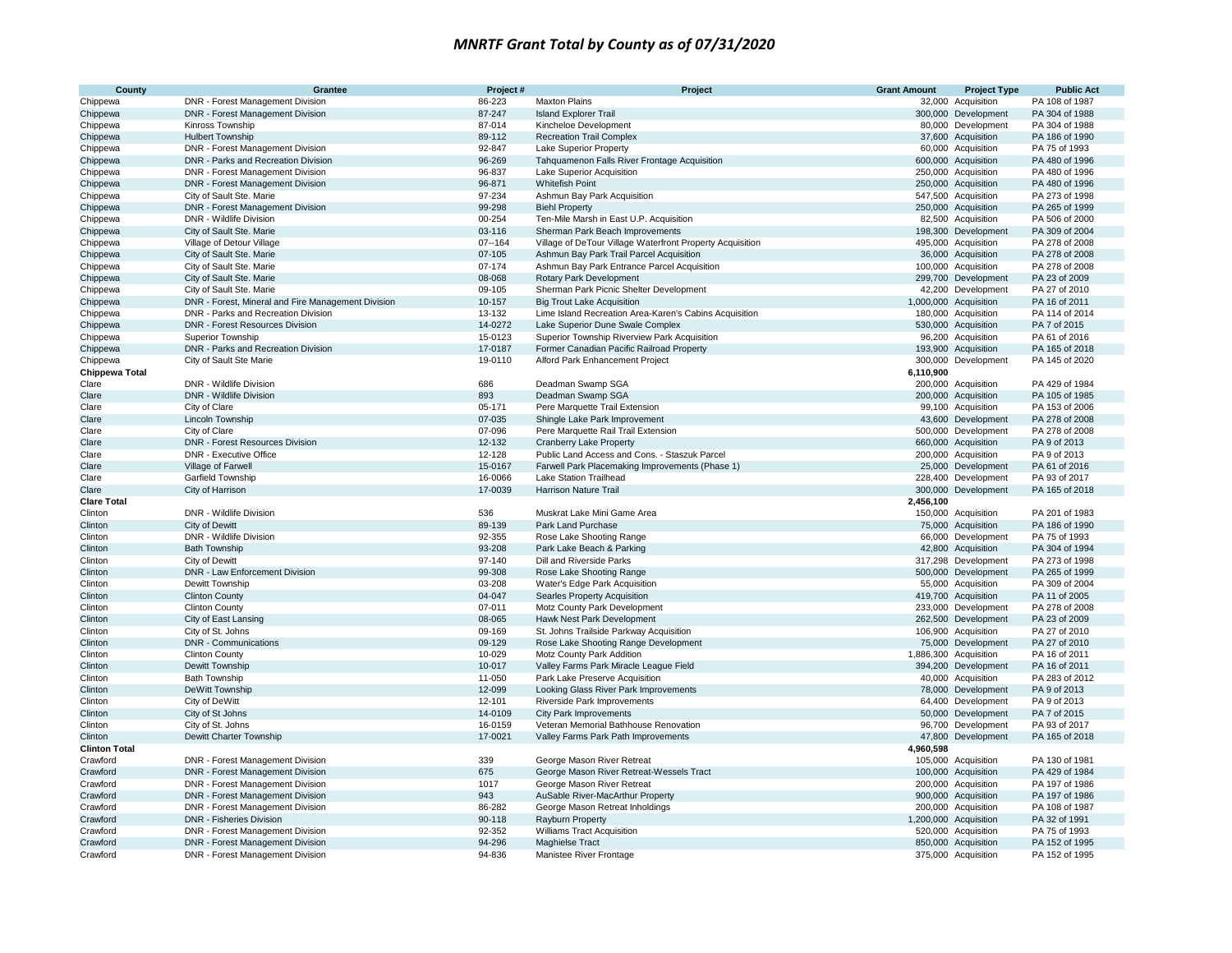# *MNRTF Grant Total by County as of 07/31/2020*

| County | Grantee | Project # | Project | Grant Amount | Project Type | Public Act |
|---|---|---|---|---|---|---|
| Chippewa | DNR - Forest Management Division | 86-223 | Maxton Plains | 32,000 | Acquisition | PA 108 of 1987 |
| Chippewa | DNR - Forest Management Division | 87-247 | Island Explorer Trail | 300,000 | Development | PA 304 of 1988 |
| Chippewa | Kinross Township | 87-014 | Kincheloe Development | 80,000 | Development | PA 304 of 1988 |
| Chippewa | Hulbert Township | 89-112 | Recreation Trail Complex | 37,600 | Acquisition | PA 186 of 1990 |
| Chippewa | DNR - Forest Management Division | 92-847 | Lake Superior Property | 60,000 | Acquisition | PA 75 of 1993 |
| Chippewa | DNR - Parks and Recreation Division | 96-269 | Tahquamenon Falls River Frontage Acquisition | 600,000 | Acquisition | PA 480 of 1996 |
| Chippewa | DNR - Forest Management Division | 96-837 | Lake Superior Acquisition | 250,000 | Acquisition | PA 480 of 1996 |
| Chippewa | DNR - Forest Management Division | 96-871 | Whitefish Point | 250,000 | Acquisition | PA 480 of 1996 |
| Chippewa | City of Sault Ste. Marie | 97-234 | Ashmun Bay Park Acquisition | 547,500 | Acquisition | PA 273 of 1998 |
| Chippewa | DNR - Forest Management Division | 99-298 | Biehl Property | 250,000 | Acquisition | PA 265 of 1999 |
| Chippewa | DNR - Wildlife Division | 00-254 | Ten-Mile Marsh in East U.P. Acquisition | 82,500 | Acquisition | PA 506 of 2000 |
| Chippewa | City of Sault Ste. Marie | 03-116 | Sherman Park Beach Improvements | 198,300 | Development | PA 309 of 2004 |
| Chippewa | Village of Detour Village | 07--164 | Village of DeTour Village Waterfront Property Acquisition | 495,000 | Acquisition | PA 278 of 2008 |
| Chippewa | City of Sault Ste. Marie | 07-105 | Ashmun Bay Park Trail Parcel Acquisition | 36,000 | Acquisition | PA 278 of 2008 |
| Chippewa | City of Sault Ste. Marie | 07-174 | Ashmun Bay Park Entrance Parcel Acquisition | 100,000 | Acquisition | PA 278 of 2008 |
| Chippewa | City of Sault Ste. Marie | 08-068 | Rotary Park Development | 299,700 | Development | PA 23 of 2009 |
| Chippewa | City of Sault Ste. Marie | 09-105 | Sherman Park Picnic Shelter Development | 42,200 | Development | PA 27 of 2010 |
| Chippewa | DNR - Forest, Mineral and Fire Management Division | 10-157 | Big Trout Lake Acquisition | 1,000,000 | Acquisition | PA 16 of 2011 |
| Chippewa | DNR - Parks and Recreation Division | 13-132 | Lime Island Recreation Area-Karen's Cabins Acquisition | 180,000 | Acquisition | PA 114 of 2014 |
| Chippewa | DNR - Forest Resources Division | 14-0272 | Lake Superior Dune Swale Complex | 530,000 | Acquisition | PA 7 of 2015 |
| Chippewa | Superior Township | 15-0123 | Superior Township Riverview Park Acquisition | 96,200 | Acquisition | PA 61 of 2016 |
| Chippewa | DNR - Parks and Recreation Division | 17-0187 | Former Canadian Pacific Railroad Property | 193,900 | Acquisition | PA 165 of 2018 |
| Chippewa | City of Sault Ste Marie | 19-0110 | Alford Park Enhancement Project | 300,000 | Development | PA 145 of 2020 |
| **Chippewa Total** | | | | **6,110,900** | | |
| Clare | DNR - Wildlife Division | 686 | Deadman Swamp SGA | 200,000 | Acquisition | PA 429 of 1984 |
| Clare | DNR - Wildlife Division | 893 | Deadman Swamp SGA | 200,000 | Acquisition | PA 105 of 1985 |
| Clare | City of Clare | 05-171 | Pere Marquette Trail Extension | 99,100 | Acquisition | PA 153 of 2006 |
| Clare | Lincoln Township | 07-035 | Shingle Lake Park Improvement | 43,600 | Development | PA 278 of 2008 |
| Clare | City of Clare | 07-096 | Pere Marquette Rail Trail Extension | 500,000 | Development | PA 278 of 2008 |
| Clare | DNR - Forest Resources Division | 12-132 | Cranberry Lake Property | 660,000 | Acquisition | PA 9 of 2013 |
| Clare | DNR - Executive Office | 12-128 | Public Land Access and Cons. - Staszuk Parcel | 200,000 | Acquisition | PA 9 of 2013 |
| Clare | Village of Farwell | 15-0167 | Farwell Park Placemaking Improvements (Phase 1) | 25,000 | Development | PA 61 of 2016 |
| Clare | Garfield Township | 16-0066 | Lake Station Trailhead | 228,400 | Development | PA 93 of 2017 |
| Clare | City of Harrison | 17-0039 | Harrison Nature Trail | 300,000 | Development | PA 165 of 2018 |
| **Clare Total** | | | | **2,456,100** | | |
| Clinton | DNR - Wildlife Division | 536 | Muskrat Lake Mini Game Area | 150,000 | Acquisition | PA 201 of 1983 |
| Clinton | City of Dewitt | 89-139 | Park Land Purchase | 75,000 | Acquisition | PA 186 of 1990 |
| Clinton | DNR - Wildlife Division | 92-355 | Rose Lake Shooting Range | 66,000 | Development | PA 75 of 1993 |
| Clinton | Bath Township | 93-208 | Park Lake Beach & Parking | 42,800 | Acquisition | PA 304 of 1994 |
| Clinton | City of Dewitt | 97-140 | Dill and Riverside Parks | 317,298 | Development | PA 273 of 1998 |
| Clinton | DNR - Law Enforcement Division | 99-308 | Rose Lake Shooting Range | 500,000 | Development | PA 265 of 1999 |
| Clinton | Dewitt Township | 03-208 | Water's Edge Park Acquisition | 55,000 | Acquisition | PA 309 of 2004 |
| Clinton | Clinton County | 04-047 | Searles Property Acquisition | 419,700 | Acquisition | PA 11 of 2005 |
| Clinton | Clinton County | 07-011 | Motz County Park Development | 233,000 | Development | PA 278 of 2008 |
| Clinton | City of East Lansing | 08-065 | Hawk Nest Park Development | 262,500 | Development | PA 23 of 2009 |
| Clinton | City of St. Johns | 09-169 | St. Johns Trailside Parkway Acquisition | 106,900 | Acquisition | PA 27 of 2010 |
| Clinton | DNR - Communications | 09-129 | Rose Lake Shooting Range Development | 75,000 | Development | PA 27 of 2010 |
| Clinton | Clinton County | 10-029 | Motz County Park Addition | 1,886,300 | Acquisition | PA 16 of 2011 |
| Clinton | Dewitt Township | 10-017 | Valley Farms Park Miracle League Field | 394,200 | Development | PA 16 of 2011 |
| Clinton | Bath Township | 11-050 | Park Lake Preserve Acquisition | 40,000 | Acquisition | PA 283 of 2012 |
| Clinton | DeWitt Township | 12-099 | Looking Glass River Park Improvements | 78,000 | Development | PA 9 of 2013 |
| Clinton | City of DeWitt | 12-101 | Riverside Park Improvements | 64,400 | Development | PA 9 of 2013 |
| Clinton | City of St Johns | 14-0109 | City Park Improvements | 50,000 | Development | PA 7 of 2015 |
| Clinton | City of St. Johns | 16-0159 | Veteran Memorial Bathhouse Renovation | 96,700 | Development | PA 93 of 2017 |
| Clinton | Dewitt Charter Township | 17-0021 | Valley Farms Park Path Improvements | 47,800 | Development | PA 165 of 2018 |
| **Clinton Total** | | | | **4,960,598** | | |
| Crawford | DNR - Forest Management Division | 339 | George Mason River Retreat | 105,000 | Acquisition | PA 130 of 1981 |
| Crawford | DNR - Forest Management Division | 675 | George Mason River Retreat-Wessels Tract | 100,000 | Acquisition | PA 429 of 1984 |
| Crawford | DNR - Forest Management Division | 1017 | George Mason River Retreat | 200,000 | Acquisition | PA 197 of 1986 |
| Crawford | DNR - Forest Management Division | 943 | AuSable River-MacArthur Property | 900,000 | Acquisition | PA 197 of 1986 |
| Crawford | DNR - Forest Management Division | 86-282 | George Mason Retreat Inholdings | 200,000 | Acquisition | PA 108 of 1987 |
| Crawford | DNR - Fisheries Division | 90-118 | Rayburn Property | 1,200,000 | Acquisition | PA 32 of 1991 |
| Crawford | DNR - Forest Management Division | 92-352 | Williams Tract Acquisition | 520,000 | Acquisition | PA 75 of 1993 |
| Crawford | DNR - Forest Management Division | 94-296 | Maghielse Tract | 850,000 | Acquisition | PA 152 of 1995 |
| Crawford | DNR - Forest Management Division | 94-836 | Manistee River Frontage | 375,000 | Acquisition | PA 152 of 1995 |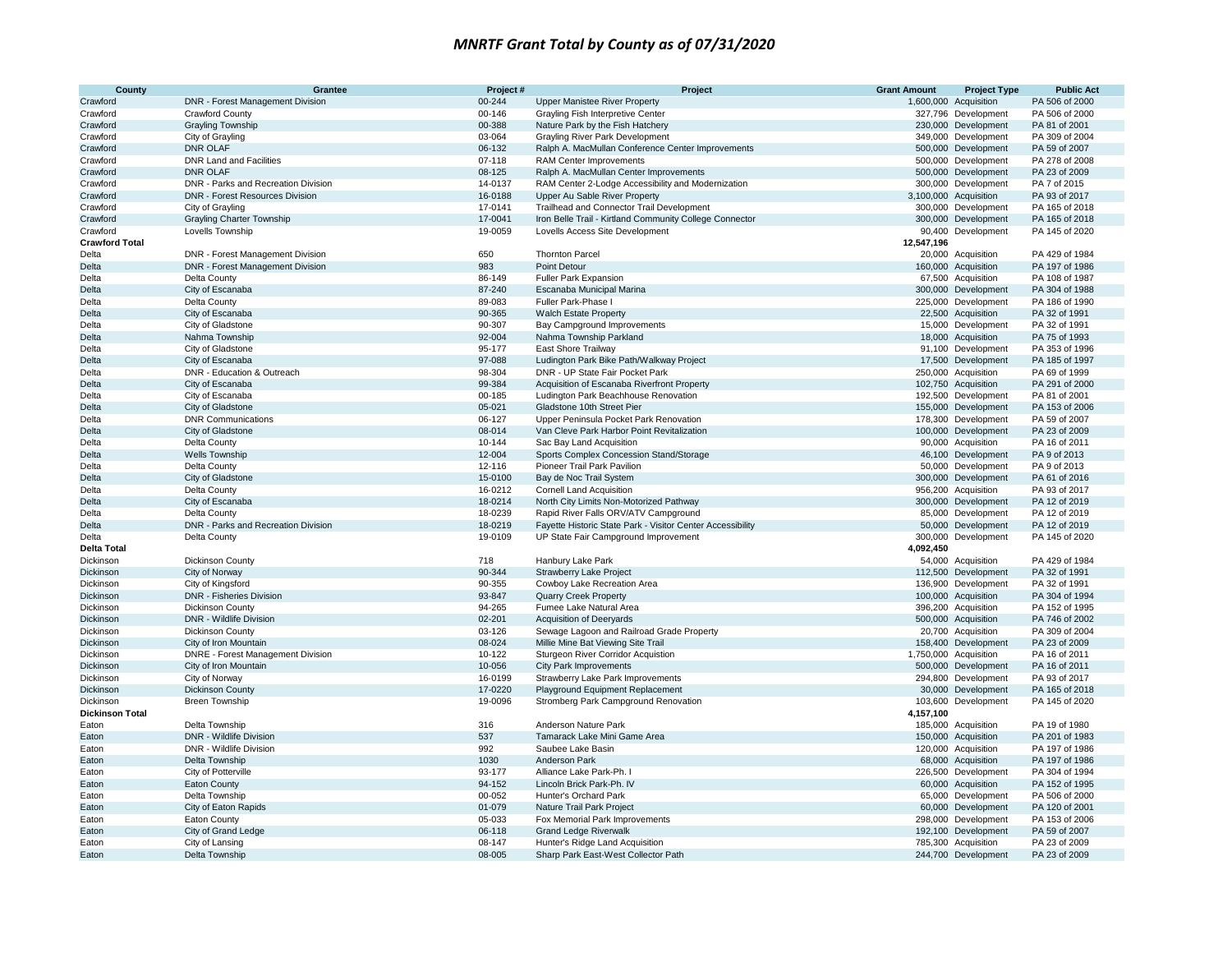# MNRTF Grant Total by County as of 07/31/2020

| County | Grantee | Project # | Project | Grant Amount | Project Type | Public Act |
|---|---|---|---|---|---|---|
| Crawford | DNR - Forest Management Division | 00-244 | Upper Manistee River Property | 1,600,000 | Acquisition | PA 506 of 2000 |
| Crawford | Crawford County | 00-146 | Grayling Fish Interpretive Center | 327,796 | Development | PA 506 of 2000 |
| Crawford | Grayling Township | 00-388 | Nature Park by the Fish Hatchery | 230,000 | Development | PA 81 of 2001 |
| Crawford | City of Grayling | 03-064 | Grayling River Park Development | 349,000 | Development | PA 309 of 2004 |
| Crawford | DNR OLAF | 06-132 | Ralph A. MacMullan Conference Center Improvements | 500,000 | Development | PA 59 of 2007 |
| Crawford | DNR Land and Facilities | 07-118 | RAM Center Improvements | 500,000 | Development | PA 278 of 2008 |
| Crawford | DNR OLAF | 08-125 | Ralph A. MacMullan Center Improvements | 500,000 | Development | PA 23 of 2009 |
| Crawford | DNR - Parks and Recreation Division | 14-0137 | RAM Center 2-Lodge Accessibility and Modernization | 300,000 | Development | PA 7 of 2015 |
| Crawford | DNR - Forest Resources Division | 16-0188 | Upper Au Sable River Property | 3,100,000 | Acquisition | PA 93 of 2017 |
| Crawford | City of Grayling | 17-0141 | Trailhead and Connector Trail Development | 300,000 | Development | PA 165 of 2018 |
| Crawford | Grayling Charter Township | 17-0041 | Iron Belle Trail - Kirtland Community College Connector | 300,000 | Development | PA 165 of 2018 |
| Crawford | Lovells Township | 19-0059 | Lovells Access Site Development | 90,400 | Development | PA 145 of 2020 |
| **Crawford Total** | | | | **12,547,196** | | |
| Delta | DNR - Forest Management Division | 650 | Thornton Parcel | 20,000 | Acquisition | PA 429 of 1984 |
| Delta | DNR - Forest Management Division | 983 | Point Detour | 160,000 | Acquisition | PA 197 of 1986 |
| Delta | Delta County | 86-149 | Fuller Park Expansion | 67,500 | Acquisition | PA 108 of 1987 |
| Delta | City of Escanaba | 87-240 | Escanaba Municipal Marina | 300,000 | Development | PA 304 of 1988 |
| Delta | Delta County | 89-083 | Fuller Park-Phase I | 225,000 | Development | PA 186 of 1990 |
| Delta | City of Escanaba | 90-365 | Walch Estate Property | 22,500 | Acquisition | PA 32 of 1991 |
| Delta | City of Gladstone | 90-307 | Bay Campground Improvements | 15,000 | Development | PA 32 of 1991 |
| Delta | Nahma Township | 92-004 | Nahma Township Parkland | 18,000 | Acquisition | PA 75 of 1993 |
| Delta | City of Gladstone | 95-177 | East Shore Trailway | 91,100 | Development | PA 353 of 1996 |
| Delta | City of Escanaba | 97-088 | Ludington Park Bike Path/Walkway Project | 17,500 | Development | PA 185 of 1997 |
| Delta | DNR - Education & Outreach | 98-304 | DNR - UP State Fair Pocket Park | 250,000 | Acquisition | PA 69 of 1999 |
| Delta | City of Escanaba | 99-384 | Acquisition of Escanaba Riverfront Property | 102,750 | Acquisition | PA 291 of 2000 |
| Delta | City of Escanaba | 00-185 | Ludington Park Beachhouse Renovation | 192,500 | Development | PA 81 of 2001 |
| Delta | City of Gladstone | 05-021 | Gladstone 10th Street Pier | 155,000 | Development | PA 153 of 2006 |
| Delta | DNR Communications | 06-127 | Upper Peninsula Pocket Park Renovation | 178,300 | Development | PA 59 of 2007 |
| Delta | City of Gladstone | 08-014 | Van Cleve Park Harbor Point Revitalization | 100,000 | Development | PA 23 of 2009 |
| Delta | Delta County | 10-144 | Sac Bay Land Acquisition | 90,000 | Acquisition | PA 16 of 2011 |
| Delta | Wells Township | 12-004 | Sports Complex Concession Stand/Storage | 46,100 | Development | PA 9 of 2013 |
| Delta | Delta County | 12-116 | Pioneer Trail Park Pavilion | 50,000 | Development | PA 9 of 2013 |
| Delta | City of Gladstone | 15-0100 | Bay de Noc Trail System | 300,000 | Development | PA 61 of 2016 |
| Delta | Delta County | 16-0212 | Cornell Land Acquisition | 956,200 | Acquisition | PA 93 of 2017 |
| Delta | City of Escanaba | 18-0214 | North City Limits Non-Motorized Pathway | 300,000 | Development | PA 12 of 2019 |
| Delta | Delta County | 18-0239 | Rapid River Falls ORV/ATV Campground | 85,000 | Development | PA 12 of 2019 |
| Delta | DNR - Parks and Recreation Division | 18-0219 | Fayette Historic State Park - Visitor Center Accessibility | 50,000 | Development | PA 12 of 2019 |
| Delta | Delta County | 19-0109 | UP State Fair Campground Improvement | 300,000 | Development | PA 145 of 2020 |
| **Delta Total** | | | | **4,092,450** | | |
| Dickinson | Dickinson County | 718 | Hanbury Lake Park | 54,000 | Acquisition | PA 429 of 1984 |
| Dickinson | City of Norway | 90-344 | Strawberry Lake Project | 112,500 | Development | PA 32 of 1991 |
| Dickinson | City of Kingsford | 90-355 | Cowboy Lake Recreation Area | 136,900 | Development | PA 32 of 1991 |
| Dickinson | DNR - Fisheries Division | 93-847 | Quarry Creek Property | 100,000 | Acquisition | PA 304 of 1994 |
| Dickinson | Dickinson County | 94-265 | Fumee Lake Natural Area | 396,200 | Acquisition | PA 152 of 1995 |
| Dickinson | DNR - Wildlife Division | 02-201 | Acquisition of Deeryards | 500,000 | Acquisition | PA 746 of 2002 |
| Dickinson | Dickinson County | 03-126 | Sewage Lagoon and Railroad Grade Property | 20,700 | Acquisition | PA 309 of 2004 |
| Dickinson | City of Iron Mountain | 08-024 | Millie Mine Bat Viewing Site Trail | 158,400 | Development | PA 23 of 2009 |
| Dickinson | DNRE - Forest Management Division | 10-122 | Sturgeon River Corridor Acquistion | 1,750,000 | Acquisition | PA 16 of 2011 |
| Dickinson | City of Iron Mountain | 10-056 | City Park Improvements | 500,000 | Development | PA 16 of 2011 |
| Dickinson | City of Norway | 16-0199 | Strawberry Lake Park Improvements | 294,800 | Development | PA 93 of 2017 |
| Dickinson | Dickinson County | 17-0220 | Playground Equipment Replacement | 30,000 | Development | PA 165 of 2018 |
| Dickinson | Breen Township | 19-0096 | Stromberg Park Campground Renovation | 103,600 | Development | PA 145 of 2020 |
| **Dickinson Total** | | | | **4,157,100** | | |
| Eaton | Delta Township | 316 | Anderson Nature Park | 185,000 | Acquisition | PA 19 of 1980 |
| Eaton | DNR - Wildlife Division | 537 | Tamarack Lake Mini Game Area | 150,000 | Acquisition | PA 201 of 1983 |
| Eaton | DNR - Wildlife Division | 992 | Saubee Lake Basin | 120,000 | Acquisition | PA 197 of 1986 |
| Eaton | Delta Township | 1030 | Anderson Park | 68,000 | Acquisition | PA 197 of 1986 |
| Eaton | City of Potterville | 93-177 | Alliance Lake Park-Ph. I | 226,500 | Development | PA 304 of 1994 |
| Eaton | Eaton County | 94-152 | Lincoln Brick Park-Ph. IV | 60,000 | Acquisition | PA 152 of 1995 |
| Eaton | Delta Township | 00-052 | Hunter's Orchard Park | 65,000 | Development | PA 506 of 2000 |
| Eaton | City of Eaton Rapids | 01-079 | Nature Trail Park Project | 60,000 | Development | PA 120 of 2001 |
| Eaton | Eaton County | 05-033 | Fox Memorial Park Improvements | 298,000 | Development | PA 153 of 2006 |
| Eaton | City of Grand Ledge | 06-118 | Grand Ledge Riverwalk | 192,100 | Development | PA 59 of 2007 |
| Eaton | City of Lansing | 08-147 | Hunter's Ridge Land Acquisition | 785,300 | Acquisition | PA 23 of 2009 |
| Eaton | Delta Township | 08-005 | Sharp Park East-West Collector Path | 244,700 | Development | PA 23 of 2009 |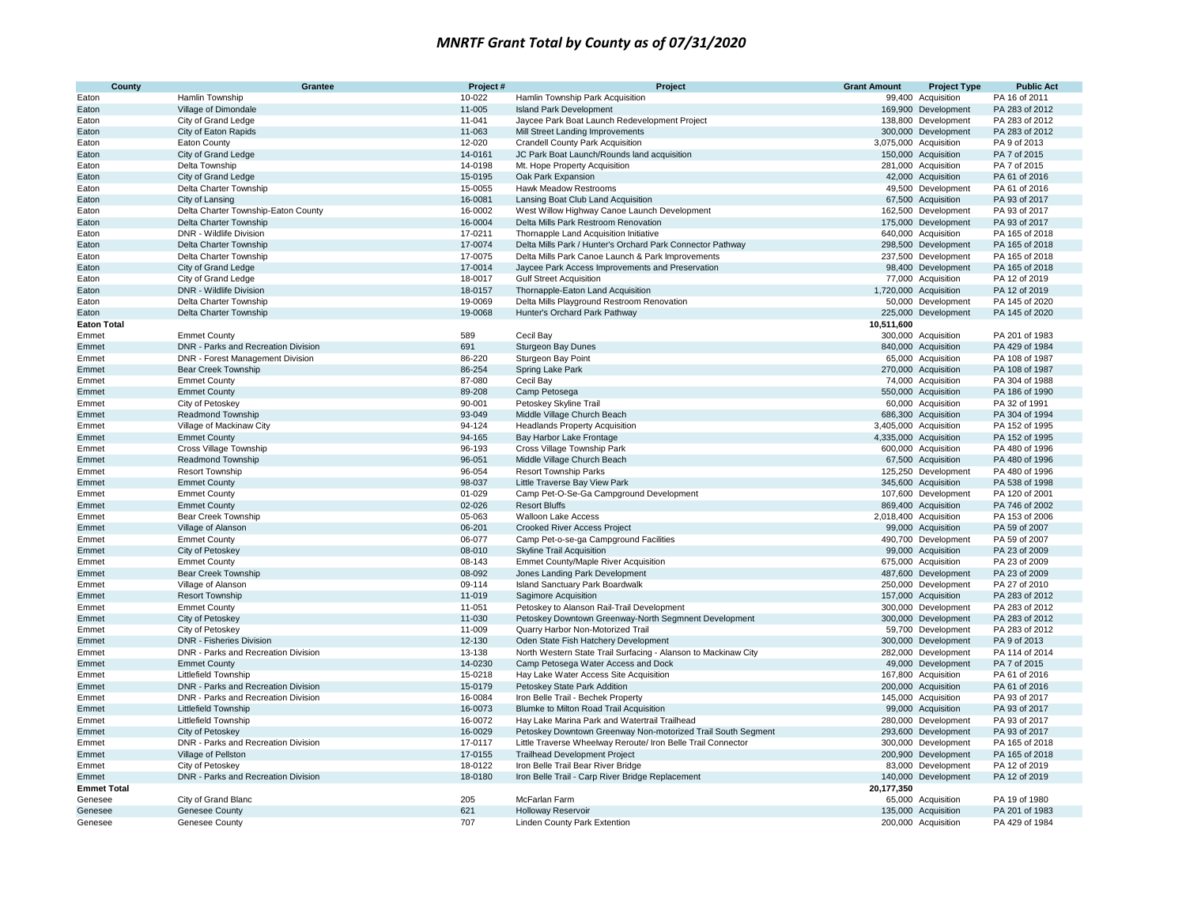# *MNRTF Grant Total by County as of 07/31/2020*

| County | Grantee | Project # | Project | Grant Amount | Project Type | Public Act |
|---|---|---|---|---|---|---|
| Eaton | Hamlin Township | 10-022 | Hamlin Township Park Acquisition | 99,400 | Acquisition | PA 16 of 2011 |
| Eaton | Village of Dimondale | 11-005 | Island Park Development | 169,900 | Development | PA 283 of 2012 |
| Eaton | City of Grand Ledge | 11-041 | Jaycee Park Boat Launch Redevelopment Project | 138,800 | Development | PA 283 of 2012 |
| Eaton | City of Eaton Rapids | 11-063 | Mill Street Landing Improvements | 300,000 | Development | PA 283 of 2012 |
| Eaton | Eaton County | 12-020 | Crandell County Park Acquisition | 3,075,000 | Acquisition | PA 9 of 2013 |
| Eaton | City of Grand Ledge | 14-0161 | JC Park Boat Launch/Rounds land acquisition | 150,000 | Acquisition | PA 7 of 2015 |
| Eaton | Delta Township | 14-0198 | Mt. Hope Property Acquisition | 281,000 | Acquisition | PA 7 of 2015 |
| Eaton | City of Grand Ledge | 15-0195 | Oak Park Expansion | 42,000 | Acquisition | PA 61 of 2016 |
| Eaton | Delta Charter Township | 15-0055 | Hawk Meadow Restrooms | 49,500 | Development | PA 61 of 2016 |
| Eaton | City of Lansing | 16-0081 | Lansing Boat Club Land Acquisition | 67,500 | Acquisition | PA 93 of 2017 |
| Eaton | Delta Charter Township-Eaton County | 16-0002 | West Willow Highway Canoe Launch Development | 162,500 | Development | PA 93 of 2017 |
| Eaton | Delta Charter Township | 16-0004 | Delta Mills Park Restroom Renovation | 175,000 | Development | PA 93 of 2017 |
| Eaton | DNR - Wildlife Division | 17-0211 | Thornapple Land Acquisition Initiative | 640,000 | Acquisition | PA 165 of 2018 |
| Eaton | Delta Charter Township | 17-0074 | Delta Mills Park / Hunter's Orchard Park Connector Pathway | 298,500 | Development | PA 165 of 2018 |
| Eaton | Delta Charter Township | 17-0075 | Delta Mills Park Canoe Launch & Park Improvements | 237,500 | Development | PA 165 of 2018 |
| Eaton | City of Grand Ledge | 17-0014 | Jaycee Park Access Improvements and Preservation | 98,400 | Development | PA 165 of 2018 |
| Eaton | City of Grand Ledge | 18-0017 | Gulf Street Acquisition | 77,000 | Acquisition | PA 12 of 2019 |
| Eaton | DNR - Wildlife Division | 18-0157 | Thornapple-Eaton Land Acquisition | 1,720,000 | Acquisition | PA 12 of 2019 |
| Eaton | Delta Charter Township | 19-0069 | Delta Mills Playground Restroom Renovation | 50,000 | Development | PA 145 of 2020 |
| Eaton | Delta Charter Township | 19-0068 | Hunter's Orchard Park Pathway | 225,000 | Development | PA 145 of 2020 |
| **Eaton Total** | | | | **10,511,600** | | |
| Emmet | Emmet County | 589 | Cecil Bay | 300,000 | Acquisition | PA 201 of 1983 |
| Emmet | DNR - Parks and Recreation Division | 691 | Sturgeon Bay Dunes | 840,000 | Acquisition | PA 429 of 1984 |
| Emmet | DNR - Forest Management Division | 86-220 | Sturgeon Bay Point | 65,000 | Acquisition | PA 108 of 1987 |
| Emmet | Bear Creek Township | 86-254 | Spring Lake Park | 270,000 | Acquisition | PA 108 of 1987 |
| Emmet | Emmet County | 87-080 | Cecil Bay | 74,000 | Acquisition | PA 304 of 1988 |
| Emmet | Emmet County | 89-208 | Camp Petosega | 550,000 | Acquisition | PA 186 of 1990 |
| Emmet | City of Petoskey | 90-001 | Petoskey Skyline Trail | 60,000 | Acquisition | PA 32 of 1991 |
| Emmet | Readmond Township | 93-049 | Middle Village Church Beach | 686,300 | Acquisition | PA 304 of 1994 |
| Emmet | Village of Mackinaw City | 94-124 | Headlands Property Acquisition | 3,405,000 | Acquisition | PA 152 of 1995 |
| Emmet | Emmet County | 94-165 | Bay Harbor Lake Frontage | 4,335,000 | Acquisition | PA 152 of 1995 |
| Emmet | Cross Village Township | 96-193 | Cross Village Township Park | 600,000 | Acquisition | PA 480 of 1996 |
| Emmet | Readmond Township | 96-051 | Middle Village Church Beach | 67,500 | Acquisition | PA 480 of 1996 |
| Emmet | Resort Township | 96-054 | Resort Township Parks | 125,250 | Development | PA 480 of 1996 |
| Emmet | Emmet County | 98-037 | Little Traverse Bay View Park | 345,600 | Acquisition | PA 538 of 1998 |
| Emmet | Emmet County | 01-029 | Camp Pet-O-Se-Ga Campground Development | 107,600 | Development | PA 120 of 2001 |
| Emmet | Emmet County | 02-026 | Resort Bluffs | 869,400 | Acquisition | PA 746 of 2002 |
| Emmet | Bear Creek Township | 05-063 | Walloon Lake Access | 2,018,400 | Acquisition | PA 153 of 2006 |
| Emmet | Village of Alanson | 06-201 | Crooked River Access Project | 99,000 | Acquisition | PA 59 of 2007 |
| Emmet | Emmet County | 06-077 | Camp Pet-o-se-ga Campground Facilities | 490,700 | Development | PA 59 of 2007 |
| Emmet | City of Petoskey | 08-010 | Skyline Trail Acquisition | 99,000 | Acquisition | PA 23 of 2009 |
| Emmet | Emmet County | 08-143 | Emmet County/Maple River Acquisition | 675,000 | Acquisition | PA 23 of 2009 |
| Emmet | Bear Creek Township | 08-092 | Jones Landing Park Development | 487,600 | Development | PA 23 of 2009 |
| Emmet | Village of Alanson | 09-114 | Island Sanctuary Park Boardwalk | 250,000 | Development | PA 27 of 2010 |
| Emmet | Resort Township | 11-019 | Sagimore Acquisition | 157,000 | Acquisition | PA 283 of 2012 |
| Emmet | Emmet County | 11-051 | Petoskey to Alanson Rail-Trail Development | 300,000 | Development | PA 283 of 2012 |
| Emmet | City of Petoskey | 11-030 | Petoskey Downtown Greenway-North Segmnent Development | 300,000 | Development | PA 283 of 2012 |
| Emmet | City of Petoskey | 11-009 | Quarry Harbor Non-Motorized Trail | 59,700 | Development | PA 283 of 2012 |
| Emmet | DNR - Fisheries Division | 12-130 | Oden State Fish Hatchery Development | 300,000 | Development | PA 9 of 2013 |
| Emmet | DNR - Parks and Recreation Division | 13-138 | North Western State Trail Surfacing - Alanson to Mackinaw City | 282,000 | Development | PA 114 of 2014 |
| Emmet | Emmet County | 14-0230 | Camp Petosega Water Access and Dock | 49,000 | Development | PA 7 of 2015 |
| Emmet | Littlefield Township | 15-0218 | Hay Lake Water Access Site Acquisition | 167,800 | Acquisition | PA 61 of 2016 |
| Emmet | DNR - Parks and Recreation Division | 15-0179 | Petoskey State Park Addition | 200,000 | Acquisition | PA 61 of 2016 |
| Emmet | DNR - Parks and Recreation Division | 16-0084 | Iron Belle Trail - Bechek Property | 145,000 | Acquisition | PA 93 of 2017 |
| Emmet | Littlefield Township | 16-0073 | Blumke to Milton Road Trail Acquisition | 99,000 | Acquisition | PA 93 of 2017 |
| Emmet | Littlefield Township | 16-0072 | Hay Lake Marina Park and Watertrail Trailhead | 280,000 | Development | PA 93 of 2017 |
| Emmet | City of Petoskey | 16-0029 | Petoskey Downtown Greenway Non-motorized Trail South Segment | 293,600 | Development | PA 93 of 2017 |
| Emmet | DNR - Parks and Recreation Division | 17-0117 | Little Traverse Wheelway Reroute/ Iron Belle Trail Connector | 300,000 | Development | PA 165 of 2018 |
| Emmet | Village of Pellston | 17-0155 | Trailhead Development Project | 200,900 | Development | PA 165 of 2018 |
| Emmet | City of Petoskey | 18-0122 | Iron Belle Trail Bear River Bridge | 83,000 | Development | PA 12 of 2019 |
| Emmet | DNR - Parks and Recreation Division | 18-0180 | Iron Belle Trail - Carp River Bridge Replacement | 140,000 | Development | PA 12 of 2019 |
| **Emmet Total** | | | | **20,177,350** | | |
| Genesee | City of Grand Blanc | 205 | McFarlan Farm | 65,000 | Acquisition | PA 19 of 1980 |
| Genesee | Genesee County | 621 | Holloway Reservoir | 135,000 | Acquisition | PA 201 of 1983 |
| Genesee | Genesee County | 707 | Linden County Park Extention | 200,000 | Acquisition | PA 429 of 1984 |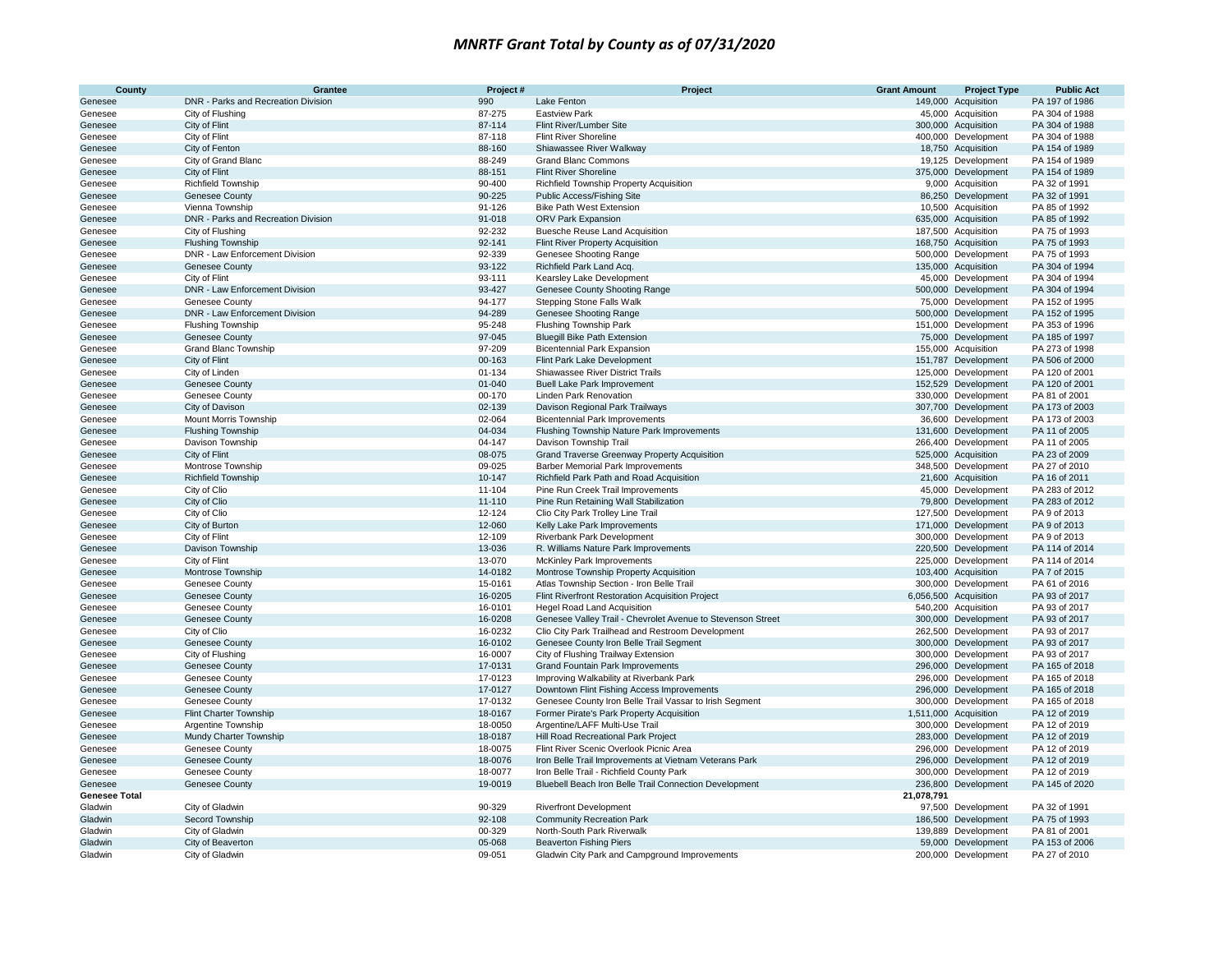# *MNRTF Grant Total by County as of 07/31/2020*

| County | Grantee | Project # | Project | Grant Amount | Project Type | Public Act |
|---|---|---|---|---|---|---|
| Genesee | DNR - Parks and Recreation Division | 990 | Lake Fenton | 149,000 | Acquisition | PA 197 of 1986 |
| Genesee | City of Flushing | 87-275 | Eastview Park | 45,000 | Acquisition | PA 304 of 1988 |
| Genesee | City of Flint | 87-114 | Flint River/Lumber Site | 300,000 | Acquisition | PA 304 of 1988 |
| Genesee | City of Flint | 87-118 | Flint River Shoreline | 400,000 | Development | PA 304 of 1988 |
| Genesee | City of Fenton | 88-160 | Shiawassee River Walkway | 18,750 | Acquisition | PA 154 of 1989 |
| Genesee | City of Grand Blanc | 88-249 | Grand Blanc Commons | 19,125 | Development | PA 154 of 1989 |
| Genesee | City of Flint | 88-151 | Flint River Shoreline | 375,000 | Development | PA 154 of 1989 |
| Genesee | Richfield Township | 90-400 | Richfield Township Property Acquisition | 9,000 | Acquisition | PA 32 of 1991 |
| Genesee | Genesee County | 90-225 | Public Access/Fishing Site | 86,250 | Development | PA 32 of 1991 |
| Genesee | Vienna Township | 91-126 | Bike Path West Extension | 10,500 | Acquisition | PA 85 of 1992 |
| Genesee | DNR - Parks and Recreation Division | 91-018 | ORV Park Expansion | 635,000 | Acquisition | PA 85 of 1992 |
| Genesee | City of Flushing | 92-232 | Buesche Reuse Land Acquisition | 187,500 | Acquisition | PA 75 of 1993 |
| Genesee | Flushing Township | 92-141 | Flint River Property Acquisition | 168,750 | Acquisition | PA 75 of 1993 |
| Genesee | DNR - Law Enforcement Division | 92-339 | Genesee Shooting Range | 500,000 | Development | PA 75 of 1993 |
| Genesee | Genesee County | 93-122 | Richfield Park Land Acq. | 135,000 | Acquisition | PA 304 of 1994 |
| Genesee | City of Flint | 93-111 | Kearsley Lake Development | 45,000 | Development | PA 304 of 1994 |
| Genesee | DNR - Law Enforcement Division | 93-427 | Genesee County Shooting Range | 500,000 | Development | PA 304 of 1994 |
| Genesee | Genesee County | 94-177 | Stepping Stone Falls Walk | 75,000 | Development | PA 152 of 1995 |
| Genesee | DNR - Law Enforcement Division | 94-289 | Genesee Shooting Range | 500,000 | Development | PA 152 of 1995 |
| Genesee | Flushing Township | 95-248 | Flushing Township Park | 151,000 | Development | PA 353 of 1996 |
| Genesee | Genesee County | 97-045 | Bluegill Bike Path Extension | 75,000 | Development | PA 185 of 1997 |
| Genesee | Grand Blanc Township | 97-209 | Bicentennial Park Expansion | 155,000 | Acquisition | PA 273 of 1998 |
| Genesee | City of Flint | 00-163 | Flint Park Lake Development | 151,787 | Development | PA 506 of 2000 |
| Genesee | City of Linden | 01-134 | Shiawassee River District Trails | 125,000 | Development | PA 120 of 2001 |
| Genesee | Genesee County | 01-040 | Buell Lake Park Improvement | 152,529 | Development | PA 120 of 2001 |
| Genesee | Genesee County | 00-170 | Linden Park Renovation | 330,000 | Development | PA 81 of 2001 |
| Genesee | City of Davison | 02-139 | Davison Regional Park Trailways | 307,700 | Development | PA 173 of 2003 |
| Genesee | Mount Morris Township | 02-064 | Bicentennial Park Improvements | 36,600 | Development | PA 173 of 2003 |
| Genesee | Flushing Township | 04-034 | Flushing Township Nature Park Improvements | 131,600 | Development | PA 11 of 2005 |
| Genesee | Davison Township | 04-147 | Davison Township Trail | 266,400 | Development | PA 11 of 2005 |
| Genesee | City of Flint | 08-075 | Grand Traverse Greenway Property Acquisition | 525,000 | Acquisition | PA 23 of 2009 |
| Genesee | Montrose Township | 09-025 | Barber Memorial Park Improvements | 348,500 | Development | PA 27 of 2010 |
| Genesee | Richfield Township | 10-147 | Richfield Park Path and Road Acquisition | 21,600 | Acquisition | PA 16 of 2011 |
| Genesee | City of Clio | 11-104 | Pine Run Creek Trail Improvements | 45,000 | Development | PA 283 of 2012 |
| Genesee | City of Clio | 11-110 | Pine Run Retaining Wall Stabilization | 79,800 | Development | PA 283 of 2012 |
| Genesee | City of Clio | 12-124 | Clio City Park Trolley Line Trail | 127,500 | Development | PA 9 of 2013 |
| Genesee | City of Burton | 12-060 | Kelly Lake Park Improvements | 171,000 | Development | PA 9 of 2013 |
| Genesee | City of Flint | 12-109 | Riverbank Park Development | 300,000 | Development | PA 9 of 2013 |
| Genesee | Davison Township | 13-036 | R. Williams Nature Park Improvements | 220,500 | Development | PA 114 of 2014 |
| Genesee | City of Flint | 13-070 | McKinley Park Improvements | 225,000 | Development | PA 114 of 2014 |
| Genesee | Montrose Township | 14-0182 | Montrose Township Property Acquisition | 103,400 | Acquisition | PA 7 of 2015 |
| Genesee | Genesee County | 15-0161 | Atlas Township Section - Iron Belle Trail | 300,000 | Development | PA 61 of 2016 |
| Genesee | Genesee County | 16-0205 | Flint Riverfront Restoration Acquisition Project | 6,056,500 | Acquisition | PA 93 of 2017 |
| Genesee | Genesee County | 16-0101 | Hegel Road Land Acquisition | 540,200 | Acquisition | PA 93 of 2017 |
| Genesee | Genesee County | 16-0208 | Genesee Valley Trail - Chevrolet Avenue to Stevenson Street | 300,000 | Development | PA 93 of 2017 |
| Genesee | City of Clio | 16-0232 | Clio City Park Trailhead and Restroom Development | 262,500 | Development | PA 93 of 2017 |
| Genesee | Genesee County | 16-0102 | Genesee County Iron Belle Trail Segment | 300,000 | Development | PA 93 of 2017 |
| Genesee | City of Flushing | 16-0007 | City of Flushing Trailway Extension | 300,000 | Development | PA 93 of 2017 |
| Genesee | Genesee County | 17-0131 | Grand Fountain Park Improvements | 296,000 | Development | PA 165 of 2018 |
| Genesee | Genesee County | 17-0123 | Improving Walkability at Riverbank Park | 296,000 | Development | PA 165 of 2018 |
| Genesee | Genesee County | 17-0127 | Downtown Flint Fishing Access Improvements | 296,000 | Development | PA 165 of 2018 |
| Genesee | Genesee County | 17-0132 | Genesee County Iron Belle Trail Vassar to Irish Segment | 300,000 | Development | PA 165 of 2018 |
| Genesee | Flint Charter Township | 18-0167 | Former Pirate's Park Property Acquisition | 1,511,000 | Acquisition | PA 12 of 2019 |
| Genesee | Argentine Township | 18-0050 | Argentine/LAFF Multi-Use Trail | 300,000 | Development | PA 12 of 2019 |
| Genesee | Mundy Charter Township | 18-0187 | Hill Road Recreational Park Project | 283,000 | Development | PA 12 of 2019 |
| Genesee | Genesee County | 18-0075 | Flint River Scenic Overlook Picnic Area | 296,000 | Development | PA 12 of 2019 |
| Genesee | Genesee County | 18-0076 | Iron Belle Trail Improvements at Vietnam Veterans Park | 296,000 | Development | PA 12 of 2019 |
| Genesee | Genesee County | 18-0077 | Iron Belle Trail - Richfield County Park | 300,000 | Development | PA 12 of 2019 |
| Genesee | Genesee County | 19-0019 | Bluebell Beach Iron Belle Trail Connection Development | 236,800 | Development | PA 145 of 2020 |
| **Genesee Total** | | | | **21,078,791** | | |
| Gladwin | City of Gladwin | 90-329 | Riverfront Development | 97,500 | Development | PA 32 of 1991 |
| Gladwin | Secord Township | 92-108 | Community Recreation Park | 186,500 | Development | PA 75 of 1993 |
| Gladwin | City of Gladwin | 00-329 | North-South Park Riverwalk | 139,889 | Development | PA 81 of 2001 |
| Gladwin | City of Beaverton | 05-068 | Beaverton Fishing Piers | 59,000 | Development | PA 153 of 2006 |
| Gladwin | City of Gladwin | 09-051 | Gladwin City Park and Campground Improvements | 200,000 | Development | PA 27 of 2010 |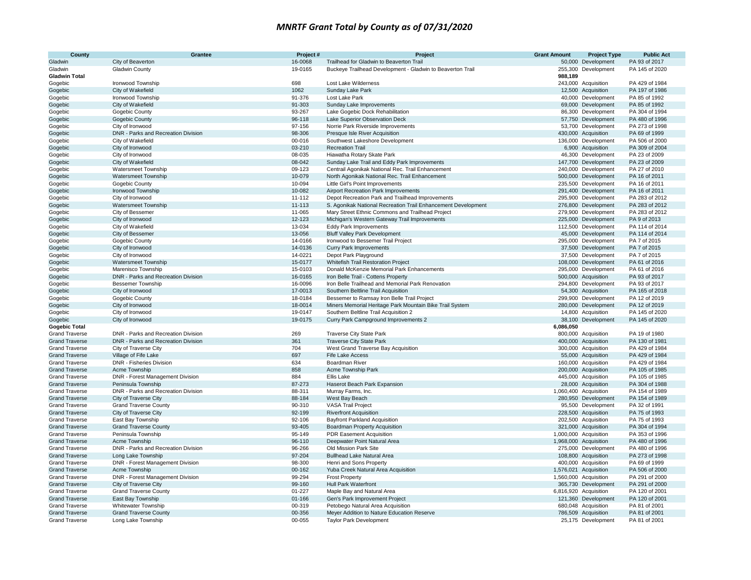# *MNRTF Grant Total by County as of 07/31/2020*

| County | Grantee | Project # | Project | Grant Amount | Project Type | Public Act |
|---|---|---|---|---|---|---|
| Gladwin | City of Beaverton | 16-0068 | Trailhead for Gladwin to Beaverton Trail | 50,000 | Development | PA 93 of 2017 |
| Gladwin | Gladwin County | 19-0165 | Buckeye Trailhead Development - Gladwin to Beaverton Trail | 255,300 | Development | PA 145 of 2020 |
| **Gladwin Total** | | | | **988,189** | | |
| Gogebic | Ironwood Township | 698 | Lost Lake Wilderness | 243,000 | Acquisition | PA 429 of 1984 |
| Gogebic | City of Wakefield | 1062 | Sunday Lake Park | 12,500 | Acquisition | PA 197 of 1986 |
| Gogebic | Ironwood Township | 91-376 | Lost Lake Park | 40,000 | Development | PA 85 of 1992 |
| Gogebic | City of Wakefield | 91-303 | Sunday Lake Improvements | 69,000 | Development | PA 85 of 1992 |
| Gogebic | Gogebic County | 93-267 | Lake Gogebic Dock Rehabilitation | 86,300 | Development | PA 304 of 1994 |
| Gogebic | Gogebic County | 96-118 | Lake Superior Observation Deck | 57,750 | Development | PA 480 of 1996 |
| Gogebic | City of Ironwood | 97-156 | Norrie Park Riverside Improvements | 53,700 | Development | PA 273 of 1998 |
| Gogebic | DNR - Parks and Recreation Division | 98-306 | Presque Isle River Acquisition | 430,000 | Acquisition | PA 69 of 1999 |
| Gogebic | City of Wakefield | 00-016 | Southwest Lakeshore Development | 136,000 | Development | PA 506 of 2000 |
| Gogebic | City of Ironwood | 03-210 | Recreation Trail | 6,900 | Acquisition | PA 309 of 2004 |
| Gogebic | City of Ironwood | 08-035 | Hiawatha Rotary Skate Park | 46,300 | Development | PA 23 of 2009 |
| Gogebic | City of Wakefield | 08-042 | Sunday Lake Trail and Eddy Park Improvements | 147,700 | Development | PA 23 of 2009 |
| Gogebic | Watersmeet Township | 09-123 | Centrail Agonikak National Rec. Trail Enhancement | 240,000 | Development | PA 27 of 2010 |
| Gogebic | Watersmeet Township | 10-079 | North Agonikak National Rec. Trail Enhancement | 500,000 | Development | PA 16 of 2011 |
| Gogebic | Gogebic County | 10-094 | Little Girl's Point Improvements | 235,500 | Development | PA 16 of 2011 |
| Gogebic | Ironwood Township | 10-082 | Airport Recreation Park Improvements | 291,400 | Development | PA 16 of 2011 |
| Gogebic | City of Ironwood | 11-112 | Depot Recreation Park and Trailhead Improvements | 295,900 | Development | PA 283 of 2012 |
| Gogebic | Watersmeet Township | 11-113 | S. Agonikak National Recreation Trail Enhancement Development | 276,800 | Development | PA 283 of 2012 |
| Gogebic | City of Bessemer | 11-065 | Mary Street Ethnic Commons and Trailhead Project | 279,900 | Development | PA 283 of 2012 |
| Gogebic | City of Ironwood | 12-123 | Michigan's Western Gateway Trail Improvements | 225,000 | Development | PA 9 of 2013 |
| Gogebic | City of Wakefield | 13-034 | Eddy Park Improvements | 112,500 | Development | PA 114 of 2014 |
| Gogebic | City of Bessemer | 13-056 | Bluff Valley Park Development | 45,000 | Development | PA 114 of 2014 |
| Gogebic | Gogebic County | 14-0166 | Ironwood to Bessemer Trail Project | 295,000 | Development | PA 7 of 2015 |
| Gogebic | City of Ironwood | 14-0136 | Curry Park Improvements | 37,500 | Development | PA 7 of 2015 |
| Gogebic | City of Ironwood | 14-0221 | Depot Park Playground | 37,500 | Development | PA 7 of 2015 |
| Gogebic | Watersmeet Township | 15-0177 | Whitefish Trail Restoration Project | 108,000 | Development | PA 61 of 2016 |
| Gogebic | Marenisco Township | 15-0103 | Donald McKenzie Memorial Park Enhancements | 295,000 | Development | PA 61 of 2016 |
| Gogebic | DNR - Parks and Recreation Division | 16-0165 | Iron Belle Trail - Cottens Property | 500,000 | Acquisition | PA 93 of 2017 |
| Gogebic | Bessemer Township | 16-0096 | Iron Belle Trailhead and Memorial Park Renovation | 294,800 | Development | PA 93 of 2017 |
| Gogebic | City of Ironwood | 17-0013 | Southern Beltline Trail Acquisition | 54,300 | Acquisition | PA 165 of 2018 |
| Gogebic | Gogebic County | 18-0184 | Bessemer to Ramsay Iron Belle Trail Project | 299,900 | Development | PA 12 of 2019 |
| Gogebic | City of Ironwood | 18-0014 | Miners Memorial Heritage Park Mountain Bike Trail System | 280,000 | Development | PA 12 of 2019 |
| Gogebic | City of Ironwood | 19-0147 | Southern Beltline Trail Acquisition 2 | 14,800 | Acquisition | PA 145 of 2020 |
| Gogebic | City of Ironwood | 19-0175 | Curry Park Campground Improvements 2 | 38,100 | Development | PA 145 of 2020 |
| **Gogebic Total** | | | | **6,086,050** | | |
| Grand Traverse | DNR - Parks and Recreation Division | 269 | Traverse City State Park | 800,000 | Acquisition | PA 19 of 1980 |
| Grand Traverse | DNR - Parks and Recreation Division | 361 | Traverse City State Park | 400,000 | Acquisition | PA 130 of 1981 |
| Grand Traverse | City of Traverse City | 704 | West Grand Traverse Bay Acquisition | 300,000 | Acquisition | PA 429 of 1984 |
| Grand Traverse | Village of Fife Lake | 697 | Fife Lake Access | 55,000 | Acquisition | PA 429 of 1984 |
| Grand Traverse | DNR - Fisheries Division | 634 | Boardman River | 160,000 | Acquisition | PA 429 of 1984 |
| Grand Traverse | Acme Township | 858 | Acme Township Park | 200,000 | Acquisition | PA 105 of 1985 |
| Grand Traverse | DNR - Forest Management Division | 884 | Ellis Lake | 445,000 | Acquisition | PA 105 of 1985 |
| Grand Traverse | Peninsula Township | 87-273 | Haserot Beach Park Expansion | 28,000 | Acquisition | PA 304 of 1988 |
| Grand Traverse | DNR - Parks and Recreation Division | 88-311 | Murray Farms, Inc. | 1,060,400 | Acquisition | PA 154 of 1989 |
| Grand Traverse | City of Traverse City | 88-184 | West Bay Beach | 280,950 | Development | PA 154 of 1989 |
| Grand Traverse | Grand Traverse County | 90-310 | VASA Trail Project | 95,500 | Development | PA 32 of 1991 |
| Grand Traverse | City of Traverse City | 92-199 | Riverfront Acquisition | 228,500 | Acquisition | PA 75 of 1993 |
| Grand Traverse | East Bay Township | 92-106 | Bayfront Parkland Acquisition | 202,500 | Acquisition | PA 75 of 1993 |
| Grand Traverse | Grand Traverse County | 93-405 | Boardman Property Acquisition | 321,000 | Acquisition | PA 304 of 1994 |
| Grand Traverse | Peninsula Township | 95-149 | PDR Easement Acquisition | 1,000,000 | Acquisition | PA 353 of 1996 |
| Grand Traverse | Acme Township | 96-110 | Deepwater Point Natural Area | 1,968,000 | Acquisition | PA 480 of 1996 |
| Grand Traverse | DNR - Parks and Recreation Division | 96-266 | Old Mission Park Site | 275,000 | Development | PA 480 of 1996 |
| Grand Traverse | Long Lake Township | 97-204 | Bullhead Lake Natural Area | 108,800 | Acquisition | PA 273 of 1998 |
| Grand Traverse | DNR - Forest Management Division | 98-300 | Henri and Sons Property | 400,000 | Acquisition | PA 69 of 1999 |
| Grand Traverse | Acme Township | 00-162 | Yuba Creek Natural Area Acquisition | 1,576,021 | Acquisition | PA 506 of 2000 |
| Grand Traverse | DNR - Forest Management Division | 99-294 | Frost Property | 1,560,000 | Acquisition | PA 291 of 2000 |
| Grand Traverse | City of Traverse City | 99-160 | Hull Park Waterfront | 365,730 | Development | PA 291 of 2000 |
| Grand Traverse | Grand Traverse County | 01-227 | Maple Bay and Natural Area | 6,816,920 | Acquisition | PA 120 of 2001 |
| Grand Traverse | East Bay Township | 01-166 | Gen's Park Improvement Project | 121,360 | Development | PA 120 of 2001 |
| Grand Traverse | Whitewater Township | 00-319 | Petobego Natural Area Acquisition | 680,048 | Acquisition | PA 81 of 2001 |
| Grand Traverse | Grand Traverse County | 00-356 | Meyer Addition to Nature Education Reserve | 786,509 | Acquisition | PA 81 of 2001 |
| Grand Traverse | Long Lake Township | 00-055 | Taylor Park Development | 25,175 | Development | PA 81 of 2001 |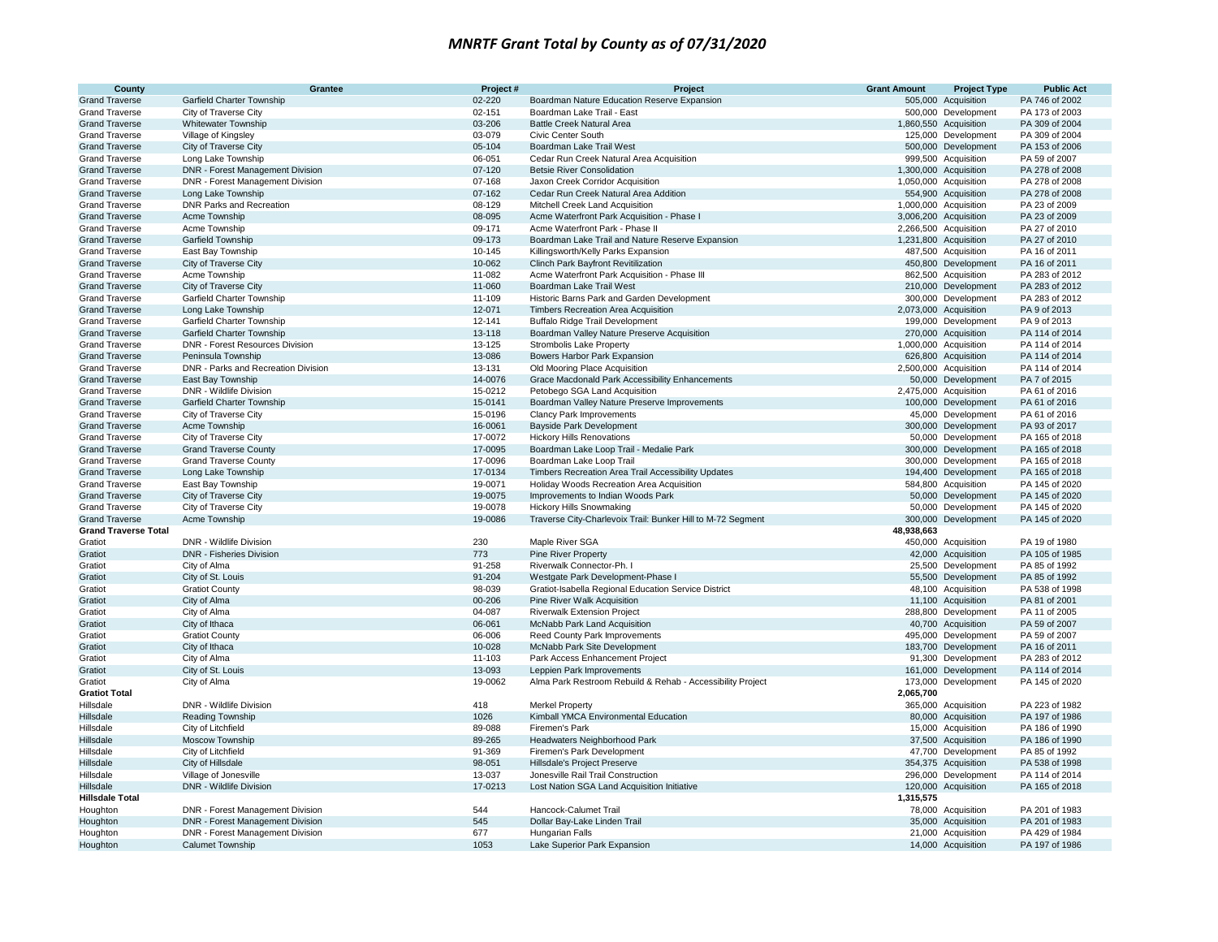# *MNRTF Grant Total by County as of 07/31/2020*

| County | Grantee | Project # | Project | Grant Amount | Project Type | Public Act |
|---|---|---|---|---|---|---|
| Grand Traverse | Garfield Charter Township | 02-220 | Boardman Nature Education Reserve Expansion | 505,000 | Acquisition | PA 746 of 2002 |
| Grand Traverse | City of Traverse City | 02-151 | Boardman Lake Trail - East | 500,000 | Development | PA 173 of 2003 |
| Grand Traverse | Whitewater Township | 03-206 | Battle Creek Natural Area | 1,860,550 | Acquisition | PA 309 of 2004 |
| Grand Traverse | Village of Kingsley | 03-079 | Civic Center South | 125,000 | Development | PA 309 of 2004 |
| Grand Traverse | City of Traverse City | 05-104 | Boardman Lake Trail West | 500,000 | Development | PA 153 of 2006 |
| Grand Traverse | Long Lake Township | 06-051 | Cedar Run Creek Natural Area Acquisition | 999,500 | Acquisition | PA 59 of 2007 |
| Grand Traverse | DNR - Forest Management Division | 07-120 | Betsie River Consolidation | 1,300,000 | Acquisition | PA 278 of 2008 |
| Grand Traverse | DNR - Forest Management Division | 07-168 | Jaxon Creek Corridor Acquisition | 1,050,000 | Acquisition | PA 278 of 2008 |
| Grand Traverse | Long Lake Township | 07-162 | Cedar Run Creek Natural Area Addition | 554,900 | Acquisition | PA 278 of 2008 |
| Grand Traverse | DNR Parks and Recreation | 08-129 | Mitchell Creek Land Acquisition | 1,000,000 | Acquisition | PA 23 of 2009 |
| Grand Traverse | Acme Township | 08-095 | Acme Waterfront Park Acquisition - Phase I | 3,006,200 | Acquisition | PA 23 of 2009 |
| Grand Traverse | Acme Township | 09-171 | Acme Waterfront Park - Phase II | 2,266,500 | Acquisition | PA 27 of 2010 |
| Grand Traverse | Garfield Township | 09-173 | Boardman Lake Trail and Nature Reserve Expansion | 1,231,800 | Acquisition | PA 27 of 2010 |
| Grand Traverse | East Bay Township | 10-145 | Killingsworth/Kelly Parks Expansion | 487,500 | Acquisition | PA 16 of 2011 |
| Grand Traverse | City of Traverse City | 10-062 | Clinch Park Bayfront Revitilization | 450,800 | Development | PA 16 of 2011 |
| Grand Traverse | Acme Township | 11-082 | Acme Waterfront Park Acquisition - Phase III | 862,500 | Acquisition | PA 283 of 2012 |
| Grand Traverse | City of Traverse City | 11-060 | Boardman Lake Trail West | 210,000 | Development | PA 283 of 2012 |
| Grand Traverse | Garfield Charter Township | 11-109 | Historic Barns Park and Garden Development | 300,000 | Development | PA 283 of 2012 |
| Grand Traverse | Long Lake Township | 12-071 | Timbers Recreation Area Acquisition | 2,073,000 | Acquisition | PA 9 of 2013 |
| Grand Traverse | Garfield Charter Township | 12-141 | Buffalo Ridge Trail Development | 199,000 | Development | PA 9 of 2013 |
| Grand Traverse | Garfield Charter Township | 13-118 | Boardman Valley Nature Preserve Acquisition | 270,000 | Acquisition | PA 114 of 2014 |
| Grand Traverse | DNR - Forest Resources Division | 13-125 | Strombolis Lake Property | 1,000,000 | Acquisition | PA 114 of 2014 |
| Grand Traverse | Peninsula Township | 13-086 | Bowers Harbor Park Expansion | 626,800 | Acquisition | PA 114 of 2014 |
| Grand Traverse | DNR - Parks and Recreation Division | 13-131 | Old Mooring Place Acquisition | 2,500,000 | Acquisition | PA 114 of 2014 |
| Grand Traverse | East Bay Township | 14-0076 | Grace Macdonald Park Accessibility Enhancements | 50,000 | Development | PA 7 of 2015 |
| Grand Traverse | DNR - Wildlife Division | 15-0212 | Petobego SGA Land Acquisition | 2,475,000 | Acquisition | PA 61 of 2016 |
| Grand Traverse | Garfield Charter Township | 15-0141 | Boardman Valley Nature Preserve Improvements | 100,000 | Development | PA 61 of 2016 |
| Grand Traverse | City of Traverse City | 15-0196 | Clancy Park Improvements | 45,000 | Development | PA 61 of 2016 |
| Grand Traverse | Acme Township | 16-0061 | Bayside Park Development | 300,000 | Development | PA 93 of 2017 |
| Grand Traverse | City of Traverse City | 17-0072 | Hickory Hills Renovations | 50,000 | Development | PA 165 of 2018 |
| Grand Traverse | Grand Traverse County | 17-0095 | Boardman Lake Loop Trail - Medalie Park | 300,000 | Development | PA 165 of 2018 |
| Grand Traverse | Grand Traverse County | 17-0096 | Boardman Lake Loop Trail | 300,000 | Development | PA 165 of 2018 |
| Grand Traverse | Long Lake Township | 17-0134 | Timbers Recreation Area Trail Accessibility Updates | 194,400 | Development | PA 165 of 2018 |
| Grand Traverse | East Bay Township | 19-0071 | Holiday Woods Recreation Area Acquisition | 584,800 | Acquisition | PA 145 of 2020 |
| Grand Traverse | City of Traverse City | 19-0075 | Improvements to Indian Woods Park | 50,000 | Development | PA 145 of 2020 |
| Grand Traverse | City of Traverse City | 19-0078 | Hickory Hills Snowmaking | 50,000 | Development | PA 145 of 2020 |
| Grand Traverse | Acme Township | 19-0086 | Traverse City-Charlevoix Trail: Bunker Hill to M-72 Segment | 300,000 | Development | PA 145 of 2020 |
| **Grand Traverse Total** | | | | **48,938,663** | | |
| Gratiot | DNR - Wildlife Division | 230 | Maple River SGA | 450,000 | Acquisition | PA 19 of 1980 |
| Gratiot | DNR - Fisheries Division | 773 | Pine River Property | 42,000 | Acquisition | PA 105 of 1985 |
| Gratiot | City of Alma | 91-258 | Riverwalk Connector-Ph. I | 25,500 | Development | PA 85 of 1992 |
| Gratiot | City of St. Louis | 91-204 | Westgate Park Development-Phase I | 55,500 | Development | PA 85 of 1992 |
| Gratiot | Gratiot County | 98-039 | Gratiot-Isabella Regional Education Service District | 48,100 | Acquisition | PA 538 of 1998 |
| Gratiot | City of Alma | 00-206 | Pine River Walk Acquisition | 11,100 | Acquisition | PA 81 of 2001 |
| Gratiot | City of Alma | 04-087 | Riverwalk Extension Project | 288,800 | Development | PA 11 of 2005 |
| Gratiot | City of Ithaca | 06-061 | McNabb Park Land Acquisition | 40,700 | Acquisition | PA 59 of 2007 |
| Gratiot | Gratiot County | 06-006 | Reed County Park Improvements | 495,000 | Development | PA 59 of 2007 |
| Gratiot | City of Ithaca | 10-028 | McNabb Park Site Development | 183,700 | Development | PA 16 of 2011 |
| Gratiot | City of Alma | 11-103 | Park Access Enhancement Project | 91,300 | Development | PA 283 of 2012 |
| Gratiot | City of St. Louis | 13-093 | Leppien Park Improvements | 161,000 | Development | PA 114 of 2014 |
| Gratiot | City of Alma | 19-0062 | Alma Park Restroom Rebuild & Rehab - Accessibility Project | 173,000 | Development | PA 145 of 2020 |
| **Gratiot Total** | | | | **2,065,700** | | |
| Hillsdale | DNR - Wildlife Division | 418 | Merkel Property | 365,000 | Acquisition | PA 223 of 1982 |
| Hillsdale | Reading Township | 1026 | Kimball YMCA Environmental Education | 80,000 | Acquisition | PA 197 of 1986 |
| Hillsdale | City of Litchfield | 89-088 | Firemen's Park | 15,000 | Acquisition | PA 186 of 1990 |
| Hillsdale | Moscow Township | 89-265 | Headwaters Neighborhood Park | 37,500 | Acquisition | PA 186 of 1990 |
| Hillsdale | City of Litchfield | 91-369 | Firemen's Park Development | 47,700 | Development | PA 85 of 1992 |
| Hillsdale | City of Hillsdale | 98-051 | Hillsdale's Project Preserve | 354,375 | Acquisition | PA 538 of 1998 |
| Hillsdale | Village of Jonesville | 13-037 | Jonesville Rail Trail Construction | 296,000 | Development | PA 114 of 2014 |
| Hillsdale | DNR - Wildlife Division | 17-0213 | Lost Nation SGA Land Acquisition Initiative | 120,000 | Acquisition | PA 165 of 2018 |
| **Hillsdale Total** | | | | **1,315,575** | | |
| Houghton | DNR - Forest Management Division | 544 | Hancock-Calumet Trail | 78,000 | Acquisition | PA 201 of 1983 |
| Houghton | DNR - Forest Management Division | 545 | Dollar Bay-Lake Linden Trail | 35,000 | Acquisition | PA 201 of 1983 |
| Houghton | DNR - Forest Management Division | 677 | Hungarian Falls | 21,000 | Acquisition | PA 429 of 1984 |
| Houghton | Calumet Township | 1053 | Lake Superior Park Expansion | 14,000 | Acquisition | PA 197 of 1986 |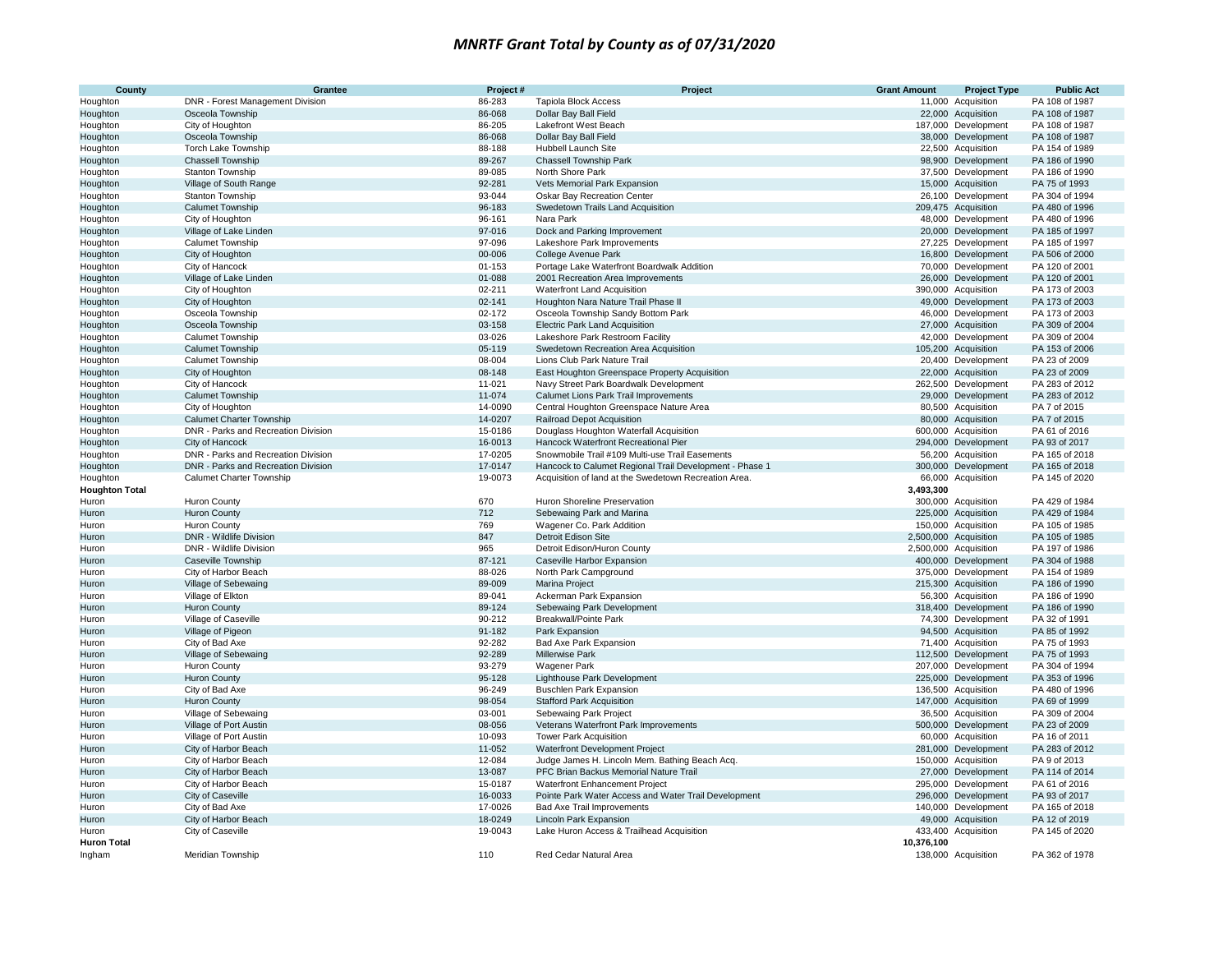# *MNRTF Grant Total by County as of 07/31/2020*

| County | Grantee | Project # | Project | Grant Amount | Project Type | Public Act |
|---|---|---|---|---|---|---|
| Houghton | DNR - Forest Management Division | 86-283 | Tapiola Block Access | 11,000 | Acquisition | PA 108 of 1987 |
| Houghton | Osceola Township | 86-068 | Dollar Bay Ball Field | 22,000 | Acquisition | PA 108 of 1987 |
| Houghton | City of Houghton | 86-205 | Lakefront West Beach | 187,000 | Development | PA 108 of 1987 |
| Houghton | Osceola Township | 86-068 | Dollar Bay Ball Field | 38,000 | Development | PA 108 of 1987 |
| Houghton | Torch Lake Township | 88-188 | Hubbell Launch Site | 22,500 | Acquisition | PA 154 of 1989 |
| Houghton | Chassell Township | 89-267 | Chassell Township Park | 98,900 | Development | PA 186 of 1990 |
| Houghton | Stanton Township | 89-085 | North Shore Park | 37,500 | Development | PA 186 of 1990 |
| Houghton | Village of South Range | 92-281 | Vets Memorial Park Expansion | 15,000 | Acquisition | PA 75 of 1993 |
| Houghton | Stanton Township | 93-044 | Oskar Bay Recreation Center | 26,100 | Development | PA 304 of 1994 |
| Houghton | Calumet Township | 96-183 | Swedetown Trails Land Acquisition | 209,475 | Acquisition | PA 480 of 1996 |
| Houghton | City of Houghton | 96-161 | Nara Park | 48,000 | Development | PA 480 of 1996 |
| Houghton | Village of Lake Linden | 97-016 | Dock and Parking Improvement | 20,000 | Development | PA 185 of 1997 |
| Houghton | Calumet Township | 97-096 | Lakeshore Park Improvements | 27,225 | Development | PA 185 of 1997 |
| Houghton | City of Houghton | 00-006 | College Avenue Park | 16,800 | Development | PA 506 of 2000 |
| Houghton | City of Hancock | 01-153 | Portage Lake Waterfront Boardwalk Addition | 70,000 | Development | PA 120 of 2001 |
| Houghton | Village of Lake Linden | 01-088 | 2001 Recreation Area Improvements | 26,000 | Development | PA 120 of 2001 |
| Houghton | City of Houghton | 02-211 | Waterfront Land Acquisition | 390,000 | Acquisition | PA 173 of 2003 |
| Houghton | City of Houghton | 02-141 | Houghton Nara Nature Trail Phase II | 49,000 | Development | PA 173 of 2003 |
| Houghton | Osceola Township | 02-172 | Osceola Township Sandy Bottom Park | 46,000 | Development | PA 173 of 2003 |
| Houghton | Osceola Township | 03-158 | Electric Park Land Acquisition | 27,000 | Acquisition | PA 309 of 2004 |
| Houghton | Calumet Township | 03-026 | Lakeshore Park Restroom Facility | 42,000 | Development | PA 309 of 2004 |
| Houghton | Calumet Township | 05-119 | Swedetown Recreation Area Acquisition | 105,200 | Acquisition | PA 153 of 2006 |
| Houghton | Calumet Township | 08-004 | Lions Club Park Nature Trail | 20,400 | Development | PA 23 of 2009 |
| Houghton | City of Houghton | 08-148 | East Houghton Greenspace Property Acquisition | 22,000 | Acquisition | PA 23 of 2009 |
| Houghton | City of Hancock | 11-021 | Navy Street Park Boardwalk Development | 262,500 | Development | PA 283 of 2012 |
| Houghton | Calumet Township | 11-074 | Calumet Lions Park Trail Improvements | 29,000 | Development | PA 283 of 2012 |
| Houghton | City of Houghton | 14-0090 | Central Houghton Greenspace Nature Area | 80,500 | Acquisition | PA 7 of 2015 |
| Houghton | Calumet Charter Township | 14-0207 | Railroad Depot Acquisition | 80,000 | Acquisition | PA 7 of 2015 |
| Houghton | DNR - Parks and Recreation Division | 15-0186 | Douglass Houghton Waterfall Acquisition | 600,000 | Acquisition | PA 61 of 2016 |
| Houghton | City of Hancock | 16-0013 | Hancock Waterfront Recreational Pier | 294,000 | Development | PA 93 of 2017 |
| Houghton | DNR - Parks and Recreation Division | 17-0205 | Snowmobile Trail #109 Multi-use Trail Easements | 56,200 | Acquisition | PA 165 of 2018 |
| Houghton | DNR - Parks and Recreation Division | 17-0147 | Hancock to Calumet Regional Trail Development - Phase 1 | 300,000 | Development | PA 165 of 2018 |
| Houghton | Calumet Charter Township | 19-0073 | Acquisition of land at the Swedetown Recreation Area. | 66,000 | Acquisition | PA 145 of 2020 |
| **Houghton Total** | | | | **3,493,300** | | |
| Huron | Huron County | 670 | Huron Shoreline Preservation | 300,000 | Acquisition | PA 429 of 1984 |
| Huron | Huron County | 712 | Sebewaing Park and Marina | 225,000 | Acquisition | PA 429 of 1984 |
| Huron | Huron County | 769 | Wagener Co. Park Addition | 150,000 | Acquisition | PA 105 of 1985 |
| Huron | DNR - Wildlife Division | 847 | Detroit Edison Site | 2,500,000 | Acquisition | PA 105 of 1985 |
| Huron | DNR - Wildlife Division | 965 | Detroit Edison/Huron County | 2,500,000 | Acquisition | PA 197 of 1986 |
| Huron | Caseville Township | 87-121 | Caseville Harbor Expansion | 400,000 | Development | PA 304 of 1988 |
| Huron | City of Harbor Beach | 88-026 | North Park Campground | 375,000 | Development | PA 154 of 1989 |
| Huron | Village of Sebewaing | 89-009 | Marina Project | 215,300 | Acquisition | PA 186 of 1990 |
| Huron | Village of Elkton | 89-041 | Ackerman Park Expansion | 56,300 | Acquisition | PA 186 of 1990 |
| Huron | Huron County | 89-124 | Sebewaing Park Development | 318,400 | Development | PA 186 of 1990 |
| Huron | Village of Caseville | 90-212 | Breakwall/Pointe Park | 74,300 | Development | PA 32 of 1991 |
| Huron | Village of Pigeon | 91-182 | Park Expansion | 94,500 | Acquisition | PA 85 of 1992 |
| Huron | City of Bad Axe | 92-282 | Bad Axe Park Expansion | 71,400 | Acquisition | PA 75 of 1993 |
| Huron | Village of Sebewaing | 92-289 | Millerwise Park | 112,500 | Development | PA 75 of 1993 |
| Huron | Huron County | 93-279 | Wagener Park | 207,000 | Development | PA 304 of 1994 |
| Huron | Huron County | 95-128 | Lighthouse Park Development | 225,000 | Development | PA 353 of 1996 |
| Huron | City of Bad Axe | 96-249 | Buschlen Park Expansion | 136,500 | Acquisition | PA 480 of 1996 |
| Huron | Huron County | 98-054 | Stafford Park Acquisition | 147,000 | Acquisition | PA 69 of 1999 |
| Huron | Village of Sebewaing | 03-001 | Sebewaing Park Project | 36,500 | Acquisition | PA 309 of 2004 |
| Huron | Village of Port Austin | 08-056 | Veterans Waterfront Park Improvements | 500,000 | Development | PA 23 of 2009 |
| Huron | Village of Port Austin | 10-093 | Tower Park Acquisition | 60,000 | Acquisition | PA 16 of 2011 |
| Huron | City of Harbor Beach | 11-052 | Waterfront Development Project | 281,000 | Development | PA 283 of 2012 |
| Huron | City of Harbor Beach | 12-084 | Judge James H. Lincoln Mem. Bathing Beach Acq. | 150,000 | Acquisition | PA 9 of 2013 |
| Huron | City of Harbor Beach | 13-087 | PFC Brian Backus Memorial Nature Trail | 27,000 | Development | PA 114 of 2014 |
| Huron | City of Harbor Beach | 15-0187 | Waterfront Enhancement Project | 295,000 | Development | PA 61 of 2016 |
| Huron | City of Caseville | 16-0033 | Pointe Park Water Access and Water Trail Development | 296,000 | Development | PA 93 of 2017 |
| Huron | City of Bad Axe | 17-0026 | Bad Axe Trail Improvements | 140,000 | Development | PA 165 of 2018 |
| Huron | City of Harbor Beach | 18-0249 | Lincoln Park Expansion | 49,000 | Acquisition | PA 12 of 2019 |
| Huron | City of Caseville | 19-0043 | Lake Huron Access & Trailhead Acquisition | 433,400 | Acquisition | PA 145 of 2020 |
| **Huron Total** | | | | **10,376,100** | | |
| Ingham | Meridian Township | 110 | Red Cedar Natural Area | 138,000 | Acquisition | PA 362 of 1978 |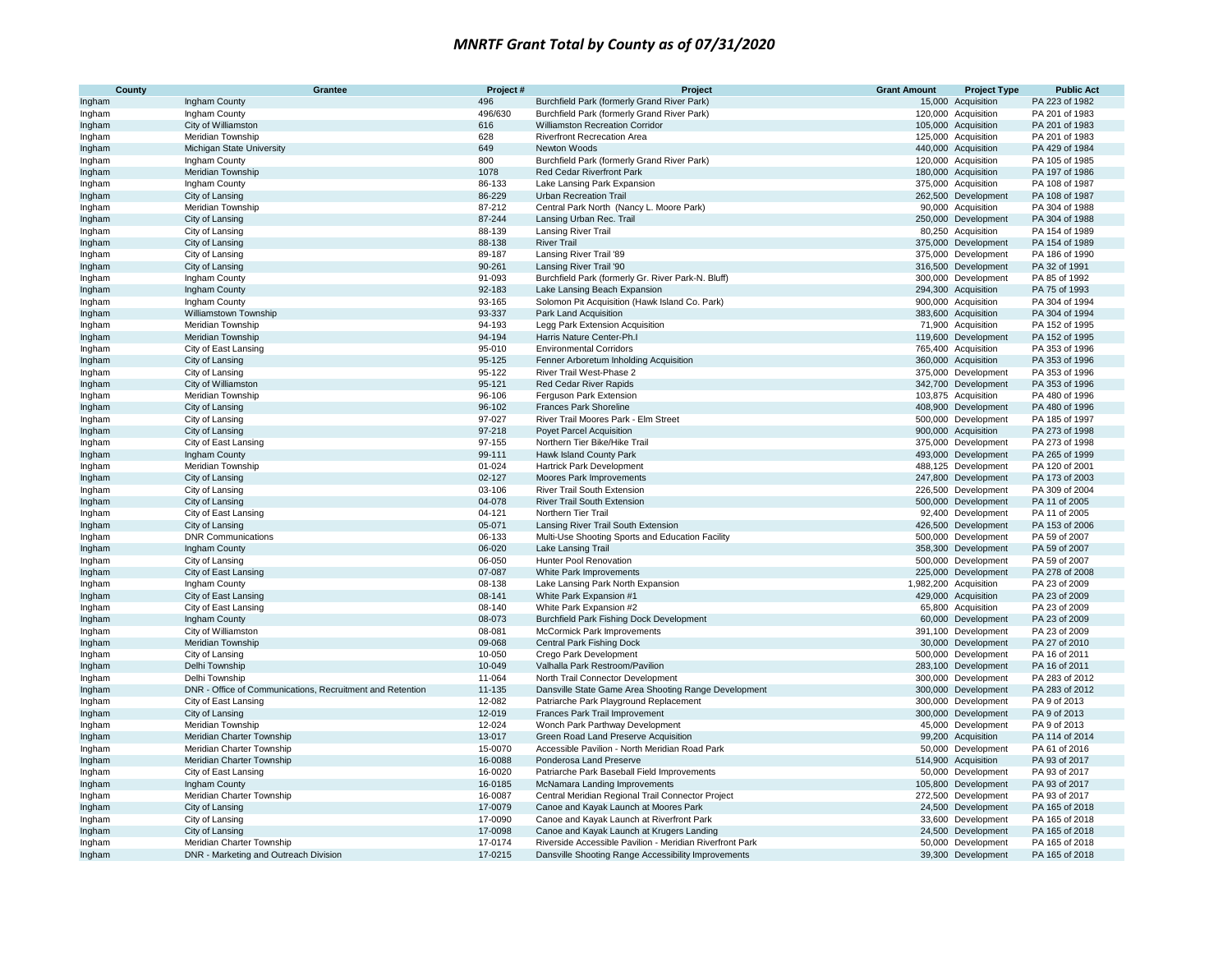# *MNRTF Grant Total by County as of 07/31/2020*

| County | Grantee | Project # | Project | Grant Amount | Project Type | Public Act |
|---|---|---|---|---|---|---|
| Ingham | Ingham County | 496 | Burchfield Park (formerly Grand River Park) | 15,000 | Acquisition | PA 223 of 1982 |
| Ingham | Ingham County | 496/630 | Burchfield Park (formerly Grand River Park) | 120,000 | Acquisition | PA 201 of 1983 |
| Ingham | City of Williamston | 616 | Williamston Recreation Corridor | 105,000 | Acquisition | PA 201 of 1983 |
| Ingham | Meridian Township | 628 | Riverfront Recreation Area | 125,000 | Acquisition | PA 201 of 1983 |
| Ingham | Michigan State University | 649 | Newton Woods | 440,000 | Acquisition | PA 429 of 1984 |
| Ingham | Ingham County | 800 | Burchfield Park (formerly Grand River Park) | 120,000 | Acquisition | PA 105 of 1985 |
| Ingham | Meridian Township | 1078 | Red Cedar Riverfront Park | 180,000 | Acquisition | PA 197 of 1986 |
| Ingham | Ingham County | 86-133 | Lake Lansing Park Expansion | 375,000 | Acquisition | PA 108 of 1987 |
| Ingham | City of Lansing | 86-229 | Urban Recreation Trail | 262,500 | Development | PA 108 of 1987 |
| Ingham | Meridian Township | 87-212 | Central Park North (Nancy L. Moore Park) | 90,000 | Acquisition | PA 304 of 1988 |
| Ingham | City of Lansing | 87-244 | Lansing Urban Rec. Trail | 250,000 | Development | PA 304 of 1988 |
| Ingham | City of Lansing | 88-139 | Lansing River Trail | 80,250 | Acquisition | PA 154 of 1989 |
| Ingham | City of Lansing | 88-138 | River Trail | 375,000 | Development | PA 154 of 1989 |
| Ingham | City of Lansing | 89-187 | Lansing River Trail '89 | 375,000 | Development | PA 186 of 1990 |
| Ingham | City of Lansing | 90-261 | Lansing River Trail '90 | 316,500 | Development | PA 32 of 1991 |
| Ingham | Ingham County | 91-093 | Burchfield Park (formerly Gr. River Park-N. Bluff) | 300,000 | Development | PA 85 of 1992 |
| Ingham | Ingham County | 92-183 | Lake Lansing Beach Expansion | 294,300 | Acquisition | PA 75 of 1993 |
| Ingham | Ingham County | 93-165 | Solomon Pit Acquisition (Hawk Island Co. Park) | 900,000 | Acquisition | PA 304 of 1994 |
| Ingham | Williamstown Township | 93-337 | Park Land Acquisition | 383,600 | Acquisition | PA 304 of 1994 |
| Ingham | Meridian Township | 94-193 | Legg Park Extension Acquisition | 71,900 | Acquisition | PA 152 of 1995 |
| Ingham | Meridian Township | 94-194 | Harris Nature Center-Ph.I | 119,600 | Development | PA 152 of 1995 |
| Ingham | City of East Lansing | 95-010 | Environmental Corridors | 765,400 | Acquisition | PA 353 of 1996 |
| Ingham | City of Lansing | 95-125 | Fenner Arboretum Inholding Acquisition | 360,000 | Acquisition | PA 353 of 1996 |
| Ingham | City of Lansing | 95-122 | River Trail West-Phase 2 | 375,000 | Development | PA 353 of 1996 |
| Ingham | City of Williamston | 95-121 | Red Cedar River Rapids | 342,700 | Development | PA 353 of 1996 |
| Ingham | Meridian Township | 96-106 | Ferguson Park Extension | 103,875 | Acquisition | PA 480 of 1996 |
| Ingham | City of Lansing | 96-102 | Frances Park Shoreline | 408,900 | Development | PA 480 of 1996 |
| Ingham | City of Lansing | 97-027 | River Trail Moores Park - Elm Street | 500,000 | Development | PA 185 of 1997 |
| Ingham | City of Lansing | 97-218 | Poyet Parcel Acquisition | 900,000 | Acquisition | PA 273 of 1998 |
| Ingham | City of East Lansing | 97-155 | Northern Tier Bike/Hike Trail | 375,000 | Development | PA 273 of 1998 |
| Ingham | Ingham County | 99-111 | Hawk Island County Park | 493,000 | Development | PA 265 of 1999 |
| Ingham | Meridian Township | 01-024 | Hartrick Park Development | 488,125 | Development | PA 120 of 2001 |
| Ingham | City of Lansing | 02-127 | Moores Park Improvements | 247,800 | Development | PA 173 of 2003 |
| Ingham | City of Lansing | 03-106 | River Trail South Extension | 226,500 | Development | PA 309 of 2004 |
| Ingham | City of Lansing | 04-078 | River Trail South Extension | 500,000 | Development | PA 11 of 2005 |
| Ingham | City of East Lansing | 04-121 | Northern Tier Trail | 92,400 | Development | PA 11 of 2005 |
| Ingham | City of Lansing | 05-071 | Lansing River Trail South Extension | 426,500 | Development | PA 153 of 2006 |
| Ingham | DNR Communications | 06-133 | Multi-Use Shooting Sports and Education Facility | 500,000 | Development | PA 59 of 2007 |
| Ingham | Ingham County | 06-020 | Lake Lansing Trail | 358,300 | Development | PA 59 of 2007 |
| Ingham | City of Lansing | 06-050 | Hunter Pool Renovation | 500,000 | Development | PA 59 of 2007 |
| Ingham | City of East Lansing | 07-087 | White Park Improvements | 225,000 | Development | PA 278 of 2008 |
| Ingham | Ingham County | 08-138 | Lake Lansing Park North Expansion | 1,982,200 | Acquisition | PA 23 of 2009 |
| Ingham | City of East Lansing | 08-141 | White Park Expansion #1 | 429,000 | Acquisition | PA 23 of 2009 |
| Ingham | City of East Lansing | 08-140 | White Park Expansion #2 | 65,800 | Acquisition | PA 23 of 2009 |
| Ingham | Ingham County | 08-073 | Burchfield Park Fishing Dock Development | 60,000 | Development | PA 23 of 2009 |
| Ingham | City of Williamston | 08-081 | McCormick Park Improvements | 391,100 | Development | PA 23 of 2009 |
| Ingham | Meridian Township | 09-068 | Central Park Fishing Dock | 30,000 | Development | PA 27 of 2010 |
| Ingham | City of Lansing | 10-050 | Crego Park Development | 500,000 | Development | PA 16 of 2011 |
| Ingham | Delhi Township | 10-049 | Valhalla Park Restroom/Pavilion | 283,100 | Development | PA 16 of 2011 |
| Ingham | Delhi Township | 11-064 | North Trail Connector Development | 300,000 | Development | PA 283 of 2012 |
| Ingham | DNR - Office of Communications, Recruitment and Retention | 11-135 | Dansville State Game Area Shooting Range Development | 300,000 | Development | PA 283 of 2012 |
| Ingham | City of East Lansing | 12-082 | Patriarche Park Playground Replacement | 300,000 | Development | PA 9 of 2013 |
| Ingham | City of Lansing | 12-019 | Frances Park Trail Improvement | 300,000 | Development | PA 9 of 2013 |
| Ingham | Meridian Township | 12-024 | Wonch Park Parthway Development | 45,000 | Development | PA 9 of 2013 |
| Ingham | Meridian Charter Township | 13-017 | Green Road Land Preserve Acquisition | 99,200 | Acquisition | PA 114 of 2014 |
| Ingham | Meridian Charter Township | 15-0070 | Accessible Pavilion - North Meridian Road Park | 50,000 | Development | PA 61 of 2016 |
| Ingham | Meridian Charter Township | 16-0088 | Ponderosa Land Preserve | 514,900 | Acquisition | PA 93 of 2017 |
| Ingham | City of East Lansing | 16-0020 | Patriarche Park Baseball Field Improvements | 50,000 | Development | PA 93 of 2017 |
| Ingham | Ingham County | 16-0185 | McNamara Landing Improvements | 105,800 | Development | PA 93 of 2017 |
| Ingham | Meridian Charter Township | 16-0087 | Central Meridian Regional Trail Connector Project | 272,500 | Development | PA 93 of 2017 |
| Ingham | City of Lansing | 17-0079 | Canoe and Kayak Launch at Moores Park | 24,500 | Development | PA 165 of 2018 |
| Ingham | City of Lansing | 17-0090 | Canoe and Kayak Launch at Riverfront Park | 33,600 | Development | PA 165 of 2018 |
| Ingham | City of Lansing | 17-0098 | Canoe and Kayak Launch at Krugers Landing | 24,500 | Development | PA 165 of 2018 |
| Ingham | Meridian Charter Township | 17-0174 | Riverside Accessible Pavilion - Meridian Riverfront Park | 50,000 | Development | PA 165 of 2018 |
| Ingham | DNR - Marketing and Outreach Division | 17-0215 | Dansville Shooting Range Accessibility Improvements | 39,300 | Development | PA 165 of 2018 |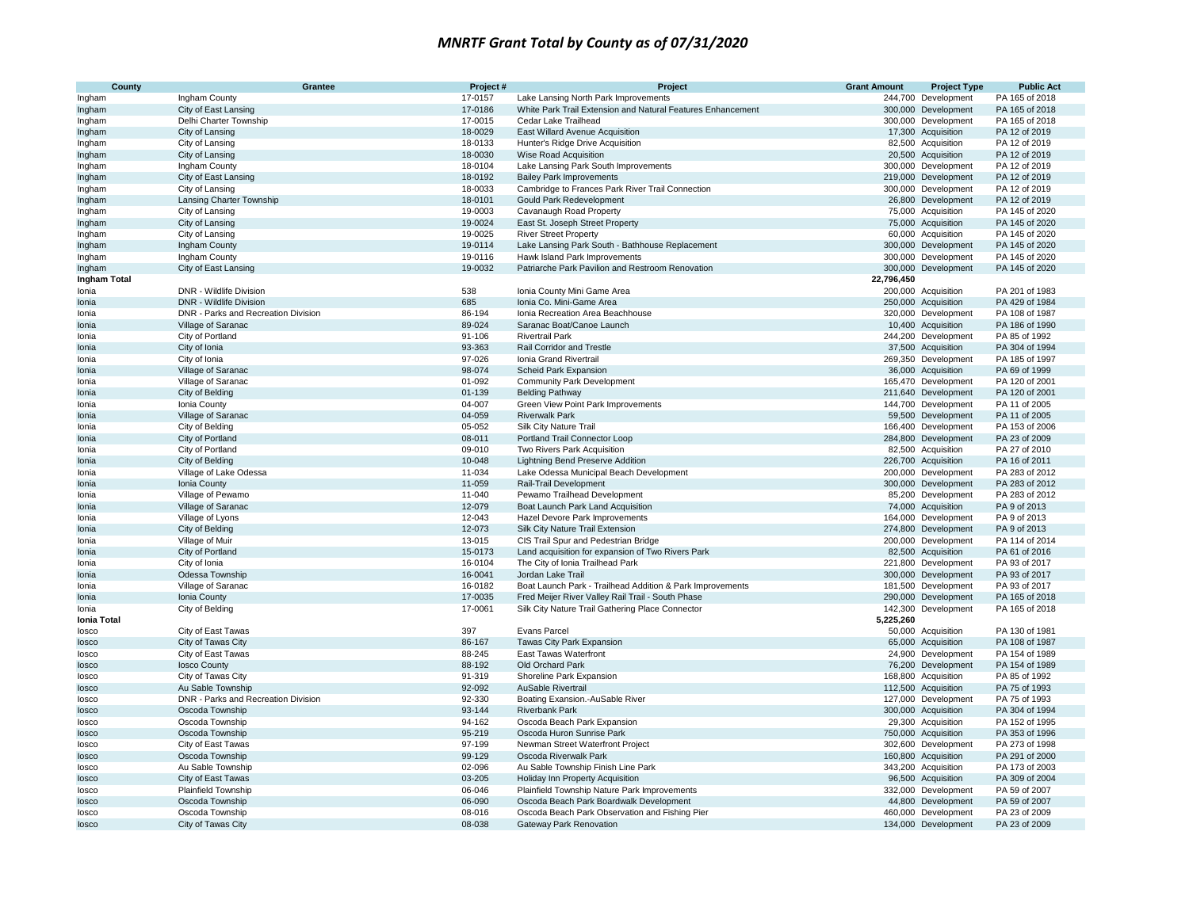# *MNRTF Grant Total by County as of 07/31/2020*

| County | Grantee | Project # | Project | Grant Amount | Project Type | Public Act |
|---|---|---|---|---|---|---|
| Ingham | Ingham County | 17-0157 | Lake Lansing North Park Improvements | 244,700 | Development | PA 165 of 2018 |
| Ingham | City of East Lansing | 17-0186 | White Park Trail Extension and Natural Features Enhancement | 300,000 | Development | PA 165 of 2018 |
| Ingham | Delhi Charter Township | 17-0015 | Cedar Lake Trailhead | 300,000 | Development | PA 165 of 2018 |
| Ingham | City of Lansing | 18-0029 | East Willard Avenue Acquisition | 17,300 | Acquisition | PA 12 of 2019 |
| Ingham | City of Lansing | 18-0133 | Hunter's Ridge Drive Acquisition | 82,500 | Acquisition | PA 12 of 2019 |
| Ingham | City of Lansing | 18-0030 | Wise Road Acquisition | 20,500 | Acquisition | PA 12 of 2019 |
| Ingham | Ingham County | 18-0104 | Lake Lansing Park South Improvements | 300,000 | Development | PA 12 of 2019 |
| Ingham | City of East Lansing | 18-0192 | Bailey Park Improvements | 219,000 | Development | PA 12 of 2019 |
| Ingham | City of Lansing | 18-0033 | Cambridge to Frances Park River Trail Connection | 300,000 | Development | PA 12 of 2019 |
| Ingham | Lansing Charter Township | 18-0101 | Gould Park Redevelopment | 26,800 | Development | PA 12 of 2019 |
| Ingham | City of Lansing | 19-0003 | Cavanaugh Road Property | 75,000 | Acquisition | PA 145 of 2020 |
| Ingham | City of Lansing | 19-0024 | East St. Joseph Street Property | 75,000 | Acquisition | PA 145 of 2020 |
| Ingham | City of Lansing | 19-0025 | River Street Property | 60,000 | Acquisition | PA 145 of 2020 |
| Ingham | Ingham County | 19-0114 | Lake Lansing Park South - Bathhouse Replacement | 300,000 | Development | PA 145 of 2020 |
| Ingham | Ingham County | 19-0116 | Hawk Island Park Improvements | 300,000 | Development | PA 145 of 2020 |
| Ingham | City of East Lansing | 19-0032 | Patriarche Park Pavilion and Restroom Renovation | 300,000 | Development | PA 145 of 2020 |
| **Ingham Total** | | | | **22,796,450** | | |
| Ionia | DNR - Wildlife Division | 538 | Ionia County Mini Game Area | 200,000 | Acquisition | PA 201 of 1983 |
| Ionia | DNR - Wildlife Division | 685 | Ionia Co. Mini-Game Area | 250,000 | Acquisition | PA 429 of 1984 |
| Ionia | DNR - Parks and Recreation Division | 86-194 | Ionia Recreation Area Beachhouse | 320,000 | Development | PA 108 of 1987 |
| Ionia | Village of Saranac | 89-024 | Saranac Boat/Canoe Launch | 10,400 | Acquisition | PA 186 of 1990 |
| Ionia | City of Portland | 91-106 | Rivertrail Park | 244,200 | Development | PA 85 of 1992 |
| Ionia | City of Ionia | 93-363 | Rail Corridor and Trestle | 37,500 | Acquisition | PA 304 of 1994 |
| Ionia | City of Ionia | 97-026 | Ionia Grand Rivertrail | 269,350 | Development | PA 185 of 1997 |
| Ionia | Village of Saranac | 98-074 | Scheid Park Expansion | 36,000 | Acquisition | PA 69 of 1999 |
| Ionia | Village of Saranac | 01-092 | Community Park Development | 165,470 | Development | PA 120 of 2001 |
| Ionia | City of Belding | 01-139 | Belding Pathway | 211,640 | Development | PA 120 of 2001 |
| Ionia | Ionia County | 04-007 | Green View Point Park Improvements | 144,700 | Development | PA 11 of 2005 |
| Ionia | Village of Saranac | 04-059 | Riverwalk Park | 59,500 | Development | PA 11 of 2005 |
| Ionia | City of Belding | 05-052 | Silk City Nature Trail | 166,400 | Development | PA 153 of 2006 |
| Ionia | City of Portland | 08-011 | Portland Trail Connector Loop | 284,800 | Development | PA 23 of 2009 |
| Ionia | City of Portland | 09-010 | Two Rivers Park Acquisition | 82,500 | Acquisition | PA 27 of 2010 |
| Ionia | City of Belding | 10-048 | Lightning Bend Preserve Addition | 226,700 | Acquisition | PA 16 of 2011 |
| Ionia | Village of Lake Odessa | 11-034 | Lake Odessa Municipal Beach Development | 200,000 | Development | PA 283 of 2012 |
| Ionia | Ionia County | 11-059 | Rail-Trail Development | 300,000 | Development | PA 283 of 2012 |
| Ionia | Village of Pewamo | 11-040 | Pewamo Trailhead Development | 85,200 | Development | PA 283 of 2012 |
| Ionia | Village of Saranac | 12-079 | Boat Launch Park Land Acquisition | 74,000 | Acquisition | PA 9 of 2013 |
| Ionia | Village of Lyons | 12-043 | Hazel Devore Park Improvements | 164,000 | Development | PA 9 of 2013 |
| Ionia | City of Belding | 12-073 | Silk City Nature Trail Extension | 274,800 | Development | PA 9 of 2013 |
| Ionia | Village of Muir | 13-015 | CIS Trail Spur and Pedestrian Bridge | 200,000 | Development | PA 114 of 2014 |
| Ionia | City of Portland | 15-0173 | Land acquisition for expansion of Two Rivers Park | 82,500 | Acquisition | PA 61 of 2016 |
| Ionia | City of Ionia | 16-0104 | The City of Ionia Trailhead Park | 221,800 | Development | PA 93 of 2017 |
| Ionia | Odessa Township | 16-0041 | Jordan Lake Trail | 300,000 | Development | PA 93 of 2017 |
| Ionia | Village of Saranac | 16-0182 | Boat Launch Park - Trailhead Addition & Park Improvements | 181,500 | Development | PA 93 of 2017 |
| Ionia | Ionia County | 17-0035 | Fred Meijer River Valley Rail Trail - South Phase | 290,000 | Development | PA 165 of 2018 |
| Ionia | City of Belding | 17-0061 | Silk City Nature Trail Gathering Place Connector | 142,300 | Development | PA 165 of 2018 |
| **Ionia Total** | | | | **5,225,260** | | |
| Iosco | City of East Tawas | 397 | Evans Parcel | 50,000 | Acquisition | PA 130 of 1981 |
| Iosco | City of Tawas City | 86-167 | Tawas City Park Expansion | 65,000 | Acquisition | PA 108 of 1987 |
| Iosco | City of East Tawas | 88-245 | East Tawas Waterfront | 24,900 | Development | PA 154 of 1989 |
| Iosco | Iosco County | 88-192 | Old Orchard Park | 76,200 | Development | PA 154 of 1989 |
| Iosco | City of Tawas City | 91-319 | Shoreline Park Expansion | 168,800 | Acquisition | PA 85 of 1992 |
| Iosco | Au Sable Township | 92-092 | AuSable Rivertrail | 112,500 | Acquisition | PA 75 of 1993 |
| Iosco | DNR - Parks and Recreation Division | 92-330 | Boating Exansion.-AuSable River | 127,000 | Development | PA 75 of 1993 |
| Iosco | Oscoda Township | 93-144 | Riverbank Park | 300,000 | Acquisition | PA 304 of 1994 |
| Iosco | Oscoda Township | 94-162 | Oscoda Beach Park Expansion | 29,300 | Acquisition | PA 152 of 1995 |
| Iosco | Oscoda Township | 95-219 | Oscoda Huron Sunrise Park | 750,000 | Acquisition | PA 353 of 1996 |
| Iosco | City of East Tawas | 97-199 | Newman Street Waterfront Project | 302,600 | Development | PA 273 of 1998 |
| Iosco | Oscoda Township | 99-129 | Oscoda Riverwalk Park | 160,800 | Acquisition | PA 291 of 2000 |
| Iosco | Au Sable Township | 02-096 | Au Sable Township Finish Line Park | 343,200 | Acquisition | PA 173 of 2003 |
| Iosco | City of East Tawas | 03-205 | Holiday Inn Property Acquisition | 96,500 | Acquisition | PA 309 of 2004 |
| Iosco | Plainfield Township | 06-046 | Plainfield Township Nature Park Improvements | 332,000 | Development | PA 59 of 2007 |
| Iosco | Oscoda Township | 06-090 | Oscoda Beach Park Boardwalk Development | 44,800 | Development | PA 59 of 2007 |
| Iosco | Oscoda Township | 08-016 | Oscoda Beach Park Observation and Fishing Pier | 460,000 | Development | PA 23 of 2009 |
| Iosco | City of Tawas City | 08-038 | Gateway Park Renovation | 134,000 | Development | PA 23 of 2009 |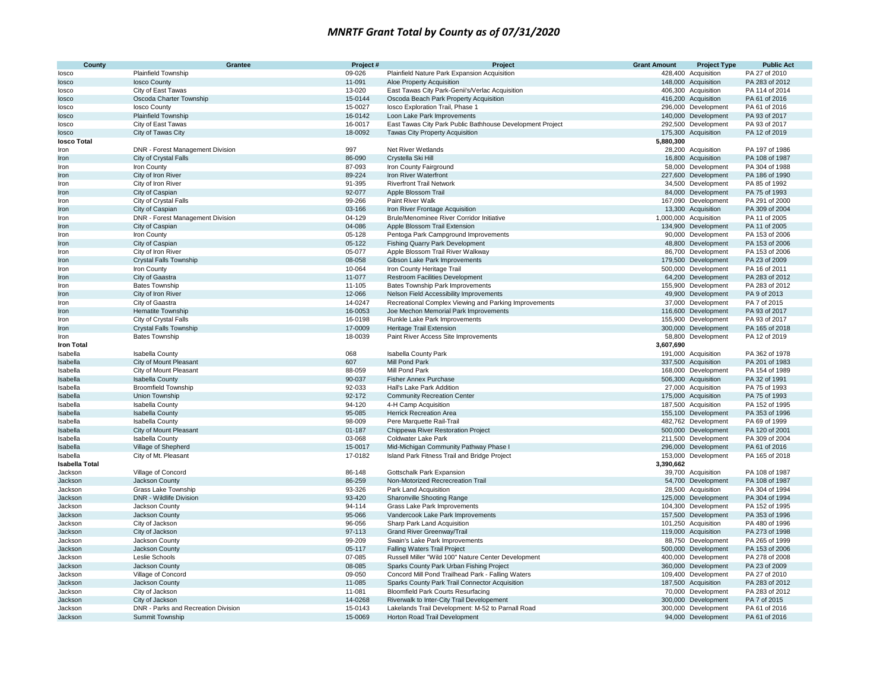## *MNRTF Grant Total by County as of 07/31/2020*

| County | Grantee | Project # | Project | Grant Amount | Project Type | Public Act |
|---|---|---|---|---|---|---|
| Iosco | Plainfield Township | 09-026 | Plainfield Nature Park Expansion Acquisition | 428,400 | Acquisition | PA 27 of 2010 |
| Iosco | Iosco County | 11-091 | Aloe Property Acquisition | 148,000 | Acquisition | PA 283 of 2012 |
| Iosco | City of East Tawas | 13-020 | East Tawas City Park-Genii's/Verlac Acquisition | 406,300 | Acquisition | PA 114 of 2014 |
| Iosco | Oscoda Charter Township | 15-0144 | Oscoda Beach Park Property Acquisition | 416,200 | Acquisition | PA 61 of 2016 |
| Iosco | Iosco County | 15-0027 | Iosco Exploration Trail, Phase 1 | 296,000 | Development | PA 61 of 2016 |
| Iosco | Plainfield Township | 16-0142 | Loon Lake Park Improvements | 140,000 | Development | PA 93 of 2017 |
| Iosco | City of East Tawas | 16-0017 | East Tawas City Park Public Bathhouse Development Project | 292,500 | Development | PA 93 of 2017 |
| Iosco | City of Tawas City | 18-0092 | Tawas City Property Acquisition | 175,300 | Acquisition | PA 12 of 2019 |
| **Iosco Total** | | | | 5,880,300 | | |
| Iron | DNR - Forest Management Division | 997 | Net River Wetlands | 28,200 | Acquisition | PA 197 of 1986 |
| Iron | City of Crystal Falls | 86-090 | Crystella Ski Hill | 16,800 | Acquisition | PA 108 of 1987 |
| Iron | Iron County | 87-093 | Iron County Fairground | 58,000 | Development | PA 304 of 1988 |
| Iron | City of Iron River | 89-224 | Iron River Waterfront | 227,600 | Development | PA 186 of 1990 |
| Iron | City of Iron River | 91-395 | Riverfront Trail Network | 34,500 | Development | PA 85 of 1992 |
| Iron | City of Caspian | 92-077 | Apple Blossom Trail | 84,000 | Development | PA 75 of 1993 |
| Iron | City of Crystal Falls | 99-266 | Paint River Walk | 167,090 | Development | PA 291 of 2000 |
| Iron | City of Caspian | 03-166 | Iron River Frontage Acquisition | 13,300 | Acquisition | PA 309 of 2004 |
| Iron | DNR - Forest Management Division | 04-129 | Brule/Menominee River Corridor Initiative | 1,000,000 | Acquisition | PA 11 of 2005 |
| Iron | City of Caspian | 04-086 | Apple Blossom Trail Extension | 134,900 | Development | PA 11 of 2005 |
| Iron | Iron County | 05-128 | Pentoga Park Campground Improvements | 90,000 | Development | PA 153 of 2006 |
| Iron | City of Caspian | 05-122 | Fishing Quarry Park Development | 48,800 | Development | PA 153 of 2006 |
| Iron | City of Iron River | 05-077 | Apple Blossom Trail River Walkway | 86,700 | Development | PA 153 of 2006 |
| Iron | Crystal Falls Township | 08-058 | Gibson Lake Park Improvements | 179,500 | Development | PA 23 of 2009 |
| Iron | Iron County | 10-064 | Iron County Heritage Trail | 500,000 | Development | PA 16 of 2011 |
| Iron | City of Gaastra | 11-077 | Restroom Facilities Development | 64,200 | Development | PA 283 of 2012 |
| Iron | Bates Township | 11-105 | Bates Township Park Improvements | 155,900 | Development | PA 283 of 2012 |
| Iron | City of Iron River | 12-066 | Nelson Field Accessibility Improvements | 49,900 | Development | PA 9 of 2013 |
| Iron | City of Gaastra | 14-0247 | Recreational Complex Viewing and Parking Improvements | 37,000 | Development | PA 7 of 2015 |
| Iron | Hematite Township | 16-0053 | Joe Mechon Memorial Park Improvements | 116,600 | Development | PA 93 of 2017 |
| Iron | City of Crystal Falls | 16-0198 | Runkle Lake Park Improvements | 155,900 | Development | PA 93 of 2017 |
| Iron | Crystal Falls Township | 17-0009 | Heritage Trail Extension | 300,000 | Development | PA 165 of 2018 |
| Iron | Bates Township | 18-0039 | Paint River Access Site Improvements | 58,800 | Development | PA 12 of 2019 |
| **Iron Total** | | | | 3,607,690 | | |
| Isabella | Isabella County | 068 | Isabella County Park | 191,000 | Acquisition | PA 362 of 1978 |
| Isabella | City of Mount Pleasant | 607 | Mill Pond Park | 337,500 | Acquisition | PA 201 of 1983 |
| Isabella | City of Mount Pleasant | 88-059 | Mill Pond Park | 168,000 | Development | PA 154 of 1989 |
| Isabella | Isabella County | 90-037 | Fisher Annex Purchase | 506,300 | Acquisition | PA 32 of 1991 |
| Isabella | Broomfield Township | 92-033 | Hall's Lake Park Addition | 27,000 | Acquisition | PA 75 of 1993 |
| Isabella | Union Township | 92-172 | Community Recreation Center | 175,000 | Acquisition | PA 75 of 1993 |
| Isabella | Isabella County | 94-120 | 4-H Camp Acquisition | 187,500 | Acquisition | PA 152 of 1995 |
| Isabella | Isabella County | 95-085 | Herrick Recreation Area | 155,100 | Development | PA 353 of 1996 |
| Isabella | Isabella County | 98-009 | Pere Marquette Rail-Trail | 482,762 | Development | PA 69 of 1999 |
| Isabella | City of Mount Pleasant | 01-187 | Chippewa River Restoration Project | 500,000 | Development | PA 120 of 2001 |
| Isabella | Isabella County | 03-068 | Coldwater Lake Park | 211,500 | Development | PA 309 of 2004 |
| Isabella | Village of Shepherd | 15-0017 | Mid-Michigan Community Pathway Phase I | 296,000 | Development | PA 61 of 2016 |
| Isabella | City of Mt. Pleasant | 17-0182 | Island Park Fitness Trail and Bridge Project | 153,000 | Development | PA 165 of 2018 |
| **Isabella Total** | | | | 3,390,662 | | |
| Jackson | Village of Concord | 86-148 | Gottschalk Park Expansion | 39,700 | Acquisition | PA 108 of 1987 |
| Jackson | Jackson County | 86-259 | Non-Motorized Recrecreation Trail | 54,700 | Development | PA 108 of 1987 |
| Jackson | Grass Lake Township | 93-326 | Park Land Acquisition | 28,500 | Acquisition | PA 304 of 1994 |
| Jackson | DNR - Wildlife Division | 93-420 | Sharonville Shooting Range | 125,000 | Development | PA 304 of 1994 |
| Jackson | Jackson County | 94-114 | Grass Lake Park Improvements | 104,300 | Development | PA 152 of 1995 |
| Jackson | Jackson County | 95-066 | Vandercook Lake Park Improvements | 157,500 | Development | PA 353 of 1996 |
| Jackson | City of Jackson | 96-056 | Sharp Park Land Acquisition | 101,250 | Acquisition | PA 480 of 1996 |
| Jackson | City of Jackson | 97-113 | Grand River Greenway/Trail | 119,000 | Acquisition | PA 273 of 1998 |
| Jackson | Jackson County | 99-209 | Swain's Lake Park Improvements | 88,750 | Development | PA 265 of 1999 |
| Jackson | Jackson County | 05-117 | Falling Waters Trail Project | 500,000 | Development | PA 153 of 2006 |
| Jackson | Leslie Schools | 07-085 | Russell Miller "Wild 100" Nature Center Development | 400,000 | Development | PA 278 of 2008 |
| Jackson | Jackson County | 08-085 | Sparks County Park Urban Fishing Project | 360,000 | Development | PA 23 of 2009 |
| Jackson | Village of Concord | 09-050 | Concord Mill Pond Trailhead Park - Falling Waters | 109,400 | Development | PA 27 of 2010 |
| Jackson | Jackson County | 11-085 | Sparks County Park Trail Connector Acquisition | 187,500 | Acquisition | PA 283 of 2012 |
| Jackson | City of Jackson | 11-081 | Bloomfield Park Courts Resurfacing | 70,000 | Development | PA 283 of 2012 |
| Jackson | City of Jackson | 14-0268 | Riverwalk to Inter-City Trail Developement | 300,000 | Development | PA 7 of 2015 |
| Jackson | DNR - Parks and Recreation Division | 15-0143 | Lakelands Trail Development: M-52 to Parnall Road | 300,000 | Development | PA 61 of 2016 |
| Jackson | Summit Township | 15-0069 | Horton Road Trail Development | 94,000 | Development | PA 61 of 2016 |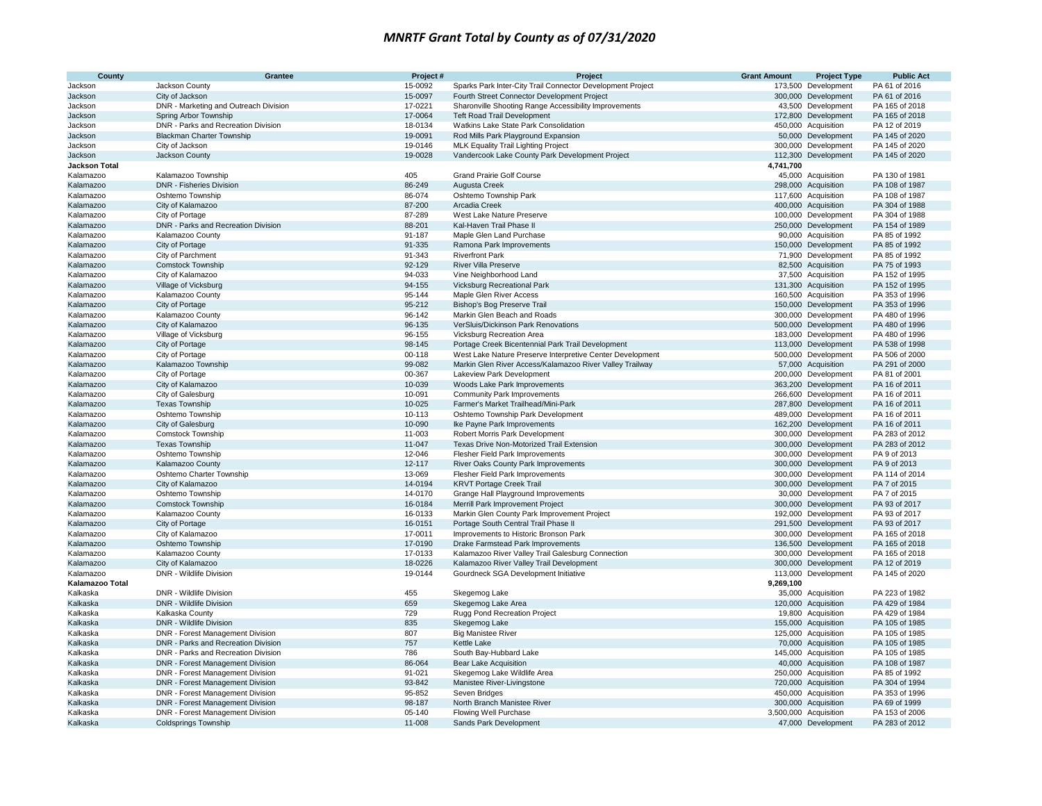# *MNRTF Grant Total by County as of 07/31/2020*

| County | Grantee | Project # | Project | Grant Amount | Project Type | Public Act |
|---|---|---|---|---|---|---|
| Jackson | Jackson County | 15-0092 | Sparks Park Inter-City Trail Connector Development Project | 173,500 | Development | PA 61 of 2016 |
| Jackson | City of Jackson | 15-0097 | Fourth Street Connector Development Project | 300,000 | Development | PA 61 of 2016 |
| Jackson | DNR - Marketing and Outreach Division | 17-0221 | Sharonville Shooting Range Accessibility Improvements | 43,500 | Development | PA 165 of 2018 |
| Jackson | Spring Arbor Township | 17-0064 | Teft Road Trail Development | 172,800 | Development | PA 165 of 2018 |
| Jackson | DNR - Parks and Recreation Division | 18-0134 | Watkins Lake State Park Consolidation | 450,000 | Acquisition | PA 12 of 2019 |
| Jackson | Blackman Charter Township | 19-0091 | Rod Mills Park Playground Expansion | 50,000 | Development | PA 145 of 2020 |
| Jackson | City of Jackson | 19-0146 | MLK Equality Trail Lighting Project | 300,000 | Development | PA 145 of 2020 |
| Jackson | Jackson County | 19-0028 | Vandercook Lake County Park Development Project | 112,300 | Development | PA 145 of 2020 |
| **Jackson Total** | | | | **4,741,700** | | |
| Kalamazoo | Kalamazoo Township | 405 | Grand Prairie Golf Course | 45,000 | Acquisition | PA 130 of 1981 |
| Kalamazoo | DNR - Fisheries Division | 86-249 | Augusta Creek | 298,000 | Acquisition | PA 108 of 1987 |
| Kalamazoo | Oshtemo Township | 86-074 | Oshtemo Township Park | 117,600 | Acquisition | PA 108 of 1987 |
| Kalamazoo | City of Kalamazoo | 87-200 | Arcadia Creek | 400,000 | Acquisition | PA 304 of 1988 |
| Kalamazoo | City of Portage | 87-289 | West Lake Nature Preserve | 100,000 | Development | PA 304 of 1988 |
| Kalamazoo | DNR - Parks and Recreation Division | 88-201 | Kal-Haven Trail Phase II | 250,000 | Development | PA 154 of 1989 |
| Kalamazoo | Kalamazoo County | 91-187 | Maple Glen Land Purchase | 90,000 | Acquisition | PA 85 of 1992 |
| Kalamazoo | City of Portage | 91-335 | Ramona Park Improvements | 150,000 | Development | PA 85 of 1992 |
| Kalamazoo | City of Parchment | 91-343 | Riverfront Park | 71,900 | Development | PA 85 of 1992 |
| Kalamazoo | Comstock Township | 92-129 | River Villa Preserve | 82,500 | Acquisition | PA 75 of 1993 |
| Kalamazoo | City of Kalamazoo | 94-033 | Vine Neighborhood Land | 37,500 | Acquisition | PA 152 of 1995 |
| Kalamazoo | Village of Vicksburg | 94-155 | Vicksburg Recreational Park | 131,300 | Acquisition | PA 152 of 1995 |
| Kalamazoo | Kalamazoo County | 95-144 | Maple Glen River Access | 160,500 | Acquisition | PA 353 of 1996 |
| Kalamazoo | City of Portage | 95-212 | Bishop's Bog Preserve Trail | 150,000 | Development | PA 353 of 1996 |
| Kalamazoo | Kalamazoo County | 96-142 | Markin Glen Beach and Roads | 300,000 | Development | PA 480 of 1996 |
| Kalamazoo | City of Kalamazoo | 96-135 | VerSluis/Dickinson Park Renovations | 500,000 | Development | PA 480 of 1996 |
| Kalamazoo | Village of Vicksburg | 96-155 | Vicksburg Recreation Area | 183,000 | Development | PA 480 of 1996 |
| Kalamazoo | City of Portage | 98-145 | Portage Creek Bicentennial Park Trail Development | 113,000 | Development | PA 538 of 1998 |
| Kalamazoo | City of Portage | 00-118 | West Lake Nature Preserve Interpretive Center Development | 500,000 | Development | PA 506 of 2000 |
| Kalamazoo | Kalamazoo Township | 99-082 | Markin Glen River Access/Kalamazoo River Valley Trailway | 57,000 | Acquisition | PA 291 of 2000 |
| Kalamazoo | City of Portage | 00-367 | Lakeview Park Development | 200,000 | Development | PA 81 of 2001 |
| Kalamazoo | City of Kalamazoo | 10-039 | Woods Lake Park Improvements | 363,200 | Development | PA 16 of 2011 |
| Kalamazoo | City of Galesburg | 10-091 | Community Park Improvements | 266,600 | Development | PA 16 of 2011 |
| Kalamazoo | Texas Township | 10-025 | Farmer's Market Trailhead/Mini-Park | 287,800 | Development | PA 16 of 2011 |
| Kalamazoo | Oshtemo Township | 10-113 | Oshtemo Township Park Development | 489,000 | Development | PA 16 of 2011 |
| Kalamazoo | City of Galesburg | 10-090 | Ike Payne Park Improvements | 162,200 | Development | PA 16 of 2011 |
| Kalamazoo | Comstock Township | 11-003 | Robert Morris Park Development | 300,000 | Development | PA 283 of 2012 |
| Kalamazoo | Texas Township | 11-047 | Texas Drive Non-Motorized Trail Extension | 300,000 | Development | PA 283 of 2012 |
| Kalamazoo | Oshtemo Township | 12-046 | Flesher Field Park Improvements | 300,000 | Development | PA 9 of 2013 |
| Kalamazoo | Kalamazoo County | 12-117 | River Oaks County Park Improvements | 300,000 | Development | PA 9 of 2013 |
| Kalamazoo | Oshtemo Charter Township | 13-069 | Flesher Field Park Improvements | 300,000 | Development | PA 114 of 2014 |
| Kalamazoo | City of Kalamazoo | 14-0194 | KRVT Portage Creek Trail | 300,000 | Development | PA 7 of 2015 |
| Kalamazoo | Oshtemo Township | 14-0170 | Grange Hall Playground Improvements | 30,000 | Development | PA 7 of 2015 |
| Kalamazoo | Comstock Township | 16-0184 | Merrill Park Improvement Project | 300,000 | Development | PA 93 of 2017 |
| Kalamazoo | Kalamazoo County | 16-0133 | Markin Glen County Park Improvement Project | 192,000 | Development | PA 93 of 2017 |
| Kalamazoo | City of Portage | 16-0151 | Portage South Central Trail Phase II | 291,500 | Development | PA 93 of 2017 |
| Kalamazoo | City of Kalamazoo | 17-0011 | Improvements to Historic Bronson Park | 300,000 | Development | PA 165 of 2018 |
| Kalamazoo | Oshtemo Township | 17-0190 | Drake Farmstead Park Improvements | 136,500 | Development | PA 165 of 2018 |
| Kalamazoo | Kalamazoo County | 17-0133 | Kalamazoo River Valley Trail Galesburg Connection | 300,000 | Development | PA 165 of 2018 |
| Kalamazoo | City of Kalamazoo | 18-0226 | Kalamazoo River Valley Trail Development | 300,000 | Development | PA 12 of 2019 |
| Kalamazoo | DNR - Wildlife Division | 19-0144 | Gourdneck SGA Development Initiative | 113,000 | Development | PA 145 of 2020 |
| **Kalamazoo Total** | | | | **9,269,100** | | |
| Kalkaska | DNR - Wildlife Division | 455 | Skegemog Lake | 35,000 | Acquisition | PA 223 of 1982 |
| Kalkaska | DNR - Wildlife Division | 659 | Skegemog Lake Area | 120,000 | Acquisition | PA 429 of 1984 |
| Kalkaska | Kalkaska County | 729 | Rugg Pond Recreation Project | 19,800 | Acquisition | PA 429 of 1984 |
| Kalkaska | DNR - Wildlife Division | 835 | Skegemog Lake | 155,000 | Acquisition | PA 105 of 1985 |
| Kalkaska | DNR - Forest Management Division | 807 | Big Manistee River | 125,000 | Acquisition | PA 105 of 1985 |
| Kalkaska | DNR - Parks and Recreation Division | 757 | Kettle Lake | 70,000 | Acquisition | PA 105 of 1985 |
| Kalkaska | DNR - Parks and Recreation Division | 786 | South Bay-Hubbard Lake | 145,000 | Acquisition | PA 105 of 1985 |
| Kalkaska | DNR - Forest Management Division | 86-064 | Bear Lake Acquisition | 40,000 | Acquisition | PA 108 of 1987 |
| Kalkaska | DNR - Forest Management Division | 91-021 | Skegemog Lake Wildlife Area | 250,000 | Acquisition | PA 85 of 1992 |
| Kalkaska | DNR - Forest Management Division | 93-842 | Manistee River-Livingstone | 720,000 | Acquisition | PA 304 of 1994 |
| Kalkaska | DNR - Forest Management Division | 95-852 | Seven Bridges | 450,000 | Acquisition | PA 353 of 1996 |
| Kalkaska | DNR - Forest Management Division | 98-187 | North Branch Manistee River | 300,000 | Acquisition | PA 69 of 1999 |
| Kalkaska | DNR - Forest Management Division | 05-140 | Flowing Well Purchase | 3,500,000 | Acquisition | PA 153 of 2006 |
| Kalkaska | Coldsprings Township | 11-008 | Sands Park Development | 47,000 | Development | PA 283 of 2012 |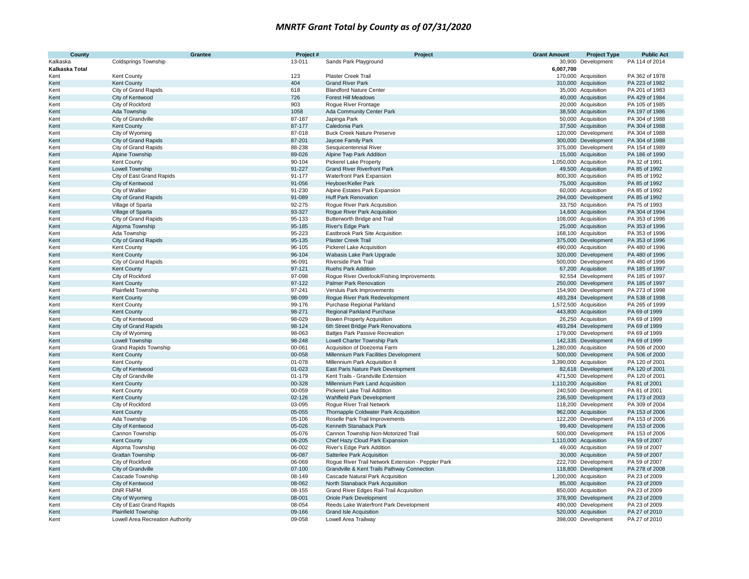# *MNRTF Grant Total by County as of 07/31/2020*

| County | Grantee | Project # | Project | Grant Amount | Project Type | Public Act |
|---|---|---|---|---|---|---|
| Kalkaska | Coldsprings Township | 13-011 | Sands Park Playground | 30,900 | Development | PA 114 of 2014 |
| **Kalkaska Total** | | | | **6,007,700** | | |
| Kent | Kent County | 123 | Plaster Creek Trail | 170,000 | Acquisition | PA 362 of 1978 |
| Kent | Kent County | 404 | Grand River Park | 310,000 | Acquisition | PA 223 of 1982 |
| Kent | City of Grand Rapids | 618 | Blandford Nature Center | 35,000 | Acquisition | PA 201 of 1983 |
| Kent | City of Kentwood | 726 | Forest Hill Meadows | 40,000 | Acquisition | PA 429 of 1984 |
| Kent | City of Rockford | 903 | Rogue River Frontage | 20,000 | Acquisition | PA 105 of 1985 |
| Kent | Ada Township | 1058 | Ada Community Center Park | 38,500 | Acquisition | PA 197 of 1986 |
| Kent | City of Grandville | 87-187 | Japinga Park | 50,000 | Acquisition | PA 304 of 1988 |
| Kent | Kent County | 87-177 | Caledonia Park | 37,500 | Acquisition | PA 304 of 1988 |
| Kent | City of Wyoming | 87-018 | Buck Creek Nature Preserve | 120,000 | Development | PA 304 of 1988 |
| Kent | City of Grand Rapids | 87-201 | Jaycee Family Park | 300,000 | Development | PA 304 of 1988 |
| Kent | City of Grand Rapids | 88-238 | Sesquicentennial River | 375,000 | Development | PA 154 of 1989 |
| Kent | Alpine Township | 89-026 | Alpine Twp Park Addition | 15,000 | Acquisition | PA 186 of 1990 |
| Kent | Kent County | 90-104 | Pickerel Lake Property | 1,050,000 | Acquisition | PA 32 of 1991 |
| Kent | Lowell Township | 91-227 | Grand River Riverfront Park | 49,500 | Acquisition | PA 85 of 1992 |
| Kent | City of East Grand Rapids | 91-177 | Waterfront Park Expansion | 800,300 | Acquisition | PA 85 of 1992 |
| Kent | City of Kentwood | 91-056 | Heyboer/Keller Park | 75,000 | Acquisition | PA 85 of 1992 |
| Kent | City of Walker | 91-230 | Alpine Estates Park Expansion | 60,000 | Acquisition | PA 85 of 1992 |
| Kent | City of Grand Rapids | 91-089 | Huff Park Renovation | 294,000 | Development | PA 85 of 1992 |
| Kent | Village of Sparta | 92-275 | Rogue River Park Acquisition | 33,750 | Acquisition | PA 75 of 1993 |
| Kent | Village of Sparta | 93-327 | Rogue River Park Acquisition | 14,600 | Acquisition | PA 304 of 1994 |
| Kent | City of Grand Rapids | 95-133 | Butterworth Bridge and Trail | 108,000 | Acquisition | PA 353 of 1996 |
| Kent | Algoma Township | 95-185 | River's Edge Park | 25,000 | Acquisition | PA 353 of 1996 |
| Kent | Ada Township | 95-223 | Eastbrook Park Site Acquisition | 168,100 | Acquisition | PA 353 of 1996 |
| Kent | City of Grand Rapids | 95-135 | Plaster Creek Trail | 375,000 | Development | PA 353 of 1996 |
| Kent | Kent County | 96-105 | Pickerel Lake Acquisition | 490,000 | Acquisition | PA 480 of 1996 |
| Kent | Kent County | 96-104 | Wabasis Lake Park Upgrade | 320,000 | Development | PA 480 of 1996 |
| Kent | City of Grand Rapids | 96-091 | Riverside Park Trail | 500,000 | Development | PA 480 of 1996 |
| Kent | Kent County | 97-121 | Ruehs Park Addition | 67,200 | Acquisition | PA 185 of 1997 |
| Kent | City of Rockford | 97-098 | Rogue River Overlook/Fishing Improvements | 92,554 | Development | PA 185 of 1997 |
| Kent | Kent County | 97-122 | Palmer Park Renovation | 250,000 | Development | PA 185 of 1997 |
| Kent | Plainfield Township | 97-241 | Versluis Park Improvements | 154,900 | Development | PA 273 of 1998 |
| Kent | Kent County | 98-099 | Rogue River Park Redevelopment | 493,284 | Development | PA 538 of 1998 |
| Kent | Kent County | 99-176 | Purchase Regional Parkland | 1,572,500 | Acquisition | PA 265 of 1999 |
| Kent | Kent County | 98-271 | Regional Parkland Purchase | 443,800 | Acquisition | PA 69 of 1999 |
| Kent | City of Kentwood | 98-029 | Bowen Property Acquisition | 26,250 | Acquisition | PA 69 of 1999 |
| Kent | City of Grand Rapids | 98-124 | 6th Street Bridge Park Renovations | 493,284 | Development | PA 69 of 1999 |
| Kent | City of Wyoming | 98-063 | Battjes Park Passive Recreation | 179,000 | Development | PA 69 of 1999 |
| Kent | Lowell Township | 98-248 | Lowell Charter Township Park | 142,335 | Development | PA 69 of 1999 |
| Kent | Grand Rapids Township | 00-061 | Acquisition of Doezema Farm | 1,280,000 | Acquisition | PA 506 of 2000 |
| Kent | Kent County | 00-058 | Millennium Park Facilities Development | 500,000 | Development | PA 506 of 2000 |
| Kent | Kent County | 01-078 | Millennium Park Acquisition II | 3,390,000 | Acquisition | PA 120 of 2001 |
| Kent | City of Kentwood | 01-023 | East Paris Nature Park Development | 82,618 | Development | PA 120 of 2001 |
| Kent | City of Grandville | 01-179 | Kent Trails - Grandville Extension | 471,500 | Development | PA 120 of 2001 |
| Kent | Kent County | 00-328 | Millennium Park Land Acquisition | 1,110,200 | Acquisition | PA 81 of 2001 |
| Kent | Kent County | 00-059 | Pickerel Lake Trail Addition | 240,500 | Development | PA 81 of 2001 |
| Kent | Kent County | 02-126 | Wahlfield Park Development | 236,500 | Development | PA 173 of 2003 |
| Kent | City of Rockford | 03-095 | Rogue River Trail Network | 118,200 | Development | PA 309 of 2004 |
| Kent | Kent County | 05-055 | Thornapple Coldwater Park Acquisition | 962,000 | Acquisition | PA 153 of 2006 |
| Kent | Ada Township | 05-106 | Roselle Park Trail Improvements | 122,200 | Development | PA 153 of 2006 |
| Kent | City of Kentwood | 05-026 | Kenneth Stanaback Park | 99,400 | Development | PA 153 of 2006 |
| Kent | Cannon Township | 05-076 | Cannon Township Non-Motorized Trail | 500,000 | Development | PA 153 of 2006 |
| Kent | Kent County | 06-205 | Chief Hazy Cloud Park Expansion | 1,110,000 | Acquisition | PA 59 of 2007 |
| Kent | Algoma Township | 06-002 | River's Edge Park Addition | 49,000 | Acquisition | PA 59 of 2007 |
| Kent | Grattan Township | 06-087 | Satterlee Park Acquisition | 30,000 | Acquisition | PA 59 of 2007 |
| Kent | City of Rockford | 06-069 | Rogue River Trail Network Extension - Peppler Park | 222,700 | Development | PA 59 of 2007 |
| Kent | City of Grandville | 07-100 | Grandville & Kent Trails Pathway Connection | 118,800 | Development | PA 278 of 2008 |
| Kent | Cascade Township | 08-149 | Cascade Natural Park Acquisition | 1,200,000 | Acquisition | PA 23 of 2009 |
| Kent | City of Kentwood | 08-062 | North Stanaback Park Acquisition | 85,000 | Acquisition | PA 23 of 2009 |
| Kent | DNR FMFM | 08-155 | Grand River Edges Rail-Trail Acquisition | 850,000 | Acquisition | PA 23 of 2009 |
| Kent | City of Wyoming | 08-001 | Oriole Park Development | 378,900 | Development | PA 23 of 2009 |
| Kent | City of East Grand Rapids | 08-054 | Reeds Lake Waterfront Park Development | 490,000 | Development | PA 23 of 2009 |
| Kent | Plainfield Township | 09-166 | Grand Isle Acquisition | 520,000 | Acquisition | PA 27 of 2010 |
| Kent | Lowell Area Recreation Authority | 09-058 | Lowell Area Trailway | 398,000 | Development | PA 27 of 2010 |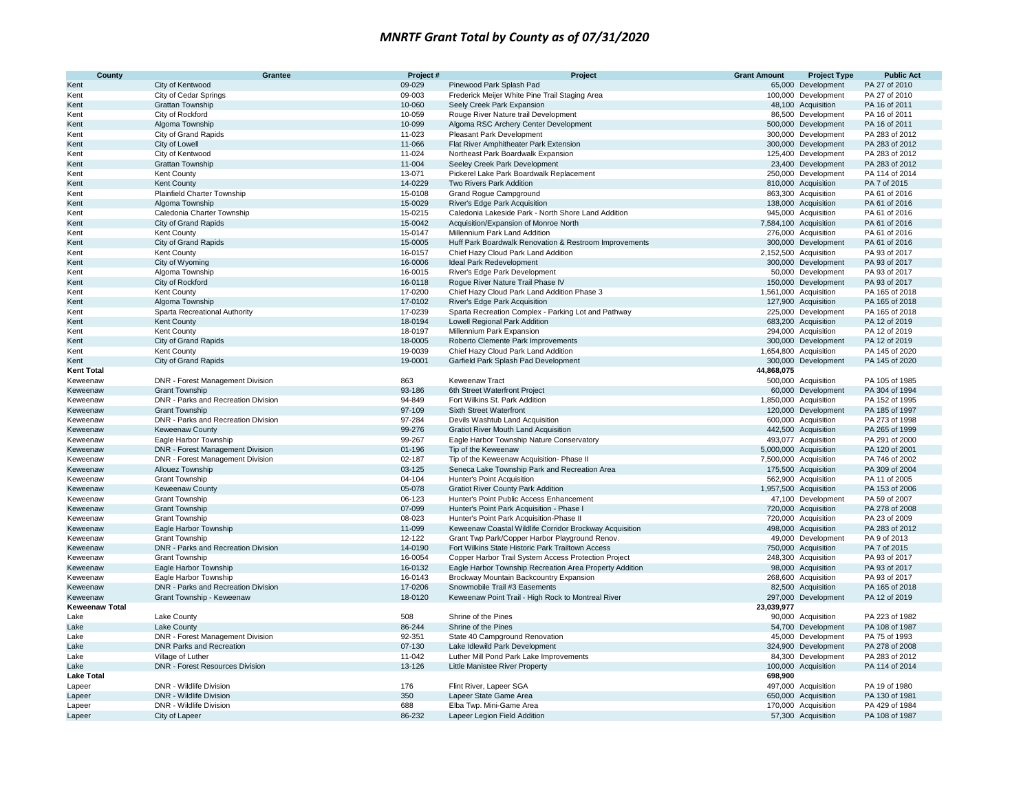# *MNRTF Grant Total by County as of 07/31/2020*

| County | Grantee | Project # | Project | Grant Amount | Project Type | Public Act |
|---|---|---|---|---|---|---|
| Kent | City of Kentwood | 09-029 | Pinewood Park Splash Pad | 65,000 | Development | PA 27 of 2010 |
| Kent | City of Cedar Springs | 09-003 | Frederick Meijer White Pine Trail Staging Area | 100,000 | Development | PA 27 of 2010 |
| Kent | Grattan Township | 10-060 | Seely Creek Park Expansion | 48,100 | Acquisition | PA 16 of 2011 |
| Kent | City of Rockford | 10-059 | Rouge River Nature trail Development | 86,500 | Development | PA 16 of 2011 |
| Kent | Algoma Township | 10-099 | Algoma RSC Archery Center Development | 500,000 | Development | PA 16 of 2011 |
| Kent | City of Grand Rapids | 11-023 | Pleasant Park Development | 300,000 | Development | PA 283 of 2012 |
| Kent | City of Lowell | 11-066 | Flat River Amphitheater Park Extension | 300,000 | Development | PA 283 of 2012 |
| Kent | City of Kentwood | 11-024 | Northeast Park Boardwalk Expansion | 125,400 | Development | PA 283 of 2012 |
| Kent | Grattan Township | 11-004 | Seeley Creek Park Development | 23,400 | Development | PA 283 of 2012 |
| Kent | Kent County | 13-071 | Pickerel Lake Park Boardwalk Replacement | 250,000 | Development | PA 114 of 2014 |
| Kent | Kent County | 14-0229 | Two Rivers Park Addition | 810,000 | Acquisition | PA 7 of 2015 |
| Kent | Plainfield Charter Township | 15-0108 | Grand Rogue Campground | 863,300 | Acquisition | PA 61 of 2016 |
| Kent | Algoma Township | 15-0029 | River's Edge Park Acquisition | 138,000 | Acquisition | PA 61 of 2016 |
| Kent | Caledonia Charter Township | 15-0215 | Caledonia Lakeside Park - North Shore Land Addition | 945,000 | Acquisition | PA 61 of 2016 |
| Kent | City of Grand Rapids | 15-0042 | Acquisition/Expansion of Monroe North | 7,584,100 | Acquisition | PA 61 of 2016 |
| Kent | Kent County | 15-0147 | Millennium Park Land Addition | 276,000 | Acquisition | PA 61 of 2016 |
| Kent | City of Grand Rapids | 15-0005 | Huff Park Boardwalk Renovation & Restroom Improvements | 300,000 | Development | PA 61 of 2016 |
| Kent | Kent County | 16-0157 | Chief Hazy Cloud Park Land Addition | 2,152,500 | Acquisition | PA 93 of 2017 |
| Kent | City of Wyoming | 16-0006 | Ideal Park Redevelopment | 300,000 | Development | PA 93 of 2017 |
| Kent | Algoma Township | 16-0015 | River's Edge Park Development | 50,000 | Development | PA 93 of 2017 |
| Kent | City of Rockford | 16-0118 | Rogue River Nature Trail Phase IV | 150,000 | Development | PA 93 of 2017 |
| Kent | Kent County | 17-0200 | Chief Hazy Cloud Park Land Addition Phase 3 | 1,561,000 | Acquisition | PA 165 of 2018 |
| Kent | Algoma Township | 17-0102 | River's Edge Park Acquisition | 127,900 | Acquisition | PA 165 of 2018 |
| Kent | Sparta Recreational Authority | 17-0239 | Sparta Recreation Complex - Parking Lot and Pathway | 225,000 | Development | PA 165 of 2018 |
| Kent | Kent County | 18-0194 | Lowell Regional Park Addition | 683,200 | Acquisition | PA 12 of 2019 |
| Kent | Kent County | 18-0197 | Millennium Park Expansion | 294,000 | Acquisition | PA 12 of 2019 |
| Kent | City of Grand Rapids | 18-0005 | Roberto Clemente Park Improvements | 300,000 | Development | PA 12 of 2019 |
| Kent | Kent County | 19-0039 | Chief Hazy Cloud Park Land Addition | 1,654,800 | Acquisition | PA 145 of 2020 |
| Kent | City of Grand Rapids | 19-0001 | Garfield Park Splash Pad Development | 300,000 | Development | PA 145 of 2020 |
| **Kent Total** | | | | **44,868,075** | | |
| Keweenaw | DNR - Forest Management Division | 863 | Keweenaw Tract | 500,000 | Acquisition | PA 105 of 1985 |
| Keweenaw | Grant Township | 93-186 | 6th Street Waterfront Project | 60,000 | Development | PA 304 of 1994 |
| Keweenaw | DNR - Parks and Recreation Division | 94-849 | Fort Wilkins St. Park Addition | 1,850,000 | Acquisition | PA 152 of 1995 |
| Keweenaw | Grant Township | 97-109 | Sixth Street Waterfront | 120,000 | Development | PA 185 of 1997 |
| Keweenaw | DNR - Parks and Recreation Division | 97-284 | Devils Washtub Land Acquisition | 600,000 | Acquisition | PA 273 of 1998 |
| Keweenaw | Keweenaw County | 99-276 | Gratiot River Mouth Land Acquisition | 442,500 | Acquisition | PA 265 of 1999 |
| Keweenaw | Eagle Harbor Township | 99-267 | Eagle Harbor Township Nature Conservatory | 493,077 | Acquisition | PA 291 of 2000 |
| Keweenaw | DNR - Forest Management Division | 01-196 | Tip of the Keweenaw | 5,000,000 | Acquisition | PA 120 of 2001 |
| Keweenaw | DNR - Forest Management Division | 02-187 | Tip of the Keweenaw Acquisition- Phase II | 7,500,000 | Acquisition | PA 746 of 2002 |
| Keweenaw | Allouez Township | 03-125 | Seneca Lake Township Park and Recreation Area | 175,500 | Acquisition | PA 309 of 2004 |
| Keweenaw | Grant Township | 04-104 | Hunter's Point Acquisition | 562,900 | Acquisition | PA 11 of 2005 |
| Keweenaw | Keweenaw County | 05-078 | Gratiot River County Park Addition | 1,957,500 | Acquisition | PA 153 of 2006 |
| Keweenaw | Grant Township | 06-123 | Hunter's Point Public Access Enhancement | 47,100 | Development | PA 59 of 2007 |
| Keweenaw | Grant Township | 07-099 | Hunter's Point Park Acquisition - Phase I | 720,000 | Acquisition | PA 278 of 2008 |
| Keweenaw | Grant Township | 08-023 | Hunter's Point Park Acquisition-Phase II | 720,000 | Acquisition | PA 23 of 2009 |
| Keweenaw | Eagle Harbor Township | 11-099 | Keweenaw Coastal Wildlife Corridor Brockway Acquisition | 498,000 | Acquisition | PA 283 of 2012 |
| Keweenaw | Grant Township | 12-122 | Grant Twp Park/Copper Harbor Playground Renov. | 49,000 | Development | PA 9 of 2013 |
| Keweenaw | DNR - Parks and Recreation Division | 14-0190 | Fort Wilkins State Historic Park Trailtown Access | 750,000 | Acquisition | PA 7 of 2015 |
| Keweenaw | Grant Township | 16-0054 | Copper Harbor Trail System Access Protection Project | 248,300 | Acquisition | PA 93 of 2017 |
| Keweenaw | Eagle Harbor Township | 16-0132 | Eagle Harbor Township Recreation Area Property Addition | 98,000 | Acquisition | PA 93 of 2017 |
| Keweenaw | Eagle Harbor Township | 16-0143 | Brockway Mountain Backcountry Expansion | 268,600 | Acquisition | PA 93 of 2017 |
| Keweenaw | DNR - Parks and Recreation Division | 17-0206 | Snowmobile Trail #3 Easements | 82,500 | Acquisition | PA 165 of 2018 |
| Keweenaw | Grant Township - Keweenaw | 18-0120 | Keweenaw Point Trail - High Rock to Montreal River | 297,000 | Development | PA 12 of 2019 |
| **Keweenaw Total** | | | | **23,039,977** | | |
| Lake | Lake County | 508 | Shrine of the Pines | 90,000 | Acquisition | PA 223 of 1982 |
| Lake | Lake County | 86-244 | Shrine of the Pines | 54,700 | Development | PA 108 of 1987 |
| Lake | DNR - Forest Management Division | 92-351 | State 40 Campground Renovation | 45,000 | Development | PA 75 of 1993 |
| Lake | DNR Parks and Recreation | 07-130 | Lake Idlewild Park Development | 324,900 | Development | PA 278 of 2008 |
| Lake | Village of Luther | 11-042 | Luther Mill Pond Park Lake Improvements | 84,300 | Development | PA 283 of 2012 |
| Lake | DNR - Forest Resources Division | 13-126 | Little Manistee River Property | 100,000 | Acquisition | PA 114 of 2014 |
| **Lake Total** | | | | **698,900** | | |
| Lapeer | DNR - Wildlife Division | 176 | Flint River, Lapeer SGA | 497,000 | Acquisition | PA 19 of 1980 |
| Lapeer | DNR - Wildlife Division | 350 | Lapeer State Game Area | 650,000 | Acquisition | PA 130 of 1981 |
| Lapeer | DNR - Wildlife Division | 688 | Elba Twp. Mini-Game Area | 170,000 | Acquisition | PA 429 of 1984 |
| Lapeer | City of Lapeer | 86-232 | Lapeer Legion Field Addition | 57,300 | Acquisition | PA 108 of 1987 |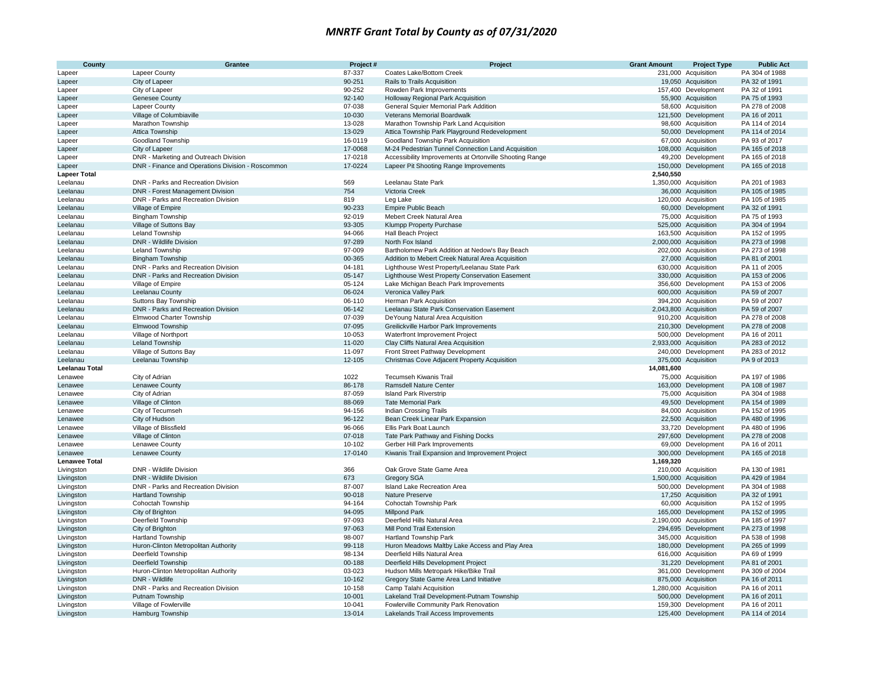# *MNRTF Grant Total by County as of 07/31/2020*

| County | Grantee | Project # | Project | Grant Amount | Project Type | Public Act |
|---|---|---|---|---|---|---|
| Lapeer | Lapeer County | 87-337 | Coates Lake/Bottom Creek | 231,000 | Acquisition | PA 304 of 1988 |
| Lapeer | City of Lapeer | 90-251 | Rails to Trails Acquisition | 19,050 | Acquisition | PA 32 of 1991 |
| Lapeer | City of Lapeer | 90-252 | Rowden Park Improvements | 157,400 | Development | PA 32 of 1991 |
| Lapeer | Genesee County | 92-140 | Holloway Regional Park Acquisition | 55,900 | Acquisition | PA 75 of 1993 |
| Lapeer | Lapeer County | 07-038 | General Squier Memorial Park Addition | 58,600 | Acquisition | PA 278 of 2008 |
| Lapeer | Village of Columbiaville | 10-030 | Veterans Memorial Boardwalk | 121,500 | Development | PA 16 of 2011 |
| Lapeer | Marathon Township | 13-028 | Marathon Township Park Land Acquisition | 98,600 | Acquisition | PA 114 of 2014 |
| Lapeer | Attica Township | 13-029 | Attica Township Park Playground Redevelopment | 50,000 | Development | PA 114 of 2014 |
| Lapeer | Goodland Township | 16-0119 | Goodland Township Park Acquisition | 67,000 | Acquisition | PA 93 of 2017 |
| Lapeer | City of Lapeer | 17-0068 | M-24 Pedestrian Tunnel Connection Land Acquisition | 108,000 | Acquisition | PA 165 of 2018 |
| Lapeer | DNR - Marketing and Outreach Division | 17-0218 | Accessibility Improvements at Ortonville Shooting Range | 49,200 | Development | PA 165 of 2018 |
| Lapeer | DNR - Finance and Operations Division - Roscommon | 17-0224 | Lapeer Pit Shooting Range Improvements | 150,000 | Development | PA 165 of 2018 |
| **Lapeer Total** | | | | **2,540,550** | | |
| Leelanau | DNR - Parks and Recreation Division | 569 | Leelanau State Park | 1,350,000 | Acquisition | PA 201 of 1983 |
| Leelanau | DNR - Forest Management Division | 754 | Victoria Creek | 36,000 | Acquisition | PA 105 of 1985 |
| Leelanau | DNR - Parks and Recreation Division | 819 | Leg Lake | 120,000 | Acquisition | PA 105 of 1985 |
| Leelanau | Village of Empire | 90-233 | Empire Public Beach | 60,000 | Development | PA 32 of 1991 |
| Leelanau | Bingham Township | 92-019 | Mebert Creek Natural Area | 75,000 | Acquisition | PA 75 of 1993 |
| Leelanau | Village of Suttons Bay | 93-305 | Klumpp Property Purchase | 525,000 | Acquisition | PA 304 of 1994 |
| Leelanau | Leland Township | 94-066 | Hall Beach Project | 163,500 | Acquisition | PA 152 of 1995 |
| Leelanau | DNR - Wildlife Division | 97-289 | North Fox Island | 2,000,000 | Acquisition | PA 273 of 1998 |
| Leelanau | Leland Township | 97-009 | Bartholomew Park Addition at Nedow's Bay Beach | 202,000 | Acquisition | PA 273 of 1998 |
| Leelanau | Bingham Township | 00-365 | Addition to Mebert Creek Natural Area Acquisition | 27,000 | Acquisition | PA 81 of 2001 |
| Leelanau | DNR - Parks and Recreation Division | 04-181 | Lighthouse West Property/Leelanau State Park | 630,000 | Acquisition | PA 11 of 2005 |
| Leelanau | DNR - Parks and Recreation Division | 05-147 | Lighthouse West Property Conservation Easement | 330,000 | Acquisition | PA 153 of 2006 |
| Leelanau | Village of Empire | 05-124 | Lake Michigan Beach Park Improvements | 356,600 | Development | PA 153 of 2006 |
| Leelanau | Leelanau County | 06-024 | Veronica Valley Park | 600,000 | Acquisition | PA 59 of 2007 |
| Leelanau | Suttons Bay Township | 06-110 | Herman Park Acquisition | 394,200 | Acquisition | PA 59 of 2007 |
| Leelanau | DNR - Parks and Recreation Division | 06-142 | Leelanau State Park Conservation Easement | 2,043,800 | Acquisition | PA 59 of 2007 |
| Leelanau | Elmwood Charter Township | 07-039 | DeYoung Natural Area Acquisition | 910,200 | Acquisition | PA 278 of 2008 |
| Leelanau | Elmwood Township | 07-095 | Greilickville Harbor Park Improvements | 210,300 | Development | PA 278 of 2008 |
| Leelanau | Village of Northport | 10-053 | Waterfront Improvement Project | 500,000 | Development | PA 16 of 2011 |
| Leelanau | Leland Township | 11-020 | Clay Cliffs Natural Area Acquisition | 2,933,000 | Acquisition | PA 283 of 2012 |
| Leelanau | Village of Suttons Bay | 11-097 | Front Street Pathway Development | 240,000 | Development | PA 283 of 2012 |
| Leelanau | Leelanau Township | 12-105 | Christmas Cove Adjacent Property Acquisition | 375,000 | Acquisition | PA 9 of 2013 |
| **Leelanau Total** | | | | **14,081,600** | | |
| Lenawee | City of Adrian | 1022 | Tecumseh Kiwanis Trail | 75,000 | Acquisition | PA 197 of 1986 |
| Lenawee | Lenawee County | 86-178 | Ramsdell Nature Center | 163,000 | Development | PA 108 of 1987 |
| Lenawee | City of Adrian | 87-059 | Island Park Riverstrip | 75,000 | Acquisition | PA 304 of 1988 |
| Lenawee | Village of Clinton | 88-069 | Tate Memorial Park | 49,500 | Development | PA 154 of 1989 |
| Lenawee | City of Tecumseh | 94-156 | Indian Crossing Trails | 84,000 | Acquisition | PA 152 of 1995 |
| Lenawee | City of Hudson | 96-122 | Bean Creek Linear Park Expansion | 22,500 | Acquisition | PA 480 of 1996 |
| Lenawee | Village of Blissfield | 96-066 | Ellis Park Boat Launch | 33,720 | Development | PA 480 of 1996 |
| Lenawee | Village of Clinton | 07-018 | Tate Park Pathway and Fishing Docks | 297,600 | Development | PA 278 of 2008 |
| Lenawee | Lenawee County | 10-102 | Gerber Hill Park Improvements | 69,000 | Development | PA 16 of 2011 |
| Lenawee | Lenawee County | 17-0140 | Kiwanis Trail Expansion and Improvement Project | 300,000 | Development | PA 165 of 2018 |
| **Lenawee Total** | | | | **1,169,320** | | |
| Livingston | DNR - Wildlife Division | 366 | Oak Grove State Game Area | 210,000 | Acquisition | PA 130 of 1981 |
| Livingston | DNR - Wildlife Division | 673 | Gregory SGA | 1,500,000 | Acquisition | PA 429 of 1984 |
| Livingston | DNR - Parks and Recreation Division | 87-007 | Island Lake Recreation Area | 500,000 | Development | PA 304 of 1988 |
| Livingston | Hartland Township | 90-018 | Nature Preserve | 17,250 | Acquisition | PA 32 of 1991 |
| Livingston | Cohoctah Township | 94-164 | Cohoctah Township Park | 60,000 | Acquisition | PA 152 of 1995 |
| Livingston | City of Brighton | 94-095 | Millpond Park | 165,000 | Development | PA 152 of 1995 |
| Livingston | Deerfield Township | 97-093 | Deerfield Hills Natural Area | 2,190,000 | Acquisition | PA 185 of 1997 |
| Livingston | City of Brighton | 97-063 | Mill Pond Trail Extension | 294,695 | Development | PA 273 of 1998 |
| Livingston | Hartland Township | 98-007 | Hartland Township Park | 345,000 | Acquisition | PA 538 of 1998 |
| Livingston | Huron-Clinton Metropolitan Authority | 99-118 | Huron Meadows Maltby Lake Access and Play Area | 180,000 | Development | PA 265 of 1999 |
| Livingston | Deerfield Township | 98-134 | Deerfield Hills Natural Area | 616,000 | Acquisition | PA 69 of 1999 |
| Livingston | Deerfield Township | 00-188 | Deerfield Hills Development Project | 31,220 | Development | PA 81 of 2001 |
| Livingston | Huron-Clinton Metropolitan Authority | 03-023 | Hudson Mills Metropark Hike/Bike Trail | 361,000 | Development | PA 309 of 2004 |
| Livingston | DNR - Wildlife | 10-162 | Gregory State Game Area Land Initiative | 875,000 | Acquisition | PA 16 of 2011 |
| Livingston | DNR - Parks and Recreation Division | 10-158 | Camp Talahi Acquisition | 1,280,000 | Acquisition | PA 16 of 2011 |
| Livingston | Putnam Township | 10-001 | Lakeland Trail Development-Putnam Township | 500,000 | Development | PA 16 of 2011 |
| Livingston | Village of Fowlerville | 10-041 | Fowlerville Community Park Renovation | 159,300 | Development | PA 16 of 2011 |
| Livingston | Hamburg Township | 13-014 | Lakelands Trail Access Improvements | 125,400 | Development | PA 114 of 2014 |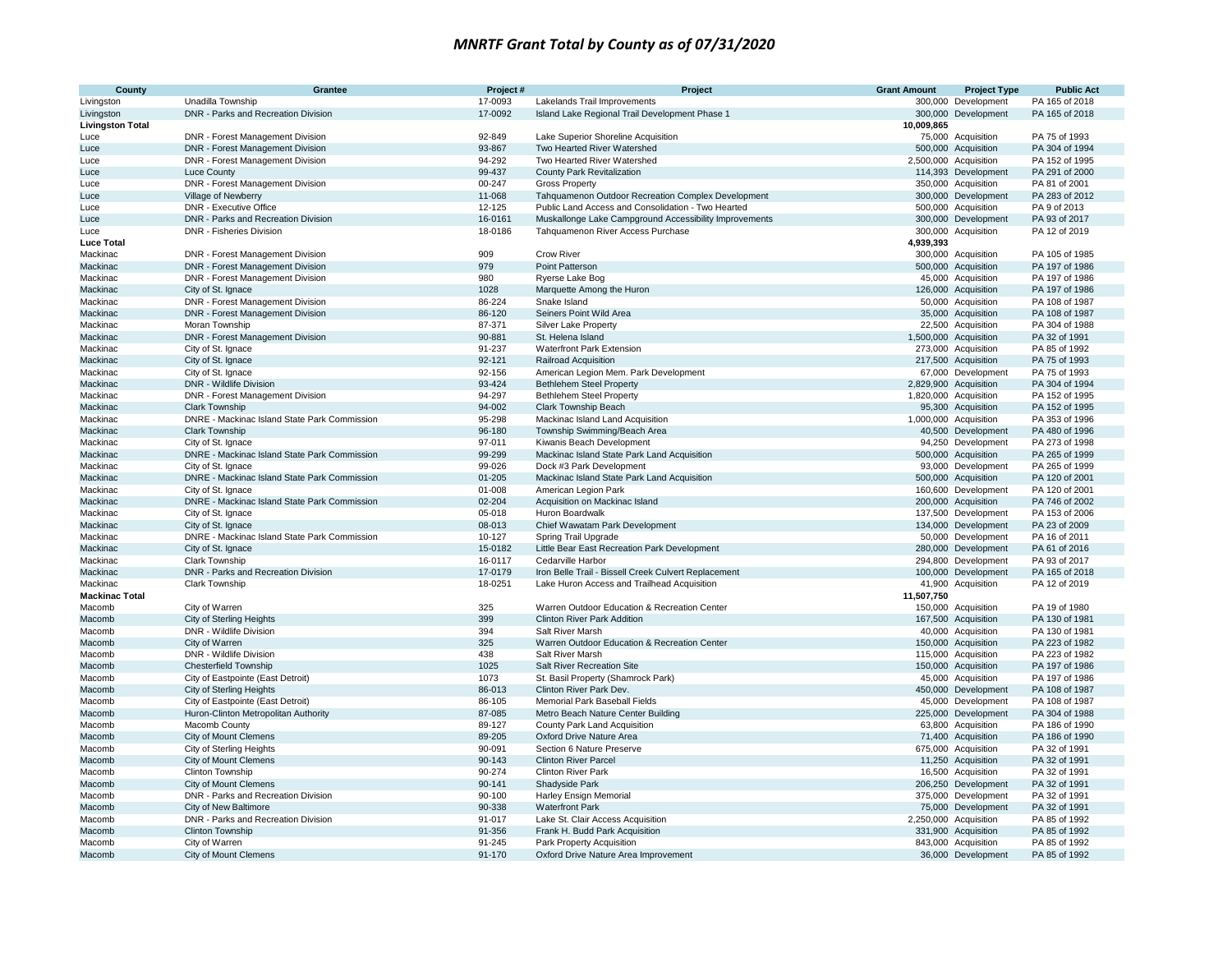# *MNRTF Grant Total by County as of 07/31/2020*

| County | Grantee | Project # | Project | Grant Amount | Project Type | Public Act |
|---|---|---|---|---|---|---|
| Livingston | Unadilla Township | 17-0093 | Lakelands Trail Improvements | 300,000 | Development | PA 165 of 2018 |
| Livingston | DNR - Parks and Recreation Division | 17-0092 | Island Lake Regional Trail Development Phase 1 | 300,000 | Development | PA 165 of 2018 |
| **Livingston Total** | | | | **10,009,865** | | |
| Luce | DNR - Forest Management Division | 92-849 | Lake Superior Shoreline Acquisition | 75,000 | Acquisition | PA 75 of 1993 |
| Luce | DNR - Forest Management Division | 93-867 | Two Hearted River Watershed | 500,000 | Acquisition | PA 304 of 1994 |
| Luce | DNR - Forest Management Division | 94-292 | Two Hearted River Watershed | 2,500,000 | Acquisition | PA 152 of 1995 |
| Luce | Luce County | 99-437 | County Park Revitalization | 114,393 | Development | PA 291 of 2000 |
| Luce | DNR - Forest Management Division | 00-247 | Gross Property | 350,000 | Acquisition | PA 81 of 2001 |
| Luce | Village of Newberry | 11-068 | Tahquamenon Outdoor Recreation Complex Development | 300,000 | Development | PA 283 of 2012 |
| Luce | DNR - Executive Office | 12-125 | Public Land Access and Consolidation - Two Hearted | 500,000 | Acquisition | PA 9 of 2013 |
| Luce | DNR - Parks and Recreation Division | 16-0161 | Muskallonge Lake Campground Accessibility Improvements | 300,000 | Development | PA 93 of 2017 |
| Luce | DNR - Fisheries Division | 18-0186 | Tahquamenon River Access Purchase | 300,000 | Acquisition | PA 12 of 2019 |
| **Luce Total** | | | | **4,939,393** | | |
| Mackinac | DNR - Forest Management Division | 909 | Crow River | 300,000 | Acquisition | PA 105 of 1985 |
| Mackinac | DNR - Forest Management Division | 979 | Point Patterson | 500,000 | Acquisition | PA 197 of 1986 |
| Mackinac | DNR - Forest Management Division | 980 | Ryerse Lake Bog | 45,000 | Acquisition | PA 197 of 1986 |
| Mackinac | City of St. Ignace | 1028 | Marquette Among the Huron | 126,000 | Acquisition | PA 197 of 1986 |
| Mackinac | DNR - Forest Management Division | 86-224 | Snake Island | 50,000 | Acquisition | PA 108 of 1987 |
| Mackinac | DNR - Forest Management Division | 86-120 | Seiners Point Wild Area | 35,000 | Acquisition | PA 108 of 1987 |
| Mackinac | Moran Township | 87-371 | Silver Lake Property | 22,500 | Acquisition | PA 304 of 1988 |
| Mackinac | DNR - Forest Management Division | 90-881 | St. Helena Island | 1,500,000 | Acquisition | PA 32 of 1991 |
| Mackinac | City of St. Ignace | 91-237 | Waterfront Park Extension | 273,000 | Acquisition | PA 85 of 1992 |
| Mackinac | City of St. Ignace | 92-121 | Railroad Acquisition | 217,500 | Acquisition | PA 75 of 1993 |
| Mackinac | City of St. Ignace | 92-156 | American Legion Mem. Park Development | 67,000 | Development | PA 75 of 1993 |
| Mackinac | DNR - Wildlife Division | 93-424 | Bethlehem Steel Property | 2,829,900 | Acquisition | PA 304 of 1994 |
| Mackinac | DNR - Forest Management Division | 94-297 | Bethlehem Steel Property | 1,820,000 | Acquisition | PA 152 of 1995 |
| Mackinac | Clark Township | 94-002 | Clark Township Beach | 95,300 | Acquisition | PA 152 of 1995 |
| Mackinac | DNRE - Mackinac Island State Park Commission | 95-298 | Mackinac Island Land Acquisition | 1,000,000 | Acquisition | PA 353 of 1996 |
| Mackinac | Clark Township | 96-180 | Township Swimming/Beach Area | 40,500 | Development | PA 480 of 1996 |
| Mackinac | City of St. Ignace | 97-011 | Kiwanis Beach Development | 94,250 | Development | PA 273 of 1998 |
| Mackinac | DNRE - Mackinac Island State Park Commission | 99-299 | Mackinac Island State Park Land Acquisition | 500,000 | Acquisition | PA 265 of 1999 |
| Mackinac | City of St. Ignace | 99-026 | Dock #3 Park Development | 93,000 | Development | PA 265 of 1999 |
| Mackinac | DNRE - Mackinac Island State Park Commission | 01-205 | Mackinac Island State Park Land Acquisition | 500,000 | Acquisition | PA 120 of 2001 |
| Mackinac | City of St. Ignace | 01-008 | American Legion Park | 160,600 | Development | PA 120 of 2001 |
| Mackinac | DNRE - Mackinac Island State Park Commission | 02-204 | Acquisition on Mackinac Island | 200,000 | Acquisition | PA 746 of 2002 |
| Mackinac | City of St. Ignace | 05-018 | Huron Boardwalk | 137,500 | Development | PA 153 of 2006 |
| Mackinac | City of St. Ignace | 08-013 | Chief Wawatam Park Development | 134,000 | Development | PA 23 of 2009 |
| Mackinac | DNRE - Mackinac Island State Park Commission | 10-127 | Spring Trail Upgrade | 50,000 | Development | PA 16 of 2011 |
| Mackinac | City of St. Ignace | 15-0182 | Little Bear East Recreation Park Development | 280,000 | Development | PA 61 of 2016 |
| Mackinac | Clark Township | 16-0117 | Cedarville Harbor | 294,800 | Development | PA 93 of 2017 |
| Mackinac | DNR - Parks and Recreation Division | 17-0179 | Iron Belle Trail - Bissell Creek Culvert Replacement | 100,000 | Development | PA 165 of 2018 |
| Mackinac | Clark Township | 18-0251 | Lake Huron Access and Trailhead Acquisition | 41,900 | Acquisition | PA 12 of 2019 |
| **Mackinac Total** | | | | **11,507,750** | | |
| Macomb | City of Warren | 325 | Warren Outdoor Education & Recreation Center | 150,000 | Acquisition | PA 19 of 1980 |
| Macomb | City of Sterling Heights | 399 | Clinton River Park Addition | 167,500 | Acquisition | PA 130 of 1981 |
| Macomb | DNR - Wildlife Division | 394 | Salt River Marsh | 40,000 | Acquisition | PA 130 of 1981 |
| Macomb | City of Warren | 325 | Warren Outdoor Education & Recreation Center | 150,000 | Acquisition | PA 223 of 1982 |
| Macomb | DNR - Wildlife Division | 438 | Salt River Marsh | 115,000 | Acquisition | PA 223 of 1982 |
| Macomb | Chesterfield Township | 1025 | Salt River Recreation Site | 150,000 | Acquisition | PA 197 of 1986 |
| Macomb | City of Eastpointe (East Detroit) | 1073 | St. Basil Property (Shamrock Park) | 45,000 | Acquisition | PA 197 of 1986 |
| Macomb | City of Sterling Heights | 86-013 | Clinton River Park Dev. | 450,000 | Development | PA 108 of 1987 |
| Macomb | City of Eastpointe (East Detroit) | 86-105 | Memorial Park Baseball Fields | 45,000 | Development | PA 108 of 1987 |
| Macomb | Huron-Clinton Metropolitan Authority | 87-085 | Metro Beach Nature Center Building | 225,000 | Development | PA 304 of 1988 |
| Macomb | Macomb County | 89-127 | County Park Land Acquisition | 63,800 | Acquisition | PA 186 of 1990 |
| Macomb | City of Mount Clemens | 89-205 | Oxford Drive Nature Area | 71,400 | Acquisition | PA 186 of 1990 |
| Macomb | City of Sterling Heights | 90-091 | Section 6 Nature Preserve | 675,000 | Acquisition | PA 32 of 1991 |
| Macomb | City of Mount Clemens | 90-143 | Clinton River Parcel | 11,250 | Acquisition | PA 32 of 1991 |
| Macomb | Clinton Township | 90-274 | Clinton River Park | 16,500 | Acquisition | PA 32 of 1991 |
| Macomb | City of Mount Clemens | 90-141 | Shadyside Park | 206,250 | Development | PA 32 of 1991 |
| Macomb | DNR - Parks and Recreation Division | 90-100 | Harley Ensign Memorial | 375,000 | Development | PA 32 of 1991 |
| Macomb | City of New Baltimore | 90-338 | Waterfront Park | 75,000 | Development | PA 32 of 1991 |
| Macomb | DNR - Parks and Recreation Division | 91-017 | Lake St. Clair Access Acquisition | 2,250,000 | Acquisition | PA 85 of 1992 |
| Macomb | Clinton Township | 91-356 | Frank H. Budd Park Acquisition | 331,900 | Acquisition | PA 85 of 1992 |
| Macomb | City of Warren | 91-245 | Park Property Acquisition | 843,000 | Acquisition | PA 85 of 1992 |
| Macomb | City of Mount Clemens | 91-170 | Oxford Drive Nature Area Improvement | 36,000 | Development | PA 85 of 1992 |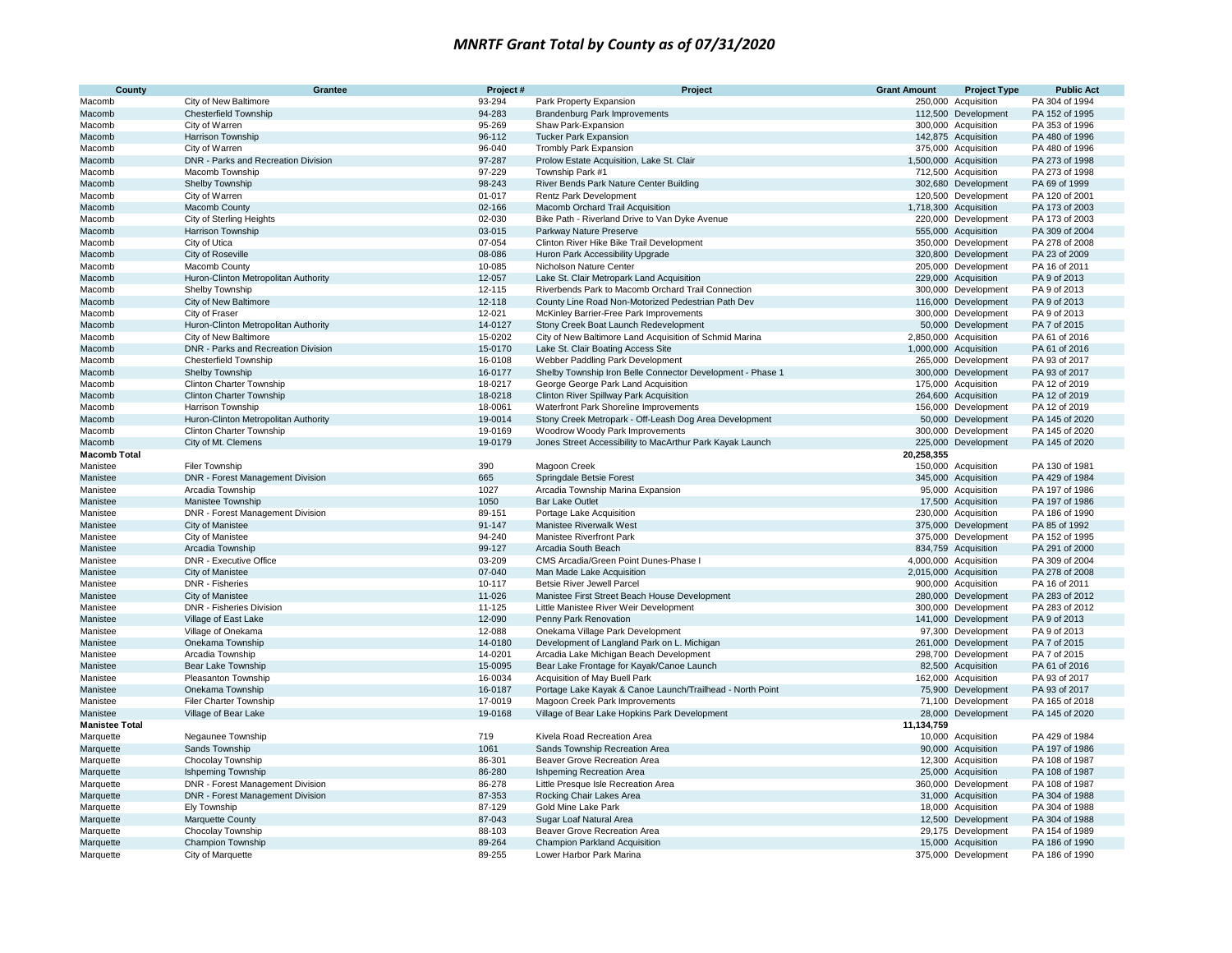# MNRTF Grant Total by County as of 07/31/2020

| County | Grantee | Project # | Project | Grant Amount | Project Type | Public Act |
|---|---|---|---|---|---|---|
| Macomb | City of New Baltimore | 93-294 | Park Property Expansion | 250,000 | Acquisition | PA 304 of 1994 |
| Macomb | Chesterfield Township | 94-283 | Brandenburg Park Improvements | 112,500 | Development | PA 152 of 1995 |
| Macomb | City of Warren | 95-269 | Shaw Park-Expansion | 300,000 | Acquisition | PA 353 of 1996 |
| Macomb | Harrison Township | 96-112 | Tucker Park Expansion | 142,875 | Acquisition | PA 480 of 1996 |
| Macomb | City of Warren | 96-040 | Trombly Park Expansion | 375,000 | Acquisition | PA 480 of 1996 |
| Macomb | DNR - Parks and Recreation Division | 97-287 | Prolow Estate Acquisition, Lake St. Clair | 1,500,000 | Acquisition | PA 273 of 1998 |
| Macomb | Macomb Township | 97-229 | Township Park #1 | 712,500 | Acquisition | PA 273 of 1998 |
| Macomb | Shelby Township | 98-243 | River Bends Park Nature Center Building | 302,680 | Development | PA 69 of 1999 |
| Macomb | City of Warren | 01-017 | Rentz Park Development | 120,500 | Development | PA 120 of 2001 |
| Macomb | Macomb County | 02-166 | Macomb Orchard Trail Acquisition | 1,718,300 | Acquisition | PA 173 of 2003 |
| Macomb | City of Sterling Heights | 02-030 | Bike Path - Riverland Drive to Van Dyke Avenue | 220,000 | Development | PA 173 of 2003 |
| Macomb | Harrison Township | 03-015 | Parkway Nature Preserve | 555,000 | Acquisition | PA 309 of 2004 |
| Macomb | City of Utica | 07-054 | Clinton River Hike Bike Trail Development | 350,000 | Development | PA 278 of 2008 |
| Macomb | City of Roseville | 08-086 | Huron Park Accessibility Upgrade | 320,800 | Development | PA 23 of 2009 |
| Macomb | Macomb County | 10-085 | Nicholson Nature Center | 205,000 | Development | PA 16 of 2011 |
| Macomb | Huron-Clinton Metropolitan Authority | 12-057 | Lake St. Clair Metropark Land Acquisition | 229,000 | Acquisition | PA 9 of 2013 |
| Macomb | Shelby Township | 12-115 | Riverbends Park to Macomb Orchard Trail Connection | 300,000 | Development | PA 9 of 2013 |
| Macomb | City of New Baltimore | 12-118 | County Line Road Non-Motorized Pedestrian Path Dev | 116,000 | Development | PA 9 of 2013 |
| Macomb | City of Fraser | 12-021 | McKinley Barrier-Free Park Improvements | 300,000 | Development | PA 9 of 2013 |
| Macomb | Huron-Clinton Metropolitan Authority | 14-0127 | Stony Creek Boat Launch Redevelopment | 50,000 | Development | PA 7 of 2015 |
| Macomb | City of New Baltimore | 15-0202 | City of New Baltimore Land Acquisition of Schmid Marina | 2,850,000 | Acquisition | PA 61 of 2016 |
| Macomb | DNR - Parks and Recreation Division | 15-0170 | Lake St. Clair Boating Access Site | 1,000,000 | Acquisition | PA 61 of 2016 |
| Macomb | Chesterfield Township | 16-0108 | Webber Paddling Park Development | 265,000 | Development | PA 93 of 2017 |
| Macomb | Shelby Township | 16-0177 | Shelby Township Iron Belle Connector Development - Phase 1 | 300,000 | Development | PA 93 of 2017 |
| Macomb | Clinton Charter Township | 18-0217 | George George Park Land Acquisition | 175,000 | Acquisition | PA 12 of 2019 |
| Macomb | Clinton Charter Township | 18-0218 | Clinton River Spillway Park Acquisition | 264,600 | Acquisition | PA 12 of 2019 |
| Macomb | Harrison Township | 18-0061 | Waterfront Park Shoreline Improvements | 156,000 | Development | PA 12 of 2019 |
| Macomb | Huron-Clinton Metropolitan Authority | 19-0014 | Stony Creek Metropark - Off-Leash Dog Area Development | 50,000 | Development | PA 145 of 2020 |
| Macomb | Clinton Charter Township | 19-0169 | Woodrow Woody Park Improvements | 300,000 | Development | PA 145 of 2020 |
| Macomb | City of Mt. Clemens | 19-0179 | Jones Street Accessibility to MacArthur Park Kayak Launch | 225,000 | Development | PA 145 of 2020 |
| **Macomb Total** | | | | 20,258,355 | | |
| Manistee | Filer Township | 390 | Magoon Creek | 150,000 | Acquisition | PA 130 of 1981 |
| Manistee | DNR - Forest Management Division | 665 | Springdale Betsie Forest | 345,000 | Acquisition | PA 429 of 1984 |
| Manistee | Arcadia Township | 1027 | Arcadia Township Marina Expansion | 95,000 | Acquisition | PA 197 of 1986 |
| Manistee | Manistee Township | 1050 | Bar Lake Outlet | 17,500 | Acquisition | PA 197 of 1986 |
| Manistee | DNR - Forest Management Division | 89-151 | Portage Lake Acquisition | 230,000 | Acquisition | PA 186 of 1990 |
| Manistee | City of Manistee | 91-147 | Manistee Riverwalk West | 375,000 | Development | PA 85 of 1992 |
| Manistee | City of Manistee | 94-240 | Manistee Riverfront Park | 375,000 | Development | PA 152 of 1995 |
| Manistee | Arcadia Township | 99-127 | Arcadia South Beach | 834,759 | Acquisition | PA 291 of 2000 |
| Manistee | DNR - Executive Office | 03-209 | CMS Arcadia/Green Point Dunes-Phase I | 4,000,000 | Acquisition | PA 309 of 2004 |
| Manistee | City of Manistee | 07-040 | Man Made Lake Acquisition | 2,015,000 | Acquisition | PA 278 of 2008 |
| Manistee | DNR - Fisheries | 10-117 | Betsie River Jewell Parcel | 900,000 | Acquisition | PA 16 of 2011 |
| Manistee | City of Manistee | 11-026 | Manistee First Street Beach House Development | 280,000 | Development | PA 283 of 2012 |
| Manistee | DNR - Fisheries Division | 11-125 | Little Manistee River Weir Development | 300,000 | Development | PA 283 of 2012 |
| Manistee | Village of East Lake | 12-090 | Penny Park Renovation | 141,000 | Development | PA 9 of 2013 |
| Manistee | Village of Onekama | 12-088 | Onekama Village Park Development | 97,300 | Development | PA 9 of 2013 |
| Manistee | Onekama Township | 14-0180 | Development of Langland Park on L. Michigan | 261,000 | Development | PA 7 of 2015 |
| Manistee | Arcadia Township | 14-0201 | Arcadia Lake Michigan Beach Development | 298,700 | Development | PA 7 of 2015 |
| Manistee | Bear Lake Township | 15-0095 | Bear Lake Frontage for Kayak/Canoe Launch | 82,500 | Acquisition | PA 61 of 2016 |
| Manistee | Pleasanton Township | 16-0034 | Acquisition of May Buell Park | 162,000 | Acquisition | PA 93 of 2017 |
| Manistee | Onekama Township | 16-0187 | Portage Lake Kayak & Canoe Launch/Trailhead - North Point | 75,900 | Development | PA 93 of 2017 |
| Manistee | Filer Charter Township | 17-0019 | Magoon Creek Park Improvements | 71,100 | Development | PA 165 of 2018 |
| Manistee | Village of Bear Lake | 19-0168 | Village of Bear Lake Hopkins Park Development | 28,000 | Development | PA 145 of 2020 |
| **Manistee Total** | | | | 11,134,759 | | |
| Marquette | Negaunee Township | 719 | Kivela Road Recreation Area | 10,000 | Acquisition | PA 429 of 1984 |
| Marquette | Sands Township | 1061 | Sands Township Recreation Area | 90,000 | Acquisition | PA 197 of 1986 |
| Marquette | Chocolay Township | 86-301 | Beaver Grove Recreation Area | 12,300 | Acquisition | PA 108 of 1987 |
| Marquette | Ishpeming Township | 86-280 | Ishpeming Recreation Area | 25,000 | Acquisition | PA 108 of 1987 |
| Marquette | DNR - Forest Management Division | 86-278 | Little Presque Isle Recreation Area | 360,000 | Development | PA 108 of 1987 |
| Marquette | DNR - Forest Management Division | 87-353 | Rocking Chair Lakes Area | 31,000 | Acquisition | PA 304 of 1988 |
| Marquette | Ely Township | 87-129 | Gold Mine Lake Park | 18,000 | Acquisition | PA 304 of 1988 |
| Marquette | Marquette County | 87-043 | Sugar Loaf Natural Area | 12,500 | Development | PA 304 of 1988 |
| Marquette | Chocolay Township | 88-103 | Beaver Grove Recreation Area | 29,175 | Development | PA 154 of 1989 |
| Marquette | Champion Township | 89-264 | Champion Parkland Acquisition | 15,000 | Acquisition | PA 186 of 1990 |
| Marquette | City of Marquette | 89-255 | Lower Harbor Park Marina | 375,000 | Development | PA 186 of 1990 |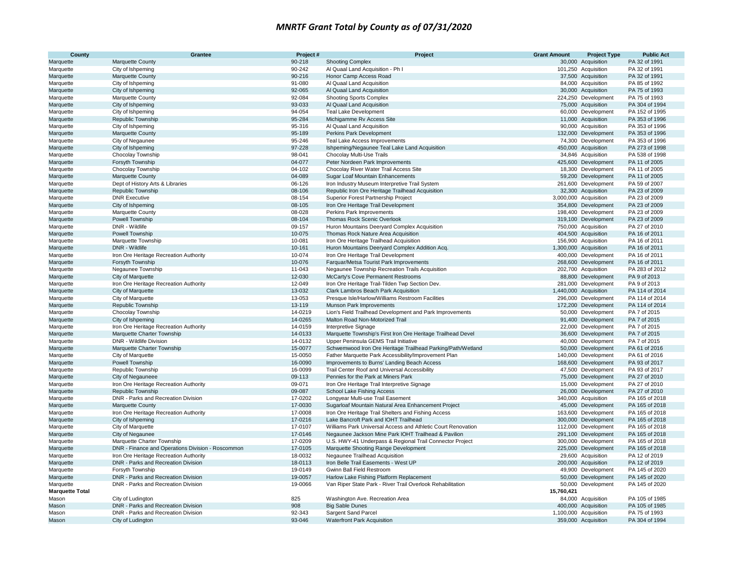# *MNRTF Grant Total by County as of 07/31/2020*

| County | Grantee | Project # | Project | Grant Amount | Project Type | Public Act |
|---|---|---|---|---|---|---|
| Marquette | Marquette County | 90-218 | Shooting Complex | 30,000 | Acquisition | PA 32 of 1991 |
| Marquette | City of Ishpeming | 90-242 | Al Quaal Land Acquisition - Ph I | 101,250 | Acquisition | PA 32 of 1991 |
| Marquette | Marquette County | 90-216 | Honor Camp Access Road | 37,500 | Acquisition | PA 32 of 1991 |
| Marquette | City of Ishpeming | 91-080 | Al Quaal Land Acquisition | 84,000 | Acquisition | PA 85 of 1992 |
| Marquette | City of Ishpeming | 92-065 | Al Quaal Land Acquisition | 30,000 | Acquisition | PA 75 of 1993 |
| Marquette | Marquette County | 92-084 | Shooting Sports Complex | 224,250 | Development | PA 75 of 1993 |
| Marquette | City of Ishpeming | 93-033 | Al Quaal Land Acquisition | 75,000 | Acquisition | PA 304 of 1994 |
| Marquette | City of Ishpeming | 94-054 | Teal Lake Development | 60,000 | Development | PA 152 of 1995 |
| Marquette | Republic Township | 95-284 | Michigamme Rv Access Site | 11,000 | Acquisition | PA 353 of 1996 |
| Marquette | City of Ishpeming | 95-316 | Al Quaal Land Acquisition | 90,000 | Acquisition | PA 353 of 1996 |
| Marquette | Marquette County | 95-189 | Perkins Park Development | 132,000 | Development | PA 353 of 1996 |
| Marquette | City of Negaunee | 95-246 | Teal Lake Access Improvements | 74,300 | Development | PA 353 of 1996 |
| Marquette | City of Ishpeming | 97-228 | Ishpeming/Negaunee Teal Lake Land Acquisition | 450,000 | Acquisition | PA 273 of 1998 |
| Marquette | Chocolay Township | 98-041 | Chocolay Multi-Use Trails | 34,846 | Acquisition | PA 538 of 1998 |
| Marquette | Forsyth Township | 04-077 | Peter Nordeen Park Improvements | 425,600 | Development | PA 11 of 2005 |
| Marquette | Chocolay Township | 04-102 | Chocolay River Water Trail Access Site | 18,300 | Development | PA 11 of 2005 |
| Marquette | Marquette County | 04-089 | Sugar Loaf Mountain Enhancements | 59,200 | Development | PA 11 of 2005 |
| Marquette | Dept of History Arts & Libraries | 06-126 | Iron Industry Museum Interpretive Trail System | 261,600 | Development | PA 59 of 2007 |
| Marquette | Republic Township | 08-106 | Republic Iron Ore Heritage Trailhead Acquisition | 32,300 | Acquisition | PA 23 of 2009 |
| Marquette | DNR Executive | 08-154 | Superior Forest Partnership Project | 3,000,000 | Acquisition | PA 23 of 2009 |
| Marquette | City of Ishpeming | 08-105 | Iron Ore Heritage Trail Development | 354,800 | Development | PA 23 of 2009 |
| Marquette | Marquette County | 08-028 | Perkins Park Improvements | 198,400 | Development | PA 23 of 2009 |
| Marquette | Powell Township | 08-104 | Thomas Rock Scenic Overlook | 319,100 | Development | PA 23 of 2009 |
| Marquette | DNR - Wildlife | 09-157 | Huron Mountains Deeryard Complex Acquisition | 750,000 | Acquisition | PA 27 of 2010 |
| Marquette | Powell Township | 10-075 | Thomas Rock Nature Area Acquisition | 404,500 | Acquisition | PA 16 of 2011 |
| Marquette | Marquette Township | 10-081 | Iron Ore Heritage Trailhead Acquisition | 156,900 | Acquisition | PA 16 of 2011 |
| Marquette | DNR - Wildlife | 10-161 | Huron Mountains Deeryard Complex Addition Acq. | 1,300,000 | Acquisition | PA 16 of 2011 |
| Marquette | Iron Ore Heritage Recreation Authority | 10-074 | Iron Ore Heritage Trail Development | 400,000 | Development | PA 16 of 2011 |
| Marquette | Forsyth Township | 10-076 | Farquar/Metsa Tourist Park Improvements | 268,600 | Development | PA 16 of 2011 |
| Marquette | Negaunee Township | 11-043 | Negaunee Township Recreation Trails Acquisition | 202,700 | Acquisition | PA 283 of 2012 |
| Marquette | City of Marquette | 12-030 | McCarty's Cove Permanent Restrooms | 88,800 | Development | PA 9 of 2013 |
| Marquette | Iron Ore Heritage Recreation Authority | 12-049 | Iron Ore Heritage Trail-Tilden Twp Section Dev. | 281,000 | Development | PA 9 of 2013 |
| Marquette | City of Marquette | 13-032 | Clark Lambros Beach Park Acquisition | 1,440,000 | Acquisition | PA 114 of 2014 |
| Marquette | City of Marquette | 13-053 | Presque Isle/Harlow/Williams Restroom Facilities | 296,000 | Development | PA 114 of 2014 |
| Marquette | Republic Township | 13-119 | Munson Park Improvements | 172,200 | Development | PA 114 of 2014 |
| Marquette | Chocolay Township | 14-0219 | Lion's Field Trailhead Development and Park Improvements | 50,000 | Development | PA 7 of 2015 |
| Marquette | City of Ishpeming | 14-0265 | Malton Road Non-Motorized Trail | 91,400 | Development | PA 7 of 2015 |
| Marquette | Iron Ore Heritage Recreation Authority | 14-0159 | Interpretive Signage | 22,000 | Development | PA 7 of 2015 |
| Marquette | Marquette Charter Township | 14-0133 | Marquette Township's First Iron Ore Heritage Trailhead Devel | 36,600 | Development | PA 7 of 2015 |
| Marquette | DNR - Wildlife Division | 14-0132 | Upper Peninsula GEMS Trail Initiative | 40,000 | Development | PA 7 of 2015 |
| Marquette | Marquette Charter Township | 15-0077 | Schwemwood Iron Ore Heritage Trailhead Parking/Path/Wetland | 50,000 | Development | PA 61 of 2016 |
| Marquette | City of Marquette | 15-0050 | Father Marquette Park Accessibility/Improvement Plan | 140,000 | Development | PA 61 of 2016 |
| Marquette | Powell Township | 16-0090 | Improvements to Burns' Landing Beach Access | 168,600 | Development | PA 93 of 2017 |
| Marquette | Republic Township | 16-0099 | Trail Center Roof and Universal Accessibility | 47,500 | Development | PA 93 of 2017 |
| Marquette | City of Negauneee | 09-113 | Pennies for the Park at Miners Park | 75,000 | Development | PA 27 of 2010 |
| Marquette | Iron Ore Heritage Recreation Authority | 09-071 | Iron Ore Heritage Trail Interpretive Signage | 15,000 | Development | PA 27 of 2010 |
| Marquette | Republic Township | 09-087 | School Lake Fishing Access | 26,000 | Development | PA 27 of 2010 |
| Marquette | DNR - Parks and Recreation Division | 17-0202 | Longyear Multi-use Trail Easement | 340,000 | Acquisition | PA 165 of 2018 |
| Marquette | Marquette County | 17-0030 | Sugarloaf Mountain Natural Area Enhancement Project | 45,000 | Development | PA 165 of 2018 |
| Marquette | Iron Ore Heritage Recreation Authority | 17-0008 | Iron Ore Heritage Trail Shelters and Fishing Access | 163,600 | Development | PA 165 of 2018 |
| Marquette | City of Ishpeming | 17-0216 | Lake Bancroft Park and IOHT Trailhead | 300,000 | Development | PA 165 of 2018 |
| Marquette | City of Marquette | 17-0107 | Williams Park Universal Access and Athletic Court Renovation | 112,000 | Development | PA 165 of 2018 |
| Marquette | City of Negaunee | 17-0146 | Negaunee Jackson Mine Park IOHT Trailhead & Pavilion | 291,100 | Development | PA 165 of 2018 |
| Marquette | Marquette Charter Township | 17-0209 | U.S. HWY-41 Underpass & Regional Trail Connector Project | 300,000 | Development | PA 165 of 2018 |
| Marquette | DNR - Finance and Operations Division - Roscommon | 17-0105 | Marquette Shooting Range Development | 225,000 | Development | PA 165 of 2018 |
| Marquette | Iron Ore Heritage Recreation Authority | 18-0032 | Negaunee Trailhead Acquisition | 29,600 | Acquisition | PA 12 of 2019 |
| Marquette | DNR - Parks and Recreation Division | 18-0113 | Iron Belle Trail Easements - West UP | 200,000 | Acquisition | PA 12 of 2019 |
| Marquette | Forsyth Township | 19-0149 | Gwinn Ball Field Restroom | 49,900 | Development | PA 145 of 2020 |
| Marquette | DNR - Parks and Recreation Division | 19-0057 | Harlow Lake Fishing Platform Replacement | 50,000 | Development | PA 145 of 2020 |
| Marquette | DNR - Parks and Recreation Division | 19-0066 | Van Riper State Park - River Trail Overlook Rehabilitation | 50,000 | Development | PA 145 of 2020 |
| **Marquette Total** | | | | 15,760,421 | | |
| Mason | City of Ludington | 825 | Washington Ave. Recreation Area | 84,000 | Acquisition | PA 105 of 1985 |
| Mason | DNR - Parks and Recreation Division | 908 | Big Sable Dunes | 400,000 | Acquisition | PA 105 of 1985 |
| Mason | DNR - Parks and Recreation Division | 92-343 | Sargent Sand Parcel | 1,100,000 | Acquisition | PA 75 of 1993 |
| Mason | City of Ludington | 93-046 | Waterfront Park Acquisition | 359,000 | Acquisition | PA 304 of 1994 |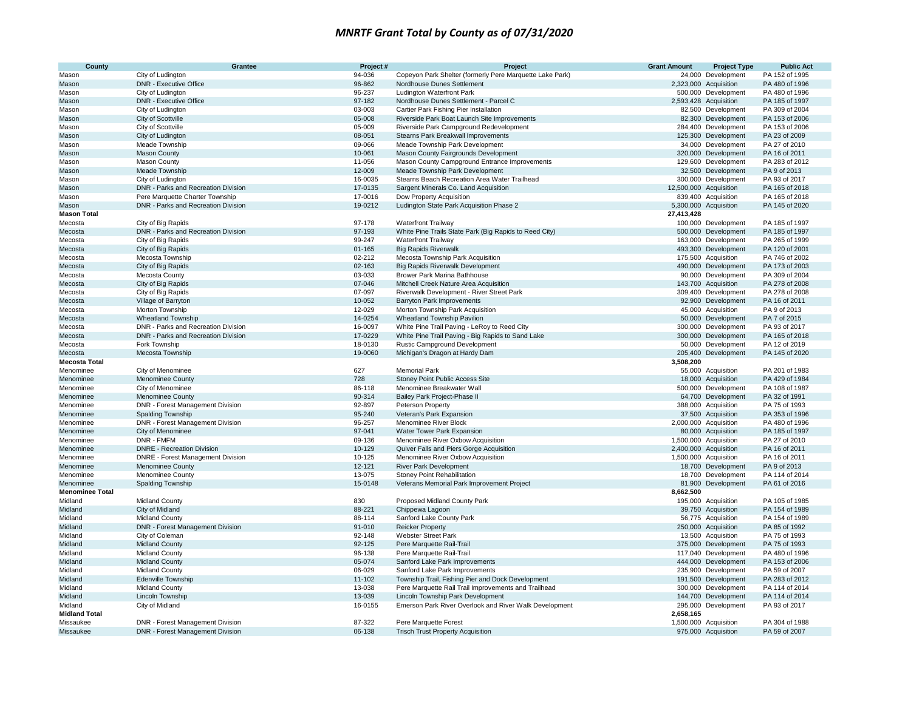# *MNRTF Grant Total by County as of 07/31/2020*

| County | Grantee | Project # | Project | Grant Amount | Project Type | Public Act |
|---|---|---|---|---|---|---|
| Mason | City of Ludington | 94-036 | Copeyon Park Shelter (formerly Pere Marquette Lake Park) | 24,000 | Development | PA 152 of 1995 |
| Mason | DNR - Executive Office | 96-862 | Nordhouse Dunes Settlement | 2,323,000 | Acquisition | PA 480 of 1996 |
| Mason | City of Ludington | 96-237 | Ludington Waterfront Park | 500,000 | Development | PA 480 of 1996 |
| Mason | DNR - Executive Office | 97-182 | Nordhouse Dunes Settlement - Parcel C | 2,593,428 | Acquisition | PA 185 of 1997 |
| Mason | City of Ludington | 03-003 | Cartier Park Fishing Pier Installation | 82,500 | Development | PA 309 of 2004 |
| Mason | City of Scottville | 05-008 | Riverside Park Boat Launch Site Improvements | 82,300 | Development | PA 153 of 2006 |
| Mason | City of Scottville | 05-009 | Riverside Park Campground Redevelopment | 284,400 | Development | PA 153 of 2006 |
| Mason | City of Ludington | 08-051 | Stearns Park Breakwall Improvements | 125,300 | Development | PA 23 of 2009 |
| Mason | Meade Township | 09-066 | Meade Township Park Development | 34,000 | Development | PA 27 of 2010 |
| Mason | Mason County | 10-061 | Mason County Fairgrounds Development | 320,000 | Development | PA 16 of 2011 |
| Mason | Mason County | 11-056 | Mason County Campground Entrance Improvements | 129,600 | Development | PA 283 of 2012 |
| Mason | Meade Township | 12-009 | Meade Township Park Development | 32,500 | Development | PA 9 of 2013 |
| Mason | City of Ludington | 16-0035 | Stearns Beach Recreation Area Water Trailhead | 300,000 | Development | PA 93 of 2017 |
| Mason | DNR - Parks and Recreation Division | 17-0135 | Sargent Minerals Co. Land Acquisition | 12,500,000 | Acquisition | PA 165 of 2018 |
| Mason | Pere Marquette Charter Township | 17-0016 | Dow Property Acquisition | 839,400 | Acquisition | PA 165 of 2018 |
| Mason | DNR - Parks and Recreation Division | 19-0212 | Ludington State Park Acquisition Phase 2 | 5,300,000 | Acquisition | PA 145 of 2020 |
| **Mason Total** | | | | **27,413,428** | | |
| Mecosta | City of Big Rapids | 97-178 | Waterfront Trailway | 100,000 | Development | PA 185 of 1997 |
| Mecosta | DNR - Parks and Recreation Division | 97-193 | White Pine Trails State Park (Big Rapids to Reed City) | 500,000 | Development | PA 185 of 1997 |
| Mecosta | City of Big Rapids | 99-247 | Waterfront Trailway | 163,000 | Development | PA 265 of 1999 |
| Mecosta | City of Big Rapids | 01-165 | Big Rapids Riverwalk | 493,300 | Development | PA 120 of 2001 |
| Mecosta | Mecosta Township | 02-212 | Mecosta Township Park Acquisition | 175,500 | Acquisition | PA 746 of 2002 |
| Mecosta | City of Big Rapids | 02-163 | Big Rapids Riverwalk Development | 490,000 | Development | PA 173 of 2003 |
| Mecosta | Mecosta County | 03-033 | Brower Park Marina Bathhouse | 90,000 | Development | PA 309 of 2004 |
| Mecosta | City of Big Rapids | 07-046 | Mitchell Creek Nature Area Acquisition | 143,700 | Acquisition | PA 278 of 2008 |
| Mecosta | City of Big Rapids | 07-097 | Riverwalk Development - River Street Park | 309,400 | Development | PA 278 of 2008 |
| Mecosta | Village of Barryton | 10-052 | Barryton Park Improvements | 92,900 | Development | PA 16 of 2011 |
| Mecosta | Morton Township | 12-029 | Morton Township Park Acquisition | 45,000 | Acquisition | PA 9 of 2013 |
| Mecosta | Wheatland Township | 14-0254 | Wheatland Township Pavilion | 50,000 | Development | PA 7 of 2015 |
| Mecosta | DNR - Parks and Recreation Division | 16-0097 | White Pine Trail Paving - LeRoy to Reed City | 300,000 | Development | PA 93 of 2017 |
| Mecosta | DNR - Parks and Recreation Division | 17-0229 | White Pine Trail Paving - Big Rapids to Sand Lake | 300,000 | Development | PA 165 of 2018 |
| Mecosta | Fork Township | 18-0130 | Rustic Campground Development | 50,000 | Development | PA 12 of 2019 |
| Mecosta | Mecosta Township | 19-0060 | Michigan's Dragon at Hardy Dam | 205,400 | Development | PA 145 of 2020 |
| **Mecosta Total** | | | | **3,508,200** | | |
| Menominee | City of Menominee | 627 | Memorial Park | 55,000 | Acquisition | PA 201 of 1983 |
| Menominee | Menominee County | 728 | Stoney Point Public Access Site | 18,000 | Acquisition | PA 429 of 1984 |
| Menominee | City of Menominee | 86-118 | Menominee Breakwater Wall | 500,000 | Development | PA 108 of 1987 |
| Menominee | Menominee County | 90-314 | Bailey Park Project-Phase II | 64,700 | Development | PA 32 of 1991 |
| Menominee | DNR - Forest Management Division | 92-897 | Peterson Property | 388,000 | Acquisition | PA 75 of 1993 |
| Menominee | Spalding Township | 95-240 | Veteran's Park Expansion | 37,500 | Acquisition | PA 353 of 1996 |
| Menominee | DNR - Forest Management Division | 96-257 | Menominee River Block | 2,000,000 | Acquisition | PA 480 of 1996 |
| Menominee | City of Menominee | 97-041 | Water Tower Park Expansion | 80,000 | Acquisition | PA 185 of 1997 |
| Menominee | DNR - FMFM | 09-136 | Menominee River Oxbow Acquisition | 1,500,000 | Acquisition | PA 27 of 2010 |
| Menominee | DNRE - Recreation Division | 10-129 | Quiver Falls and Piers Gorge Acquisition | 2,400,000 | Acquisition | PA 16 of 2011 |
| Menominee | DNRE - Forest Management Division | 10-125 | Menominee River Oxbow Acquisition | 1,500,000 | Acquisition | PA 16 of 2011 |
| Menominee | Menominee County | 12-121 | River Park Development | 18,700 | Development | PA 9 of 2013 |
| Menominee | Menominee County | 13-075 | Stoney Point Rehabilitation | 18,700 | Development | PA 114 of 2014 |
| Menominee | Spalding Township | 15-0148 | Veterans Memorial Park Improvement Project | 81,900 | Development | PA 61 of 2016 |
| **Menominee Total** | | | | **8,662,500** | | |
| Midland | Midland County | 830 | Proposed Midland County Park | 195,000 | Acquisition | PA 105 of 1985 |
| Midland | City of Midland | 88-221 | Chippewa Lagoon | 39,750 | Acquisition | PA 154 of 1989 |
| Midland | Midland County | 88-114 | Sanford Lake County Park | 56,775 | Acquisition | PA 154 of 1989 |
| Midland | DNR - Forest Management Division | 91-010 | Reicker Property | 250,000 | Acquisition | PA 85 of 1992 |
| Midland | City of Coleman | 92-148 | Webster Street Park | 13,500 | Acquisition | PA 75 of 1993 |
| Midland | Midland County | 92-125 | Pere Marquette Rail-Trail | 375,000 | Development | PA 75 of 1993 |
| Midland | Midland County | 96-138 | Pere Marquette Rail-Trail | 117,040 | Development | PA 480 of 1996 |
| Midland | Midland County | 05-074 | Sanford Lake Park Improvements | 444,000 | Development | PA 153 of 2006 |
| Midland | Midland County | 06-029 | Sanford Lake Park Improvements | 235,900 | Development | PA 59 of 2007 |
| Midland | Edenville Township | 11-102 | Township Trail, Fishing Pier and Dock Development | 191,500 | Development | PA 283 of 2012 |
| Midland | Midland County | 13-038 | Pere Marquette Rail Trail Improvements and Trailhead | 300,000 | Development | PA 114 of 2014 |
| Midland | Lincoln Township | 13-039 | Lincoln Township Park Development | 144,700 | Development | PA 114 of 2014 |
| Midland | City of Midland | 16-0155 | Emerson Park River Overlook and River Walk Development | 295,000 | Development | PA 93 of 2017 |
| **Midland Total** | | | | **2,658,165** | | |
| Missaukee | DNR - Forest Management Division | 87-322 | Pere Marquette Forest | 1,500,000 | Acquisition | PA 304 of 1988 |
| Missaukee | DNR - Forest Management Division | 06-138 | Trisch Trust Property Acquisition | 975,000 | Acquisition | PA 59 of 2007 |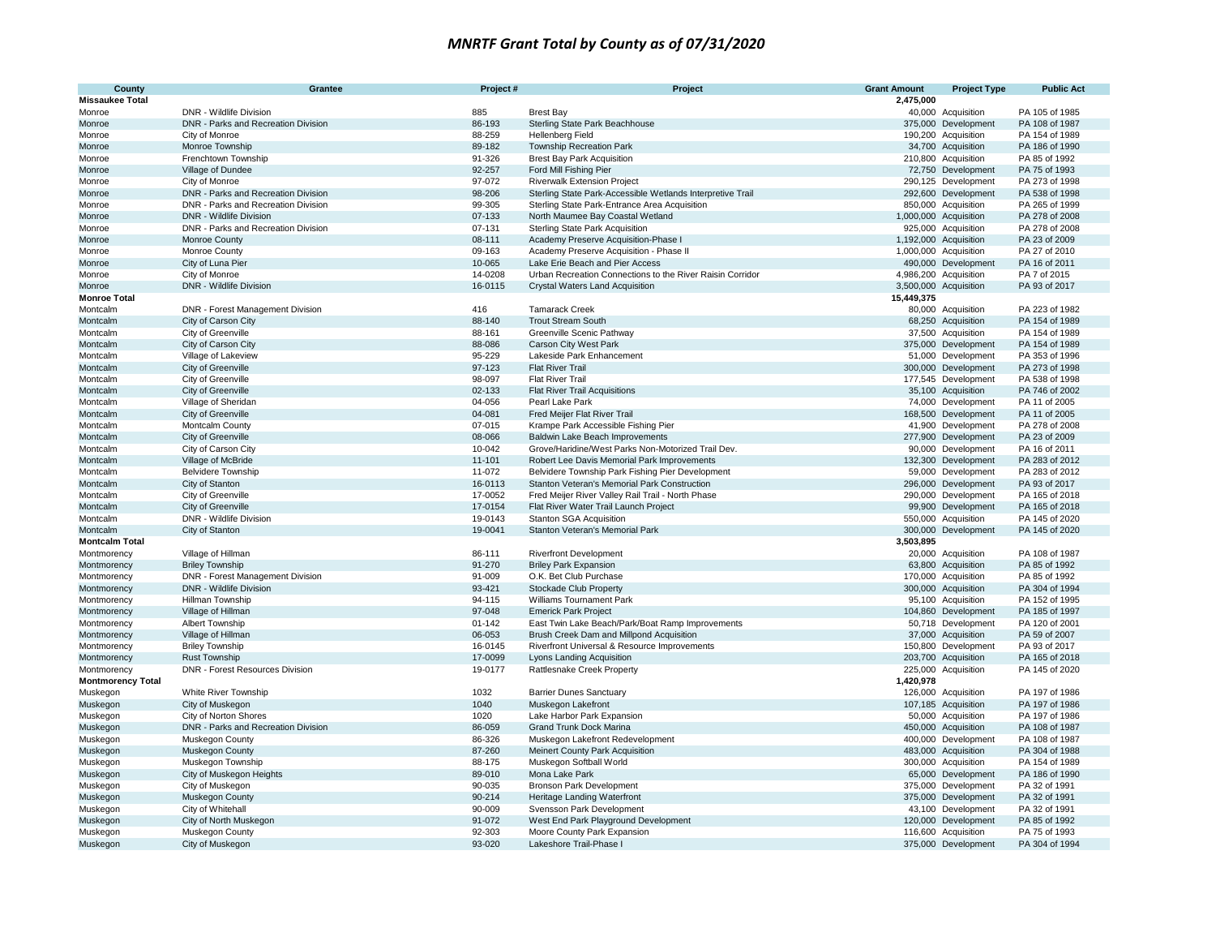# *MNRTF Grant Total by County as of 07/31/2020*

| County | Grantee | Project # | Project | Grant Amount | Project Type | Public Act |
|---|---|---|---|---|---|---|
| **Missaukee Total** | | | | **2,475,000** | | |
| Monroe | DNR - Wildlife Division | 885 | Brest Bay | 40,000 | Acquisition | PA 105 of 1985 |
| Monroe | DNR - Parks and Recreation Division | 86-193 | Sterling State Park Beachhouse | 375,000 | Development | PA 108 of 1987 |
| Monroe | City of Monroe | 88-259 | Hellenberg Field | 190,200 | Acquisition | PA 154 of 1989 |
| Monroe | Monroe Township | 89-182 | Township Recreation Park | 34,700 | Acquisition | PA 186 of 1990 |
| Monroe | Frenchtown Township | 91-326 | Brest Bay Park Acquisition | 210,800 | Acquisition | PA 85 of 1992 |
| Monroe | Village of Dundee | 92-257 | Ford Mill Fishing Pier | 72,750 | Development | PA 75 of 1993 |
| Monroe | City of Monroe | 97-072 | Riverwalk Extension Project | 290,125 | Development | PA 273 of 1998 |
| Monroe | DNR - Parks and Recreation Division | 98-206 | Sterling State Park-Accessible Wetlands Interpretive Trail | 292,600 | Development | PA 538 of 1998 |
| Monroe | DNR - Parks and Recreation Division | 99-305 | Sterling State Park-Entrance Area Acquisition | 850,000 | Acquisition | PA 265 of 1999 |
| Monroe | DNR - Wildlife Division | 07-133 | North Maumee Bay Coastal Wetland | 1,000,000 | Acquisition | PA 278 of 2008 |
| Monroe | DNR - Parks and Recreation Division | 07-131 | Sterling State Park Acquisition | 925,000 | Acquisition | PA 278 of 2008 |
| Monroe | Monroe County | 08-111 | Academy Preserve Acquisition-Phase I | 1,192,000 | Acquisition | PA 23 of 2009 |
| Monroe | Monroe County | 09-163 | Academy Preserve Acquisition - Phase II | 1,000,000 | Acquisition | PA 27 of 2010 |
| Monroe | City of Luna Pier | 10-065 | Lake Erie Beach and Pier Access | 490,000 | Development | PA 16 of 2011 |
| Monroe | City of Monroe | 14-0208 | Urban Recreation Connections to the River Raisin Corridor | 4,986,200 | Acquisition | PA 7 of 2015 |
| Monroe | DNR - Wildlife Division | 16-0115 | Crystal Waters Land Acquisition | 3,500,000 | Acquisition | PA 93 of 2017 |
| **Monroe Total** | | | | **15,449,375** | | |
| Montcalm | DNR - Forest Management Division | 416 | Tamarack Creek | 80,000 | Acquisition | PA 223 of 1982 |
| Montcalm | City of Carson City | 88-140 | Trout Stream South | 68,250 | Acquisition | PA 154 of 1989 |
| Montcalm | City of Greenville | 88-161 | Greenville Scenic Pathway | 37,500 | Acquisition | PA 154 of 1989 |
| Montcalm | City of Carson City | 88-086 | Carson City West Park | 375,000 | Development | PA 154 of 1989 |
| Montcalm | Village of Lakeview | 95-229 | Lakeside Park Enhancement | 51,000 | Development | PA 353 of 1996 |
| Montcalm | City of Greenville | 97-123 | Flat River Trail | 300,000 | Development | PA 273 of 1998 |
| Montcalm | City of Greenville | 98-097 | Flat River Trail | 177,545 | Development | PA 538 of 1998 |
| Montcalm | City of Greenville | 02-133 | Flat River Trail Acquisitions | 35,100 | Acquisition | PA 746 of 2002 |
| Montcalm | Village of Sheridan | 04-056 | Pearl Lake Park | 74,000 | Development | PA 11 of 2005 |
| Montcalm | City of Greenville | 04-081 | Fred Meijer Flat River Trail | 168,500 | Development | PA 11 of 2005 |
| Montcalm | Montcalm County | 07-015 | Krampe Park Accessible Fishing Pier | 41,900 | Development | PA 278 of 2008 |
| Montcalm | City of Greenville | 08-066 | Baldwin Lake Beach Improvements | 277,900 | Development | PA 23 of 2009 |
| Montcalm | City of Carson City | 10-042 | Grove/Haridine/West Parks Non-Motorized Trail Dev. | 90,000 | Development | PA 16 of 2011 |
| Montcalm | Village of McBride | 11-101 | Robert Lee Davis Memorial Park Improvements | 132,300 | Development | PA 283 of 2012 |
| Montcalm | Belvidere Township | 11-072 | Belvidere Township Park Fishing Pier Development | 59,000 | Development | PA 283 of 2012 |
| Montcalm | City of Stanton | 16-0113 | Stanton Veteran's Memorial Park Construction | 296,000 | Development | PA 93 of 2017 |
| Montcalm | City of Greenville | 17-0052 | Fred Meijer River Valley Rail Trail - North Phase | 290,000 | Development | PA 165 of 2018 |
| Montcalm | City of Greenville | 17-0154 | Flat River Water Trail Launch Project | 99,900 | Development | PA 165 of 2018 |
| Montcalm | DNR - Wildlife Division | 19-0143 | Stanton SGA Acquisition | 550,000 | Acquisition | PA 145 of 2020 |
| Montcalm | City of Stanton | 19-0041 | Stanton Veteran's Memorial Park | 300,000 | Development | PA 145 of 2020 |
| **Montcalm Total** | | | | **3,503,895** | | |
| Montmorency | Village of Hillman | 86-111 | Riverfront Development | 20,000 | Acquisition | PA 108 of 1987 |
| Montmorency | Briley Township | 91-270 | Briley Park Expansion | 63,800 | Acquisition | PA 85 of 1992 |
| Montmorency | DNR - Forest Management Division | 91-009 | O.K. Bet Club Purchase | 170,000 | Acquisition | PA 85 of 1992 |
| Montmorency | DNR - Wildlife Division | 93-421 | Stockade Club Property | 300,000 | Acquisition | PA 304 of 1994 |
| Montmorency | Hillman Township | 94-115 | Williams Tournament Park | 95,100 | Acquisition | PA 152 of 1995 |
| Montmorency | Village of Hillman | 97-048 | Emerick Park Project | 104,860 | Development | PA 185 of 1997 |
| Montmorency | Albert Township | 01-142 | East Twin Lake Beach/Park/Boat Ramp Improvements | 50,718 | Development | PA 120 of 2001 |
| Montmorency | Village of Hillman | 06-053 | Brush Creek Dam and Millpond Acquisition | 37,000 | Acquisition | PA 59 of 2007 |
| Montmorency | Briley Township | 16-0145 | Riverfront Universal & Resource Improvements | 150,800 | Development | PA 93 of 2017 |
| Montmorency | Rust Township | 17-0099 | Lyons Landing Acquisition | 203,700 | Acquisition | PA 165 of 2018 |
| Montmorency | DNR - Forest Resources Division | 19-0177 | Rattlesnake Creek Property | 225,000 | Acquisition | PA 145 of 2020 |
| **Montmorency Total** | | | | **1,420,978** | | |
| Muskegon | White River Township | 1032 | Barrier Dunes Sanctuary | 126,000 | Acquisition | PA 197 of 1986 |
| Muskegon | City of Muskegon | 1040 | Muskegon Lakefront | 107,185 | Acquisition | PA 197 of 1986 |
| Muskegon | City of Norton Shores | 1020 | Lake Harbor Park Expansion | 50,000 | Acquisition | PA 197 of 1986 |
| Muskegon | DNR - Parks and Recreation Division | 86-059 | Grand Trunk Dock Marina | 450,000 | Acquisition | PA 108 of 1987 |
| Muskegon | Muskegon County | 86-326 | Muskegon Lakefront Redevelopment | 400,000 | Development | PA 108 of 1987 |
| Muskegon | Muskegon County | 87-260 | Meinert County Park Acquisition | 483,000 | Acquisition | PA 304 of 1988 |
| Muskegon | Muskegon Township | 88-175 | Muskegon Softball World | 300,000 | Acquisition | PA 154 of 1989 |
| Muskegon | City of Muskegon Heights | 89-010 | Mona Lake Park | 65,000 | Development | PA 186 of 1990 |
| Muskegon | City of Muskegon | 90-035 | Bronson Park Development | 375,000 | Development | PA 32 of 1991 |
| Muskegon | Muskegon County | 90-214 | Heritage Landing Waterfront | 375,000 | Development | PA 32 of 1991 |
| Muskegon | City of Whitehall | 90-009 | Svensson Park Development | 43,100 | Development | PA 32 of 1991 |
| Muskegon | City of North Muskegon | 91-072 | West End Park Playground Development | 120,000 | Development | PA 85 of 1992 |
| Muskegon | Muskegon County | 92-303 | Moore County Park Expansion | 116,600 | Acquisition | PA 75 of 1993 |
| Muskegon | City of Muskegon | 93-020 | Lakeshore Trail-Phase I | 375,000 | Development | PA 304 of 1994 |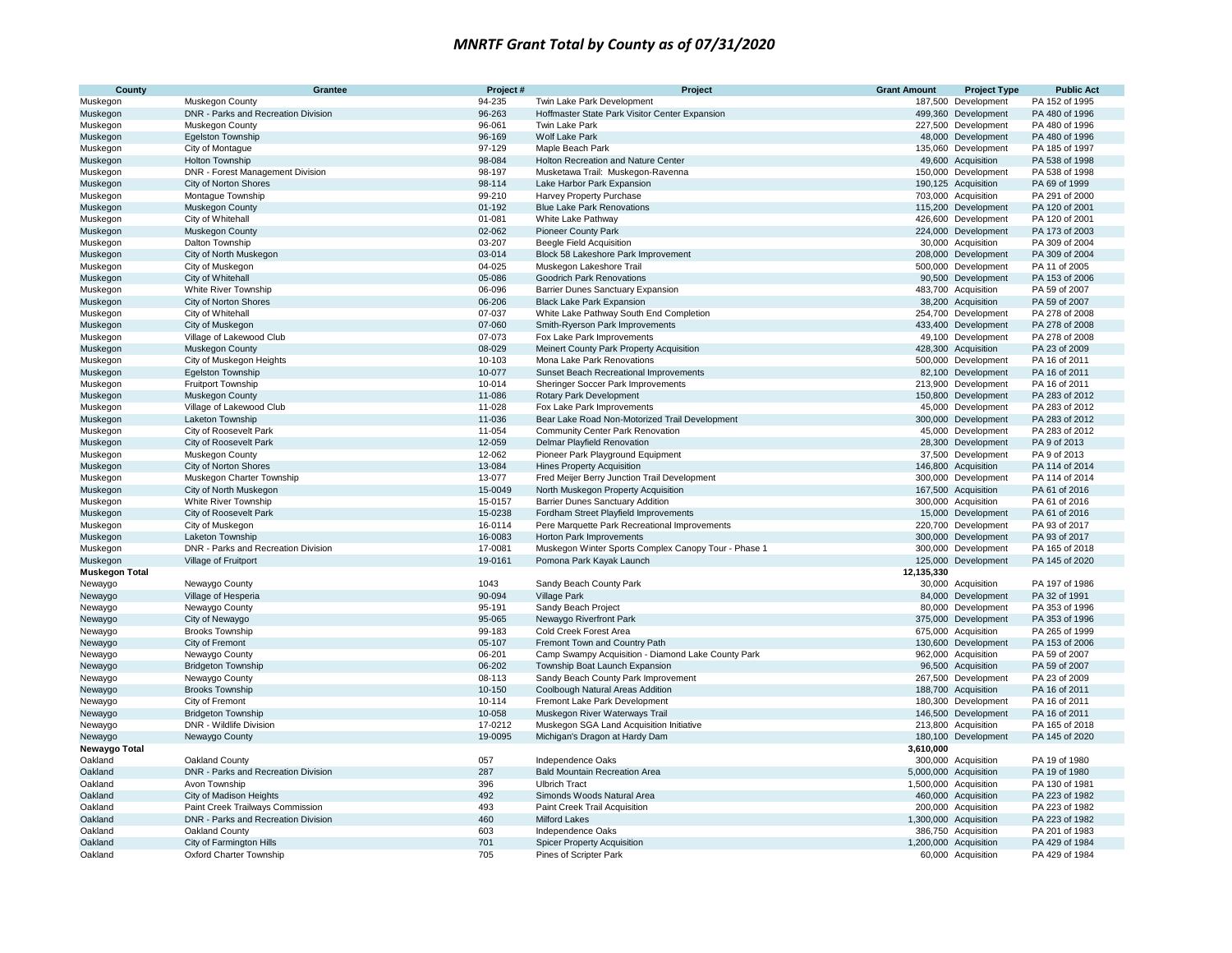# MNRTF Grant Total by County as of 07/31/2020

| County | Grantee | Project # | Project | Grant Amount | Project Type | Public Act |
|---|---|---|---|---|---|---|
| Muskegon | Muskegon County | 94-235 | Twin Lake Park Development | 187,500 | Development | PA 152 of 1995 |
| Muskegon | DNR - Parks and Recreation Division | 96-263 | Hoffmaster State Park Visitor Center Expansion | 499,360 | Development | PA 480 of 1996 |
| Muskegon | Muskegon County | 96-061 | Twin Lake Park | 227,500 | Development | PA 480 of 1996 |
| Muskegon | Egelston Township | 96-169 | Wolf Lake Park | 48,000 | Development | PA 480 of 1996 |
| Muskegon | City of Montague | 97-129 | Maple Beach Park | 135,060 | Development | PA 185 of 1997 |
| Muskegon | Holton Township | 98-084 | Holton Recreation and Nature Center | 49,600 | Acquisition | PA 538 of 1998 |
| Muskegon | DNR - Forest Management Division | 98-197 | Musketawa Trail: Muskegon-Ravenna | 150,000 | Development | PA 538 of 1998 |
| Muskegon | City of Norton Shores | 98-114 | Lake Harbor Park Expansion | 190,125 | Acquisition | PA 69 of 1999 |
| Muskegon | Montague Township | 99-210 | Harvey Property Purchase | 703,000 | Acquisition | PA 291 of 2000 |
| Muskegon | Muskegon County | 01-192 | Blue Lake Park Renovations | 115,200 | Development | PA 120 of 2001 |
| Muskegon | City of Whitehall | 01-081 | White Lake Pathway | 426,600 | Development | PA 120 of 2001 |
| Muskegon | Muskegon County | 02-062 | Pioneer County Park | 224,000 | Development | PA 173 of 2003 |
| Muskegon | Dalton Township | 03-207 | Beegle Field Acquisition | 30,000 | Acquisition | PA 309 of 2004 |
| Muskegon | City of North Muskegon | 03-014 | Block 58 Lakeshore Park Improvement | 208,000 | Development | PA 309 of 2004 |
| Muskegon | City of Muskegon | 04-025 | Muskegon Lakeshore Trail | 500,000 | Development | PA 11 of 2005 |
| Muskegon | City of Whitehall | 05-086 | Goodrich Park Renovations | 90,500 | Development | PA 153 of 2006 |
| Muskegon | White River Township | 06-096 | Barrier Dunes Sanctuary Expansion | 483,700 | Acquisition | PA 59 of 2007 |
| Muskegon | City of Norton Shores | 06-206 | Black Lake Park Expansion | 38,200 | Acquisition | PA 59 of 2007 |
| Muskegon | City of Whitehall | 07-037 | White Lake Pathway South End Completion | 254,700 | Development | PA 278 of 2008 |
| Muskegon | City of Muskegon | 07-060 | Smith-Ryerson Park Improvements | 433,400 | Development | PA 278 of 2008 |
| Muskegon | Village of Lakewood Club | 07-073 | Fox Lake Park Improvements | 49,100 | Development | PA 278 of 2008 |
| Muskegon | Muskegon County | 08-029 | Meinert County Park Property Acquisition | 428,300 | Acquisition | PA 23 of 2009 |
| Muskegon | City of Muskegon Heights | 10-103 | Mona Lake Park Renovations | 500,000 | Development | PA 16 of 2011 |
| Muskegon | Egelston Township | 10-077 | Sunset Beach Recreational Improvements | 82,100 | Development | PA 16 of 2011 |
| Muskegon | Fruitport Township | 10-014 | Sheringer Soccer Park Improvements | 213,900 | Development | PA 16 of 2011 |
| Muskegon | Muskegon County | 11-086 | Rotary Park Development | 150,800 | Development | PA 283 of 2012 |
| Muskegon | Village of Lakewood Club | 11-028 | Fox Lake Park Improvements | 45,000 | Development | PA 283 of 2012 |
| Muskegon | Laketon Township | 11-036 | Bear Lake Road Non-Motorized Trail Development | 300,000 | Development | PA 283 of 2012 |
| Muskegon | City of Roosevelt Park | 11-054 | Community Center Park Renovation | 45,000 | Development | PA 283 of 2012 |
| Muskegon | City of Roosevelt Park | 12-059 | Delmar Playfield Renovation | 28,300 | Development | PA 9 of 2013 |
| Muskegon | Muskegon County | 12-062 | Pioneer Park Playground Equipment | 37,500 | Development | PA 9 of 2013 |
| Muskegon | City of Norton Shores | 13-084 | Hines Property Acquisition | 146,800 | Acquisition | PA 114 of 2014 |
| Muskegon | Muskegon Charter Township | 13-077 | Fred Meijer Berry Junction Trail Development | 300,000 | Development | PA 114 of 2014 |
| Muskegon | City of North Muskegon | 15-0049 | North Muskegon Property Acquisition | 167,500 | Acquisition | PA 61 of 2016 |
| Muskegon | White River Township | 15-0157 | Barrier Dunes Sanctuary Addition | 300,000 | Acquisition | PA 61 of 2016 |
| Muskegon | City of Roosevelt Park | 15-0238 | Fordham Street Playfield Improvements | 15,000 | Development | PA 61 of 2016 |
| Muskegon | City of Muskegon | 16-0114 | Pere Marquette Park Recreational Improvements | 220,700 | Development | PA 93 of 2017 |
| Muskegon | Laketon Township | 16-0083 | Horton Park Improvements | 300,000 | Development | PA 93 of 2017 |
| Muskegon | DNR - Parks and Recreation Division | 17-0081 | Muskegon Winter Sports Complex Canopy Tour - Phase 1 | 300,000 | Development | PA 165 of 2018 |
| Muskegon | Village of Fruitport | 19-0161 | Pomona Park Kayak Launch | 125,000 | Development | PA 145 of 2020 |
| **Muskegon Total** | | | | **12,135,330** | | |
| Newaygo | Newaygo County | 1043 | Sandy Beach County Park | 30,000 | Acquisition | PA 197 of 1986 |
| Newaygo | Village of Hesperia | 90-094 | Village Park | 84,000 | Development | PA 32 of 1991 |
| Newaygo | Newaygo County | 95-191 | Sandy Beach Project | 80,000 | Development | PA 353 of 1996 |
| Newaygo | City of Newaygo | 95-065 | Newaygo Riverfront Park | 375,000 | Development | PA 353 of 1996 |
| Newaygo | Brooks Township | 99-183 | Cold Creek Forest Area | 675,000 | Acquisition | PA 265 of 1999 |
| Newaygo | City of Fremont | 05-107 | Fremont Town and Country Path | 130,600 | Development | PA 153 of 2006 |
| Newaygo | Newaygo County | 06-201 | Camp Swampy Acquisition - Diamond Lake County Park | 962,000 | Acquisition | PA 59 of 2007 |
| Newaygo | Bridgeton Township | 06-202 | Township Boat Launch Expansion | 96,500 | Acquisition | PA 59 of 2007 |
| Newaygo | Newaygo County | 08-113 | Sandy Beach County Park Improvement | 267,500 | Development | PA 23 of 2009 |
| Newaygo | Brooks Township | 10-150 | Coolbough Natural Areas Addition | 188,700 | Acquisition | PA 16 of 2011 |
| Newaygo | City of Fremont | 10-114 | Fremont Lake Park Development | 180,300 | Development | PA 16 of 2011 |
| Newaygo | Bridgeton Township | 10-058 | Muskegon River Waterways Trail | 146,500 | Development | PA 16 of 2011 |
| Newaygo | DNR - Wildlife Division | 17-0212 | Muskegon SGA Land Acquisition Initiative | 213,800 | Acquisition | PA 165 of 2018 |
| Newaygo | Newaygo County | 19-0095 | Michigan's Dragon at Hardy Dam | 180,100 | Development | PA 145 of 2020 |
| **Newaygo Total** | | | | **3,610,000** | | |
| Oakland | Oakland County | 057 | Independence Oaks | 300,000 | Acquisition | PA 19 of 1980 |
| Oakland | DNR - Parks and Recreation Division | 287 | Bald Mountain Recreation Area | 5,000,000 | Acquisition | PA 19 of 1980 |
| Oakland | Avon Township | 396 | Ulbrich Tract | 1,500,000 | Acquisition | PA 130 of 1981 |
| Oakland | City of Madison Heights | 492 | Simonds Woods Natural Area | 460,000 | Acquisition | PA 223 of 1982 |
| Oakland | Paint Creek Trailways Commission | 493 | Paint Creek Trail Acquisition | 200,000 | Acquisition | PA 223 of 1982 |
| Oakland | DNR - Parks and Recreation Division | 460 | Milford Lakes | 1,300,000 | Acquisition | PA 223 of 1982 |
| Oakland | Oakland County | 603 | Independence Oaks | 386,750 | Acquisition | PA 201 of 1983 |
| Oakland | City of Farmington Hills | 701 | Spicer Property Acquisition | 1,200,000 | Acquisition | PA 429 of 1984 |
| Oakland | Oxford Charter Township | 705 | Pines of Scripter Park | 60,000 | Acquisition | PA 429 of 1984 |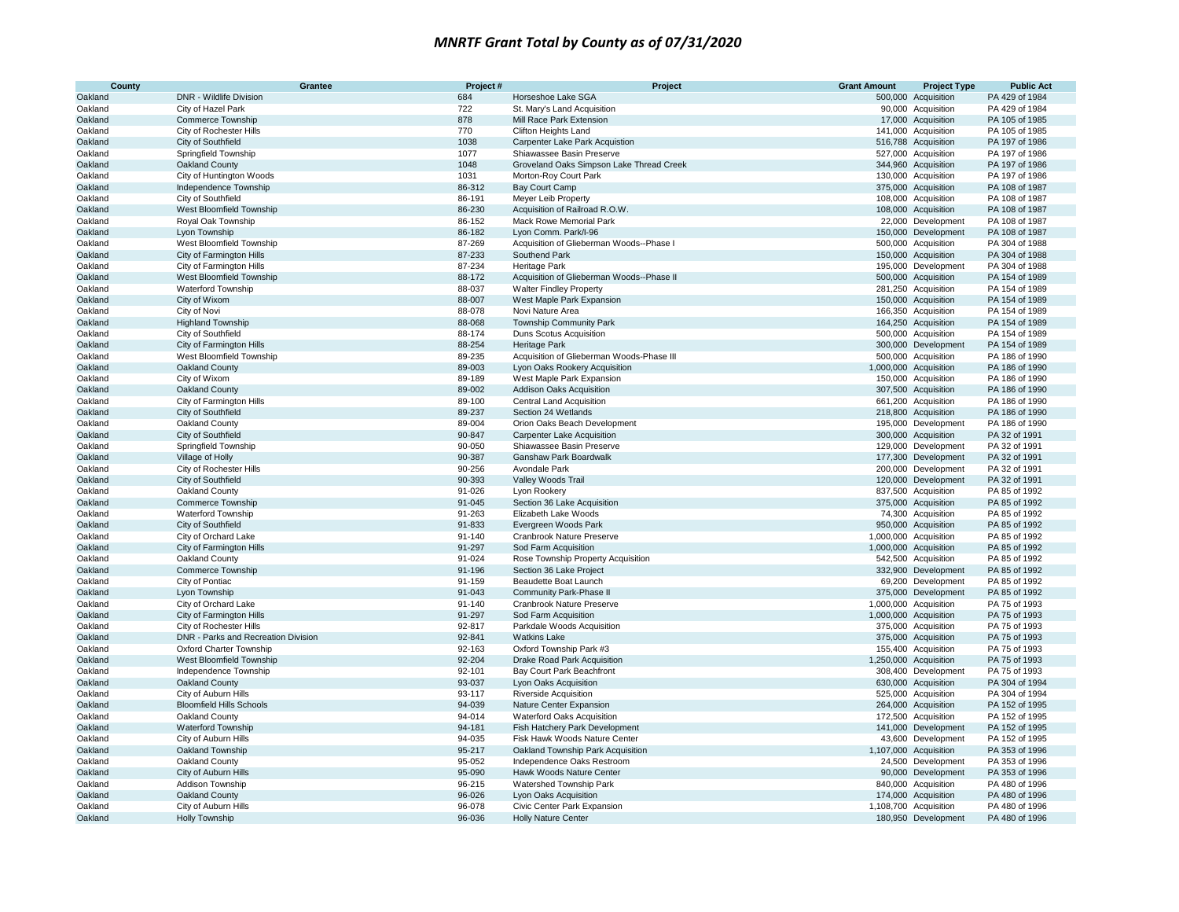# *MNRTF Grant Total by County as of 07/31/2020*

| County | Grantee | Project # | Project | Grant Amount | Project Type | Public Act |
|---|---|---|---|---|---|---|
| Oakland | DNR - Wildlife Division | 684 | Horseshoe Lake SGA | 500,000 | Acquisition | PA 429 of 1984 |
| Oakland | City of Hazel Park | 722 | St. Mary's Land Acquisition | 90,000 | Acquisition | PA 429 of 1984 |
| Oakland | Commerce Township | 878 | Mill Race Park Extension | 17,000 | Acquisition | PA 105 of 1985 |
| Oakland | City of Rochester Hills | 770 | Clifton Heights Land | 141,000 | Acquisition | PA 105 of 1985 |
| Oakland | City of Southfield | 1038 | Carpenter Lake Park Acquistion | 516,788 | Acquisition | PA 197 of 1986 |
| Oakland | Springfield Township | 1077 | Shiawassee Basin Preserve | 527,000 | Acquisition | PA 197 of 1986 |
| Oakland | Oakland County | 1048 | Groveland Oaks Simpson Lake Thread Creek | 344,960 | Acquisition | PA 197 of 1986 |
| Oakland | City of Huntington Woods | 1031 | Morton-Roy Court Park | 130,000 | Acquisition | PA 197 of 1986 |
| Oakland | Independence Township | 86-312 | Bay Court Camp | 375,000 | Acquisition | PA 108 of 1987 |
| Oakland | City of Southfield | 86-191 | Meyer Leib Property | 108,000 | Acquisition | PA 108 of 1987 |
| Oakland | West Bloomfield Township | 86-230 | Acquisition of Railroad R.O.W. | 108,000 | Acquisition | PA 108 of 1987 |
| Oakland | Royal Oak Township | 86-152 | Mack Rowe Memorial Park | 22,000 | Development | PA 108 of 1987 |
| Oakland | Lyon Township | 86-182 | Lyon Comm. Park/I-96 | 150,000 | Development | PA 108 of 1987 |
| Oakland | West Bloomfield Township | 87-269 | Acquisition of Glieberman Woods--Phase I | 500,000 | Acquisition | PA 304 of 1988 |
| Oakland | City of Farmington Hills | 87-233 | Southend Park | 150,000 | Acquisition | PA 304 of 1988 |
| Oakland | City of Farmington Hills | 87-234 | Heritage Park | 195,000 | Development | PA 304 of 1988 |
| Oakland | West Bloomfield Township | 88-172 | Acquisition of Glieberman Woods--Phase II | 500,000 | Acquisition | PA 154 of 1989 |
| Oakland | Waterford Township | 88-037 | Walter Findley Property | 281,250 | Acquisition | PA 154 of 1989 |
| Oakland | City of Wixom | 88-007 | West Maple Park Expansion | 150,000 | Acquisition | PA 154 of 1989 |
| Oakland | City of Novi | 88-078 | Novi Nature Area | 166,350 | Acquisition | PA 154 of 1989 |
| Oakland | Highland Township | 88-068 | Township Community Park | 164,250 | Acquisition | PA 154 of 1989 |
| Oakland | City of Southfield | 88-174 | Duns Scotus Acquisition | 500,000 | Acquisition | PA 154 of 1989 |
| Oakland | City of Farmington Hills | 88-254 | Heritage Park | 300,000 | Development | PA 154 of 1989 |
| Oakland | West Bloomfield Township | 89-235 | Acquisition of Glieberman Woods-Phase III | 500,000 | Acquisition | PA 186 of 1990 |
| Oakland | Oakland County | 89-003 | Lyon Oaks Rookery Acquisition | 1,000,000 | Acquisition | PA 186 of 1990 |
| Oakland | City of Wixom | 89-189 | West Maple Park Expansion | 150,000 | Acquisition | PA 186 of 1990 |
| Oakland | Oakland County | 89-002 | Addison Oaks Acquisition | 307,500 | Acquisition | PA 186 of 1990 |
| Oakland | City of Farmington Hills | 89-100 | Central Land Acquisition | 661,200 | Acquisition | PA 186 of 1990 |
| Oakland | City of Southfield | 89-237 | Section 24 Wetlands | 218,800 | Acquisition | PA 186 of 1990 |
| Oakland | Oakland County | 89-004 | Orion Oaks Beach Development | 195,000 | Development | PA 186 of 1990 |
| Oakland | City of Southfield | 90-847 | Carpenter Lake Acquisition | 300,000 | Acquisition | PA 32 of 1991 |
| Oakland | Springfield Township | 90-050 | Shiawassee Basin Preserve | 129,000 | Development | PA 32 of 1991 |
| Oakland | Village of Holly | 90-387 | Ganshaw Park Boardwalk | 177,300 | Development | PA 32 of 1991 |
| Oakland | City of Rochester Hills | 90-256 | Avondale Park | 200,000 | Development | PA 32 of 1991 |
| Oakland | City of Southfield | 90-393 | Valley Woods Trail | 120,000 | Development | PA 32 of 1991 |
| Oakland | Oakland County | 91-026 | Lyon Rookery | 837,500 | Acquisition | PA 85 of 1992 |
| Oakland | Commerce Township | 91-045 | Section 36 Lake Acquisition | 375,000 | Acquisition | PA 85 of 1992 |
| Oakland | Waterford Township | 91-263 | Elizabeth Lake Woods | 74,300 | Acquisition | PA 85 of 1992 |
| Oakland | City of Southfield | 91-833 | Evergreen Woods Park | 950,000 | Acquisition | PA 85 of 1992 |
| Oakland | City of Orchard Lake | 91-140 | Cranbrook Nature Preserve | 1,000,000 | Acquisition | PA 85 of 1992 |
| Oakland | City of Farmington Hills | 91-297 | Sod Farm Acquisition | 1,000,000 | Acquisition | PA 85 of 1992 |
| Oakland | Oakland County | 91-024 | Rose Township Property Acquisition | 542,500 | Acquisition | PA 85 of 1992 |
| Oakland | Commerce Township | 91-196 | Section 36 Lake Project | 332,900 | Development | PA 85 of 1992 |
| Oakland | City of Pontiac | 91-159 | Beaudette Boat Launch | 69,200 | Development | PA 85 of 1992 |
| Oakland | Lyon Township | 91-043 | Community Park-Phase II | 375,000 | Development | PA 85 of 1992 |
| Oakland | City of Orchard Lake | 91-140 | Cranbrook Nature Preserve | 1,000,000 | Acquisition | PA 75 of 1993 |
| Oakland | City of Farmington Hills | 91-297 | Sod Farm Acquisition | 1,000,000 | Acquisition | PA 75 of 1993 |
| Oakland | City of Rochester Hills | 92-817 | Parkdale Woods Acquisition | 375,000 | Acquisition | PA 75 of 1993 |
| Oakland | DNR - Parks and Recreation Division | 92-841 | Watkins Lake | 375,000 | Acquisition | PA 75 of 1993 |
| Oakland | Oxford Charter Township | 92-163 | Oxford Township Park #3 | 155,400 | Acquisition | PA 75 of 1993 |
| Oakland | West Bloomfield Township | 92-204 | Drake Road Park Acquisition | 1,250,000 | Acquisition | PA 75 of 1993 |
| Oakland | Independence Township | 92-101 | Bay Court Park Beachfront | 308,400 | Development | PA 75 of 1993 |
| Oakland | Oakland County | 93-037 | Lyon Oaks Acquisition | 630,000 | Acquisition | PA 304 of 1994 |
| Oakland | City of Auburn Hills | 93-117 | Riverside Acquisition | 525,000 | Acquisition | PA 304 of 1994 |
| Oakland | Bloomfield Hills Schools | 94-039 | Nature Center Expansion | 264,000 | Acquisition | PA 152 of 1995 |
| Oakland | Oakland County | 94-014 | Waterford Oaks Acquisition | 172,500 | Acquisition | PA 152 of 1995 |
| Oakland | Waterford Township | 94-181 | Fish Hatchery Park Development | 141,000 | Development | PA 152 of 1995 |
| Oakland | City of Auburn Hills | 94-035 | Fisk Hawk Woods Nature Center | 43,600 | Development | PA 152 of 1995 |
| Oakland | Oakland Township | 95-217 | Oakland Township Park Acquisition | 1,107,000 | Acquisition | PA 353 of 1996 |
| Oakland | Oakland County | 95-052 | Independence Oaks Restroom | 24,500 | Development | PA 353 of 1996 |
| Oakland | City of Auburn Hills | 95-090 | Hawk Woods Nature Center | 90,000 | Development | PA 353 of 1996 |
| Oakland | Addison Township | 96-215 | Watershed Township Park | 840,000 | Acquisition | PA 480 of 1996 |
| Oakland | Oakland County | 96-026 | Lyon Oaks Acquisition | 174,000 | Acquisition | PA 480 of 1996 |
| Oakland | City of Auburn Hills | 96-078 | Civic Center Park Expansion | 1,108,700 | Acquisition | PA 480 of 1996 |
| Oakland | Holly Township | 96-036 | Holly Nature Center | 180,950 | Development | PA 480 of 1996 |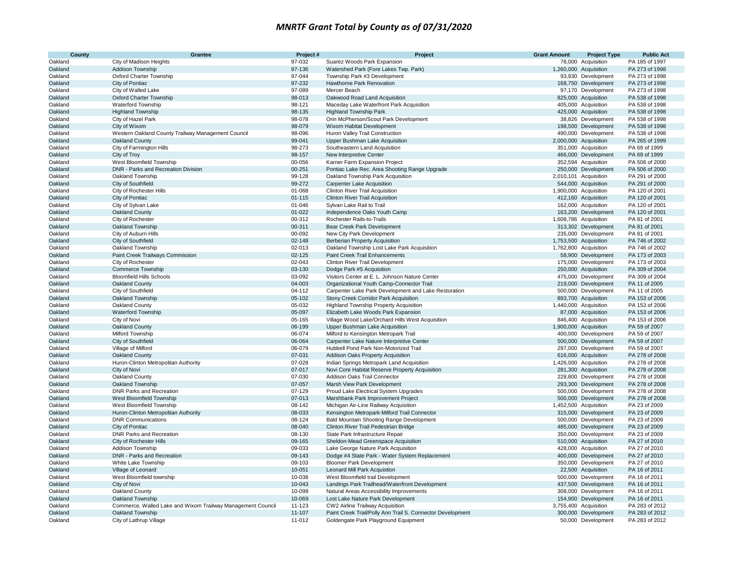# MNRTF Grant Total by County as of 07/31/2020

| County | Grantee | Project # | Project | Grant Amount | Project Type | Public Act |
|---|---|---|---|---|---|---|
| Oakland | City of Madison Heights | 97-032 | Suarez Woods Park Expansion | 78,000 | Acquisition | PA 185 of 1997 |
| Oakland | Addison Township | 97-136 | Watershed Park (Fore Lakes Twp. Park) | 1,260,000 | Acquisition | PA 273 of 1998 |
| Oakland | Oxford Charter Township | 97-044 | Township Park #3 Development | 93,930 | Development | PA 273 of 1998 |
| Oakland | City of Pontiac | 97-232 | Hawthorne Park Renovation | 168,750 | Development | PA 273 of 1998 |
| Oakland | City of Walled Lake | 97-089 | Mercer Beach | 97,170 | Development | PA 273 of 1998 |
| Oakland | Oxford Charter Township | 98-013 | Oakwood Road Land Acquisition | 825,000 | Acquisition | PA 538 of 1998 |
| Oakland | Waterford Township | 98-121 | Maceday Lake Waterfront Park Acquisition | 405,000 | Acquisition | PA 538 of 1998 |
| Oakland | Highland Township | 98-135 | Highland Township Park | 425,000 | Acquisition | PA 538 of 1998 |
| Oakland | City of Hazel Park | 98-078 | Orin McPherson/Scout Park Development | 38,826 | Development | PA 538 of 1998 |
| Oakland | City of Wixom | 98-079 | Wixom Habitat Development | 198,500 | Development | PA 538 of 1998 |
| Oakland | Western Oakland County Trailway Management Council | 98-096 | Huron Valley Trail Construction | 490,000 | Development | PA 538 of 1998 |
| Oakland | Oakland County | 99-041 | Upper Bushman Lake Acquisition | 2,000,000 | Acquisition | PA 265 of 1999 |
| Oakland | City of Farmington Hills | 98-273 | Southeastern Land Acquisition | 351,000 | Acquisition | PA 69 of 1999 |
| Oakland | City of Troy | 98-157 | New Interpretive Center | 466,000 | Development | PA 69 of 1999 |
| Oakland | West Bloomfield Township | 00-056 | Karner Farm Expansion Project | 352,594 | Acquisition | PA 506 of 2000 |
| Oakland | DNR - Parks and Recreation Division | 00-251 | Pontiac Lake Rec. Area Shooting Range Upgrade | 250,000 | Development | PA 506 of 2000 |
| Oakland | Oakland Township | 99-128 | Oakland Township Park Acquisition | 2,010,101 | Acquisition | PA 291 of 2000 |
| Oakland | City of Southfield | 99-272 | Carpenter Lake Acquisition | 544,000 | Acquisition | PA 291 of 2000 |
| Oakland | City of Rochester Hills | 01-068 | Clinton River Trail Acquisition | 1,900,000 | Acquisition | PA 120 of 2001 |
| Oakland | City of Pontiac | 01-115 | Clinton River Trail Acquisition | 412,160 | Acquisition | PA 120 of 2001 |
| Oakland | City of Sylvan Lake | 01-046 | Sylvan Lake Rail to Trail | 162,000 | Acquisition | PA 120 of 2001 |
| Oakland | Oakland County | 01-022 | Independence Oaks Youth Camp | 163,200 | Development | PA 120 of 2001 |
| Oakland | City of Rochester | 00-312 | Rochester Rails-to-Trails | 1,608,786 | Acquisition | PA 81 of 2001 |
| Oakland | Oakland Township | 00-311 | Bear Creek Park Development | 313,302 | Development | PA 81 of 2001 |
| Oakland | City of Auburn Hills | 00-092 | New City Park Development | 235,000 | Development | PA 81 of 2001 |
| Oakland | City of Southfield | 02-148 | Berberian Property Acquisition | 1,753,500 | Acquisition | PA 746 of 2002 |
| Oakland | Oakland Township | 02-013 | Oakland Township Lost Lake Park Acquisition | 1,762,800 | Acquisition | PA 746 of 2002 |
| Oakland | Paint Creek Trailways Commission | 02-125 | Paint Creek Trail Enhancements | 58,900 | Development | PA 173 of 2003 |
| Oakland | City of Rochester | 02-043 | Clinton River Trail Development | 175,000 | Development | PA 173 of 2003 |
| Oakland | Commerce Township | 03-130 | Dodge Park #5 Acquisition | 250,000 | Acquisition | PA 309 of 2004 |
| Oakland | Bloomfield Hills Schools | 03-092 | Visitors Center at E. L. Johnson Nature Center | 475,000 | Development | PA 309 of 2004 |
| Oakland | Oakland County | 04-003 | Organizational Youth Camp-Connector Trail | 219,000 | Development | PA 11 of 2005 |
| Oakland | City of Southfield | 04-112 | Carpenter Lake Park Development and Lake Restoration | 500,000 | Development | PA 11 of 2005 |
| Oakland | Oakland Township | 05-102 | Stony Creek Corridor Park Acquisition | 893,700 | Acquisition | PA 153 of 2006 |
| Oakland | Oakland County | 05-032 | Highland Township Property Acquisition | 1,440,000 | Acquisition | PA 153 of 2006 |
| Oakland | Waterford Township | 05-097 | Elizabeth Lake Woods Park Expansion | 87,000 | Acquisition | PA 153 of 2006 |
| Oakland | City of Novi | 05-165 | Village Wood Lake/Orchard Hills West Acquisition | 846,400 | Acquisition | PA 153 of 2006 |
| Oakland | Oakland County | 06-199 | Upper Bushman Lake Acquisition | 1,900,000 | Acquisition | PA 59 of 2007 |
| Oakland | Milford Township | 06-074 | Milford to Kensington Metropark Trail | 400,000 | Development | PA 59 of 2007 |
| Oakland | City of Southfield | 06-064 | Carpenter Lake Nature Interpretive Center | 500,000 | Development | PA 59 of 2007 |
| Oakland | Village of Milford | 06-079 | Hubbell Pond Park Non-Motorized Trail | 297,000 | Development | PA 59 of 2007 |
| Oakland | Oakland County | 07-031 | Addison Oaks Property Acquisition | 616,000 | Acquisition | PA 278 of 2008 |
| Oakland | Huron-Clinton Metropolitan Authority | 07-028 | Indian Springs Metropark Land Acquisition | 1,426,000 | Acquisition | PA 278 of 2008 |
| Oakland | City of Novi | 07-017 | Novi Core Habitat Reserve Property Acquisition | 281,300 | Acquisition | PA 278 of 2008 |
| Oakland | Oakland County | 07-030 | Addison Oaks Trail Connector | 228,800 | Development | PA 278 of 2008 |
| Oakland | Oakland Township | 07-057 | Marsh View Park Development | 293,300 | Development | PA 278 of 2008 |
| Oakland | DNR Parks and Recreation | 07-129 | Proud Lake Electrical System Upgrades | 500,000 | Development | PA 278 of 2008 |
| Oakland | West Bloomfield Township | 07-013 | Marshbank Park Improvement Project | 500,000 | Development | PA 278 of 2008 |
| Oakland | West Bloomfield Township | 08-142 | Michigan Air-Line Railway Acquisition | 1,452,500 | Acquisition | PA 23 of 2009 |
| Oakland | Huron-Clinton Metropolitan Authority | 08-033 | Kensington Metropark-Milford Trail Connector | 315,000 | Development | PA 23 of 2009 |
| Oakland | DNR Communications | 08-124 | Bald Mountain Shooting Range Development | 500,000 | Development | PA 23 of 2009 |
| Oakland | City of Pontiac | 08-040 | Clinton River Trail Pedestrian Bridge | 485,000 | Development | PA 23 of 2009 |
| Oakland | DNR Parks and Recreation | 08-130 | State Park Infrastructure Repair | 350,000 | Development | PA 23 of 2009 |
| Oakland | City of Rochester Hills | 09-165 | Sheldon-Mead Greenspace Acquisition | 510,000 | Acquisition | PA 27 of 2010 |
| Oakland | Addison Township | 09-033 | Lake George Nature Park Acquisition | 428,000 | Acquisition | PA 27 of 2010 |
| Oakland | DNR - Parks and Recreation | 09-143 | Dodge #4 State Park - Water System Replacement | 400,000 | Development | PA 27 of 2010 |
| Oakland | White Lake Township | 09-103 | Bloomer Park Development | 350,000 | Development | PA 27 of 2010 |
| Oakland | Village of Leonard | 10-051 | Leonard Mill Park Acquistion | 22,500 | Acquisition | PA 16 of 2011 |
| Oakland | West Bloomfield township | 10-038 | West Bloomfield trail Development | 500,000 | Development | PA 16 of 2011 |
| Oakland | City of Novi | 10-043 | Landings Park Trailhead/Waterfront Development | 437,500 | Development | PA 16 of 2011 |
| Oakland | Oakland County | 10-098 | Natural Areas Accessibility Improvements | 308,000 | Development | PA 16 of 2011 |
| Oakland | Oakland Township | 10-069 | Lost Lake Nature Park Development | 154,900 | Development | PA 16 of 2011 |
| Oakland | Commerce, Walled Lake and Wixom Trailway Management Council | 11-123 | CW2 Airline Trailway Acquisition | 3,755,400 | Acquisition | PA 283 of 2012 |
| Oakland | Oakland Township | 11-107 | Paint Creek Trail/Polly Ann Trail S. Connector Development | 300,000 | Development | PA 283 of 2012 |
| Oakland | City of Lathrup Village | 11-012 | Goldengate Park Playground Equipment | 50,000 | Development | PA 283 of 2012 |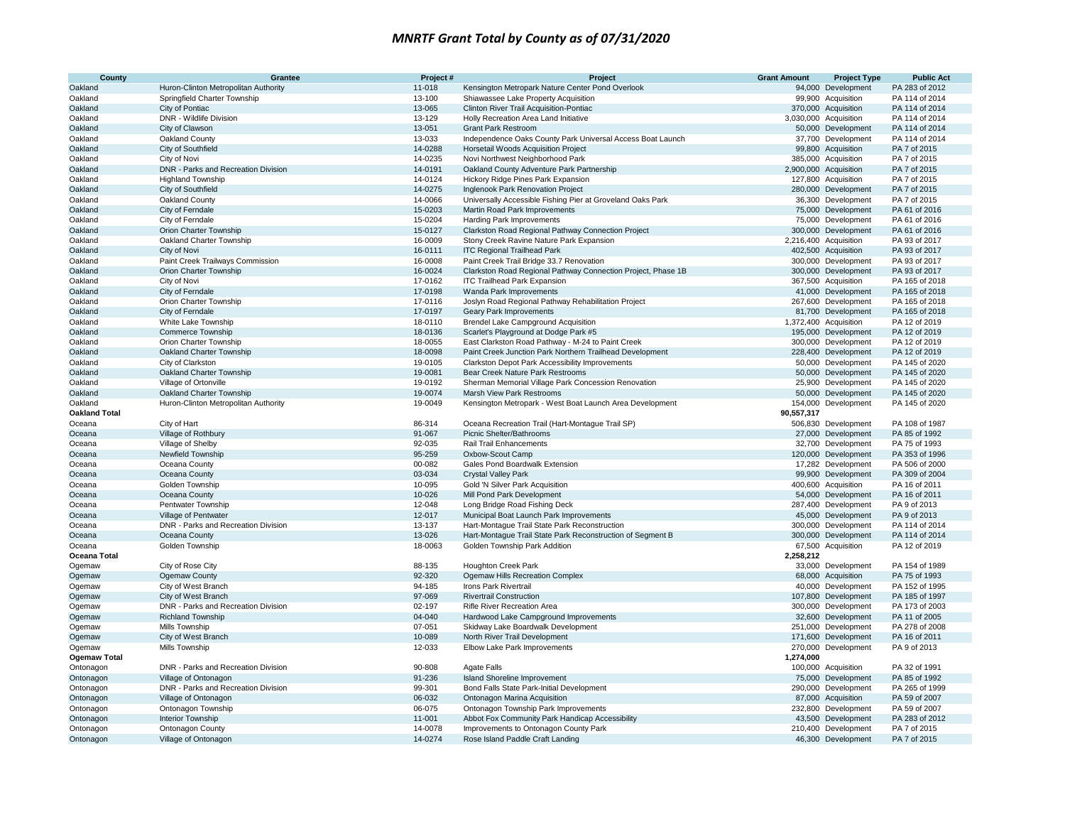# *MNRTF Grant Total by County as of 07/31/2020*

| County | Grantee | Project # | Project | Grant Amount | Project Type | Public Act |
|---|---|---|---|---|---|---|
| Oakland | Huron-Clinton Metropolitan Authority | 11-018 | Kensington Metropark Nature Center Pond Overlook | 94,000 | Development | PA 283 of 2012 |
| Oakland | Springfield Charter Township | 13-100 | Shiawassee Lake Property Acquisition | 99,900 | Acquisition | PA 114 of 2014 |
| Oakland | City of Pontiac | 13-065 | Clinton River Trail Acquisition-Pontiac | 370,000 | Acquisition | PA 114 of 2014 |
| Oakland | DNR - Wildlife Division | 13-129 | Holly Recreation Area Land Initiative | 3,030,000 | Acquisition | PA 114 of 2014 |
| Oakland | City of Clawson | 13-051 | Grant Park Restroom | 50,000 | Development | PA 114 of 2014 |
| Oakland | Oakland County | 13-033 | Independence Oaks County Park Universal Access Boat Launch | 37,700 | Development | PA 114 of 2014 |
| Oakland | City of Southfield | 14-0288 | Horsetail Woods Acquisition Project | 99,800 | Acquisition | PA 7 of 2015 |
| Oakland | City of Novi | 14-0235 | Novi Northwest Neighborhood Park | 385,000 | Acquisition | PA 7 of 2015 |
| Oakland | DNR - Parks and Recreation Division | 14-0191 | Oakland County Adventure Park Partnership | 2,900,000 | Acquisition | PA 7 of 2015 |
| Oakland | Highland Township | 14-0124 | Hickory Ridge Pines Park Expansion | 127,800 | Acquisition | PA 7 of 2015 |
| Oakland | City of Southfield | 14-0275 | Inglenook Park Renovation Project | 280,000 | Development | PA 7 of 2015 |
| Oakland | Oakland County | 14-0066 | Universally Accessible Fishing Pier at Groveland Oaks Park | 36,300 | Development | PA 7 of 2015 |
| Oakland | City of Ferndale | 15-0203 | Martin Road Park Improvements | 75,000 | Development | PA 61 of 2016 |
| Oakland | City of Ferndale | 15-0204 | Harding Park Improvements | 75,000 | Development | PA 61 of 2016 |
| Oakland | Orion Charter Township | 15-0127 | Clarkston Road Regional Pathway Connection Project | 300,000 | Development | PA 61 of 2016 |
| Oakland | Oakland Charter Township | 16-0009 | Stony Creek Ravine Nature Park Expansion | 2,216,400 | Acquisition | PA 93 of 2017 |
| Oakland | City of Novi | 16-0111 | ITC Regional Trailhead Park | 402,500 | Acquisition | PA 93 of 2017 |
| Oakland | Paint Creek Trailways Commission | 16-0008 | Paint Creek Trail Bridge 33.7 Renovation | 300,000 | Development | PA 93 of 2017 |
| Oakland | Orion Charter Township | 16-0024 | Clarkston Road Regional Pathway Connection Project, Phase 1B | 300,000 | Development | PA 93 of 2017 |
| Oakland | City of Novi | 17-0162 | ITC Trailhead Park Expansion | 367,500 | Acquisition | PA 165 of 2018 |
| Oakland | City of Ferndale | 17-0198 | Wanda Park Improvements | 41,000 | Development | PA 165 of 2018 |
| Oakland | Orion Charter Township | 17-0116 | Joslyn Road Regional Pathway Rehabilitation Project | 267,600 | Development | PA 165 of 2018 |
| Oakland | City of Ferndale | 17-0197 | Geary Park Improvements | 81,700 | Development | PA 165 of 2018 |
| Oakland | White Lake Township | 18-0110 | Brendel Lake Campground Acquisition | 1,372,400 | Acquisition | PA 12 of 2019 |
| Oakland | Commerce Township | 18-0136 | Scarlet's Playground at Dodge Park #5 | 195,000 | Development | PA 12 of 2019 |
| Oakland | Orion Charter Township | 18-0055 | East Clarkston Road Pathway - M-24 to Paint Creek | 300,000 | Development | PA 12 of 2019 |
| Oakland | Oakland Charter Township | 18-0098 | Paint Creek Junction Park Northern Trailhead Development | 228,400 | Development | PA 12 of 2019 |
| Oakland | City of Clarkston | 19-0105 | Clarkston Depot Park Accessibility Improvements | 50,000 | Development | PA 145 of 2020 |
| Oakland | Oakland Charter Township | 19-0081 | Bear Creek Nature Park Restrooms | 50,000 | Development | PA 145 of 2020 |
| Oakland | Village of Ortonville | 19-0192 | Sherman Memorial Village Park Concession Renovation | 25,900 | Development | PA 145 of 2020 |
| Oakland | Oakland Charter Township | 19-0074 | Marsh View Park Restrooms | 50,000 | Development | PA 145 of 2020 |
| Oakland | Huron-Clinton Metropolitan Authority | 19-0049 | Kensington Metropark - West Boat Launch Area Development | 154,000 | Development | PA 145 of 2020 |
| **Oakland Total** | | | | **90,557,317** | | |
| Oceana | City of Hart | 86-314 | Oceana Recreation Trail (Hart-Montague Trail SP) | 506,830 | Development | PA 108 of 1987 |
| Oceana | Village of Rothbury | 91-067 | Picnic Shelter/Bathrooms | 27,000 | Development | PA 85 of 1992 |
| Oceana | Village of Shelby | 92-035 | Rail Trail Enhancements | 32,700 | Development | PA 75 of 1993 |
| Oceana | Newfield Township | 95-259 | Oxbow-Scout Camp | 120,000 | Development | PA 353 of 1996 |
| Oceana | Oceana County | 00-082 | Gales Pond Boardwalk Extension | 17,282 | Development | PA 506 of 2000 |
| Oceana | Oceana County | 03-034 | Crystal Valley Park | 99,900 | Development | PA 309 of 2004 |
| Oceana | Golden Township | 10-095 | Gold 'N Silver Park Acquisition | 400,600 | Acquisition | PA 16 of 2011 |
| Oceana | Oceana County | 10-026 | Mill Pond Park Development | 54,000 | Development | PA 16 of 2011 |
| Oceana | Pentwater Township | 12-048 | Long Bridge Road Fishing Deck | 287,400 | Development | PA 9 of 2013 |
| Oceana | Village of Pentwater | 12-017 | Municipal Boat Launch Park Improvements | 45,000 | Development | PA 9 of 2013 |
| Oceana | DNR - Parks and Recreation Division | 13-137 | Hart-Montague Trail State Park Reconstruction | 300,000 | Development | PA 114 of 2014 |
| Oceana | Oceana County | 13-026 | Hart-Montague Trail State Park Reconstruction of Segment B | 300,000 | Development | PA 114 of 2014 |
| Oceana | Golden Township | 18-0063 | Golden Township Park Addition | 67,500 | Acquisition | PA 12 of 2019 |
| **Oceana Total** | | | | **2,258,212** | | |
| Ogemaw | City of Rose City | 88-135 | Houghton Creek Park | 33,000 | Development | PA 154 of 1989 |
| Ogemaw | Ogemaw County | 92-320 | Ogemaw Hills Recreation Complex | 68,000 | Acquisition | PA 75 of 1993 |
| Ogemaw | City of West Branch | 94-185 | Irons Park Rivertrail | 40,000 | Development | PA 152 of 1995 |
| Ogemaw | City of West Branch | 97-069 | Rivertrail Construction | 107,800 | Development | PA 185 of 1997 |
| Ogemaw | DNR - Parks and Recreation Division | 02-197 | Rifle River Recreation Area | 300,000 | Development | PA 173 of 2003 |
| Ogemaw | Richland Township | 04-040 | Hardwood Lake Campground Improvements | 32,600 | Development | PA 11 of 2005 |
| Ogemaw | Mills Township | 07-051 | Skidway Lake Boardwalk Development | 251,000 | Development | PA 278 of 2008 |
| Ogemaw | City of West Branch | 10-089 | North River Trail Development | 171,600 | Development | PA 16 of 2011 |
| Ogemaw | Mills Township | 12-033 | Elbow Lake Park Improvements | 270,000 | Development | PA 9 of 2013 |
| **Ogemaw Total** | | | | **1,274,000** | | |
| Ontonagon | DNR - Parks and Recreation Division | 90-808 | Agate Falls | 100,000 | Acquisition | PA 32 of 1991 |
| Ontonagon | Village of Ontonagon | 91-236 | Island Shoreline Improvement | 75,000 | Development | PA 85 of 1992 |
| Ontonagon | DNR - Parks and Recreation Division | 99-301 | Bond Falls State Park-Initial Development | 290,000 | Development | PA 265 of 1999 |
| Ontonagon | Village of Ontonagon | 06-032 | Ontonagon Marina Acquisition | 87,000 | Acquisition | PA 59 of 2007 |
| Ontonagon | Ontonagon Township | 06-075 | Ontonagon Township Park Improvements | 232,800 | Development | PA 59 of 2007 |
| Ontonagon | Interior Township | 11-001 | Abbot Fox Community Park Handicap Accessibility | 43,500 | Development | PA 283 of 2012 |
| Ontonagon | Ontonagon County | 14-0078 | Improvements to Ontonagon County Park | 210,400 | Development | PA 7 of 2015 |
| Ontonagon | Village of Ontonagon | 14-0274 | Rose Island Paddle Craft Landing | 46,300 | Development | PA 7 of 2015 |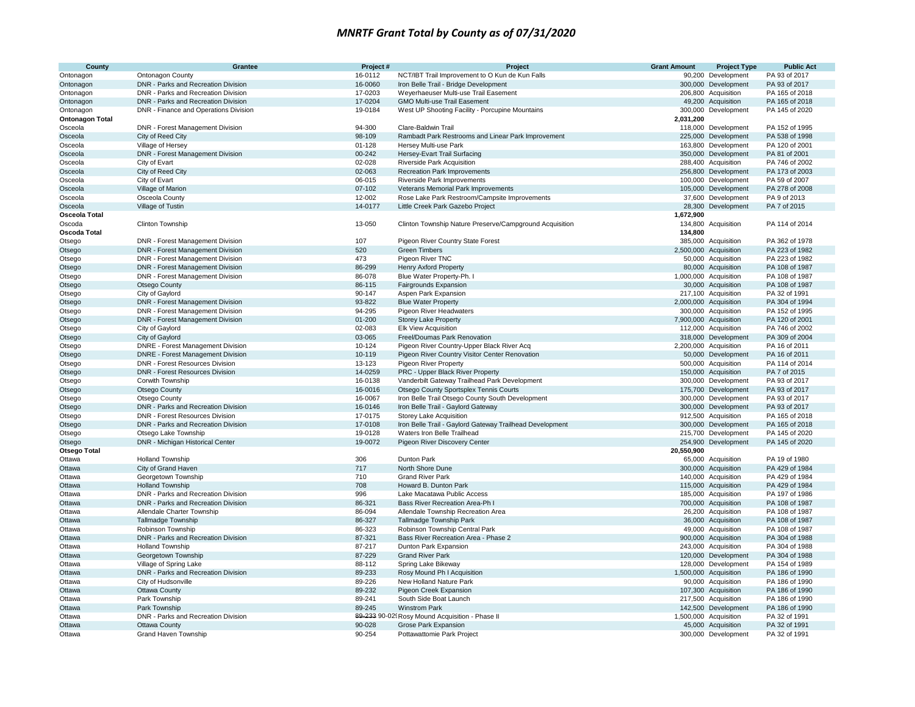# MNRTF Grant Total by County as of 07/31/2020

| County | Grantee | Project # | Project | Grant Amount | Project Type | Public Act |
|---|---|---|---|---|---|---|
| Ontonagon | Ontonagon County | 16-0112 | NCT/IBT Trail Improvement to O Kun de Kun Falls | 90,200 | Development | PA 93 of 2017 |
| Ontonagon | DNR - Parks and Recreation Division | 16-0060 | Iron Belle Trail - Bridge Development | 300,000 | Development | PA 93 of 2017 |
| Ontonagon | DNR - Parks and Recreation Division | 17-0203 | Weyerhaeuser Multi-use Trail Easement | 206,800 | Acquisition | PA 165 of 2018 |
| Ontonagon | DNR - Parks and Recreation Division | 17-0204 | GMO Multi-use Trail Easement | 49,200 | Acquisition | PA 165 of 2018 |
| Ontonagon | DNR - Finance and Operations Division | 19-0184 | West UP Shooting Facility - Porcupine Mountains | 300,000 | Development | PA 145 of 2020 |
| **Ontonagon Total** | | | | **2,031,200** | | |
| Osceola | DNR - Forest Management Division | 94-300 | Clare-Baldwin Trail | 118,000 | Development | PA 152 of 1995 |
| Osceola | City of Reed City | 98-109 | Rambadt Park Restrooms and Linear Park Improvement | 225,000 | Development | PA 538 of 1998 |
| Osceola | Village of Hersey | 01-128 | Hersey Multi-use Park | 163,800 | Development | PA 120 of 2001 |
| Osceola | DNR - Forest Management Division | 00-242 | Hersey-Evart Trail Surfacing | 350,000 | Development | PA 81 of 2001 |
| Osceola | City of Evart | 02-028 | Riverside Park Acquisition | 288,400 | Acquisition | PA 746 of 2002 |
| Osceola | City of Reed City | 02-063 | Recreation Park Improvements | 256,800 | Development | PA 173 of 2003 |
| Osceola | City of Evart | 06-015 | Riverside Park Improvements | 100,000 | Development | PA 59 of 2007 |
| Osceola | Village of Marion | 07-102 | Veterans Memorial Park Improvements | 105,000 | Development | PA 278 of 2008 |
| Osceola | Osceola County | 12-002 | Rose Lake Park Restroom/Campsite Improvements | 37,600 | Development | PA 9 of 2013 |
| Osceola | Village of Tustin | 14-0177 | Little Creek Park Gazebo Project | 28,300 | Development | PA 7 of 2015 |
| **Osceola Total** | | | | **1,672,900** | | |
| Oscoda | Clinton Township | 13-050 | Clinton Township Nature Preserve/Campground Acquisition | 134,800 | Acquisition | PA 114 of 2014 |
| **Oscoda Total** | | | | **134,800** | | |
| Otsego | DNR - Forest Management Division | 107 | Pigeon River Country State Forest | 385,000 | Acquisition | PA 362 of 1978 |
| Otsego | DNR - Forest Management Division | 520 | Green Timbers | 2,500,000 | Acquisition | PA 223 of 1982 |
| Otsego | DNR - Forest Management Division | 473 | Pigeon River TNC | 50,000 | Acquisition | PA 223 of 1982 |
| Otsego | DNR - Forest Management Division | 86-299 | Henry Axford Property | 80,000 | Acquisition | PA 108 of 1987 |
| Otsego | DNR - Forest Management Division | 86-078 | Blue Water Property-Ph. I | 1,000,000 | Acquisition | PA 108 of 1987 |
| Otsego | Otsego County | 86-115 | Fairgrounds Expansion | 30,000 | Acquisition | PA 108 of 1987 |
| Otsego | City of Gaylord | 90-147 | Aspen Park Expansion | 217,100 | Acquisition | PA 32 of 1991 |
| Otsego | DNR - Forest Management Division | 93-822 | Blue Water Property | 2,000,000 | Acquisition | PA 304 of 1994 |
| Otsego | DNR - Forest Management Division | 94-295 | Pigeon River Headwaters | 300,000 | Acquisition | PA 152 of 1995 |
| Otsego | DNR - Forest Management Division | 01-200 | Storey Lake Property | 7,900,000 | Acquisition | PA 120 of 2001 |
| Otsego | City of Gaylord | 02-083 | Elk View Acquisition | 112,000 | Acquisition | PA 746 of 2002 |
| Otsego | City of Gaylord | 03-065 | Freel/Doumas Park Renovation | 318,000 | Development | PA 309 of 2004 |
| Otsego | DNRE - Forest Management Division | 10-124 | Pigeon River Country-Upper Black River Acq | 2,200,000 | Acquisition | PA 16 of 2011 |
| Otsego | DNRE - Forest Management Division | 10-119 | Pigeon River Country Visitor Center Renovation | 50,000 | Development | PA 16 of 2011 |
| Otsego | DNR - Forest Resources Division | 13-123 | Pigeon River Property | 500,000 | Acquisition | PA 114 of 2014 |
| Otsego | DNR - Forest Resources Division | 14-0259 | PRC - Upper Black River Property | 150,000 | Acquisition | PA 7 of 2015 |
| Otsego | Corwith Township | 16-0138 | Vanderbilt Gateway Trailhead Park Development | 300,000 | Development | PA 93 of 2017 |
| Otsego | Otsego County | 16-0016 | Otsego County Sportsplex Tennis Courts | 175,700 | Development | PA 93 of 2017 |
| Otsego | Otsego County | 16-0067 | Iron Belle Trail Otsego County South Development | 300,000 | Development | PA 93 of 2017 |
| Otsego | DNR - Parks and Recreation Division | 16-0146 | Iron Belle Trail - Gaylord Gateway | 300,000 | Development | PA 93 of 2017 |
| Otsego | DNR - Forest Resources Division | 17-0175 | Storey Lake Acquisition | 912,500 | Acquisition | PA 165 of 2018 |
| Otsego | DNR - Parks and Recreation Division | 17-0108 | Iron Belle Trail - Gaylord Gateway Trailhead Development | 300,000 | Development | PA 165 of 2018 |
| Otsego | Otsego Lake Township | 19-0128 | Waters Iron Belle Trailhead | 215,700 | Development | PA 145 of 2020 |
| Otsego | DNR - Michigan Historical Center | 19-0072 | Pigeon River Discovery Center | 254,900 | Development | PA 145 of 2020 |
| **Otsego Total** | | | | **20,550,900** | | |
| Ottawa | Holland Township | 306 | Dunton Park | 65,000 | Acquisition | PA 19 of 1980 |
| Ottawa | City of Grand Haven | 717 | North Shore Dune | 300,000 | Acquisition | PA 429 of 1984 |
| Ottawa | Georgetown Township | 710 | Grand River Park | 140,000 | Acquisition | PA 429 of 1984 |
| Ottawa | Holland Township | 708 | Howard B. Dunton Park | 115,000 | Acquisition | PA 429 of 1984 |
| Ottawa | DNR - Parks and Recreation Division | 996 | Lake Macatawa Public Access | 185,000 | Acquisition | PA 197 of 1986 |
| Ottawa | DNR - Parks and Recreation Division | 86-321 | Bass River Recreation Area-Ph I | 700,000 | Acquisition | PA 108 of 1987 |
| Ottawa | Allendale Charter Township | 86-094 | Allendale Township Recreation Area | 26,200 | Acquisition | PA 108 of 1987 |
| Ottawa | Tallmadge Township | 86-327 | Tallmadge Township Park | 36,000 | Acquisition | PA 108 of 1987 |
| Ottawa | Robinson Township | 86-323 | Robinson Township Central Park | 49,000 | Acquisition | PA 108 of 1987 |
| Ottawa | DNR - Parks and Recreation Division | 87-321 | Bass River Recreation Area - Phase 2 | 900,000 | Acquisition | PA 304 of 1988 |
| Ottawa | Holland Township | 87-217 | Dunton Park Expansion | 243,000 | Acquisition | PA 304 of 1988 |
| Ottawa | Georgetown Township | 87-229 | Grand River Park | 120,000 | Development | PA 304 of 1988 |
| Ottawa | Village of Spring Lake | 88-112 | Spring Lake Bikeway | 128,000 | Development | PA 154 of 1989 |
| Ottawa | DNR - Parks and Recreation Division | 89-233 | Rosy Mound Ph I Acquisition | 1,500,000 | Acquisition | PA 186 of 1990 |
| Ottawa | City of Hudsonville | 89-226 | New Holland Nature Park | 90,000 | Acquisition | PA 186 of 1990 |
| Ottawa | Ottawa County | 89-232 | Pigeon Creek Expansion | 107,300 | Acquisition | PA 186 of 1990 |
| Ottawa | Park Township | 89-241 | South Side Boat Launch | 217,500 | Acquisition | PA 186 of 1990 |
| Ottawa | Park Township | 89-245 | Winstrom Park | 142,500 | Development | PA 186 of 1990 |
| Ottawa | DNR - Parks and Recreation Division | ~~89-233~~ 90-029 | Rosy Mound Acquisition - Phase II | 1,500,000 | Acquisition | PA 32 of 1991 |
| Ottawa | Ottawa County | 90-028 | Grose Park Expansion | 45,000 | Acquisition | PA 32 of 1991 |
| Ottawa | Grand Haven Township | 90-254 | Pottawattomie Park Project | 300,000 | Development | PA 32 of 1991 |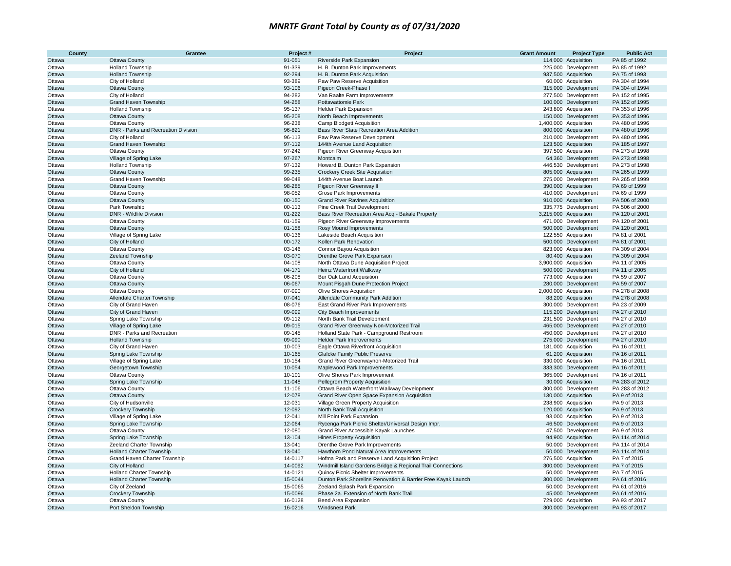# *MNRTF Grant Total by County as of 07/31/2020*

| County | Grantee | Project # | Project | Grant Amount | Project Type | Public Act |
|---|---|---|---|---|---|---|
| Ottawa | Ottawa County | 91-051 | Riverside Park Expansion | 114,000 | Acquisition | PA 85 of 1992 |
| Ottawa | Holland Township | 91-339 | H. B. Dunton Park Improvements | 225,000 | Development | PA 85 of 1992 |
| Ottawa | Holland Township | 92-294 | H. B. Dunton Park Acquisition | 937,500 | Acquisition | PA 75 of 1993 |
| Ottawa | City of Holland | 93-389 | Paw Paw Reserve Acquisition | 60,000 | Acquisition | PA 304 of 1994 |
| Ottawa | Ottawa County | 93-106 | Pigeon Creek-Phase I | 315,000 | Development | PA 304 of 1994 |
| Ottawa | City of Holland | 94-282 | Van Raalte Farm Improvements | 277,500 | Development | PA 152 of 1995 |
| Ottawa | Grand Haven Township | 94-258 | Pottawattomie Park | 100,000 | Development | PA 152 of 1995 |
| Ottawa | Holland Township | 95-137 | Helder Park Expansion | 243,800 | Acquisition | PA 353 of 1996 |
| Ottawa | Ottawa County | 95-208 | North Beach Improvements | 150,000 | Development | PA 353 of 1996 |
| Ottawa | Ottawa County | 96-238 | Camp Blodgett Acquisition | 1,400,000 | Acquisition | PA 480 of 1996 |
| Ottawa | DNR - Parks and Recreation Division | 96-821 | Bass River State Recreation Area Addition | 800,000 | Acquisition | PA 480 of 1996 |
| Ottawa | City of Holland | 96-113 | Paw Paw Reserve Development | 210,000 | Development | PA 480 of 1996 |
| Ottawa | Grand Haven Township | 97-112 | 144th Avenue Land Acquisition | 123,500 | Acquisition | PA 185 of 1997 |
| Ottawa | Ottawa County | 97-242 | Pigeon River Greenway Acquisition | 397,500 | Acquisition | PA 273 of 1998 |
| Ottawa | Village of Spring Lake | 97-267 | Montcalm | 64,360 | Development | PA 273 of 1998 |
| Ottawa | Holland Township | 97-132 | Howard B. Dunton Park Expansion | 446,530 | Development | PA 273 of 1998 |
| Ottawa | Ottawa County | 99-235 | Crockery Creek Site Acquisition | 805,000 | Acquisition | PA 265 of 1999 |
| Ottawa | Grand Haven Township | 99-048 | 144th Avenue Boat Launch | 275,000 | Development | PA 265 of 1999 |
| Ottawa | Ottawa County | 98-285 | Pigeon River Greenway II | 390,000 | Acquisition | PA 69 of 1999 |
| Ottawa | Ottawa County | 98-052 | Grose Park Improvements | 410,000 | Development | PA 69 of 1999 |
| Ottawa | Ottawa County | 00-150 | Grand River Ravines Acquisition | 910,000 | Acquisition | PA 506 of 2000 |
| Ottawa | Park Township | 00-113 | Pine Creek Trail Development | 335,775 | Development | PA 506 of 2000 |
| Ottawa | DNR - Wildlife Division | 01-222 | Bass River Recreation Area Acq - Bakale Property | 3,215,000 | Acquisition | PA 120 of 2001 |
| Ottawa | Ottawa County | 01-159 | Pigeon River Greenway Improvements | 471,000 | Development | PA 120 of 2001 |
| Ottawa | Ottawa County | 01-158 | Rosy Mound Improvements | 500,000 | Development | PA 120 of 2001 |
| Ottawa | Village of Spring Lake | 00-136 | Lakeside Beach Acquisition | 122,550 | Acquisition | PA 81 of 2001 |
| Ottawa | City of Holland | 00-172 | Kollen Park Renovation | 500,000 | Development | PA 81 of 2001 |
| Ottawa | Ottawa County | 03-146 | Connor Bayou Acquisition | 823,000 | Acquisition | PA 309 of 2004 |
| Ottawa | Zeeland Township | 03-070 | Drenthe Grove Park Expansion | 80,400 | Acquisition | PA 309 of 2004 |
| Ottawa | Ottawa County | 04-108 | North Ottawa Dune Acquisition Project | 3,900,000 | Acquisition | PA 11 of 2005 |
| Ottawa | City of Holland | 04-171 | Heinz Waterfront Walkway | 500,000 | Development | PA 11 of 2005 |
| Ottawa | Ottawa County | 06-208 | Bur Oak Land Acquisition | 773,000 | Acquisition | PA 59 of 2007 |
| Ottawa | Ottawa County | 06-067 | Mount Pisgah Dune Protection Project | 280,000 | Development | PA 59 of 2007 |
| Ottawa | Ottawa County | 07-090 | Olive Shores Acquisition | 2,000,000 | Acquisition | PA 278 of 2008 |
| Ottawa | Allendale Charter Township | 07-041 | Allendale Community Park Addition | 88,200 | Acquisition | PA 278 of 2008 |
| Ottawa | City of Grand Haven | 08-076 | East Grand River Park Improvements | 300,000 | Development | PA 23 of 2009 |
| Ottawa | City of Grand Haven | 09-099 | City Beach Improvements | 115,200 | Development | PA 27 of 2010 |
| Ottawa | Spring Lake Township | 09-112 | North Bank Trail Development | 231,500 | Development | PA 27 of 2010 |
| Ottawa | Village of Spring Lake | 09-015 | Grand River Greenway Non-Motorized Trail | 465,000 | Development | PA 27 of 2010 |
| Ottawa | DNR - Parks and Recreation | 09-145 | Holland State Park - Campground Restroom | 450,000 | Development | PA 27 of 2010 |
| Ottawa | Holland Township | 09-090 | Helder Park Improvements | 275,000 | Development | PA 27 of 2010 |
| Ottawa | City of Grand Haven | 10-003 | Eagle Ottawa Riverfront Acquisition | 181,000 | Acquisition | PA 16 of 2011 |
| Ottawa | Spring Lake Township | 10-165 | Glafcke Family Public Preserve | 61,200 | Acquisition | PA 16 of 2011 |
| Ottawa | Village of Spring Lake | 10-154 | Grand River Greenwaynon-Motorized Trail | 330,000 | Acquisition | PA 16 of 2011 |
| Ottawa | Georgetown Township | 10-054 | Maplewood Park Improvements | 333,300 | Development | PA 16 of 2011 |
| Ottawa | Ottawa County | 10-101 | Olive Shores Park Improvement | 365,000 | Development | PA 16 of 2011 |
| Ottawa | Spring Lake Township | 11-048 | Pellegrom Property Acquisition | 30,000 | Acquisition | PA 283 of 2012 |
| Ottawa | Ottawa County | 11-106 | Ottawa Beach Waterfront Walkway Development | 300,000 | Development | PA 283 of 2012 |
| Ottawa | Ottawa County | 12-078 | Grand River Open Space Expansion Acquisition | 130,000 | Acquisition | PA 9 of 2013 |
| Ottawa | City of Hudsonville | 12-031 | Village Green Property Acquisition | 238,900 | Acquisition | PA 9 of 2013 |
| Ottawa | Crockery Township | 12-092 | North Bank Trail Acquisition | 120,000 | Acquisition | PA 9 of 2013 |
| Ottawa | Village of Spring Lake | 12-041 | Mill Point Park Expansion | 93,000 | Acquisition | PA 9 of 2013 |
| Ottawa | Spring Lake Township | 12-064 | Rycenga Park Picnic Shelter/Universal Design Impr. | 46,500 | Development | PA 9 of 2013 |
| Ottawa | Ottawa County | 12-080 | Grand River Accessible Kayak Launches | 47,500 | Development | PA 9 of 2013 |
| Ottawa | Spring Lake Township | 13-104 | Hines Property Acquisition | 94,900 | Acquisition | PA 114 of 2014 |
| Ottawa | Zeeland Charter Township | 13-041 | Drenthe Grove Park Improvements | 50,000 | Development | PA 114 of 2014 |
| Ottawa | Holland Charter Township | 13-040 | Hawthorn Pond Natural Area Improvements | 50,000 | Development | PA 114 of 2014 |
| Ottawa | Grand Haven Charter Township | 14-0117 | Hofma Park and Preserve Land Acquisition Project | 276,500 | Acquisition | PA 7 of 2015 |
| Ottawa | City of Holland | 14-0092 | Windmill Island Gardens Bridge & Regional Trail Connections | 300,000 | Development | PA 7 of 2015 |
| Ottawa | Holland Charter Township | 14-0121 | Quincy Picnic Shelter Improvements | 50,000 | Development | PA 7 of 2015 |
| Ottawa | Holland Charter Township | 15-0044 | Dunton Park Shoreline Renovation & Barrier Free Kayak Launch | 300,000 | Development | PA 61 of 2016 |
| Ottawa | City of Zeeland | 15-0065 | Zeeland Splash Park Expansion | 50,000 | Development | PA 61 of 2016 |
| Ottawa | Crockery Township | 15-0096 | Phase 2a. Extension of North Bank Trail | 45,000 | Development | PA 61 of 2016 |
| Ottawa | Ottawa County | 16-0128 | Bend Area Expansion | 729,000 | Acquisition | PA 93 of 2017 |
| Ottawa | Port Sheldon Township | 16-0216 | Windsnest Park | 300,000 | Development | PA 93 of 2017 |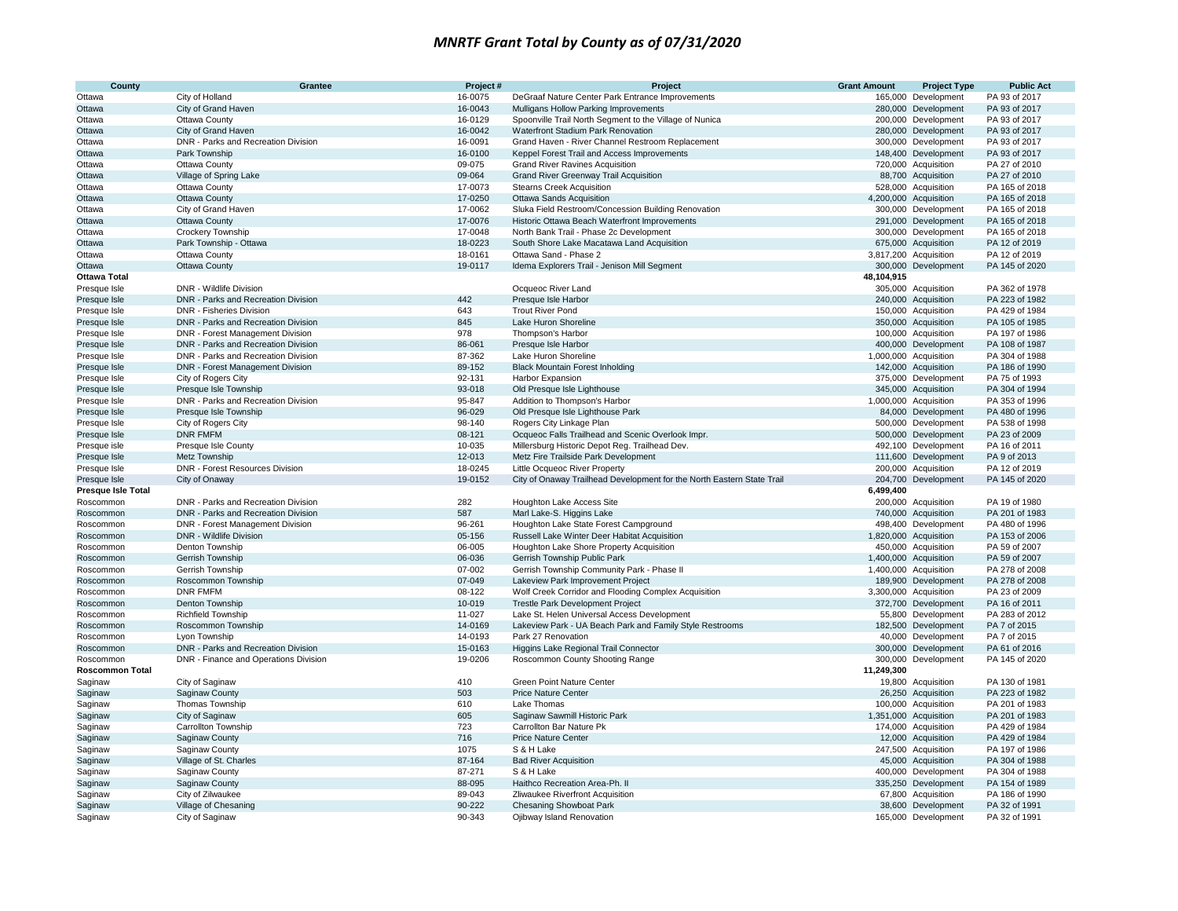# *MNRTF Grant Total by County as of 07/31/2020*

| County | Grantee | Project # | Project | Grant Amount | Project Type | Public Act |
|---|---|---|---|---|---|---|
| Ottawa | City of Holland | 16-0075 | DeGraaf Nature Center Park Entrance Improvements | 165,000 | Development | PA 93 of 2017 |
| Ottawa | City of Grand Haven | 16-0043 | Mulligans Hollow Parking Improvements | 280,000 | Development | PA 93 of 2017 |
| Ottawa | Ottawa County | 16-0129 | Spoonville Trail North Segment to the Village of Nunica | 200,000 | Development | PA 93 of 2017 |
| Ottawa | City of Grand Haven | 16-0042 | Waterfront Stadium Park Renovation | 280,000 | Development | PA 93 of 2017 |
| Ottawa | DNR - Parks and Recreation Division | 16-0091 | Grand Haven - River Channel Restroom Replacement | 300,000 | Development | PA 93 of 2017 |
| Ottawa | Park Township | 16-0100 | Keppel Forest Trail and Access Improvements | 148,400 | Development | PA 93 of 2017 |
| Ottawa | Ottawa County | 09-075 | Grand River Ravines Acquisition | 720,000 | Acquisition | PA 27 of 2010 |
| Ottawa | Village of Spring Lake | 09-064 | Grand River Greenway Trail Acquisition | 88,700 | Acquisition | PA 27 of 2010 |
| Ottawa | Ottawa County | 17-0073 | Stearns Creek Acquisition | 528,000 | Acquisition | PA 165 of 2018 |
| Ottawa | Ottawa County | 17-0250 | Ottawa Sands Acquisition | 4,200,000 | Acquisition | PA 165 of 2018 |
| Ottawa | City of Grand Haven | 17-0062 | Sluka Field Restroom/Concession Building Renovation | 300,000 | Development | PA 165 of 2018 |
| Ottawa | Ottawa County | 17-0076 | Historic Ottawa Beach Waterfront Improvements | 291,000 | Development | PA 165 of 2018 |
| Ottawa | Crockery Township | 17-0048 | North Bank Trail - Phase 2c Development | 300,000 | Development | PA 165 of 2018 |
| Ottawa | Park Township - Ottawa | 18-0223 | South Shore Lake Macatawa Land Acquisition | 675,000 | Acquisition | PA 12 of 2019 |
| Ottawa | Ottawa County | 18-0161 | Ottawa Sand - Phase 2 | 3,817,200 | Acquisition | PA 12 of 2019 |
| Ottawa | Ottawa County | 19-0117 | Idema Explorers Trail - Jenison Mill Segment | 300,000 | Development | PA 145 of 2020 |
| **Ottawa Total** | | | | **48,104,915** | | |
| Presque Isle | DNR - Wildlife Division | | Ocqueoc River Land | 305,000 | Acquisition | PA 362 of 1978 |
| Presque Isle | DNR - Parks and Recreation Division | 442 | Presque Isle Harbor | 240,000 | Acquisition | PA 223 of 1982 |
| Presque Isle | DNR - Fisheries Division | 643 | Trout River Pond | 150,000 | Acquisition | PA 429 of 1984 |
| Presque Isle | DNR - Parks and Recreation Division | 845 | Lake Huron Shoreline | 350,000 | Acquisition | PA 105 of 1985 |
| Presque Isle | DNR - Forest Management Division | 978 | Thompson's Harbor | 100,000 | Acquisition | PA 197 of 1986 |
| Presque Isle | DNR - Parks and Recreation Division | 86-061 | Presque Isle Harbor | 400,000 | Development | PA 108 of 1987 |
| Presque Isle | DNR - Parks and Recreation Division | 87-362 | Lake Huron Shoreline | 1,000,000 | Acquisition | PA 304 of 1988 |
| Presque Isle | DNR - Forest Management Division | 89-152 | Black Mountain Forest Inholding | 142,000 | Acquisition | PA 186 of 1990 |
| Presque Isle | City of Rogers City | 92-131 | Harbor Expansion | 375,000 | Development | PA 75 of 1993 |
| Presque Isle | Presque Isle Township | 93-018 | Old Presque Isle Lighthouse | 345,000 | Acquisition | PA 304 of 1994 |
| Presque Isle | DNR - Parks and Recreation Division | 95-847 | Addition to Thompson's Harbor | 1,000,000 | Acquisition | PA 353 of 1996 |
| Presque Isle | Presque Isle Township | 96-029 | Old Presque Isle Lighthouse Park | 84,000 | Development | PA 480 of 1996 |
| Presque Isle | City of Rogers City | 98-140 | Rogers City Linkage Plan | 500,000 | Development | PA 538 of 1998 |
| Presque Isle | DNR FMFM | 08-121 | Ocqueoc Falls Trailhead and Scenic Overlook Impr. | 500,000 | Development | PA 23 of 2009 |
| Presque isle | Presque Isle County | 10-035 | Millersburg Historic Depot Reg. Trailhead Dev. | 492,100 | Development | PA 16 of 2011 |
| Presque Isle | Metz Township | 12-013 | Metz Fire Trailside Park Development | 111,600 | Development | PA 9 of 2013 |
| Presque Isle | DNR - Forest Resources Division | 18-0245 | Little Ocqueoc River Property | 200,000 | Acquisition | PA 12 of 2019 |
| Presque Isle | City of Onaway | 19-0152 | City of Onaway Trailhead Development for the North Eastern State Trail | 204,700 | Development | PA 145 of 2020 |
| **Presque Isle Total** | | | | **6,499,400** | | |
| Roscommon | DNR - Parks and Recreation Division | 282 | Houghton Lake Access Site | 200,000 | Acquisition | PA 19 of 1980 |
| Roscommon | DNR - Parks and Recreation Division | 587 | Marl Lake-S. Higgins Lake | 740,000 | Acquisition | PA 201 of 1983 |
| Roscommon | DNR - Forest Management Division | 96-261 | Houghton Lake State Forest Campground | 498,400 | Development | PA 480 of 1996 |
| Roscommon | DNR - Wildlife Division | 05-156 | Russell Lake Winter Deer Habitat Acquisition | 1,820,000 | Acquisition | PA 153 of 2006 |
| Roscommon | Denton Township | 06-005 | Houghton Lake Shore Property Acquisition | 450,000 | Acquisition | PA 59 of 2007 |
| Roscommon | Gerrish Township | 06-036 | Gerrish Township Public Park | 1,400,000 | Acquisition | PA 59 of 2007 |
| Roscommon | Gerrish Township | 07-002 | Gerrish Township Community Park - Phase II | 1,400,000 | Acquisition | PA 278 of 2008 |
| Roscommon | Roscommon Township | 07-049 | Lakeview Park Improvement Project | 189,900 | Development | PA 278 of 2008 |
| Roscommon | DNR FMFM | 08-122 | Wolf Creek Corridor and Flooding Complex Acquisition | 3,300,000 | Acquisition | PA 23 of 2009 |
| Roscommon | Denton Township | 10-019 | Trestle Park Development Project | 372,700 | Development | PA 16 of 2011 |
| Roscommon | Richfield Township | 11-027 | Lake St. Helen Universal Access Development | 55,800 | Development | PA 283 of 2012 |
| Roscommon | Roscommon Township | 14-0169 | Lakeview Park - UA Beach Park and Family Style Restrooms | 182,500 | Development | PA 7 of 2015 |
| Roscommon | Lyon Township | 14-0193 | Park 27 Renovation | 40,000 | Development | PA 7 of 2015 |
| Roscommon | DNR - Parks and Recreation Division | 15-0163 | Higgins Lake Regional Trail Connector | 300,000 | Development | PA 61 of 2016 |
| Roscommon | DNR - Finance and Operations Division | 19-0206 | Roscommon County Shooting Range | 300,000 | Development | PA 145 of 2020 |
| **Roscommon Total** | | | | **11,249,300** | | |
| Saginaw | City of Saginaw | 410 | Green Point Nature Center | 19,800 | Acquisition | PA 130 of 1981 |
| Saginaw | Saginaw County | 503 | Price Nature Center | 26,250 | Acquisition | PA 223 of 1982 |
| Saginaw | Thomas Township | 610 | Lake Thomas | 100,000 | Acquisition | PA 201 of 1983 |
| Saginaw | City of Saginaw | 605 | Saginaw Sawmill Historic Park | 1,351,000 | Acquisition | PA 201 of 1983 |
| Saginaw | Carrollton Township | 723 | Carrollton Bar Nature Pk | 174,000 | Acquisition | PA 429 of 1984 |
| Saginaw | Saginaw County | 716 | Price Nature Center | 12,000 | Acquisition | PA 429 of 1984 |
| Saginaw | Saginaw County | 1075 | S & H Lake | 247,500 | Acquisition | PA 197 of 1986 |
| Saginaw | Village of St. Charles | 87-164 | Bad River Acquisition | 45,000 | Acquisition | PA 304 of 1988 |
| Saginaw | Saginaw County | 87-271 | S & H Lake | 400,000 | Development | PA 304 of 1988 |
| Saginaw | Saginaw County | 88-095 | Haithco Recreation Area-Ph. II | 335,250 | Development | PA 154 of 1989 |
| Saginaw | City of Zilwaukee | 89-043 | Zliwaukee Riverfront Acquisition | 67,800 | Acquisition | PA 186 of 1990 |
| Saginaw | Village of Chesaning | 90-222 | Chesaning Showboat Park | 38,600 | Development | PA 32 of 1991 |
| Saginaw | City of Saginaw | 90-343 | Ojibway Island Renovation | 165,000 | Development | PA 32 of 1991 |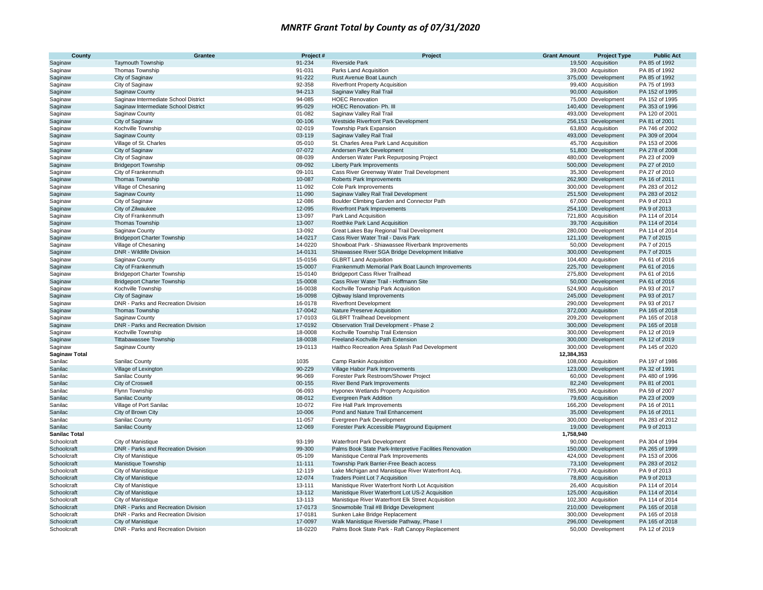# MNRTF Grant Total by County as of 07/31/2020

| County | Grantee | Project # | Project | Grant Amount | Project Type | Public Act |
|---|---|---|---|---|---|---|
| Saginaw | Taymouth Township | 91-234 | Riverside Park | 19,500 | Acquisition | PA 85 of 1992 |
| Saginaw | Thomas Township | 91-031 | Parks Land Acquisition | 39,000 | Acquisition | PA 85 of 1992 |
| Saginaw | City of Saginaw | 91-222 | Rust Avenue Boat Launch | 375,000 | Development | PA 85 of 1992 |
| Saginaw | City of Saginaw | 92-358 | Riverfront Property Acquisition | 99,400 | Acquisition | PA 75 of 1993 |
| Saginaw | Saginaw County | 94-213 | Saginaw Valley Rail Trail | 90,000 | Acquisition | PA 152 of 1995 |
| Saginaw | Saginaw Intermediate School District | 94-085 | HOEC Renovation | 75,000 | Development | PA 152 of 1995 |
| Saginaw | Saginaw Intermediate School District | 95-029 | HOEC Renovation- Ph. III | 140,400 | Development | PA 353 of 1996 |
| Saginaw | Saginaw County | 01-082 | Saginaw Valley Rail Trail | 493,000 | Development | PA 120 of 2001 |
| Saginaw | City of Saginaw | 00-106 | Westside Riverfront Park Development | 256,153 | Development | PA 81 of 2001 |
| Saginaw | Kochville Township | 02-019 | Township Park Expansion | 63,800 | Acquisition | PA 746 of 2002 |
| Saginaw | Saginaw County | 03-119 | Saginaw Valley Rail Trail | 493,000 | Development | PA 309 of 2004 |
| Saginaw | Village of St. Charles | 05-010 | St. Charles Area Park Land Acquisition | 45,700 | Acquisition | PA 153 of 2006 |
| Saginaw | City of Saginaw | 07-072 | Andersen Park Development | 51,800 | Development | PA 278 of 2008 |
| Saginaw | City of Saginaw | 08-039 | Andersen Water Park Repurposing Project | 480,000 | Development | PA 23 of 2009 |
| Saginaw | Bridgeport Township | 09-092 | Liberty Park Improvements | 500,000 | Development | PA 27 of 2010 |
| Saginaw | City of Frankenmuth | 09-101 | Cass River Greenway Water Trail Development | 35,300 | Development | PA 27 of 2010 |
| Saginaw | Thomas Township | 10-087 | Roberts Park Improvements | 262,900 | Development | PA 16 of 2011 |
| Saginaw | Village of Chesaning | 11-092 | Cole Park Improvements | 300,000 | Development | PA 283 of 2012 |
| Saginaw | Saginaw County | 11-090 | Saginaw Valley Rail Trail Development | 251,500 | Development | PA 283 of 2012 |
| Saginaw | City of Saginaw | 12-086 | Boulder Climbing Garden and Connector Path | 67,000 | Development | PA 9 of 2013 |
| Saginaw | City of Zilwaukee | 12-095 | Riverfront Park Improvements | 254,100 | Development | PA 9 of 2013 |
| Saginaw | City of Frankenmuth | 13-097 | Park Land Acquisition | 721,800 | Acquisition | PA 114 of 2014 |
| Saginaw | Thomas Township | 13-007 | Roethke Park Land Acquisition | 39,700 | Acquisition | PA 114 of 2014 |
| Saginaw | Saginaw County | 13-092 | Great Lakes Bay Regional Trail Development | 280,000 | Development | PA 114 of 2014 |
| Saginaw | Bridgeport Charter Township | 14-0217 | Cass River Water Trail - Davis Park | 121,100 | Development | PA 7 of 2015 |
| Saginaw | Village of Chesaning | 14-0220 | Showboat Park - Shiawassee Riverbank Improvements | 50,000 | Development | PA 7 of 2015 |
| Saginaw | DNR - Wildlife Division | 14-0131 | Shiawassee River SGA Bridge Development Initiative | 300,000 | Development | PA 7 of 2015 |
| Saginaw | Saginaw County | 15-0156 | GLBRT Land Acquisition | 104,400 | Acquisition | PA 61 of 2016 |
| Saginaw | City of Frankenmuth | 15-0007 | Frankenmuth Memorial Park Boat Launch Improvements | 225,700 | Development | PA 61 of 2016 |
| Saginaw | Bridgeport Charter Township | 15-0140 | Bridgeport Cass River Trailhead | 275,800 | Development | PA 61 of 2016 |
| Saginaw | Bridgeport Charter Township | 15-0008 | Cass River Water Trail - Hoffmann Site | 50,000 | Development | PA 61 of 2016 |
| Saginaw | Kochville Township | 16-0038 | Kochville Township Park Acquisition | 524,900 | Acquisition | PA 93 of 2017 |
| Saginaw | City of Saginaw | 16-0098 | Ojibway Island Improvements | 245,000 | Development | PA 93 of 2017 |
| Saginaw | DNR - Parks and Recreation Division | 16-0178 | Riverfront Development | 290,000 | Development | PA 93 of 2017 |
| Saginaw | Thomas Township | 17-0042 | Nature Preserve Acquisition | 372,000 | Acquisition | PA 165 of 2018 |
| Saginaw | Saginaw County | 17-0103 | GLBRT Trailhead Development | 209,200 | Development | PA 165 of 2018 |
| Saginaw | DNR - Parks and Recreation Division | 17-0192 | Observation Trail Development - Phase 2 | 300,000 | Development | PA 165 of 2018 |
| Saginaw | Kochville Township | 18-0008 | Kochville Township Trail Extension | 300,000 | Development | PA 12 of 2019 |
| Saginaw | Tittabawassee Township | 18-0038 | Freeland-Kochville Path Extension | 300,000 | Development | PA 12 of 2019 |
| Saginaw | Saginaw County | 19-0113 | Haithco Recreation Area Splash Pad Development | 300,000 | Development | PA 145 of 2020 |
| **Saginaw Total** | | | | **12,384,353** | | |
| Sanilac | Sanilac County | 1035 | Camp Rankin Acquisition | 108,000 | Acquisition | PA 197 of 1986 |
| Sanilac | Village of Lexington | 90-229 | Village Habor Park Improvements | 123,000 | Development | PA 32 of 1991 |
| Sanilac | Sanilac County | 96-069 | Forester Park Restroom/Shower Project | 60,000 | Development | PA 480 of 1996 |
| Sanilac | City of Croswell | 00-155 | River Bend Park Improvements | 82,240 | Development | PA 81 of 2001 |
| Sanilac | Flynn Township | 06-093 | Hyponex Wetlands Property Acquisition | 785,900 | Acquisition | PA 59 of 2007 |
| Sanilac | Sanilac County | 08-012 | Evergreen Park Addition | 79,600 | Acquisition | PA 23 of 2009 |
| Sanilac | Village of Port Sanilac | 10-072 | Fire Hall Park Improvements | 166,200 | Development | PA 16 of 2011 |
| Sanilac | City of Brown City | 10-006 | Pond and Nature Trail Enhancement | 35,000 | Development | PA 16 of 2011 |
| Sanilac | Sanilac County | 11-057 | Evergreen Park Development | 300,000 | Development | PA 283 of 2012 |
| Sanilac | Sanilac County | 12-069 | Forester Park Accessible Playground Equipment | 19,000 | Development | PA 9 of 2013 |
| **Sanilac Total** | | | | **1,758,940** | | |
| Schoolcraft | City of Manistique | 93-199 | Waterfront Park Development | 90,000 | Development | PA 304 of 1994 |
| Schoolcraft | DNR - Parks and Recreation Division | 99-300 | Palms Book State Park-Interpretive Facilities Renovation | 150,000 | Development | PA 265 of 1999 |
| Schoolcraft | City of Manistique | 05-109 | Manistique Central Park Improvements | 424,000 | Development | PA 153 of 2006 |
| Schoolcraft | Manistique Township | 11-111 | Township Park Barrier-Free Beach access | 73,100 | Development | PA 283 of 2012 |
| Schoolcraft | City of Manistique | 12-119 | Lake Michigan and Manistique River Waterfront Acq. | 779,400 | Acquisition | PA 9 of 2013 |
| Schoolcraft | City of Manistique | 12-074 | Traders Point Lot 7 Acquisition | 78,800 | Acquisition | PA 9 of 2013 |
| Schoolcraft | City of Manistique | 13-111 | Manistique River Waterfront North Lot Acquisition | 26,400 | Acquisition | PA 114 of 2014 |
| Schoolcraft | City of Manistique | 13-112 | Manistique River Waterfront Lot US-2 Acquisition | 125,000 | Acquisition | PA 114 of 2014 |
| Schoolcraft | City of Manistique | 13-113 | Manistique River Waterfront Elk Street Acquisition | 102,300 | Acquisition | PA 114 of 2014 |
| Schoolcraft | DNR - Parks and Recreation Division | 17-0173 | Snowmobile Trail #8 Bridge Development | 210,000 | Development | PA 165 of 2018 |
| Schoolcraft | DNR - Parks and Recreation Division | 17-0181 | Sunken Lake Bridge Replacement | 300,000 | Development | PA 165 of 2018 |
| Schoolcraft | City of Manistique | 17-0097 | Walk Manistique Riverside Pathway, Phase I | 296,000 | Development | PA 165 of 2018 |
| Schoolcraft | DNR - Parks and Recreation Division | 18-0220 | Palms Book State Park - Raft Canopy Replacement | 50,000 | Development | PA 12 of 2019 |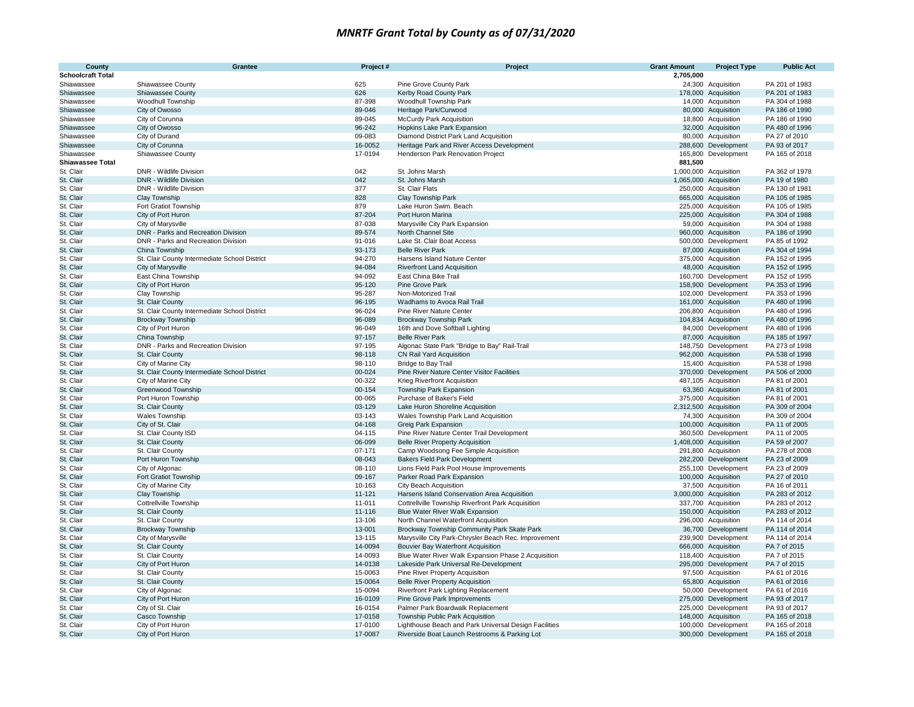# *MNRTF Grant Total by County as of 07/31/2020*

| County | Grantee | Project # | Project | Grant Amount | Project Type | Public Act |
|---|---|---|---|---|---|---|
| **Schoolcraft Total** | | | | **2,705,000** | | |
| Shiawassee | Shiawassee County | 625 | Pine Grove County Park | 24,300 | Acquisition | PA 201 of 1983 |
| Shiawassee | Shiawassee County | 626 | Kerby Road County Park | 178,000 | Acquisition | PA 201 of 1983 |
| Shiawassee | Woodhull Township | 87-398 | Woodhull Township Park | 14,000 | Acquisition | PA 304 of 1988 |
| Shiawassee | City of Owosso | 89-046 | Heritage Park/Curwood | 80,000 | Acquisition | PA 186 of 1990 |
| Shiawassee | City of Corunna | 89-045 | McCurdy Park Acquisition | 18,800 | Acquisition | PA 186 of 1990 |
| Shiawassee | City of Owosso | 96-242 | Hopkins Lake Park Expansion | 32,000 | Acquisition | PA 480 of 1996 |
| Shiawassee | City of Durand | 09-083 | Diamond District Park Land Acquisition | 80,000 | Acquisition | PA 27 of 2010 |
| Shiawassee | City of Corunna | 16-0052 | Heritage Park and River Access Development | 288,600 | Development | PA 93 of 2017 |
| Shiawassee | Shiawassee County | 17-0194 | Henderson Park Renovation Project | 165,800 | Development | PA 165 of 2018 |
| **Shiawassee Total** | | | | **881,500** | | |
| St. Clair | DNR - Wildlife Division | 042 | St. Johns Marsh | 1,000,000 | Acquisition | PA 362 of 1978 |
| St. Clair | DNR - Wildlife Division | 042 | St. Johns Marsh | 1,065,000 | Acquisition | PA 19 of 1980 |
| St. Clair | DNR - Wildlife Division | 377 | St. Clair Flats | 250,000 | Acquisition | PA 130 of 1981 |
| St. Clair | Clay Township | 828 | Clay Township Park | 665,000 | Acquisition | PA 105 of 1985 |
| St. Clair | Fort Gratiot Township | 879 | Lake Huron Swim. Beach | 225,000 | Acquisition | PA 105 of 1985 |
| St. Clair | City of Port Huron | 87-204 | Port Huron Marina | 225,000 | Acquisition | PA 304 of 1988 |
| St. Clair | City of Marysville | 87-038 | Marysville City Park Expansion | 59,000 | Acquisition | PA 304 of 1988 |
| St. Clair | DNR - Parks and Recreation Division | 89-574 | North Channel Site | 960,000 | Acquisition | PA 186 of 1990 |
| St. Clair | DNR - Parks and Recreation Division | 91-016 | Lake St. Clair Boat Access | 500,000 | Development | PA 85 of 1992 |
| St. Clair | China Township | 93-173 | Belle River Park | 87,000 | Acquisition | PA 304 of 1994 |
| St. Clair | St. Clair County Intermediate School District | 94-270 | Harsens Island Nature Center | 375,000 | Acquisition | PA 152 of 1995 |
| St. Clair | City of Marysville | 94-084 | Riverfront Land Acquisition | 48,000 | Acquisition | PA 152 of 1995 |
| St. Clair | East China Township | 94-092 | East China Bike Trail | 160,700 | Development | PA 152 of 1995 |
| St. Clair | City of Port Huron | 95-120 | Pine Grove Park | 158,900 | Development | PA 353 of 1996 |
| St. Clair | Clay Township | 95-287 | Non-Motorized Trail | 102,000 | Development | PA 353 of 1996 |
| St. Clair | St. Clair County | 96-195 | Wadhams to Avoca Rail Trail | 161,000 | Acquisition | PA 480 of 1996 |
| St. Clair | St. Clair County Intermediate School District | 96-024 | Pine River Nature Center | 206,800 | Acquisition | PA 480 of 1996 |
| St. Clair | Brockway Township | 96-089 | Brockway Township Park | 104,834 | Acquisition | PA 480 of 1996 |
| St. Clair | City of Port Huron | 96-049 | 16th and Dove Softball Lighting | 84,000 | Development | PA 480 of 1996 |
| St. Clair | China Township | 97-157 | Belle River Park | 87,000 | Acquisition | PA 185 of 1997 |
| St. Clair | DNR - Parks and Recreation Division | 97-195 | Algonac State Park "Bridge to Bay" Rail-Trail | 148,750 | Development | PA 273 of 1998 |
| St. Clair | St. Clair County | 98-118 | CN Rail Yard Acquisition | 962,000 | Acquisition | PA 538 of 1998 |
| St. Clair | City of Marine City | 98-110 | Bridge to Bay Trail | 15,400 | Acquisition | PA 538 of 1998 |
| St. Clair | St. Clair County Intermediate School District | 00-024 | Pine River Nature Center Visitor Facilities | 370,000 | Development | PA 506 of 2000 |
| St. Clair | City of Marine City | 00-322 | Krieg Riverfront Acquisition | 487,105 | Acquisition | PA 81 of 2001 |
| St. Clair | Greenwood Township | 00-154 | Township Park Expansion | 63,360 | Acquisition | PA 81 of 2001 |
| St. Clair | Port Huron Township | 00-065 | Purchase of Baker's Field | 375,000 | Acquisition | PA 81 of 2001 |
| St. Clair | St. Clair County | 03-129 | Lake Huron Shoreline Acquisition | 2,312,500 | Acquisition | PA 309 of 2004 |
| St. Clair | Wales Township | 03-143 | Wales Township Park Land Acquisition | 74,300 | Acquisition | PA 309 of 2004 |
| St. Clair | City of St. Clair | 04-168 | Greig Park Expansion | 100,000 | Acquisition | PA 11 of 2005 |
| St. Clair | St. Clair County ISD | 04-115 | Pine River Nature Center Trail Development | 360,500 | Development | PA 11 of 2005 |
| St. Clair | St. Clair County | 06-099 | Belle River Property Acquisition | 1,408,000 | Acquisition | PA 59 of 2007 |
| St. Clair | St. Clair County | 07-171 | Camp Woodsong Fee Simple Acquisition | 291,800 | Acquisition | PA 278 of 2008 |
| St. Clair | Port Huron Township | 08-043 | Bakers Field Park Development | 282,200 | Development | PA 23 of 2009 |
| St. Clair | City of Algonac | 08-110 | Lions Field Park Pool House Improvements | 255,100 | Development | PA 23 of 2009 |
| St. Clair | Fort Gratiot Township | 09-167 | Parker Road Park Expansion | 100,000 | Acquisition | PA 27 of 2010 |
| St. Clair | City of Marine City | 10-163 | City Beach Acquisition | 37,500 | Acquisition | PA 16 of 2011 |
| St. Clair | Clay Township | 11-121 | Harsens Island Conservation Area Acquisition | 3,000,000 | Acquisition | PA 283 of 2012 |
| St. Clair | Cottrellville Township | 11-011 | Cottrellville Township Riverfront Park Acquisition | 337,700 | Acquisition | PA 283 of 2012 |
| St. Clair | St. Clair County | 11-116 | Blue Water River Walk Expansion | 150,000 | Acquisition | PA 283 of 2012 |
| St. Clair | St. Clair County | 13-106 | North Channel Waterfront Acquisition | 296,000 | Acquisition | PA 114 of 2014 |
| St. Clair | Brockway Township | 13-001 | Brockway Township Community Park Skate Park | 36,700 | Development | PA 114 of 2014 |
| St. Clair | City of Marysville | 13-115 | Marysville City Park-Chrysler Beach Rec. Improvement | 239,900 | Development | PA 114 of 2014 |
| St. Clair | St. Clair County | 14-0094 | Bouvier Bay Waterfront Acquisition | 666,000 | Acquisition | PA 7 of 2015 |
| St. Clair | St. Clair County | 14-0093 | Blue Water River Walk Expansion Phase 2 Acquisition | 118,400 | Acquisition | PA 7 of 2015 |
| St. Clair | City of Port Huron | 14-0138 | Lakeside Park Universal Re-Development | 295,000 | Development | PA 7 of 2015 |
| St. Clair | St. Clair County | 15-0063 | Pine River Property Acquisition | 97,500 | Acquisition | PA 61 of 2016 |
| St. Clair | St. Clair County | 15-0064 | Belle River Property Acquisition | 65,800 | Acquisition | PA 61 of 2016 |
| St. Clair | City of Algonac | 15-0094 | Riverfront Park Lighting Replacement | 50,000 | Development | PA 61 of 2016 |
| St. Clair | City of Port Huron | 16-0109 | Pine Grove Park Improvements | 275,000 | Development | PA 93 of 2017 |
| St. Clair | City of St. Clair | 16-0154 | Palmer Park Boardwalk Replacement | 225,000 | Development | PA 93 of 2017 |
| St. Clair | Casco Township | 17-0158 | Township Public Park Acquisition | 148,000 | Acquisition | PA 165 of 2018 |
| St. Clair | City of Port Huron | 17-0100 | Lighthouse Beach and Park Universal Design Facilities | 100,000 | Development | PA 165 of 2018 |
| St. Clair | City of Port Huron | 17-0087 | Riverside Boat Launch Restrooms & Parking Lot | 300,000 | Development | PA 165 of 2018 |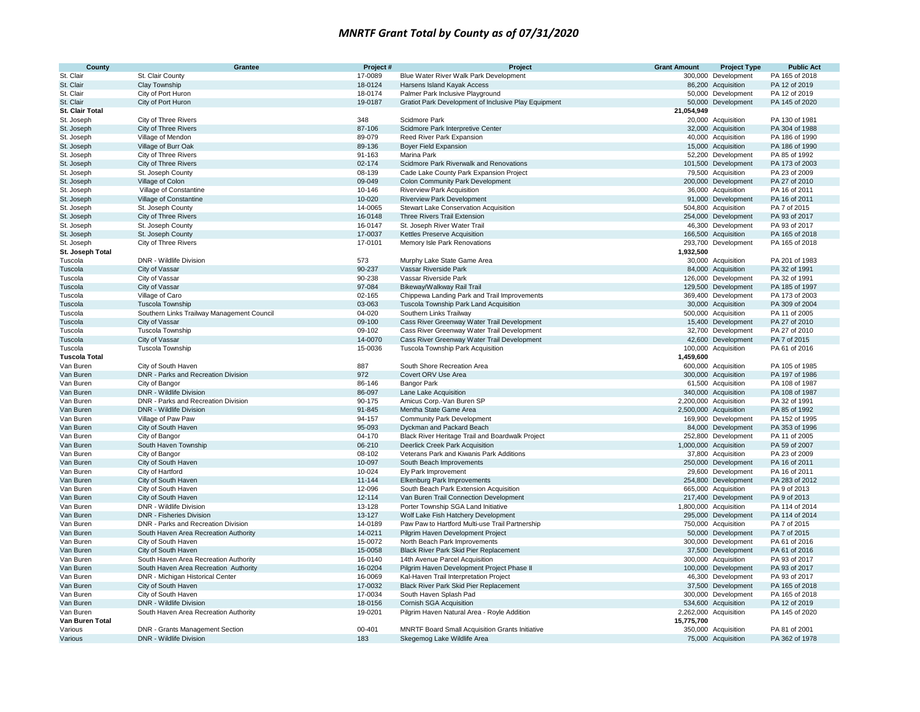# *MNRTF Grant Total by County as of 07/31/2020*

| County | Grantee | Project # | Project | Grant Amount | Project Type | Public Act |
|---|---|---|---|---|---|---|
| St. Clair | St. Clair County | 17-0089 | Blue Water River Walk Park Development | 300,000 | Development | PA 165 of 2018 |
| St. Clair | Clay Township | 18-0124 | Harsens Island Kayak Access | 86,200 | Acquisition | PA 12 of 2019 |
| St. Clair | City of Port Huron | 18-0174 | Palmer Park Inclusive Playground | 50,000 | Development | PA 12 of 2019 |
| St. Clair | City of Port Huron | 19-0187 | Gratiot Park Development of Inclusive Play Equipment | 50,000 | Development | PA 145 of 2020 |
| **St. Clair Total** | | | | **21,054,949** | | |
| St. Joseph | City of Three Rivers | 348 | Scidmore Park | 20,000 | Acquisition | PA 130 of 1981 |
| St. Joseph | City of Three Rivers | 87-106 | Scidmore Park Interpretive Center | 32,000 | Acquisition | PA 304 of 1988 |
| St. Joseph | Village of Mendon | 89-079 | Reed River Park Expansion | 40,000 | Acquisition | PA 186 of 1990 |
| St. Joseph | Village of Burr Oak | 89-136 | Boyer Field Expansion | 15,000 | Acquisition | PA 186 of 1990 |
| St. Joseph | City of Three Rivers | 91-163 | Marina Park | 52,200 | Development | PA 85 of 1992 |
| St. Joseph | City of Three Rivers | 02-174 | Scidmore Park Riverwalk and Renovations | 101,500 | Development | PA 173 of 2003 |
| St. Joseph | St. Joseph County | 08-139 | Cade Lake County Park Expansion Project | 79,500 | Acquisition | PA 23 of 2009 |
| St. Joseph | Village of Colon | 09-049 | Colon Community Park Development | 200,000 | Development | PA 27 of 2010 |
| St. Joseph | Village of Constantine | 10-146 | Riverview Park Acquisition | 36,000 | Acquisition | PA 16 of 2011 |
| St. Joseph | Village of Constantine | 10-020 | Riverview Park Development | 91,000 | Development | PA 16 of 2011 |
| St. Joseph | St. Joseph County | 14-0065 | Stewart Lake Conservation Acquisition | 504,800 | Acquisition | PA 7 of 2015 |
| St. Joseph | City of Three Rivers | 16-0148 | Three Rivers Trail Extension | 254,000 | Development | PA 93 of 2017 |
| St. Joseph | St. Joseph County | 16-0147 | St. Joseph River Water Trail | 46,300 | Development | PA 93 of 2017 |
| St. Joseph | St. Joseph County | 17-0037 | Kettles Preserve Acquisition | 166,500 | Acquisition | PA 165 of 2018 |
| St. Joseph | City of Three Rivers | 17-0101 | Memory Isle Park Renovations | 293,700 | Development | PA 165 of 2018 |
| **St. Joseph Total** | | | | **1,932,500** | | |
| Tuscola | DNR - Wildlife Division | 573 | Murphy Lake State Game Area | 30,000 | Acquisition | PA 201 of 1983 |
| Tuscola | City of Vassar | 90-237 | Vassar Riverside Park | 84,000 | Acquisition | PA 32 of 1991 |
| Tuscola | City of Vassar | 90-238 | Vassar Riverside Park | 126,000 | Development | PA 32 of 1991 |
| Tuscola | City of Vassar | 97-084 | Bikeway/Walkway Rail Trail | 129,500 | Development | PA 185 of 1997 |
| Tuscola | Village of Caro | 02-165 | Chippewa Landing Park and Trail Improvements | 369,400 | Development | PA 173 of 2003 |
| Tuscola | Tuscola Township | 03-063 | Tuscola Township Park Land Acquisition | 30,000 | Acquisition | PA 309 of 2004 |
| Tuscola | Southern Links Trailway Management Council | 04-020 | Southern Links Trailway | 500,000 | Acquisition | PA 11 of 2005 |
| Tuscola | City of Vassar | 09-100 | Cass River Greenway Water Trail Development | 15,400 | Development | PA 27 of 2010 |
| Tuscola | Tuscola Township | 09-102 | Cass River Greenway Water Trail Development | 32,700 | Development | PA 27 of 2010 |
| Tuscola | City of Vassar | 14-0070 | Cass River Greenway Water Trail Development | 42,600 | Development | PA 7 of 2015 |
| Tuscola | Tuscola Township | 15-0036 | Tuscola Township Park Acquisition | 100,000 | Acquisition | PA 61 of 2016 |
| **Tuscola Total** | | | | **1,459,600** | | |
| Van Buren | City of South Haven | 887 | South Shore Recreation Area | 600,000 | Acquisition | PA 105 of 1985 |
| Van Buren | DNR - Parks and Recreation Division | 972 | Covert ORV Use Area | 300,000 | Acquisition | PA 197 of 1986 |
| Van Buren | City of Bangor | 86-146 | Bangor Park | 61,500 | Acquisition | PA 108 of 1987 |
| Van Buren | DNR - Wildlife Division | 86-097 | Lane Lake Acquisition | 340,000 | Acquisition | PA 108 of 1987 |
| Van Buren | DNR - Parks and Recreation Division | 90-175 | Amicus Corp.-Van Buren SP | 2,200,000 | Acquisition | PA 32 of 1991 |
| Van Buren | DNR - Wildlife Division | 91-845 | Mentha State Game Area | 2,500,000 | Acquisition | PA 85 of 1992 |
| Van Buren | Village of Paw Paw | 94-157 | Community Park Development | 169,900 | Development | PA 152 of 1995 |
| Van Buren | City of South Haven | 95-093 | Dyckman and Packard Beach | 84,000 | Development | PA 353 of 1996 |
| Van Buren | City of Bangor | 04-170 | Black River Heritage Trail and Boardwalk Project | 252,800 | Development | PA 11 of 2005 |
| Van Buren | South Haven Township | 06-210 | Deerlick Creek Park Acquisition | 1,000,000 | Acquisition | PA 59 of 2007 |
| Van Buren | City of Bangor | 08-102 | Veterans Park and Kiwanis Park Additions | 37,800 | Acquisition | PA 23 of 2009 |
| Van Buren | City of South Haven | 10-097 | South Beach Improvements | 250,000 | Development | PA 16 of 2011 |
| Van Buren | City of Hartford | 10-024 | Ely Park Improvement | 29,600 | Development | PA 16 of 2011 |
| Van Buren | City of South Haven | 11-144 | Elkenburg Park Improvements | 254,800 | Development | PA 283 of 2012 |
| Van Buren | City of South Haven | 12-096 | South Beach Park Extension Acquisition | 665,000 | Acquisition | PA 9 of 2013 |
| Van Buren | City of South Haven | 12-114 | Van Buren Trail Connection Development | 217,400 | Development | PA 9 of 2013 |
| Van Buren | DNR - Wildlife Division | 13-128 | Porter Township SGA Land Initiative | 1,800,000 | Acquisition | PA 114 of 2014 |
| Van Buren | DNR - Fisheries Division | 13-127 | Wolf Lake Fish Hatchery Development | 295,000 | Development | PA 114 of 2014 |
| Van Buren | DNR - Parks and Recreation Division | 14-0189 | Paw Paw to Hartford Multi-use Trail Partnership | 750,000 | Acquisition | PA 7 of 2015 |
| Van Buren | South Haven Area Recreation Authority | 14-0211 | Pilgrim Haven Development Project | 50,000 | Development | PA 7 of 2015 |
| Van Buren | City of South Haven | 15-0072 | North Beach Park Improvements | 300,000 | Development | PA 61 of 2016 |
| Van Buren | City of South Haven | 15-0058 | Black River Park Skid Pier Replacement | 37,500 | Development | PA 61 of 2016 |
| Van Buren | South Haven Area Recreation Authority | 16-0140 | 14th Avenue Parcel Acquisition | 300,000 | Acquisition | PA 93 of 2017 |
| Van Buren | South Haven Area Recreation Authority | 16-0204 | Pilgrim Haven Development Project Phase II | 100,000 | Development | PA 93 of 2017 |
| Van Buren | DNR - Michigan Historical Center | 16-0069 | Kal-Haven Trail Interpretation Project | 46,300 | Development | PA 93 of 2017 |
| Van Buren | City of South Haven | 17-0032 | Black River Park Skid Pier Replacement | 37,500 | Development | PA 165 of 2018 |
| Van Buren | City of South Haven | 17-0034 | South Haven Splash Pad | 300,000 | Development | PA 165 of 2018 |
| Van Buren | DNR - Wildlife Division | 18-0156 | Cornish SGA Acquisition | 534,600 | Acquisition | PA 12 of 2019 |
| Van Buren | South Haven Area Recreation Authority | 19-0201 | Pilgrim Haven Natural Area - Royle Addition | 2,262,000 | Acquisition | PA 145 of 2020 |
| **Van Buren Total** | | | | **15,775,700** | | |
| Various | DNR - Grants Management Section | 00-401 | MNRTF Board Small Acquisition Grants Initiative | 350,000 | Acquisition | PA 81 of 2001 |
| Various | DNR - Wildlife Division | 183 | Skegemog Lake Wildlife Area | 75,000 | Acquisition | PA 362 of 1978 |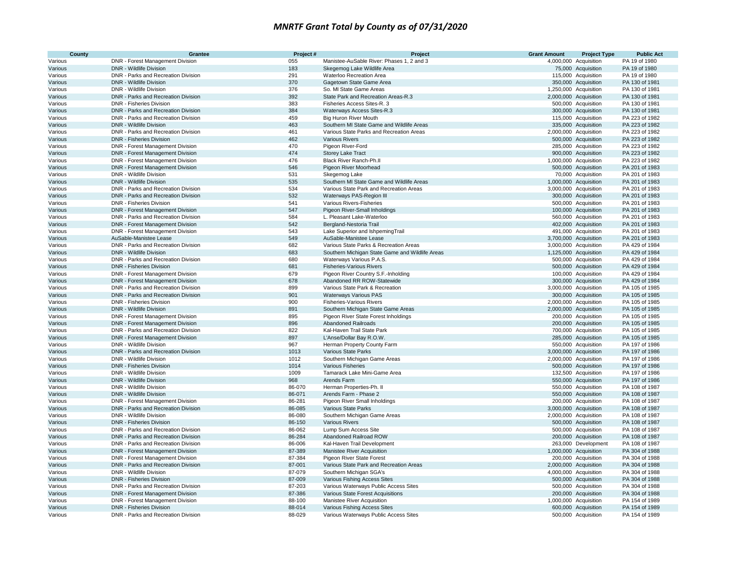# MNRTF Grant Total by County as of 07/31/2020

| County | Grantee | Project # | Project | Grant Amount | Project Type | Public Act |
|---|---|---|---|---|---|---|
| Various | DNR - Forest Management Division | 055 | Manistee-AuSable River: Phases 1, 2 and 3 | 4,000,000 | Acquisition | PA 19 of 1980 |
| Various | DNR - Wildlife Division | 183 | Skegemog Lake Wildlife Area | 75,000 | Acquisition | PA 19 of 1980 |
| Various | DNR - Parks and Recreation Division | 291 | Waterloo Recreation Area | 115,000 | Acquisition | PA 19 of 1980 |
| Various | DNR - Wildlife Division | 370 | Gagetown State Game Area | 350,000 | Acquisition | PA 130 of 1981 |
| Various | DNR - Wildlife Division | 376 | So. MI State Game Areas | 1,250,000 | Acquisition | PA 130 of 1981 |
| Various | DNR - Parks and Recreation Division | 392 | State Park and Recreation Areas-R.3 | 2,000,000 | Acquisition | PA 130 of 1981 |
| Various | DNR - Fisheries Division | 383 | Fisheries Access Sites-R. 3 | 500,000 | Acquisition | PA 130 of 1981 |
| Various | DNR - Parks and Recreation Division | 384 | Waterways Access Sites-R.3 | 300,000 | Acquisition | PA 130 of 1981 |
| Various | DNR - Parks and Recreation Division | 459 | Big Huron River Mouth | 115,000 | Acquisition | PA 223 of 1982 |
| Various | DNR - Wildlife Division | 463 | Southern MI State Game and Wildlife Areas | 335,000 | Acquisition | PA 223 of 1982 |
| Various | DNR - Parks and Recreation Division | 461 | Various State Parks and Recreation Areas | 2,000,000 | Acquisition | PA 223 of 1982 |
| Various | DNR - Fisheries Division | 462 | Various Rivers | 500,000 | Acquisition | PA 223 of 1982 |
| Various | DNR - Forest Management Division | 470 | Pigeon River-Ford | 285,000 | Acquisition | PA 223 of 1982 |
| Various | DNR - Forest Management Division | 474 | Storey Lake Tract | 900,000 | Acquisition | PA 223 of 1982 |
| Various | DNR - Forest Management Division | 476 | Black River Ranch-Ph.II | 1,000,000 | Acquisition | PA 223 of 1982 |
| Various | DNR - Forest Management Division | 546 | Pigeon River Moorhead | 500,000 | Acquisition | PA 201 of 1983 |
| Various | DNR - Wildlife Division | 531 | Skegemog Lake | 70,000 | Acquisition | PA 201 of 1983 |
| Various | DNR - Wildlife Division | 535 | Southern MI State Game and Wildlife Areas | 1,000,000 | Acquisition | PA 201 of 1983 |
| Various | DNR - Parks and Recreation Division | 534 | Various State Park and Recreation Areas | 3,000,000 | Acquisition | PA 201 of 1983 |
| Various | DNR - Parks and Recreation Division | 532 | Waterways PAS-Region III | 300,000 | Acquisition | PA 201 of 1983 |
| Various | DNR - Fisheries Division | 541 | Various Rivers-Fisheries | 500,000 | Acquisition | PA 201 of 1983 |
| Various | DNR - Forest Management Division | 547 | Pigeon River-Small Inholdings | 100,000 | Acquisition | PA 201 of 1983 |
| Various | DNR - Parks and Recreation Division | 584 | L. Pleasant Lake-Waterloo | 560,000 | Acquisition | PA 201 of 1983 |
| Various | DNR - Forest Management Division | 542 | Bergland-Nestoria Trail | 402,000 | Acquisition | PA 201 of 1983 |
| Various | DNR - Forest Management Division | 543 | Lake Superior and IshpemingTrail | 491,000 | Acquisition | PA 201 of 1983 |
| Various | AuSable-Manistee Lease | 549 | AuSable-Manistee Lease | 3,700,000 | Acquisition | PA 201 of 1983 |
| Various | DNR - Parks and Recreation Division | 682 | Various State Parks & Recreation Areas | 3,000,000 | Acquisition | PA 429 of 1984 |
| Various | DNR - Wildlife Division | 683 | Southern Michigan State Game and Wildlife Areas | 1,125,000 | Acquisition | PA 429 of 1984 |
| Various | DNR - Parks and Recreation Division | 680 | Waterways Various P.A.S. | 500,000 | Acquisition | PA 429 of 1984 |
| Various | DNR - Fisheries Division | 681 | Fisheries-Various Rivers | 500,000 | Acquisition | PA 429 of 1984 |
| Various | DNR - Forest Management Division | 679 | Pigeon River Country S.F.-Inholding | 100,000 | Acquisition | PA 429 of 1984 |
| Various | DNR - Forest Management Division | 678 | Abandoned RR ROW-Statewide | 300,000 | Acquisition | PA 429 of 1984 |
| Various | DNR - Parks and Recreation Division | 899 | Various State Park & Recreation | 3,000,000 | Acquisition | PA 105 of 1985 |
| Various | DNR - Parks and Recreation Division | 901 | Waterways Various PAS | 300,000 | Acquisition | PA 105 of 1985 |
| Various | DNR - Fisheries Division | 900 | Fisheries-Various Rivers | 2,000,000 | Acquisition | PA 105 of 1985 |
| Various | DNR - Wildlife Division | 891 | Southern Michigan State Game Areas | 2,000,000 | Acquisition | PA 105 of 1985 |
| Various | DNR - Forest Management Division | 895 | Pigeon River State Forest Inholdings | 200,000 | Acquisition | PA 105 of 1985 |
| Various | DNR - Forest Management Division | 896 | Abandoned Railroads | 200,000 | Acquisition | PA 105 of 1985 |
| Various | DNR - Parks and Recreation Division | 822 | Kal-Haven Trail State Park | 700,000 | Acquisition | PA 105 of 1985 |
| Various | DNR - Forest Management Division | 897 | L'Anse/Dollar Bay R.O.W. | 285,000 | Acquisition | PA 105 of 1985 |
| Various | DNR - Wildlife Division | 967 | Herman Property County Farm | 550,000 | Acquisition | PA 197 of 1986 |
| Various | DNR - Parks and Recreation Division | 1013 | Various State Parks | 3,000,000 | Acquisition | PA 197 of 1986 |
| Various | DNR - Wildlife Division | 1012 | Southern Michigan Game Areas | 2,000,000 | Acquisition | PA 197 of 1986 |
| Various | DNR - Fisheries Division | 1014 | Various Fisheries | 500,000 | Acquisition | PA 197 of 1986 |
| Various | DNR - Wildlife Division | 1009 | Tamarack Lake Mini-Game Area | 132,500 | Acquisition | PA 197 of 1986 |
| Various | DNR - Wildlife Division | 968 | Arends Farm | 550,000 | Acquisition | PA 197 of 1986 |
| Various | DNR - Wildlife Division | 86-070 | Herman Properties-Ph. II | 550,000 | Acquisition | PA 108 of 1987 |
| Various | DNR - Wildlife Division | 86-071 | Arends Farm - Phase 2 | 550,000 | Acquisition | PA 108 of 1987 |
| Various | DNR - Forest Management Division | 86-281 | Pigeon River Small Inholdings | 200,000 | Acquisition | PA 108 of 1987 |
| Various | DNR - Parks and Recreation Division | 86-085 | Various State Parks | 3,000,000 | Acquisition | PA 108 of 1987 |
| Various | DNR - Wildlife Division | 86-080 | Southern Michigan Game Areas | 2,000,000 | Acquisition | PA 108 of 1987 |
| Various | DNR - Fisheries Division | 86-150 | Various Rivers | 500,000 | Acquisition | PA 108 of 1987 |
| Various | DNR - Parks and Recreation Division | 86-062 | Lump Sum Access Site | 500,000 | Acquisition | PA 108 of 1987 |
| Various | DNR - Parks and Recreation Division | 86-284 | Abandoned Railroad ROW | 200,000 | Acquisition | PA 108 of 1987 |
| Various | DNR - Parks and Recreation Division | 86-006 | Kal-Haven Trail Development | 263,000 | Development | PA 108 of 1987 |
| Various | DNR - Forest Management Division | 87-389 | Manistee River Acquisition | 1,000,000 | Acquisition | PA 304 of 1988 |
| Various | DNR - Forest Management Division | 87-384 | Pigeon River State Forest | 200,000 | Acquisition | PA 304 of 1988 |
| Various | DNR - Parks and Recreation Division | 87-001 | Various State Park and Recreation Areas | 2,000,000 | Acquisition | PA 304 of 1988 |
| Various | DNR - Wildlife Division | 87-079 | Southern Michigan SGA's | 4,000,000 | Acquisition | PA 304 of 1988 |
| Various | DNR - Fisheries Division | 87-009 | Various Fishing Access Sites | 500,000 | Acquisition | PA 304 of 1988 |
| Various | DNR - Parks and Recreation Division | 87-203 | Various Waterways Public Access Sites | 500,000 | Acquisition | PA 304 of 1988 |
| Various | DNR - Forest Management Division | 87-386 | Various State Forest Acquisitions | 200,000 | Acquisition | PA 304 of 1988 |
| Various | DNR - Forest Management Division | 88-100 | Manistee River Acquisition | 1,000,000 | Acquisition | PA 154 of 1989 |
| Various | DNR - Fisheries Division | 88-014 | Various Fishing Access Sites | 600,000 | Acquisition | PA 154 of 1989 |
| Various | DNR - Parks and Recreation Division | 88-029 | Various Waterways Public Access Sites | 500,000 | Acquisition | PA 154 of 1989 |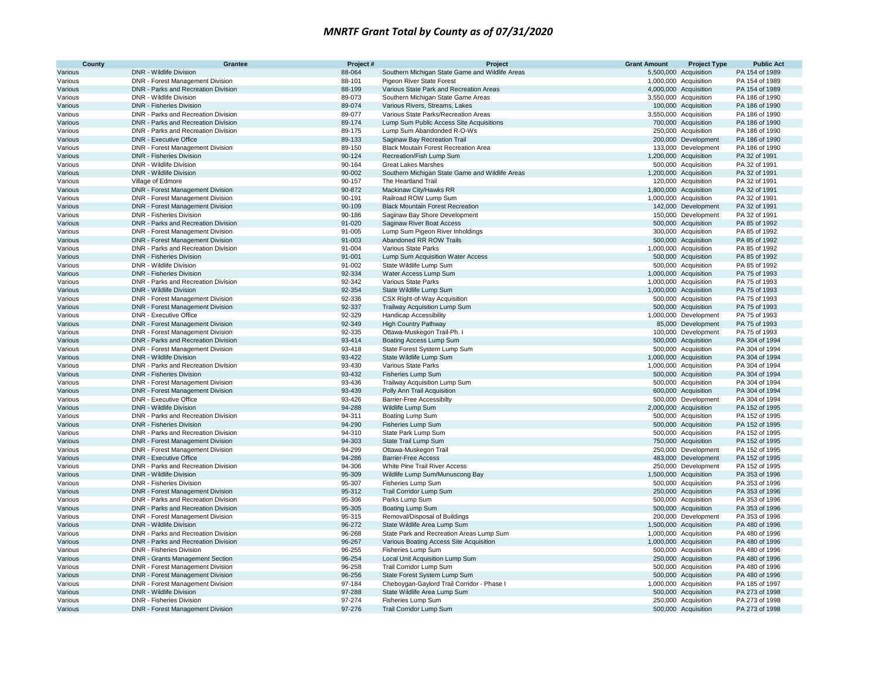# MNRTF Grant Total by County as of 07/31/2020

| County | Grantee | Project # | Project | Grant Amount | Project Type | Public Act |
|---|---|---|---|---|---|---|
| Various | DNR - Wildlife Division | 88-064 | Southern Michigan State Game and Wildlife Areas | 5,500,000 | Acquisition | PA 154 of 1989 |
| Various | DNR - Forest Management Division | 88-101 | Pigeon River State Forest | 1,000,000 | Acquisition | PA 154 of 1989 |
| Various | DNR - Parks and Recreation Division | 88-199 | Various State Park and Recreation Areas | 4,000,000 | Acquisition | PA 154 of 1989 |
| Various | DNR - Wildlife Division | 89-073 | Southern Michigan State Game Areas | 3,550,000 | Acquisition | PA 186 of 1990 |
| Various | DNR - Fisheries Division | 89-074 | Various Rivers, Streams, Lakes | 100,000 | Acquisition | PA 186 of 1990 |
| Various | DNR - Parks and Recreation Division | 89-077 | Various State Parks/Recreation Areas | 3,550,000 | Acquisition | PA 186 of 1990 |
| Various | DNR - Parks and Recreation Division | 89-174 | Lump Sum Public Access Site Acquisitions | 700,000 | Acquisition | PA 186 of 1990 |
| Various | DNR - Parks and Recreation Division | 89-175 | Lump Sum Abandonded R-O-Ws | 250,000 | Acquisition | PA 186 of 1990 |
| Various | DNR - Executive Office | 89-133 | Saginaw Bay Recreation Trail | 200,000 | Development | PA 186 of 1990 |
| Various | DNR - Forest Management Division | 89-150 | Black Moutain Forest Recreation Area | 133,000 | Development | PA 186 of 1990 |
| Various | DNR - Fisheries Division | 90-124 | Recreation/Fish Lump Sum | 1,200,000 | Acquisition | PA 32 of 1991 |
| Various | DNR - Wildlife Division | 90-164 | Great Lakes Marshes | 500,000 | Acquisition | PA 32 of 1991 |
| Various | DNR - Wildlife Division | 90-002 | Southern Michigan State Game and Wildlife Areas | 1,200,000 | Acquisition | PA 32 of 1991 |
| Various | Village of Edmore | 90-157 | The Heartland Trail | 120,000 | Acquisition | PA 32 of 1991 |
| Various | DNR - Forest Management Division | 90-872 | Mackinaw City/Hawks RR | 1,800,000 | Acquisition | PA 32 of 1991 |
| Various | DNR - Forest Management Division | 90-191 | Railroad ROW Lump Sum | 1,000,000 | Acquisition | PA 32 of 1991 |
| Various | DNR - Forest Management Division | 90-109 | Black Mountain Forest Recreation | 142,000 | Development | PA 32 of 1991 |
| Various | DNR - Fisheries Division | 90-186 | Saginaw Bay Shore Development | 150,000 | Development | PA 32 of 1991 |
| Various | DNR - Parks and Recreation Division | 91-020 | Saginaw River Boat Access | 500,000 | Acquisition | PA 85 of 1992 |
| Various | DNR - Forest Management Division | 91-005 | Lump Sum Pigeon River Inholdings | 300,000 | Acquisition | PA 85 of 1992 |
| Various | DNR - Forest Management Division | 91-003 | Abandoned RR ROW Trails | 500,000 | Acquisition | PA 85 of 1992 |
| Various | DNR - Parks and Recreation Division | 91-004 | Various State Parks | 1,000,000 | Acquisition | PA 85 of 1992 |
| Various | DNR - Fisheries Division | 91-001 | Lump Sum Acquisition Water Access | 500,000 | Acquisition | PA 85 of 1992 |
| Various | DNR - Wildlife Division | 91-002 | State Wildlife Lump Sum | 500,000 | Acquisition | PA 85 of 1992 |
| Various | DNR - Fisheries Division | 92-334 | Water Access Lump Sum | 1,000,000 | Acquisition | PA 75 of 1993 |
| Various | DNR - Parks and Recreation Division | 92-342 | Various State Parks | 1,000,000 | Acquisition | PA 75 of 1993 |
| Various | DNR - Wildlife Division | 92-354 | State Wildlife Lump Sum | 1,000,000 | Acquisition | PA 75 of 1993 |
| Various | DNR - Forest Management Division | 92-336 | CSX Right-of-Way Acquisition | 500,000 | Acquisition | PA 75 of 1993 |
| Various | DNR - Forest Management Division | 92-337 | Trailway Acquisition Lump Sum | 500,000 | Acquisition | PA 75 of 1993 |
| Various | DNR - Executive Office | 92-329 | Handicap Accessibility | 1,000,000 | Development | PA 75 of 1993 |
| Various | DNR - Forest Management Division | 92-349 | High Country Pathway | 85,000 | Development | PA 75 of 1993 |
| Various | DNR - Forest Management Division | 92-335 | Ottawa-Muskegon Trail-Ph. I | 100,000 | Development | PA 75 of 1993 |
| Various | DNR - Parks and Recreation Division | 93-414 | Boating Access Lump Sum | 500,000 | Acquisition | PA 304 of 1994 |
| Various | DNR - Forest Management Division | 93-418 | State Forest System Lump Sum | 500,000 | Acquisition | PA 304 of 1994 |
| Various | DNR - Wildlife Division | 93-422 | State Wildlife Lump Sum | 1,000,000 | Acquisition | PA 304 of 1994 |
| Various | DNR - Parks and Recreation Division | 93-430 | Various State Parks | 1,000,000 | Acquisition | PA 304 of 1994 |
| Various | DNR - Fisheries Division | 93-432 | Fisheries Lump Sum | 500,000 | Acquisition | PA 304 of 1994 |
| Various | DNR - Forest Management Division | 93-436 | Trailway Acquisition Lump Sum | 500,000 | Acquisition | PA 304 of 1994 |
| Various | DNR - Forest Management Division | 93-439 | Polly Ann Trail Acquisition | 600,000 | Acquisition | PA 304 of 1994 |
| Various | DNR - Executive Office | 93-426 | Barrier-Free Accessibilty | 500,000 | Development | PA 304 of 1994 |
| Various | DNR - Wildlife Division | 94-288 | Wildlife Lump Sum | 2,000,000 | Acquisition | PA 152 of 1995 |
| Various | DNR - Parks and Recreation Division | 94-311 | Boating Lump Sum | 500,000 | Acquisition | PA 152 of 1995 |
| Various | DNR - Fisheries Division | 94-290 | Fisheries Lump Sum | 500,000 | Acquisition | PA 152 of 1995 |
| Various | DNR - Parks and Recreation Division | 94-310 | State Park Lump Sum | 500,000 | Acquisition | PA 152 of 1995 |
| Various | DNR - Forest Management Division | 94-303 | State Trail Lump Sum | 750,000 | Acquisition | PA 152 of 1995 |
| Various | DNR - Forest Management Division | 94-299 | Ottawa-Muskegon Trail | 250,000 | Development | PA 152 of 1995 |
| Various | DNR - Executive Office | 94-286 | Barrier-Free Access | 483,000 | Development | PA 152 of 1995 |
| Various | DNR - Parks and Recreation Division | 94-306 | White Pine Trail River Access | 250,000 | Development | PA 152 of 1995 |
| Various | DNR - Wildlife Division | 95-309 | Wildlife Lump Sum/Munuscong Bay | 1,500,000 | Acquisition | PA 353 of 1996 |
| Various | DNR - Fisheries Division | 95-307 | Fisheries Lump Sum | 500,000 | Acquisition | PA 353 of 1996 |
| Various | DNR - Forest Management Division | 95-312 | Trail Corridor Lump Sum | 250,000 | Acquisition | PA 353 of 1996 |
| Various | DNR - Parks and Recreation Division | 95-306 | Parks Lump Sum | 500,000 | Acquisition | PA 353 of 1996 |
| Various | DNR - Parks and Recreation Division | 95-305 | Boating Lump Sum | 500,000 | Acquisition | PA 353 of 1996 |
| Various | DNR - Forest Management Division | 95-315 | Removal/Disposal of Buildings | 200,000 | Development | PA 353 of 1996 |
| Various | DNR - Wildlife Division | 96-272 | State Wildlife Area Lump Sum | 1,500,000 | Acquisition | PA 480 of 1996 |
| Various | DNR - Parks and Recreation Division | 96-268 | State Park and Recreation Areas Lump Sum | 1,000,000 | Acquisition | PA 480 of 1996 |
| Various | DNR - Parks and Recreation Division | 96-267 | Various Boating Access Site Acquisition | 1,000,000 | Acquisition | PA 480 of 1996 |
| Various | DNR - Fisheries Division | 96-255 | Fisheries Lump Sum | 500,000 | Acquisition | PA 480 of 1996 |
| Various | DNR - Grants Management Section | 96-254 | Local Unit Acquisition Lump Sum | 250,000 | Acquisition | PA 480 of 1996 |
| Various | DNR - Forest Management Division | 96-258 | Trail Corridor Lump Sum | 500,000 | Acquisition | PA 480 of 1996 |
| Various | DNR - Forest Management Division | 96-256 | State Forest System Lump Sum | 500,000 | Acquisition | PA 480 of 1996 |
| Various | DNR - Forest Management Division | 97-184 | Cheboygan-Gaylord Trail Corridor - Phase I | 1,000,000 | Acquisition | PA 185 of 1997 |
| Various | DNR - Wildlife Division | 97-288 | State Wildlife Area Lump Sum | 500,000 | Acquisition | PA 273 of 1998 |
| Various | DNR - Fisheries Division | 97-274 | Fisheries Lump Sum | 250,000 | Acquisition | PA 273 of 1998 |
| Various | DNR - Forest Management Division | 97-276 | Trail Corridor Lump Sum | 500,000 | Acquisition | PA 273 of 1998 |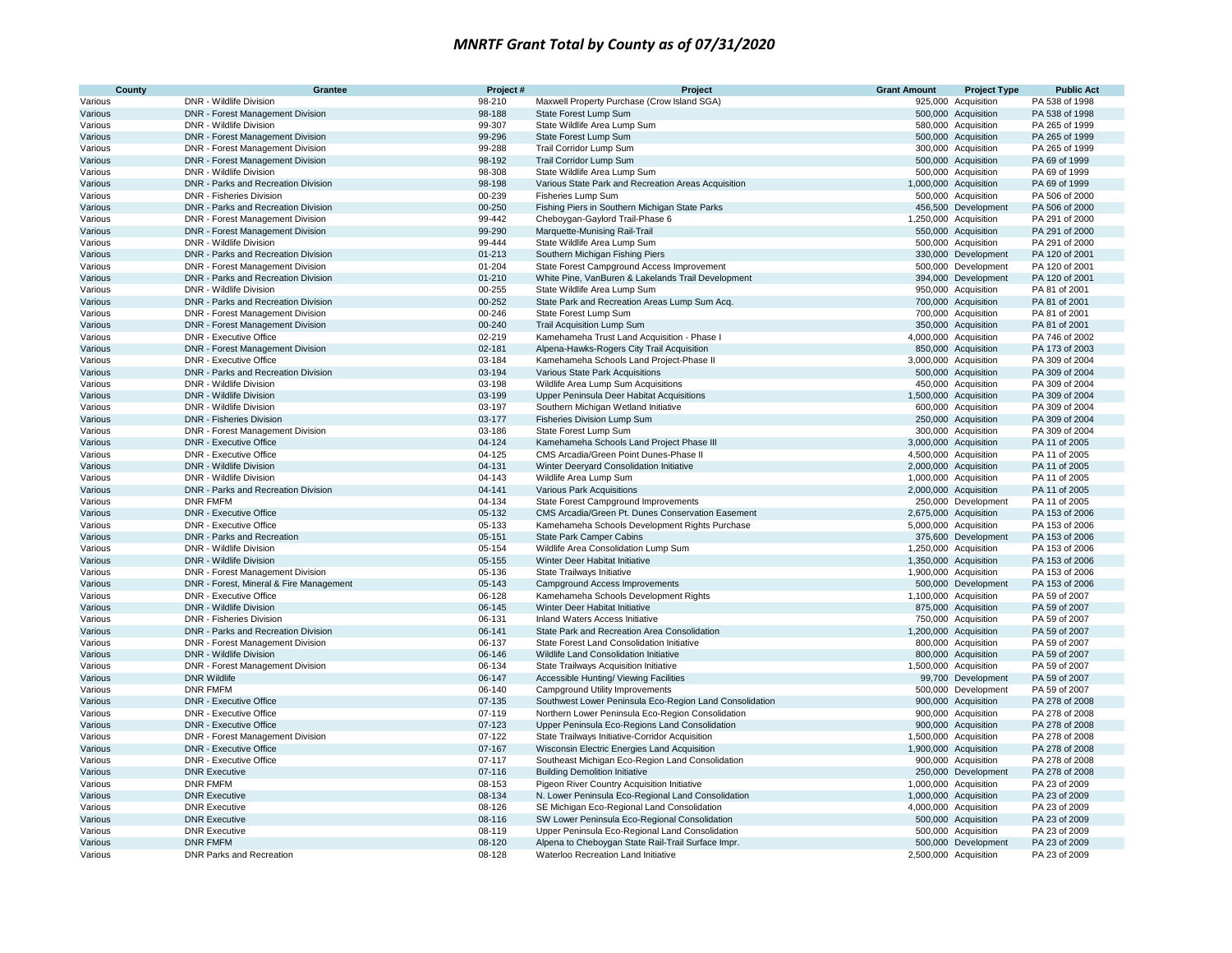# MNRTF Grant Total by County as of 07/31/2020

| County | Grantee | Project # | Project | Grant Amount | Project Type | Public Act |
|---|---|---|---|---|---|---|
| Various | DNR - Wildlife Division | 98-210 | Maxwell Property Purchase (Crow Island SGA) | 925,000 | Acquisition | PA 538 of 1998 |
| Various | DNR - Forest Management Division | 98-188 | State Forest Lump Sum | 500,000 | Acquisition | PA 538 of 1998 |
| Various | DNR - Wildlife Division | 99-307 | State Wildlife Area Lump Sum | 580,000 | Acquisition | PA 265 of 1999 |
| Various | DNR - Forest Management Division | 99-296 | State Forest Lump Sum | 500,000 | Acquisition | PA 265 of 1999 |
| Various | DNR - Forest Management Division | 99-288 | Trail Corridor Lump Sum | 300,000 | Acquisition | PA 265 of 1999 |
| Various | DNR - Forest Management Division | 98-192 | Trail Corridor Lump Sum | 500,000 | Acquisition | PA 69 of 1999 |
| Various | DNR - Wildlife Division | 98-308 | State Wildlife Area Lump Sum | 500,000 | Acquisition | PA 69 of 1999 |
| Various | DNR - Parks and Recreation Division | 98-198 | Various State Park and Recreation Areas Acquisition | 1,000,000 | Acquisition | PA 69 of 1999 |
| Various | DNR - Fisheries Division | 00-239 | Fisheries Lump Sum | 500,000 | Acquisition | PA 506 of 2000 |
| Various | DNR - Parks and Recreation Division | 00-250 | Fishing Piers in Southern Michigan State Parks | 456,500 | Development | PA 506 of 2000 |
| Various | DNR - Forest Management Division | 99-442 | Cheboygan-Gaylord Trail-Phase 6 | 1,250,000 | Acquisition | PA 291 of 2000 |
| Various | DNR - Forest Management Division | 99-290 | Marquette-Munising Rail-Trail | 550,000 | Acquisition | PA 291 of 2000 |
| Various | DNR - Wildlife Division | 99-444 | State Wildlife Area Lump Sum | 500,000 | Acquisition | PA 291 of 2000 |
| Various | DNR - Parks and Recreation Division | 01-213 | Southern Michigan Fishing Piers | 330,000 | Development | PA 120 of 2001 |
| Various | DNR - Forest Management Division | 01-204 | State Forest Campground Access Improvement | 500,000 | Development | PA 120 of 2001 |
| Various | DNR - Parks and Recreation Division | 01-210 | White Pine, VanBuren & Lakelands Trail Development | 394,000 | Development | PA 120 of 2001 |
| Various | DNR - Wildlife Division | 00-255 | State Wildlife Area Lump Sum | 950,000 | Acquisition | PA 81 of 2001 |
| Various | DNR - Parks and Recreation Division | 00-252 | State Park and Recreation Areas Lump Sum Acq. | 700,000 | Acquisition | PA 81 of 2001 |
| Various | DNR - Forest Management Division | 00-246 | State Forest Lump Sum | 700,000 | Acquisition | PA 81 of 2001 |
| Various | DNR - Forest Management Division | 00-240 | Trail Acquisition Lump Sum | 350,000 | Acquisition | PA 81 of 2001 |
| Various | DNR - Executive Office | 02-219 | Kamehameha Trust Land Acquisition - Phase I | 4,000,000 | Acquisition | PA 746 of 2002 |
| Various | DNR - Forest Management Division | 02-181 | Alpena-Hawks-Rogers City Trail Acquisition | 850,000 | Acquisition | PA 173 of 2003 |
| Various | DNR - Executive Office | 03-184 | Kamehameha Schools Land Project-Phase II | 3,000,000 | Acquisition | PA 309 of 2004 |
| Various | DNR - Parks and Recreation Division | 03-194 | Various State Park Acquisitions | 500,000 | Acquisition | PA 309 of 2004 |
| Various | DNR - Wildlife Division | 03-198 | Wildlife Area Lump Sum Acquisitions | 450,000 | Acquisition | PA 309 of 2004 |
| Various | DNR - Wildlife Division | 03-199 | Upper Peninsula Deer Habitat Acquisitions | 1,500,000 | Acquisition | PA 309 of 2004 |
| Various | DNR - Wildlife Division | 03-197 | Southern Michigan Wetland Initiative | 600,000 | Acquisition | PA 309 of 2004 |
| Various | DNR - Fisheries Division | 03-177 | Fisheries Division Lump Sum | 250,000 | Acquisition | PA 309 of 2004 |
| Various | DNR - Forest Management Division | 03-186 | State Forest Lump Sum | 300,000 | Acquisition | PA 309 of 2004 |
| Various | DNR - Executive Office | 04-124 | Kamehameha Schools Land Project Phase III | 3,000,000 | Acquisition | PA 11 of 2005 |
| Various | DNR - Executive Office | 04-125 | CMS Arcadia/Green Point Dunes-Phase II | 4,500,000 | Acquisition | PA 11 of 2005 |
| Various | DNR - Wildlife Division | 04-131 | Winter Deeryard Consolidation Initiative | 2,000,000 | Acquisition | PA 11 of 2005 |
| Various | DNR - Wildlife Division | 04-143 | Wildlife Area Lump Sum | 1,000,000 | Acquisition | PA 11 of 2005 |
| Various | DNR - Parks and Recreation Division | 04-141 | Various Park Acquisitions | 2,000,000 | Acquisition | PA 11 of 2005 |
| Various | DNR FMFM | 04-134 | State Forest Campground Improvements | 250,000 | Development | PA 11 of 2005 |
| Various | DNR - Executive Office | 05-132 | CMS Arcadia/Green Pt. Dunes Conservation Easement | 2,675,000 | Acquisition | PA 153 of 2006 |
| Various | DNR - Executive Office | 05-133 | Kamehameha Schools Development Rights Purchase | 5,000,000 | Acquisition | PA 153 of 2006 |
| Various | DNR - Parks and Recreation | 05-151 | State Park Camper Cabins | 375,600 | Development | PA 153 of 2006 |
| Various | DNR - Wildlife Division | 05-154 | Wildlife Area Consolidation Lump Sum | 1,250,000 | Acquisition | PA 153 of 2006 |
| Various | DNR - Wildlife Division | 05-155 | Winter Deer Habitat Initiative | 1,350,000 | Acquisition | PA 153 of 2006 |
| Various | DNR - Forest Management Division | 05-136 | State Trailways Initiative | 1,900,000 | Acquisition | PA 153 of 2006 |
| Various | DNR - Forest, Mineral & Fire Management | 05-143 | Campground Access Improvements | 500,000 | Development | PA 153 of 2006 |
| Various | DNR - Executive Office | 06-128 | Kamehameha Schools Development Rights | 1,100,000 | Acquisition | PA 59 of 2007 |
| Various | DNR - Wildlife Division | 06-145 | Winter Deer Habitat Initiative | 875,000 | Acquisition | PA 59 of 2007 |
| Various | DNR - Fisheries Division | 06-131 | Inland Waters Access Initiative | 750,000 | Acquisition | PA 59 of 2007 |
| Various | DNR - Parks and Recreation Division | 06-141 | State Park and Recreation Area Consolidation | 1,200,000 | Acquisition | PA 59 of 2007 |
| Various | DNR - Forest Management Division | 06-137 | State Forest Land Consolidation Initiative | 800,000 | Acquisition | PA 59 of 2007 |
| Various | DNR - Wildlife Division | 06-146 | Wildlife Land Consolidation Initiative | 800,000 | Acquisition | PA 59 of 2007 |
| Various | DNR - Forest Management Division | 06-134 | State Trailways Acquisition Initiative | 1,500,000 | Acquisition | PA 59 of 2007 |
| Various | DNR Wildlife | 06-147 | Accessible Hunting/ Viewing Facilities | 99,700 | Development | PA 59 of 2007 |
| Various | DNR FMFM | 06-140 | Campground Utility Improvements | 500,000 | Development | PA 59 of 2007 |
| Various | DNR - Executive Office | 07-135 | Southwest Lower Peninsula Eco-Region Land Consolidation | 900,000 | Acquisition | PA 278 of 2008 |
| Various | DNR - Executive Office | 07-119 | Northern Lower Peninsula Eco-Region Consolidation | 900,000 | Acquisition | PA 278 of 2008 |
| Various | DNR - Executive Office | 07-123 | Upper Peninsula Eco-Regions Land Consolidation | 900,000 | Acquisition | PA 278 of 2008 |
| Various | DNR - Forest Management Division | 07-122 | State Trailways Initiative-Corridor Acquisition | 1,500,000 | Acquisition | PA 278 of 2008 |
| Various | DNR - Executive Office | 07-167 | Wisconsin Electric Energies Land Acquisition | 1,900,000 | Acquisition | PA 278 of 2008 |
| Various | DNR - Executive Office | 07-117 | Southeast Michigan Eco-Region Land Consolidation | 900,000 | Acquisition | PA 278 of 2008 |
| Various | DNR Executive | 07-116 | Building Demolition Initiative | 250,000 | Development | PA 278 of 2008 |
| Various | DNR FMFM | 08-153 | Pigeon River Country Acquisition Initiative | 1,000,000 | Acquisition | PA 23 of 2009 |
| Various | DNR Executive | 08-134 | N. Lower Peninsula Eco-Regional Land Consolidation | 1,000,000 | Acquisition | PA 23 of 2009 |
| Various | DNR Executive | 08-126 | SE Michigan Eco-Regional Land Consolidation | 4,000,000 | Acquisition | PA 23 of 2009 |
| Various | DNR Executive | 08-116 | SW Lower Peninsula Eco-Regional Consolidation | 500,000 | Acquisition | PA 23 of 2009 |
| Various | DNR Executive | 08-119 | Upper Peninsula Eco-Regional Land Consolidation | 500,000 | Acquisition | PA 23 of 2009 |
| Various | DNR FMFM | 08-120 | Alpena to Cheboygan State Rail-Trail Surface Impr. | 500,000 | Development | PA 23 of 2009 |
| Various | DNR Parks and Recreation | 08-128 | Waterloo Recreation Land Initiative | 2,500,000 | Acquisition | PA 23 of 2009 |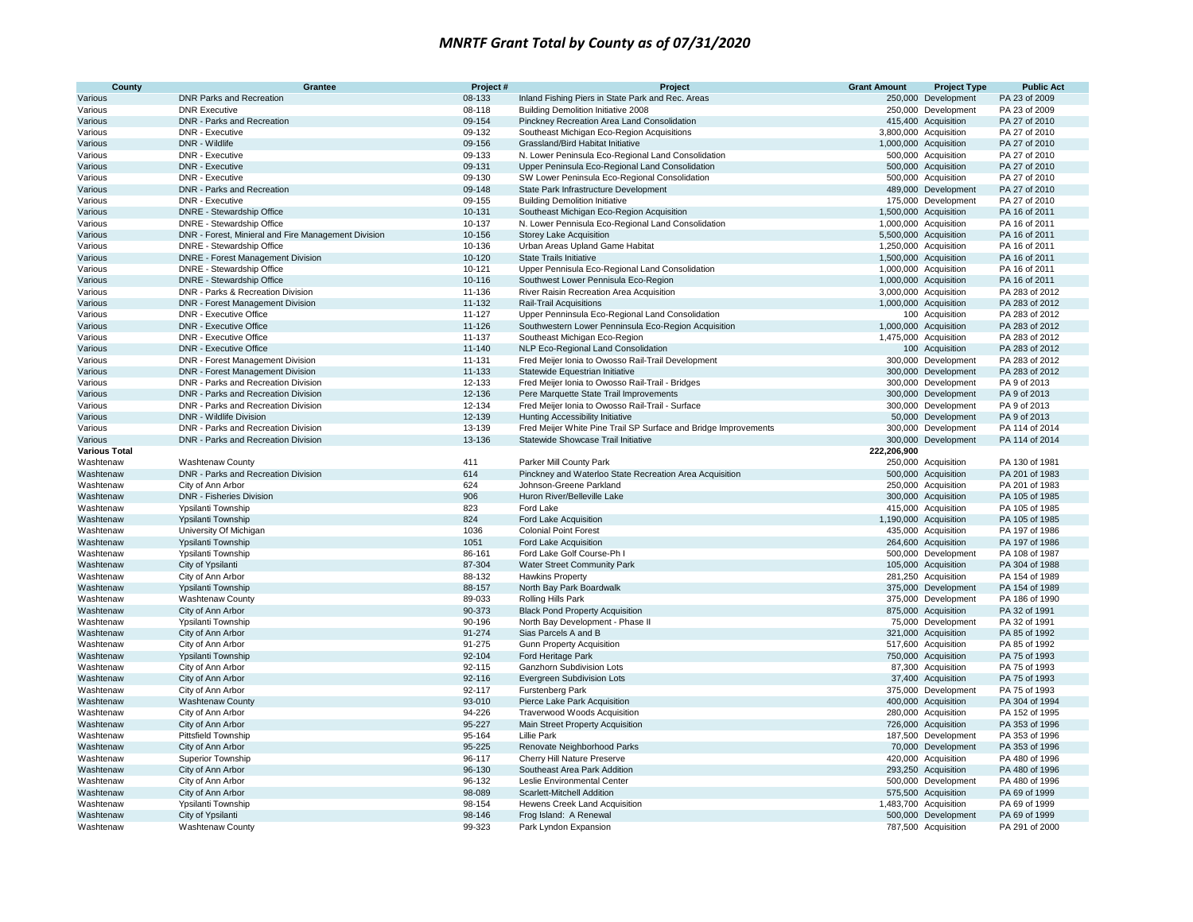# *MNRTF Grant Total by County as of 07/31/2020*

| County | Grantee | Project # | Project | Grant Amount | Project Type | Public Act |
|---|---|---|---|---|---|---|
| Various | DNR Parks and Recreation | 08-133 | Inland Fishing Piers in State Park and Rec. Areas | 250,000 | Development | PA 23 of 2009 |
| Various | DNR Executive | 08-118 | Building Demolition Initiative 2008 | 250,000 | Development | PA 23 of 2009 |
| Various | DNR - Parks and Recreation | 09-154 | Pinckney Recreation Area Land Consolidation | 415,400 | Acquisition | PA 27 of 2010 |
| Various | DNR - Executive | 09-132 | Southeast Michigan Eco-Region Acquisitions | 3,800,000 | Acquisition | PA 27 of 2010 |
| Various | DNR - Wildlife | 09-156 | Grassland/Bird Habitat Initiative | 1,000,000 | Acquisition | PA 27 of 2010 |
| Various | DNR - Executive | 09-133 | N. Lower Peninsula Eco-Regional Land Consolidation | 500,000 | Acquisition | PA 27 of 2010 |
| Various | DNR - Executive | 09-131 | Upper Peninsula Eco-Regional Land Consolidation | 500,000 | Acquisition | PA 27 of 2010 |
| Various | DNR - Executive | 09-130 | SW Lower Peninsula Eco-Regional Consolidation | 500,000 | Acquisition | PA 27 of 2010 |
| Various | DNR - Parks and Recreation | 09-148 | State Park Infrastructure Development | 489,000 | Development | PA 27 of 2010 |
| Various | DNR - Executive | 09-155 | Building Demolition Initiative | 175,000 | Development | PA 27 of 2010 |
| Various | DNRE - Stewardship Office | 10-131 | Southeast Michigan Eco-Region Acquisition | 1,500,000 | Acquisition | PA 16 of 2011 |
| Various | DNRE - Stewardship Office | 10-137 | N. Lower Pennisula Eco-Regional Land Consolidation | 1,000,000 | Acquisition | PA 16 of 2011 |
| Various | DNR - Forest, Minieral and Fire Management Division | 10-156 | Storey Lake Acquisition | 5,500,000 | Acquisition | PA 16 of 2011 |
| Various | DNRE - Stewardship Office | 10-136 | Urban Areas Upland Game Habitat | 1,250,000 | Acquisition | PA 16 of 2011 |
| Various | DNRE - Forest Management Division | 10-120 | State Trails Initiative | 1,500,000 | Acquisition | PA 16 of 2011 |
| Various | DNRE - Stewardship Office | 10-121 | Upper Pennisula Eco-Regional Land Consolidation | 1,000,000 | Acquisition | PA 16 of 2011 |
| Various | DNRE - Stewardship Office | 10-116 | Southwest Lower Pennisula Eco-Region | 1,000,000 | Acquisition | PA 16 of 2011 |
| Various | DNR - Parks & Recreation Division | 11-136 | River Raisin Recreation Area Acquisition | 3,000,000 | Acquisition | PA 283 of 2012 |
| Various | DNR - Forest Management Division | 11-132 | Rail-Trail Acquisitions | 1,000,000 | Acquisition | PA 283 of 2012 |
| Various | DNR - Executive Office | 11-127 | Upper Penninsula Eco-Regional Land Consolidation | 100 | Acquisition | PA 283 of 2012 |
| Various | DNR - Executive Office | 11-126 | Southwestern Lower Penninsula Eco-Region Acquisition | 1,000,000 | Acquisition | PA 283 of 2012 |
| Various | DNR - Executive Office | 11-137 | Southeast Michigan Eco-Region | 1,475,000 | Acquisition | PA 283 of 2012 |
| Various | DNR - Executive Office | 11-140 | NLP Eco-Regional Land Consolidation | 100 | Acquisition | PA 283 of 2012 |
| Various | DNR - Forest Management Division | 11-131 | Fred Meijer Ionia to Owosso Rail-Trail Development | 300,000 | Development | PA 283 of 2012 |
| Various | DNR - Forest Management Division | 11-133 | Statewide Equestrian Initiative | 300,000 | Development | PA 283 of 2012 |
| Various | DNR - Parks and Recreation Division | 12-133 | Fred Meijer Ionia to Owosso Rail-Trail - Bridges | 300,000 | Development | PA 9 of 2013 |
| Various | DNR - Parks and Recreation Division | 12-136 | Pere Marquette State Trail Improvements | 300,000 | Development | PA 9 of 2013 |
| Various | DNR - Parks and Recreation Division | 12-134 | Fred Meijer Ionia to Owosso Rail-Trail - Surface | 300,000 | Development | PA 9 of 2013 |
| Various | DNR - Wildlife Division | 12-139 | Hunting Accessibility Initiative | 50,000 | Development | PA 9 of 2013 |
| Various | DNR - Parks and Recreation Division | 13-139 | Fred Meijer White Pine Trail SP Surface and Bridge Improvements | 300,000 | Development | PA 114 of 2014 |
| Various | DNR - Parks and Recreation Division | 13-136 | Statewide Showcase Trail Initiative | 300,000 | Development | PA 114 of 2014 |
| **Various Total** | | | | **222,206,900** | | |
| Washtenaw | Washtenaw County | 411 | Parker Mill County Park | 250,000 | Acquisition | PA 130 of 1981 |
| Washtenaw | DNR - Parks and Recreation Division | 614 | Pinckney and Waterloo State Recreation Area Acquisition | 500,000 | Acquisition | PA 201 of 1983 |
| Washtenaw | City of Ann Arbor | 624 | Johnson-Greene Parkland | 250,000 | Acquisition | PA 201 of 1983 |
| Washtenaw | DNR - Fisheries Division | 906 | Huron River/Belleville Lake | 300,000 | Acquisition | PA 105 of 1985 |
| Washtenaw | Ypsilanti Township | 823 | Ford Lake | 415,000 | Acquisition | PA 105 of 1985 |
| Washtenaw | Ypsilanti Township | 824 | Ford Lake Acquisition | 1,190,000 | Acquisition | PA 105 of 1985 |
| Washtenaw | University Of Michigan | 1036 | Colonial Point Forest | 435,000 | Acquisition | PA 197 of 1986 |
| Washtenaw | Ypsilanti Township | 1051 | Ford Lake Acquisition | 264,600 | Acquisition | PA 197 of 1986 |
| Washtenaw | Ypsilanti Township | 86-161 | Ford Lake Golf Course-Ph I | 500,000 | Development | PA 108 of 1987 |
| Washtenaw | City of Ypsilanti | 87-304 | Water Street Community Park | 105,000 | Acquisition | PA 304 of 1988 |
| Washtenaw | City of Ann Arbor | 88-132 | Hawkins Property | 281,250 | Acquisition | PA 154 of 1989 |
| Washtenaw | Ypsilanti Township | 88-157 | North Bay Park Boardwalk | 375,000 | Development | PA 154 of 1989 |
| Washtenaw | Washtenaw County | 89-033 | Rolling Hills Park | 375,000 | Development | PA 186 of 1990 |
| Washtenaw | City of Ann Arbor | 90-373 | Black Pond Property Acquisition | 875,000 | Acquisition | PA 32 of 1991 |
| Washtenaw | Ypsilanti Township | 90-196 | North Bay Development - Phase II | 75,000 | Development | PA 32 of 1991 |
| Washtenaw | City of Ann Arbor | 91-274 | Sias Parcels A and B | 321,000 | Acquisition | PA 85 of 1992 |
| Washtenaw | City of Ann Arbor | 91-275 | Gunn Property Acquisition | 517,600 | Acquisition | PA 85 of 1992 |
| Washtenaw | Ypsilanti Township | 92-104 | Ford Heritage Park | 750,000 | Acquisition | PA 75 of 1993 |
| Washtenaw | City of Ann Arbor | 92-115 | Ganzhorn Subdivision Lots | 87,300 | Acquisition | PA 75 of 1993 |
| Washtenaw | City of Ann Arbor | 92-116 | Evergreen Subdivision Lots | 37,400 | Acquisition | PA 75 of 1993 |
| Washtenaw | City of Ann Arbor | 92-117 | Furstenberg Park | 375,000 | Development | PA 75 of 1993 |
| Washtenaw | Washtenaw County | 93-010 | Pierce Lake Park Acquisition | 400,000 | Acquisition | PA 304 of 1994 |
| Washtenaw | City of Ann Arbor | 94-226 | Traverwood Woods Acquisition | 280,000 | Acquisition | PA 152 of 1995 |
| Washtenaw | City of Ann Arbor | 95-227 | Main Street Property Acquisition | 726,000 | Acquisition | PA 353 of 1996 |
| Washtenaw | Pittsfield Township | 95-164 | Lillie Park | 187,500 | Development | PA 353 of 1996 |
| Washtenaw | City of Ann Arbor | 95-225 | Renovate Neighborhood Parks | 70,000 | Development | PA 353 of 1996 |
| Washtenaw | Superior Township | 96-117 | Cherry Hill Nature Preserve | 420,000 | Acquisition | PA 480 of 1996 |
| Washtenaw | City of Ann Arbor | 96-130 | Southeast Area Park Addition | 293,250 | Acquisition | PA 480 of 1996 |
| Washtenaw | City of Ann Arbor | 96-132 | Leslie Environmental Center | 500,000 | Development | PA 480 of 1996 |
| Washtenaw | City of Ann Arbor | 98-089 | Scarlett-Mitchell Addition | 575,500 | Acquisition | PA 69 of 1999 |
| Washtenaw | Ypsilanti Township | 98-154 | Hewens Creek Land Acquisition | 1,483,700 | Acquisition | PA 69 of 1999 |
| Washtenaw | City of Ypsilanti | 98-146 | Frog Island: A Renewal | 500,000 | Development | PA 69 of 1999 |
| Washtenaw | Washtenaw County | 99-323 | Park Lyndon Expansion | 787,500 | Acquisition | PA 291 of 2000 |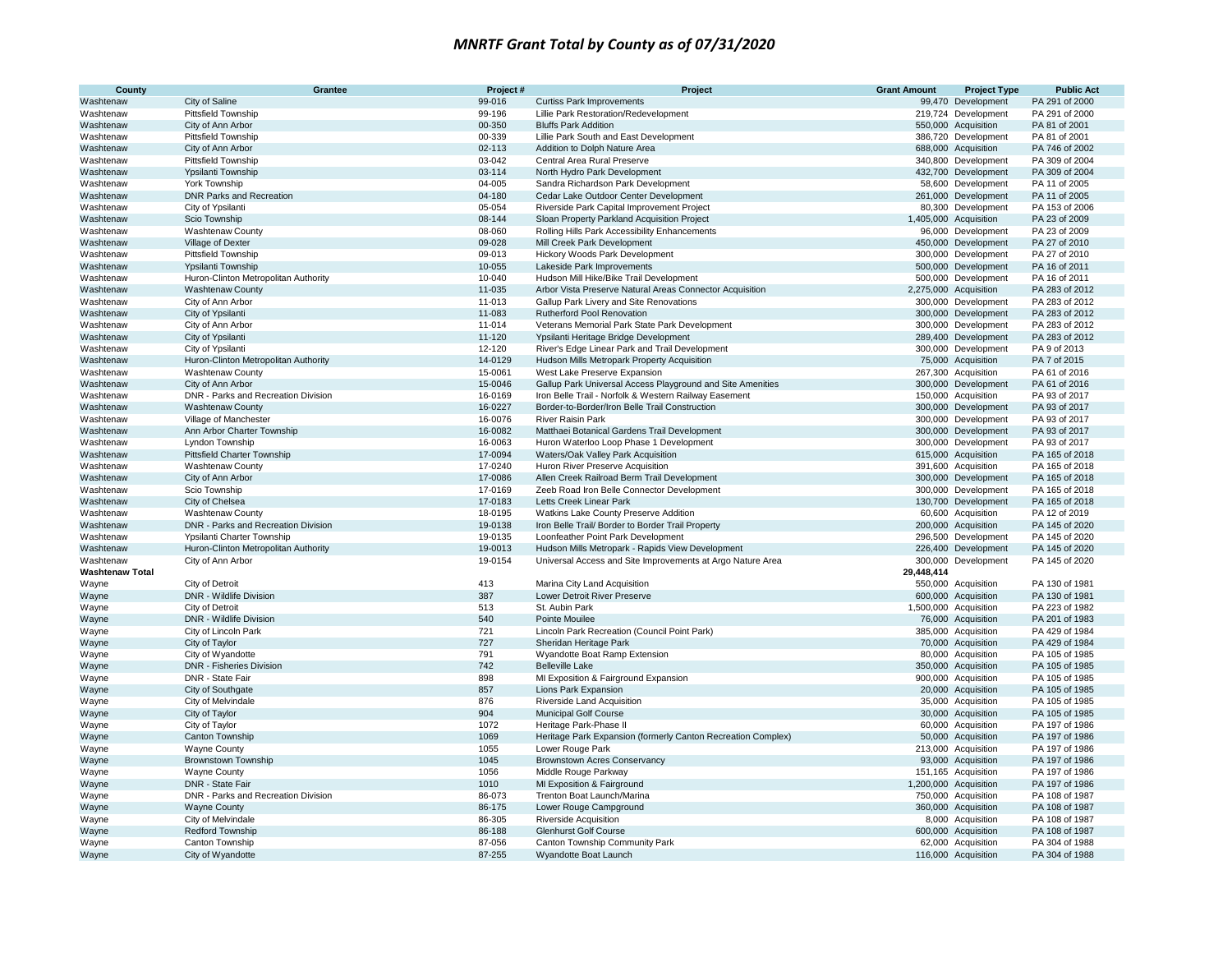# MNRTF Grant Total by County as of 07/31/2020

| County | Grantee | Project # | Project | Grant Amount | Project Type | Public Act |
|---|---|---|---|---|---|---|
| Washtenaw | City of Saline | 99-016 | Curtiss Park Improvements | 99,470 | Development | PA 291 of 2000 |
| Washtenaw | Pittsfield Township | 99-196 | Lillie Park Restoration/Redevelopment | 219,724 | Development | PA 291 of 2000 |
| Washtenaw | City of Ann Arbor | 00-350 | Bluffs Park Addition | 550,000 | Acquisition | PA 81 of 2001 |
| Washtenaw | Pittsfield Township | 00-339 | Lillie Park South and East Development | 386,720 | Development | PA 81 of 2001 |
| Washtenaw | City of Ann Arbor | 02-113 | Addition to Dolph Nature Area | 688,000 | Acquisition | PA 746 of 2002 |
| Washtenaw | Pittsfield Township | 03-042 | Central Area Rural Preserve | 340,800 | Development | PA 309 of 2004 |
| Washtenaw | Ypsilanti Township | 03-114 | North Hydro Park Development | 432,700 | Development | PA 309 of 2004 |
| Washtenaw | York Township | 04-005 | Sandra Richardson Park Development | 58,600 | Development | PA 11 of 2005 |
| Washtenaw | DNR Parks and Recreation | 04-180 | Cedar Lake Outdoor Center Development | 261,000 | Development | PA 11 of 2005 |
| Washtenaw | City of Ypsilanti | 05-054 | Riverside Park Capital Improvement Project | 80,300 | Development | PA 153 of 2006 |
| Washtenaw | Scio Township | 08-144 | Sloan Property Parkland Acquisition Project | 1,405,000 | Acquisition | PA 23 of 2009 |
| Washtenaw | Washtenaw County | 08-060 | Rolling Hills Park Accessibility Enhancements | 96,000 | Development | PA 23 of 2009 |
| Washtenaw | Village of Dexter | 09-028 | Mill Creek Park Development | 450,000 | Development | PA 27 of 2010 |
| Washtenaw | Pittsfield Township | 09-013 | Hickory Woods Park Development | 300,000 | Development | PA 27 of 2010 |
| Washtenaw | Ypsilanti Township | 10-055 | Lakeside Park Improvements | 500,000 | Development | PA 16 of 2011 |
| Washtenaw | Huron-Clinton Metropolitan Authority | 10-040 | Hudson Mill Hike/Bike Trail Development | 500,000 | Development | PA 16 of 2011 |
| Washtenaw | Washtenaw County | 11-035 | Arbor Vista Preserve Natural Areas Connector Acquisition | 2,275,000 | Acquisition | PA 283 of 2012 |
| Washtenaw | City of Ann Arbor | 11-013 | Gallup Park Livery and Site Renovations | 300,000 | Development | PA 283 of 2012 |
| Washtenaw | City of Ypsilanti | 11-083 | Rutherford Pool Renovation | 300,000 | Development | PA 283 of 2012 |
| Washtenaw | City of Ann Arbor | 11-014 | Veterans Memorial Park State Park Development | 300,000 | Development | PA 283 of 2012 |
| Washtenaw | City of Ypsilanti | 11-120 | Ypsilanti Heritage Bridge Development | 289,400 | Development | PA 283 of 2012 |
| Washtenaw | City of Ypsilanti | 12-120 | River's Edge Linear Park and Trail Development | 300,000 | Development | PA 9 of 2013 |
| Washtenaw | Huron-Clinton Metropolitan Authority | 14-0129 | Hudson Mills Metropark Property Acquisition | 75,000 | Acquisition | PA 7 of 2015 |
| Washtenaw | Washtenaw County | 15-0061 | West Lake Preserve Expansion | 267,300 | Acquisition | PA 61 of 2016 |
| Washtenaw | City of Ann Arbor | 15-0046 | Gallup Park Universal Access Playground and Site Amenities | 300,000 | Development | PA 61 of 2016 |
| Washtenaw | DNR - Parks and Recreation Division | 16-0169 | Iron Belle Trail - Norfolk & Western Railway Easement | 150,000 | Acquisition | PA 93 of 2017 |
| Washtenaw | Washtenaw County | 16-0227 | Border-to-Border/Iron Belle Trail Construction | 300,000 | Development | PA 93 of 2017 |
| Washtenaw | Village of Manchester | 16-0076 | River Raisin Park | 300,000 | Development | PA 93 of 2017 |
| Washtenaw | Ann Arbor Charter Township | 16-0082 | Matthaei Botanical Gardens Trail Development | 300,000 | Development | PA 93 of 2017 |
| Washtenaw | Lyndon Township | 16-0063 | Huron Waterloo Loop Phase 1 Development | 300,000 | Development | PA 93 of 2017 |
| Washtenaw | Pittsfield Charter Township | 17-0094 | Waters/Oak Valley Park Acquisition | 615,000 | Acquisition | PA 165 of 2018 |
| Washtenaw | Washtenaw County | 17-0240 | Huron River Preserve Acquisition | 391,600 | Acquisition | PA 165 of 2018 |
| Washtenaw | City of Ann Arbor | 17-0086 | Allen Creek Railroad Berm Trail Development | 300,000 | Development | PA 165 of 2018 |
| Washtenaw | Scio Township | 17-0169 | Zeeb Road Iron Belle Connector Development | 300,000 | Development | PA 165 of 2018 |
| Washtenaw | City of Chelsea | 17-0183 | Letts Creek Linear Park | 130,700 | Development | PA 165 of 2018 |
| Washtenaw | Washtenaw County | 18-0195 | Watkins Lake County Preserve Addition | 60,600 | Acquisition | PA 12 of 2019 |
| Washtenaw | DNR - Parks and Recreation Division | 19-0138 | Iron Belle Trail/ Border to Border Trail Property | 200,000 | Acquisition | PA 145 of 2020 |
| Washtenaw | Ypsilanti Charter Township | 19-0135 | Loonfeather Point Park Development | 296,500 | Development | PA 145 of 2020 |
| Washtenaw | Huron-Clinton Metropolitan Authority | 19-0013 | Hudson Mills Metropark - Rapids View Development | 226,400 | Development | PA 145 of 2020 |
| Washtenaw | City of Ann Arbor | 19-0154 | Universal Access and Site Improvements at Argo Nature Area | 300,000 | Development | PA 145 of 2020 |
| **Washtenaw Total** | | | | **29,448,414** | | |
| Wayne | City of Detroit | 413 | Marina City Land Acquisition | 550,000 | Acquisition | PA 130 of 1981 |
| Wayne | DNR - Wildlife Division | 387 | Lower Detroit River Preserve | 600,000 | Acquisition | PA 130 of 1981 |
| Wayne | City of Detroit | 513 | St. Aubin Park | 1,500,000 | Acquisition | PA 223 of 1982 |
| Wayne | DNR - Wildlife Division | 540 | Pointe Mouilee | 76,000 | Acquisition | PA 201 of 1983 |
| Wayne | City of Lincoln Park | 721 | Lincoln Park Recreation (Council Point Park) | 385,000 | Acquisition | PA 429 of 1984 |
| Wayne | City of Taylor | 727 | Sheridan Heritage Park | 70,000 | Acquisition | PA 429 of 1984 |
| Wayne | City of Wyandotte | 791 | Wyandotte Boat Ramp Extension | 80,000 | Acquisition | PA 105 of 1985 |
| Wayne | DNR - Fisheries Division | 742 | Belleville Lake | 350,000 | Acquisition | PA 105 of 1985 |
| Wayne | DNR - State Fair | 898 | MI Exposition & Fairground Expansion | 900,000 | Acquisition | PA 105 of 1985 |
| Wayne | City of Southgate | 857 | Lions Park Expansion | 20,000 | Acquisition | PA 105 of 1985 |
| Wayne | City of Melvindale | 876 | Riverside Land Acquisition | 35,000 | Acquisition | PA 105 of 1985 |
| Wayne | City of Taylor | 904 | Municipal Golf Course | 30,000 | Acquisition | PA 105 of 1985 |
| Wayne | City of Taylor | 1072 | Heritage Park-Phase II | 60,000 | Acquisition | PA 197 of 1986 |
| Wayne | Canton Township | 1069 | Heritage Park Expansion (formerly Canton Recreation Complex) | 50,000 | Acquisition | PA 197 of 1986 |
| Wayne | Wayne County | 1055 | Lower Rouge Park | 213,000 | Acquisition | PA 197 of 1986 |
| Wayne | Brownstown Township | 1045 | Brownstown Acres Conservancy | 93,000 | Acquisition | PA 197 of 1986 |
| Wayne | Wayne County | 1056 | Middle Rouge Parkway | 151,165 | Acquisition | PA 197 of 1986 |
| Wayne | DNR - State Fair | 1010 | MI Exposition & Fairground | 1,200,000 | Acquisition | PA 197 of 1986 |
| Wayne | DNR - Parks and Recreation Division | 86-073 | Trenton Boat Launch/Marina | 750,000 | Acquisition | PA 108 of 1987 |
| Wayne | Wayne County | 86-175 | Lower Rouge Campground | 360,000 | Acquisition | PA 108 of 1987 |
| Wayne | City of Melvindale | 86-305 | Riverside Acquisition | 8,000 | Acquisition | PA 108 of 1987 |
| Wayne | Redford Township | 86-188 | Glenhurst Golf Course | 600,000 | Acquisition | PA 108 of 1987 |
| Wayne | Canton Township | 87-056 | Canton Township Community Park | 62,000 | Acquisition | PA 304 of 1988 |
| Wayne | City of Wyandotte | 87-255 | Wyandotte Boat Launch | 116,000 | Acquisition | PA 304 of 1988 |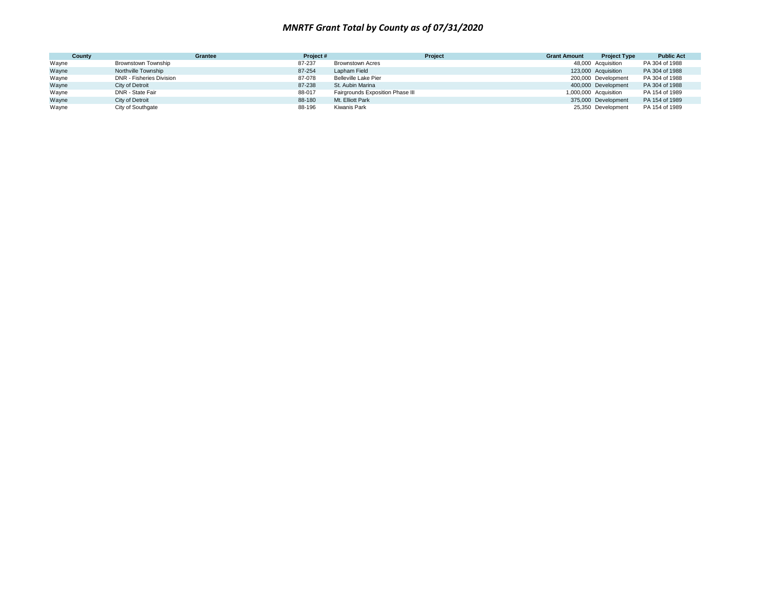# *MNRTF Grant Total by County as of 07/31/2020*

| County | Grantee | Project # | Project | Grant Amount | Project Type | Public Act |
|---|---|---|---|---|---|---|
| Wayne | Brownstown Township | 87-237 | Brownstown Acres | 48,000 | Acquisition | PA 304 of 1988 |
| Wayne | Northville Township | 87-254 | Lapham Field | 123,000 | Acquisition | PA 304 of 1988 |
| Wayne | DNR - Fisheries Division | 87-078 | Belleville Lake Pier | 200,000 | Development | PA 304 of 1988 |
| Wayne | City of Detroit | 87-238 | St. Aubin Marina | 400,000 | Development | PA 304 of 1988 |
| Wayne | DNR - State Fair | 88-017 | Fairgrounds Exposition Phase III | 1,000,000 | Acquisition | PA 154 of 1989 |
| Wayne | City of Detroit | 88-180 | Mt. Elliott Park | 375,000 | Development | PA 154 of 1989 |
| Wayne | City of Southgate | 88-196 | Kiwanis Park | 25,350 | Development | PA 154 of 1989 |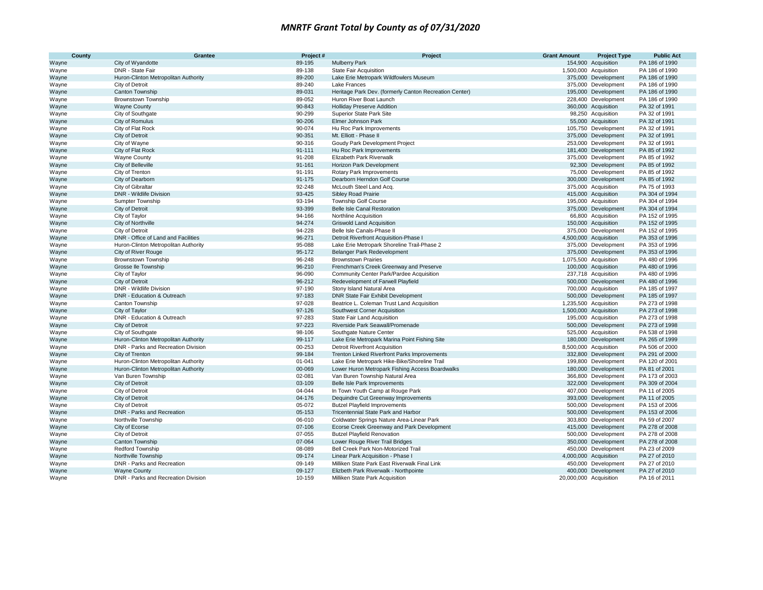# *MNRTF Grant Total by County as of 07/31/2020*

| County | Grantee | Project # | Project | Grant Amount | Project Type | Public Act |
|---|---|---|---|---|---|---|
| Wayne | City of Wyandotte | 89-195 | Mulberry Park | 154,900 | Acquisition | PA 186 of 1990 |
| Wayne | DNR - State Fair | 89-138 | State Fair Acquisition | 1,500,000 | Acquisition | PA 186 of 1990 |
| Wayne | Huron-Clinton Metropolitan Authority | 89-200 | Lake Erie Metropark Wildfowlers Museum | 375,000 | Development | PA 186 of 1990 |
| Wayne | City of Detroit | 89-240 | Lake Frances | 375,000 | Development | PA 186 of 1990 |
| Wayne | Canton Township | 89-031 | Heritage Park Dev. (formerly Canton Recreation Center) | 195,000 | Development | PA 186 of 1990 |
| Wayne | Brownstown Township | 89-052 | Huron River Boat Launch | 228,400 | Development | PA 186 of 1990 |
| Wayne | Wayne County | 90-843 | Holliday Preserve Addition | 360,000 | Acquisition | PA 32 of 1991 |
| Wayne | City of Southgate | 90-299 | Superior State Park Site | 98,250 | Acquisition | PA 32 of 1991 |
| Wayne | City of Romulus | 90-206 | Elmer Johnson Park | 55,000 | Acquisition | PA 32 of 1991 |
| Wayne | City of Flat Rock | 90-074 | Hu Roc Park Improvements | 105,750 | Development | PA 32 of 1991 |
| Wayne | City of Detroit | 90-351 | Mt. Elliott - Phase II | 375,000 | Development | PA 32 of 1991 |
| Wayne | City of Wayne | 90-316 | Goudy Park Development Project | 253,000 | Development | PA 32 of 1991 |
| Wayne | City of Flat Rock | 91-111 | Hu Roc Park Improvements | 181,400 | Development | PA 85 of 1992 |
| Wayne | Wayne County | 91-208 | Elizabeth Park Riverwalk | 375,000 | Development | PA 85 of 1992 |
| Wayne | City of Belleville | 91-161 | Horizon Park Development | 92,300 | Development | PA 85 of 1992 |
| Wayne | City of Trenton | 91-191 | Rotary Park Improvements | 75,000 | Development | PA 85 of 1992 |
| Wayne | City of Dearborn | 91-175 | Dearborn Herndon Golf Course | 300,000 | Development | PA 85 of 1992 |
| Wayne | City of Gibraltar | 92-248 | McLouth Steel Land Acq. | 375,000 | Acquisition | PA 75 of 1993 |
| Wayne | DNR - Wildlife Division | 93-425 | Sibley Road Prairie | 415,000 | Acquisition | PA 304 of 1994 |
| Wayne | Sumpter Township | 93-194 | Township Golf Course | 195,000 | Acquisition | PA 304 of 1994 |
| Wayne | City of Detroit | 93-399 | Belle Isle Canal Restoration | 375,000 | Development | PA 304 of 1994 |
| Wayne | City of Taylor | 94-166 | Northline Acquisition | 66,800 | Acquisition | PA 152 of 1995 |
| Wayne | City of Northville | 94-274 | Griswold Land Acquisition | 150,000 | Acquisition | PA 152 of 1995 |
| Wayne | City of Detroit | 94-228 | Belle Isle Canals-Phase II | 375,000 | Development | PA 152 of 1995 |
| Wayne | DNR - Office of Land and Facilities | 96-271 | Detroit Riverfront Acquisition-Phase I | 4,500,000 | Acquisition | PA 353 of 1996 |
| Wayne | Huron-Clinton Metropolitan Authority | 95-088 | Lake Erie Metropark Shoreline Trail-Phase 2 | 375,000 | Development | PA 353 of 1996 |
| Wayne | City of River Rouge | 95-172 | Belanger Park Redevelopment | 375,000 | Development | PA 353 of 1996 |
| Wayne | Brownstown Township | 96-248 | Brownstown Prairies | 1,075,500 | Acquisition | PA 480 of 1996 |
| Wayne | Grosse Ile Township | 96-210 | Frenchman's Creek Greenway and Preserve | 100,000 | Acquisition | PA 480 of 1996 |
| Wayne | City of Taylor | 96-090 | Community Center Park/Pardee Acquisition | 237,718 | Acquisition | PA 480 of 1996 |
| Wayne | City of Detroit | 96-212 | Redevelopment of Farwell Playfield | 500,000 | Development | PA 480 of 1996 |
| Wayne | DNR - Wildlife Division | 97-190 | Stony Island Natural Area | 700,000 | Acquisition | PA 185 of 1997 |
| Wayne | DNR - Education & Outreach | 97-183 | DNR State Fair Exhibit Development | 500,000 | Development | PA 185 of 1997 |
| Wayne | Canton Township | 97-028 | Beatrice L. Coleman Trust Land Acquisition | 1,235,500 | Acquisition | PA 273 of 1998 |
| Wayne | City of Taylor | 97-126 | Southwest Corner Acquisition | 1,500,000 | Acquisition | PA 273 of 1998 |
| Wayne | DNR - Education & Outreach | 97-283 | State Fair Land Acquisition | 195,000 | Acquisition | PA 273 of 1998 |
| Wayne | City of Detroit | 97-223 | Riverside Park Seawall/Promenade | 500,000 | Development | PA 273 of 1998 |
| Wayne | City of Southgate | 98-106 | Southgate Nature Center | 525,000 | Acquisition | PA 538 of 1998 |
| Wayne | Huron-Clinton Metropolitan Authority | 99-117 | Lake Erie Metropark Marina Point Fishing Site | 180,000 | Development | PA 265 of 1999 |
| Wayne | DNR - Parks and Recreation Division | 00-253 | Detroit Riverfront Acquisition | 8,500,000 | Acquisition | PA 506 of 2000 |
| Wayne | City of Trenton | 99-184 | Trenton Linked Riverfront Parks Improvements | 332,800 | Development | PA 291 of 2000 |
| Wayne | Huron-Clinton Metropolitan Authority | 01-041 | Lake Erie Metropark Hike-Bike/Shoreline Trail | 199,800 | Development | PA 120 of 2001 |
| Wayne | Huron-Clinton Metropolitan Authority | 00-069 | Lower Huron Metropark Fishing Access Boardwalks | 180,000 | Development | PA 81 of 2001 |
| Wayne | Van Buren Township | 02-081 | Van Buren Township Natural Area | 366,800 | Development | PA 173 of 2003 |
| Wayne | City of Detroit | 03-109 | Belle Isle Park Improvements | 322,000 | Development | PA 309 of 2004 |
| Wayne | City of Detroit | 04-044 | In Town Youth Camp at Rouge Park | 407,000 | Development | PA 11 of 2005 |
| Wayne | City of Detroit | 04-176 | Dequindre Cut Greenway Improvements | 393,000 | Development | PA 11 of 2005 |
| Wayne | City of Detroit | 05-072 | Butzel Playfield Improvements | 500,000 | Development | PA 153 of 2006 |
| Wayne | DNR - Parks and Recreation | 05-153 | Tricentennial State Park and Harbor | 500,000 | Development | PA 153 of 2006 |
| Wayne | Northville Township | 06-010 | Coldwater Springs Nature Area-Linear Park | 303,800 | Development | PA 59 of 2007 |
| Wayne | City of Ecorse | 07-106 | Ecorse Creek Greenway and Park Development | 415,000 | Development | PA 278 of 2008 |
| Wayne | City of Detroit | 07-055 | Butzel Playfield Renovation | 500,000 | Development | PA 278 of 2008 |
| Wayne | Canton Township | 07-064 | Lower Rouge River Trail Bridges | 350,000 | Development | PA 278 of 2008 |
| Wayne | Redford Township | 08-089 | Bell Creek Park Non-Motorized Trail | 450,000 | Development | PA 23 of 2009 |
| Wayne | Northville Township | 09-174 | Linear Park Acquisition - Phase I | 4,000,000 | Acquisition | PA 27 of 2010 |
| Wayne | DNR - Parks and Recreation | 09-149 | Milliken State Park East Riverwalk Final Link | 450,000 | Development | PA 27 of 2010 |
| Wayne | Wayne County | 09-127 | Elizbeth Park Riverwalk - Northpointe | 400,000 | Development | PA 27 of 2010 |
| Wayne | DNR - Parks and Recreation Division | 10-159 | Milliken State Park Acquisition | 20,000,000 | Acquisition | PA 16 of 2011 |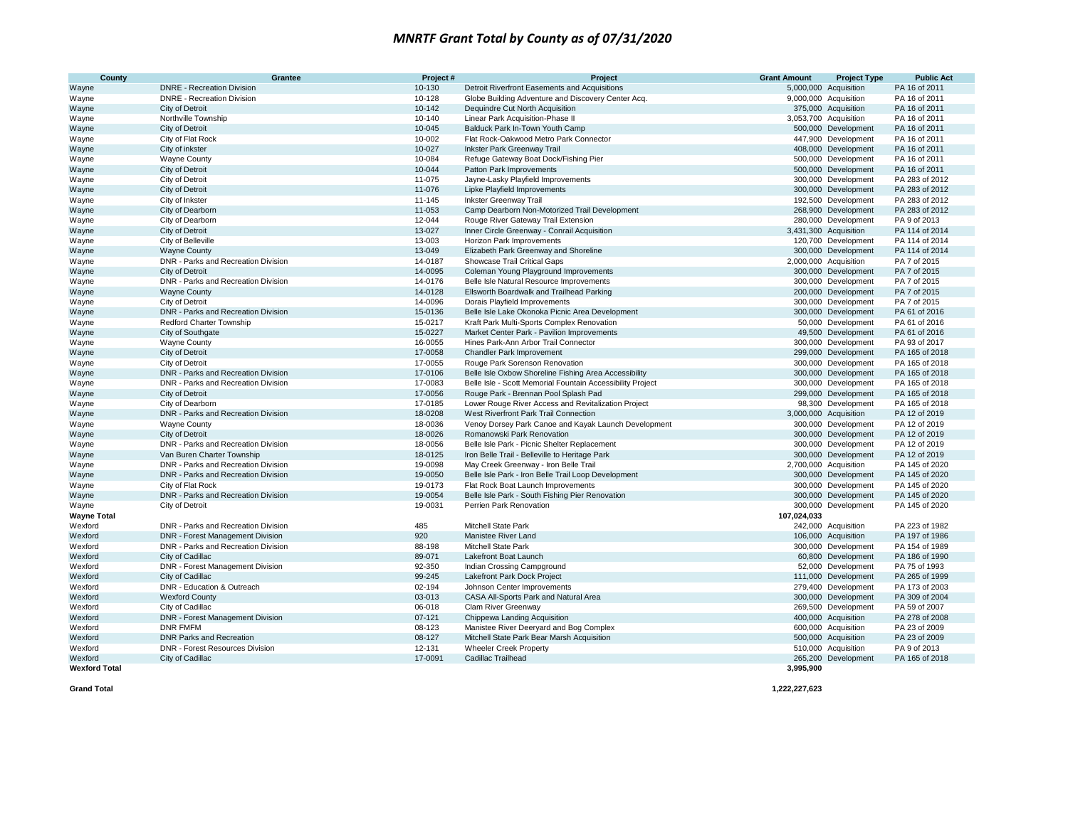# *MNRTF Grant Total by County as of 07/31/2020*

| County | Grantee | Project # | Project | Grant Amount | Project Type | Public Act |
|---|---|---|---|---|---|---|
| Wayne | DNRE - Recreation Division | 10-130 | Detroit Riverfront Easements and Acquisitions | 5,000,000 | Acquisition | PA 16 of 2011 |
| Wayne | DNRE - Recreation Division | 10-128 | Globe Building Adventure and Discovery Center Acq. | 9,000,000 | Acquisition | PA 16 of 2011 |
| Wayne | City of Detroit | 10-142 | Dequindre Cut North Acquisition | 375,000 | Acquisition | PA 16 of 2011 |
| Wayne | Northville Township | 10-140 | Linear Park Acquisition-Phase II | 3,053,700 | Acquisition | PA 16 of 2011 |
| Wayne | City of Detroit | 10-045 | Balduck Park In-Town Youth Camp | 500,000 | Development | PA 16 of 2011 |
| Wayne | City of Flat Rock | 10-002 | Flat Rock-Oakwood Metro Park Connector | 447,900 | Development | PA 16 of 2011 |
| Wayne | City of inkster | 10-027 | Inkster Park Greenway Trail | 408,000 | Development | PA 16 of 2011 |
| Wayne | Wayne County | 10-084 | Refuge Gateway Boat Dock/Fishing Pier | 500,000 | Development | PA 16 of 2011 |
| Wayne | City of Detroit | 10-044 | Patton Park Improvements | 500,000 | Development | PA 16 of 2011 |
| Wayne | City of Detroit | 11-075 | Jayne-Lasky Playfield Improvements | 300,000 | Development | PA 283 of 2012 |
| Wayne | City of Detroit | 11-076 | Lipke Playfield Improvements | 300,000 | Development | PA 283 of 2012 |
| Wayne | City of Inkster | 11-145 | Inkster Greenway Trail | 192,500 | Development | PA 283 of 2012 |
| Wayne | City of Dearborn | 11-053 | Camp Dearborn Non-Motorized Trail Development | 268,900 | Development | PA 283 of 2012 |
| Wayne | City of Dearborn | 12-044 | Rouge River Gateway Trail Extension | 280,000 | Development | PA 9 of 2013 |
| Wayne | City of Detroit | 13-027 | Inner Circle Greenway - Conrail Acquisition | 3,431,300 | Acquisition | PA 114 of 2014 |
| Wayne | City of Belleville | 13-003 | Horizon Park Improvements | 120,700 | Development | PA 114 of 2014 |
| Wayne | Wayne County | 13-049 | Elizabeth Park Greenway and Shoreline | 300,000 | Development | PA 114 of 2014 |
| Wayne | DNR - Parks and Recreation Division | 14-0187 | Showcase Trail Critical Gaps | 2,000,000 | Acquisition | PA 7 of 2015 |
| Wayne | City of Detroit | 14-0095 | Coleman Young Playground Improvements | 300,000 | Development | PA 7 of 2015 |
| Wayne | DNR - Parks and Recreation Division | 14-0176 | Belle Isle Natural Resource Improvements | 300,000 | Development | PA 7 of 2015 |
| Wayne | Wayne County | 14-0128 | Ellsworth Boardwalk and Trailhead Parking | 200,000 | Development | PA 7 of 2015 |
| Wayne | City of Detroit | 14-0096 | Dorais Playfield Improvements | 300,000 | Development | PA 7 of 2015 |
| Wayne | DNR - Parks and Recreation Division | 15-0136 | Belle Isle Lake Okonoka Picnic Area Development | 300,000 | Development | PA 61 of 2016 |
| Wayne | Redford Charter Township | 15-0217 | Kraft Park Multi-Sports Complex Renovation | 50,000 | Development | PA 61 of 2016 |
| Wayne | City of Southgate | 15-0227 | Market Center Park - Pavilion Improvements | 49,500 | Development | PA 61 of 2016 |
| Wayne | Wayne County | 16-0055 | Hines Park-Ann Arbor Trail Connector | 300,000 | Development | PA 93 of 2017 |
| Wayne | City of Detroit | 17-0058 | Chandler Park Improvement | 299,000 | Development | PA 165 of 2018 |
| Wayne | City of Detroit | 17-0055 | Rouge Park Sorenson Renovation | 300,000 | Development | PA 165 of 2018 |
| Wayne | DNR - Parks and Recreation Division | 17-0106 | Belle Isle Oxbow Shoreline Fishing Area Accessibility | 300,000 | Development | PA 165 of 2018 |
| Wayne | DNR - Parks and Recreation Division | 17-0083 | Belle Isle - Scott Memorial Fountain Accessibility Project | 300,000 | Development | PA 165 of 2018 |
| Wayne | City of Detroit | 17-0056 | Rouge Park - Brennan Pool Splash Pad | 299,000 | Development | PA 165 of 2018 |
| Wayne | City of Dearborn | 17-0185 | Lower Rouge River Access and Revitalization Project | 98,300 | Development | PA 165 of 2018 |
| Wayne | DNR - Parks and Recreation Division | 18-0208 | West Riverfront Park Trail Connection | 3,000,000 | Acquisition | PA 12 of 2019 |
| Wayne | Wayne County | 18-0036 | Venoy Dorsey Park Canoe and Kayak Launch Development | 300,000 | Development | PA 12 of 2019 |
| Wayne | City of Detroit | 18-0026 | Romanowski Park Renovation | 300,000 | Development | PA 12 of 2019 |
| Wayne | DNR - Parks and Recreation Division | 18-0056 | Belle Isle Park - Picnic Shelter Replacement | 300,000 | Development | PA 12 of 2019 |
| Wayne | Van Buren Charter Township | 18-0125 | Iron Belle Trail - Belleville to Heritage Park | 300,000 | Development | PA 12 of 2019 |
| Wayne | DNR - Parks and Recreation Division | 19-0098 | May Creek Greenway - Iron Belle Trail | 2,700,000 | Acquisition | PA 145 of 2020 |
| Wayne | DNR - Parks and Recreation Division | 19-0050 | Belle Isle Park - Iron Belle Trail Loop Development | 300,000 | Development | PA 145 of 2020 |
| Wayne | City of Flat Rock | 19-0173 | Flat Rock Boat Launch Improvements | 300,000 | Development | PA 145 of 2020 |
| Wayne | DNR - Parks and Recreation Division | 19-0054 | Belle Isle Park - South Fishing Pier Renovation | 300,000 | Development | PA 145 of 2020 |
| Wayne | City of Detroit | 19-0031 | Perrien Park Renovation | 300,000 | Development | PA 145 of 2020 |
| **Wayne Total** | | | | **107,024,033** | | |
| Wexford | DNR - Parks and Recreation Division | 485 | Mitchell State Park | 242,000 | Acquisition | PA 223 of 1982 |
| Wexford | DNR - Forest Management Division | 920 | Manistee River Land | 106,000 | Acquisition | PA 197 of 1986 |
| Wexford | DNR - Parks and Recreation Division | 88-198 | Mitchell State Park | 300,000 | Development | PA 154 of 1989 |
| Wexford | City of Cadillac | 89-071 | Lakefront Boat Launch | 60,800 | Development | PA 186 of 1990 |
| Wexford | DNR - Forest Management Division | 92-350 | Indian Crossing Campground | 52,000 | Development | PA 75 of 1993 |
| Wexford | City of Cadillac | 99-245 | Lakefront Park Dock Project | 111,000 | Development | PA 265 of 1999 |
| Wexford | DNR - Education & Outreach | 02-194 | Johnson Center Improvements | 279,400 | Development | PA 173 of 2003 |
| Wexford | Wexford County | 03-013 | CASA All-Sports Park and Natural Area | 300,000 | Development | PA 309 of 2004 |
| Wexford | City of Cadillac | 06-018 | Clam River Greenway | 269,500 | Development | PA 59 of 2007 |
| Wexford | DNR - Forest Management Division | 07-121 | Chippewa Landing Acquisition | 400,000 | Acquisition | PA 278 of 2008 |
| Wexford | DNR FMFM | 08-123 | Manistee River Deeryard and Bog Complex | 600,000 | Acquisition | PA 23 of 2009 |
| Wexford | DNR Parks and Recreation | 08-127 | Mitchell State Park Bear Marsh Acquisition | 500,000 | Acquisition | PA 23 of 2009 |
| Wexford | DNR - Forest Resources Division | 12-131 | Wheeler Creek Property | 510,000 | Acquisition | PA 9 of 2013 |
| Wexford | City of Cadillac | 17-0091 | Cadillac Trailhead | 265,200 | Development | PA 165 of 2018 |
| **Wexford Total** | | | | **3,995,900** | | |
| **Grand Total** | | | | **1,222,227,623** | | |